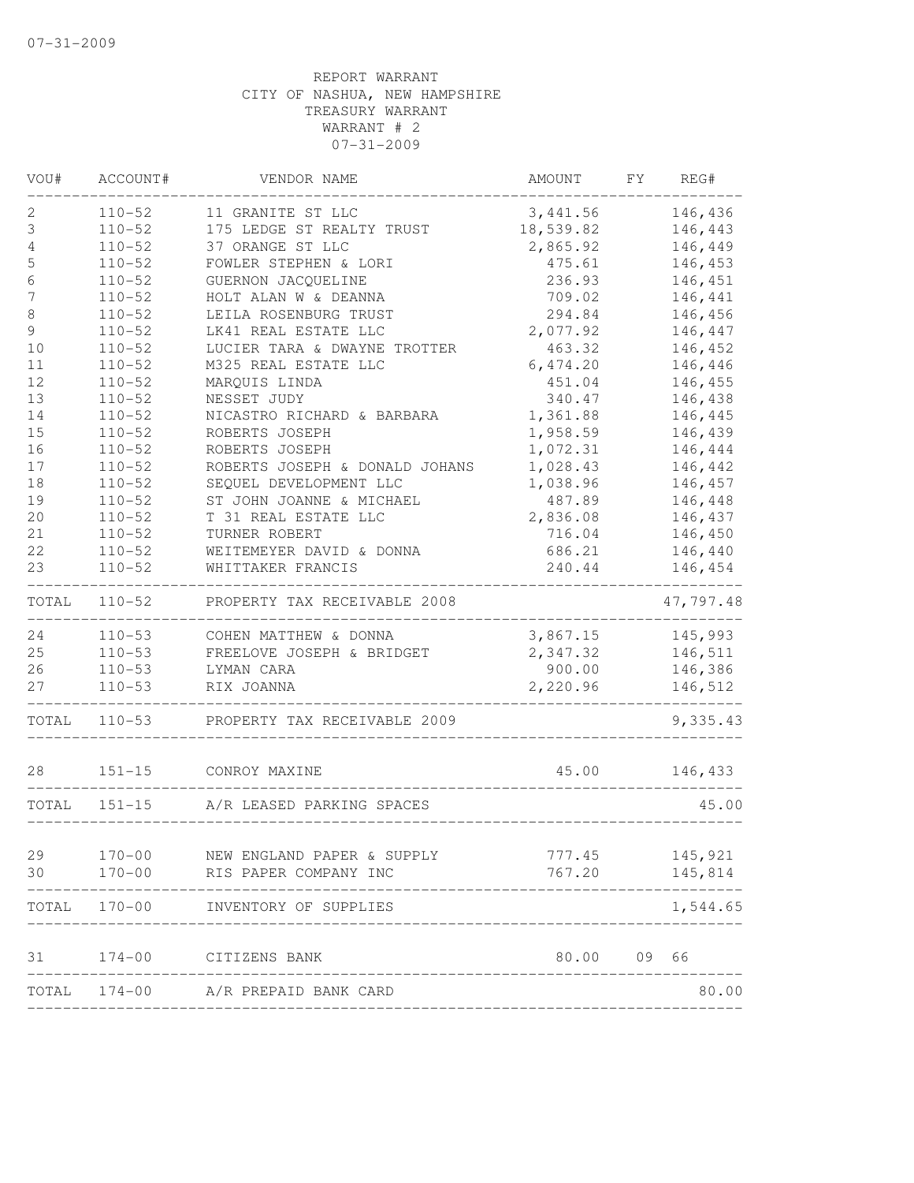REPORT WARRANT
CITY OF NASHUA, NEW HAMPSHIRE
TREASURY WARRANT
WARRANT # 2
07-31-2009

| VOU# | ACCOUNT# | VENDOR NAME | AMOUNT | FY | REG# |
|---|---|---|---|---|---|
| 2 | 110-52 | 11 GRANITE ST LLC | 3,441.56 | | 146,436 |
| 3 | 110-52 | 175 LEDGE ST REALTY TRUST | 18,539.82 | | 146,443 |
| 4 | 110-52 | 37 ORANGE ST LLC | 2,865.92 | | 146,449 |
| 5 | 110-52 | FOWLER STEPHEN & LORI | 475.61 | | 146,453 |
| 6 | 110-52 | GUERNON JACQUELINE | 236.93 | | 146,451 |
| 7 | 110-52 | HOLT ALAN W & DEANNA | 709.02 | | 146,441 |
| 8 | 110-52 | LEILA ROSENBURG TRUST | 294.84 | | 146,456 |
| 9 | 110-52 | LK41 REAL ESTATE LLC | 2,077.92 | | 146,447 |
| 10 | 110-52 | LUCIER TARA & DWAYNE TROTTER | 463.32 | | 146,452 |
| 11 | 110-52 | M325 REAL ESTATE LLC | 6,474.20 | | 146,446 |
| 12 | 110-52 | MARQUIS LINDA | 451.04 | | 146,455 |
| 13 | 110-52 | NESSET JUDY | 340.47 | | 146,438 |
| 14 | 110-52 | NICASTRO RICHARD & BARBARA | 1,361.88 | | 146,445 |
| 15 | 110-52 | ROBERTS JOSEPH | 1,958.59 | | 146,439 |
| 16 | 110-52 | ROBERTS JOSEPH | 1,072.31 | | 146,444 |
| 17 | 110-52 | ROBERTS JOSEPH & DONALD JOHANS | 1,028.43 | | 146,442 |
| 18 | 110-52 | SEQUEL DEVELOPMENT LLC | 1,038.96 | | 146,457 |
| 19 | 110-52 | ST JOHN JOANNE & MICHAEL | 487.89 | | 146,448 |
| 20 | 110-52 | T 31 REAL ESTATE LLC | 2,836.08 | | 146,437 |
| 21 | 110-52 | TURNER ROBERT | 716.04 | | 146,450 |
| 22 | 110-52 | WEITEMEYER DAVID & DONNA | 686.21 | | 146,440 |
| 23 | 110-52 | WHITTAKER FRANCIS | 240.44 | | 146,454 |
| TOTAL | 110-52 | PROPERTY TAX RECEIVABLE 2008 | | | 47,797.48 |
| 24 | 110-53 | COHEN MATTHEW & DONNA | 3,867.15 | | 145,993 |
| 25 | 110-53 | FREELOVE JOSEPH & BRIDGET | 2,347.32 | | 146,511 |
| 26 | 110-53 | LYMAN CARA | 900.00 | | 146,386 |
| 27 | 110-53 | RIX JOANNA | 2,220.96 | | 146,512 |
| TOTAL | 110-53 | PROPERTY TAX RECEIVABLE 2009 | | | 9,335.43 |
| 28 | 151-15 | CONROY MAXINE | 45.00 | | 146,433 |
| TOTAL | 151-15 | A/R LEASED PARKING SPACES | | | 45.00 |
| 29 | 170-00 | NEW ENGLAND PAPER & SUPPLY | 777.45 | | 145,921 |
| 30 | 170-00 | RIS PAPER COMPANY INC | 767.20 | | 145,814 |
| TOTAL | 170-00 | INVENTORY OF SUPPLIES | | | 1,544.65 |
| 31 | 174-00 | CITIZENS BANK | 80.00 | 09 | 66 |
| TOTAL | 174-00 | A/R PREPAID BANK CARD | | | 80.00 |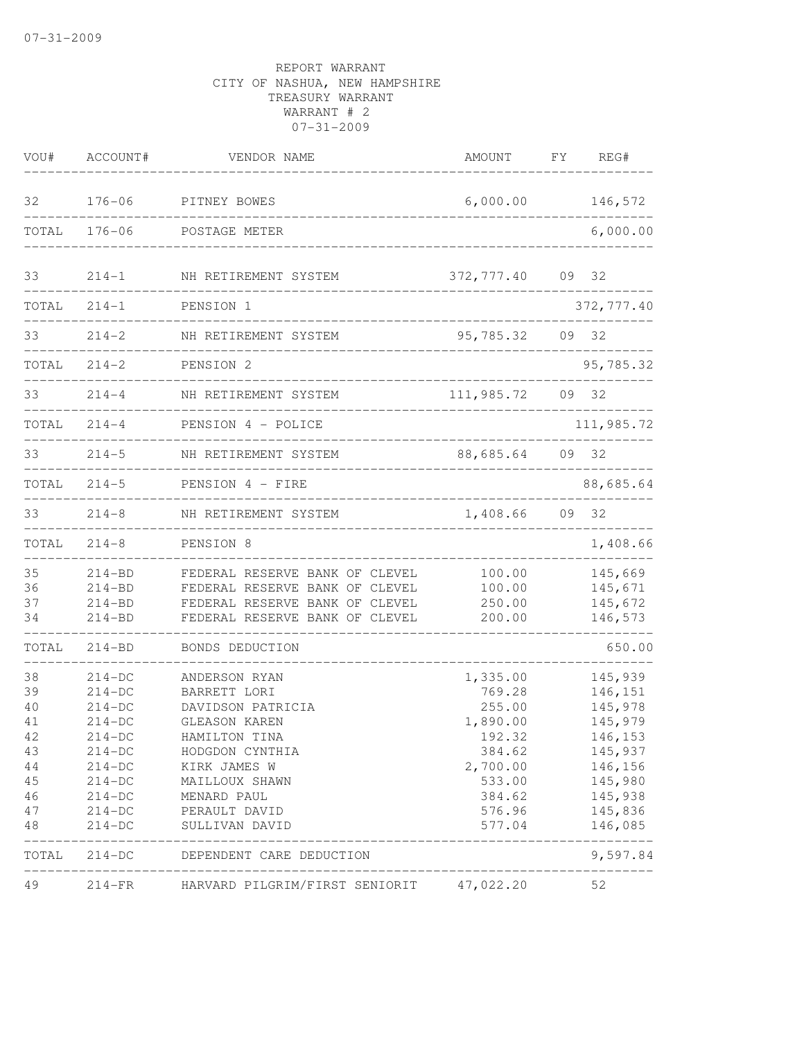REPORT WARRANT
CITY OF NASHUA, NEW HAMPSHIRE
TREASURY WARRANT
WARRANT # 2
07-31-2009

| VOU# | ACCOUNT# | VENDOR NAME | AMOUNT | FY | REG# |
|---|---|---|---|---|---|
| 32 | 176-06 | PITNEY BOWES | 6,000.00 | | 146,572 |
| TOTAL | 176-06 | POSTAGE METER | | | 6,000.00 |
| 33 | 214-1 | NH RETIREMENT SYSTEM | 372,777.40 | 09 | 32 |
| TOTAL | 214-1 | PENSION 1 | | | 372,777.40 |
| 33 | 214-2 | NH RETIREMENT SYSTEM | 95,785.32 | 09 | 32 |
| TOTAL | 214-2 | PENSION 2 | | | 95,785.32 |
| 33 | 214-4 | NH RETIREMENT SYSTEM | 111,985.72 | 09 | 32 |
| TOTAL | 214-4 | PENSION 4 - POLICE | | | 111,985.72 |
| 33 | 214-5 | NH RETIREMENT SYSTEM | 88,685.64 | 09 | 32 |
| TOTAL | 214-5 | PENSION 4 - FIRE | | | 88,685.64 |
| 33 | 214-8 | NH RETIREMENT SYSTEM | 1,408.66 | 09 | 32 |
| TOTAL | 214-8 | PENSION 8 | | | 1,408.66 |
| 35 | 214-BD | FEDERAL RESERVE BANK OF CLEVEL | 100.00 | | 145,669 |
| 36 | 214-BD | FEDERAL RESERVE BANK OF CLEVEL | 100.00 | | 145,671 |
| 37 | 214-BD | FEDERAL RESERVE BANK OF CLEVEL | 250.00 | | 145,672 |
| 34 | 214-BD | FEDERAL RESERVE BANK OF CLEVEL | 200.00 | | 146,573 |
| TOTAL | 214-BD | BONDS DEDUCTION | | | 650.00 |
| 38 | 214-DC | ANDERSON RYAN | 1,335.00 | | 145,939 |
| 39 | 214-DC | BARRETT LORI | 769.28 | | 146,151 |
| 40 | 214-DC | DAVIDSON PATRICIA | 255.00 | | 145,978 |
| 41 | 214-DC | GLEASON KAREN | 1,890.00 | | 145,979 |
| 42 | 214-DC | HAMILTON TINA | 192.32 | | 146,153 |
| 43 | 214-DC | HODGDON CYNTHIA | 384.62 | | 145,937 |
| 44 | 214-DC | KIRK JAMES W | 2,700.00 | | 146,156 |
| 45 | 214-DC | MAILLOUX SHAWN | 533.00 | | 145,980 |
| 46 | 214-DC | MENARD PAUL | 384.62 | | 145,938 |
| 47 | 214-DC | PERAULT DAVID | 576.96 | | 145,836 |
| 48 | 214-DC | SULLIVAN DAVID | 577.04 | | 146,085 |
| TOTAL | 214-DC | DEPENDENT CARE DEDUCTION | | | 9,597.84 |
| 49 | 214-FR | HARVARD PILGRIM/FIRST SENIORIT | 47,022.20 | | 52 |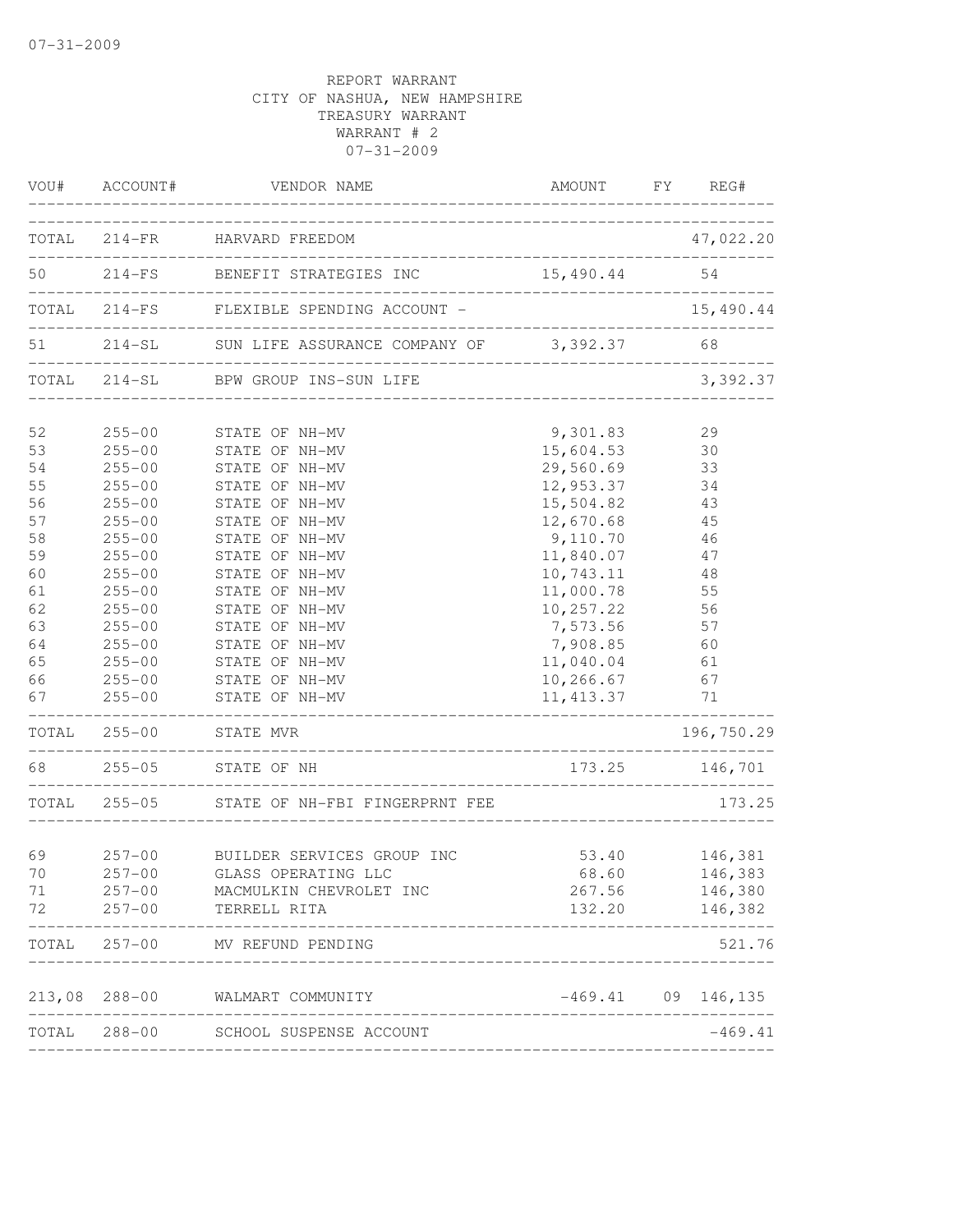07-31-2009

REPORT WARRANT
CITY OF NASHUA, NEW HAMPSHIRE
TREASURY WARRANT
WARRANT # 2
07-31-2009

| VOU# | ACCOUNT# | VENDOR NAME | AMOUNT | FY | REG# |
|---|---|---|---|---|---|
| TOTAL | 214-FR | HARVARD FREEDOM | | | 47,022.20 |
| 50 | 214-FS | BENEFIT STRATEGIES INC | 15,490.44 | | 54 |
| TOTAL | 214-FS | FLEXIBLE SPENDING ACCOUNT - | | | 15,490.44 |
| 51 | 214-SL | SUN LIFE ASSURANCE COMPANY OF | 3,392.37 | | 68 |
| TOTAL | 214-SL | BPW GROUP INS-SUN LIFE | | | 3,392.37 |
| 52 | 255-00 | STATE OF NH-MV | 9,301.83 | | 29 |
| 53 | 255-00 | STATE OF NH-MV | 15,604.53 | | 30 |
| 54 | 255-00 | STATE OF NH-MV | 29,560.69 | | 33 |
| 55 | 255-00 | STATE OF NH-MV | 12,953.37 | | 34 |
| 56 | 255-00 | STATE OF NH-MV | 15,504.82 | | 43 |
| 57 | 255-00 | STATE OF NH-MV | 12,670.68 | | 45 |
| 58 | 255-00 | STATE OF NH-MV | 9,110.70 | | 46 |
| 59 | 255-00 | STATE OF NH-MV | 11,840.07 | | 47 |
| 60 | 255-00 | STATE OF NH-MV | 10,743.11 | | 48 |
| 61 | 255-00 | STATE OF NH-MV | 11,000.78 | | 55 |
| 62 | 255-00 | STATE OF NH-MV | 10,257.22 | | 56 |
| 63 | 255-00 | STATE OF NH-MV | 7,573.56 | | 57 |
| 64 | 255-00 | STATE OF NH-MV | 7,908.85 | | 60 |
| 65 | 255-00 | STATE OF NH-MV | 11,040.04 | | 61 |
| 66 | 255-00 | STATE OF NH-MV | 10,266.67 | | 67 |
| 67 | 255-00 | STATE OF NH-MV | 11,413.37 | | 71 |
| TOTAL | 255-00 | STATE MVR | | | 196,750.29 |
| 68 | 255-05 | STATE OF NH | 173.25 | | 146,701 |
| TOTAL | 255-05 | STATE OF NH-FBI FINGERPRNT FEE | | | 173.25 |
| 69 | 257-00 | BUILDER SERVICES GROUP INC | 53.40 | | 146,381 |
| 70 | 257-00 | GLASS OPERATING LLC | 68.60 | | 146,383 |
| 71 | 257-00 | MACMULKIN CHEVROLET INC | 267.56 | | 146,380 |
| 72 | 257-00 | TERRELL RITA | 132.20 | | 146,382 |
| TOTAL | 257-00 | MV REFUND PENDING | | | 521.76 |
| 213,08 | 288-00 | WALMART COMMUNITY | -469.41 | 09 | 146,135 |
| TOTAL | 288-00 | SCHOOL SUSPENSE ACCOUNT | | | -469.41 |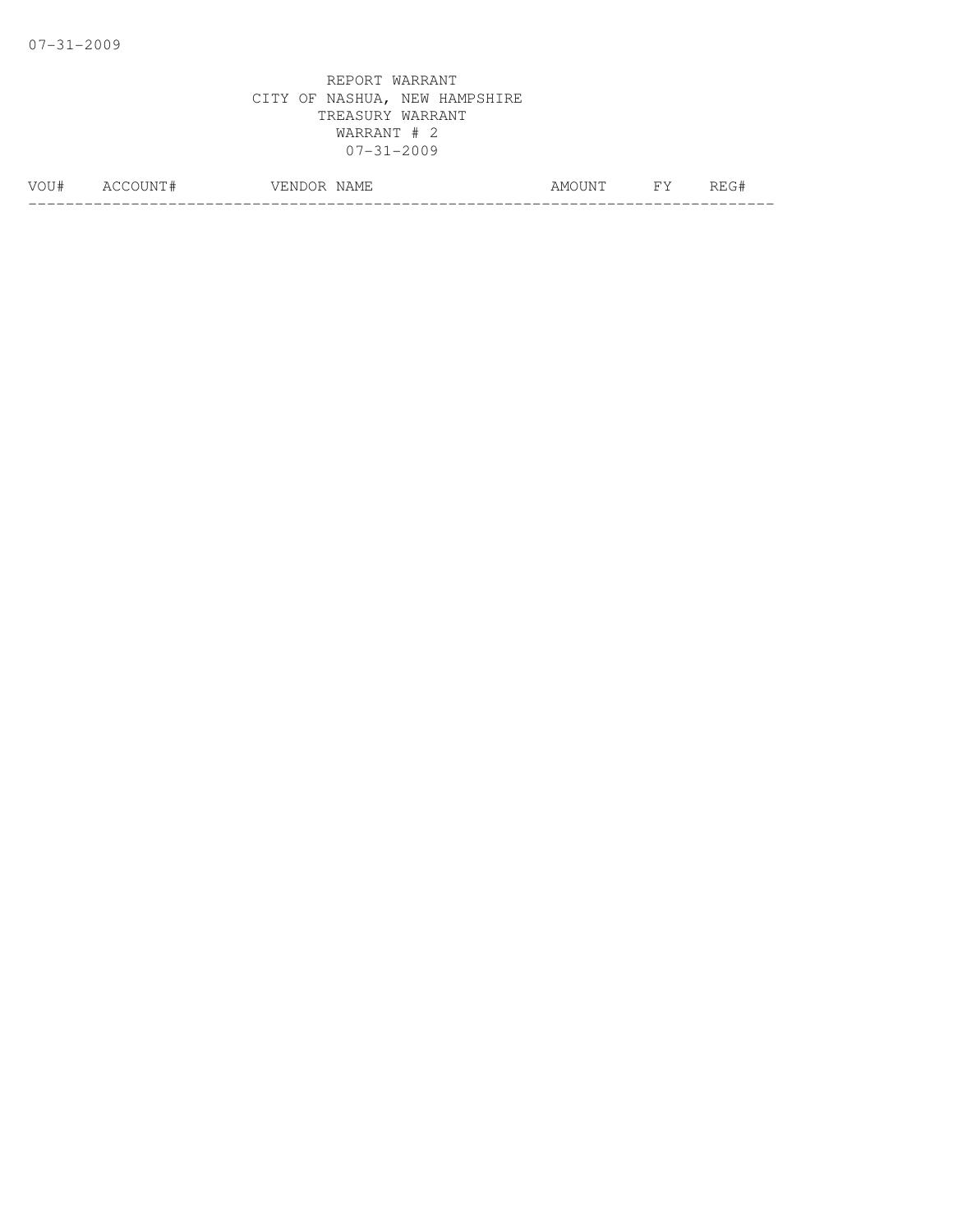REPORT WARRANT
CITY OF NASHUA, NEW HAMPSHIRE
TREASURY WARRANT
WARRANT # 2
07-31-2009

| VOU# | ACCOUNT# | VENDOR NAME | AMOUNT | FY | REG# |
|---|---|---|---|---|---|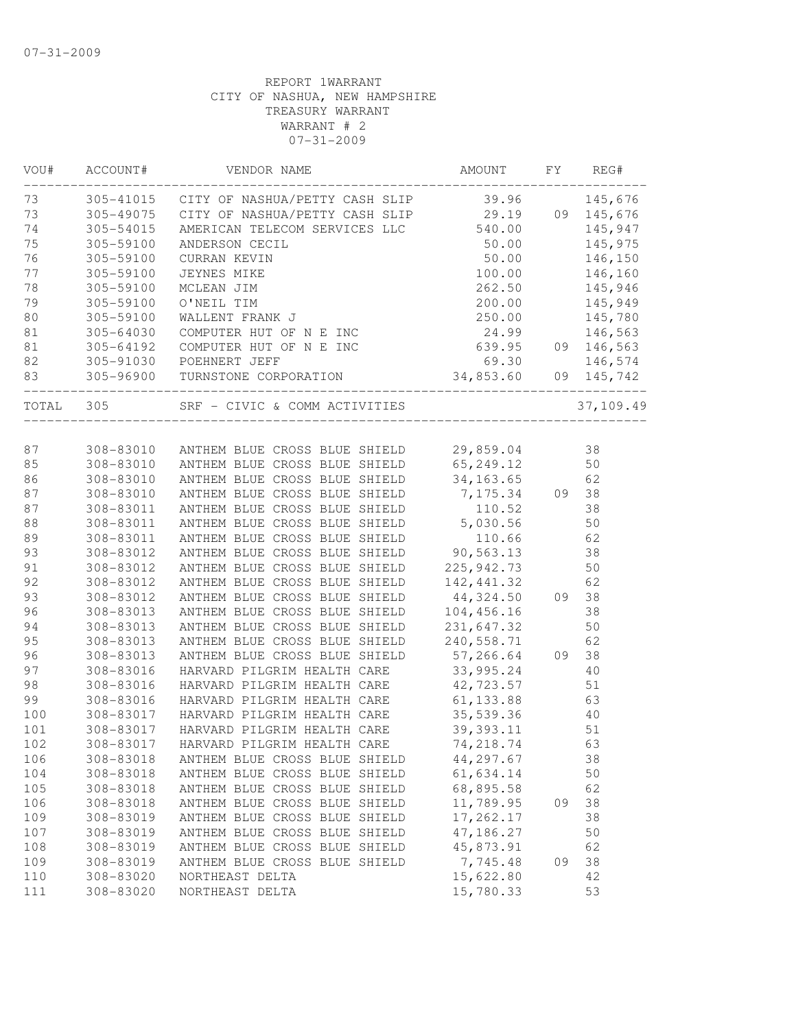07-31-2009

REPORT 1WARRANT
CITY OF NASHUA, NEW HAMPSHIRE
TREASURY WARRANT
WARRANT # 2
07-31-2009

| VOU# | ACCOUNT# | VENDOR NAME | AMOUNT | FY | REG# |
|---|---|---|---|---|---|
| 73 | 305-41015 | CITY OF NASHUA/PETTY CASH SLIP | 39.96 | | 145,676 |
| 73 | 305-49075 | CITY OF NASHUA/PETTY CASH SLIP | 29.19 | 09 | 145,676 |
| 74 | 305-54015 | AMERICAN TELECOM SERVICES LLC | 540.00 | | 145,947 |
| 75 | 305-59100 | ANDERSON CECIL | 50.00 | | 145,975 |
| 76 | 305-59100 | CURRAN KEVIN | 50.00 | | 146,150 |
| 77 | 305-59100 | JEYNES MIKE | 100.00 | | 146,160 |
| 78 | 305-59100 | MCLEAN JIM | 262.50 | | 145,946 |
| 79 | 305-59100 | O'NEIL TIM | 200.00 | | 145,949 |
| 80 | 305-59100 | WALLENT FRANK J | 250.00 | | 145,780 |
| 81 | 305-64030 | COMPUTER HUT OF N E INC | 24.99 | | 146,563 |
| 81 | 305-64192 | COMPUTER HUT OF N E INC | 639.95 | 09 | 146,563 |
| 82 | 305-91030 | POEHNERT JEFF | 69.30 | | 146,574 |
| 83 | 305-96900 | TURNSTONE CORPORATION | 34,853.60 | 09 | 145,742 |
| TOTAL | 305 | SRF - CIVIC & COMM ACTIVITIES | | | 37,109.49 |

| VOU# | ACCOUNT# | VENDOR NAME | AMOUNT | FY | REG# |
|---|---|---|---|---|---|
| 87 | 308-83010 | ANTHEM BLUE CROSS BLUE SHIELD | 29,859.04 | | 38 |
| 85 | 308-83010 | ANTHEM BLUE CROSS BLUE SHIELD | 65,249.12 | | 50 |
| 86 | 308-83010 | ANTHEM BLUE CROSS BLUE SHIELD | 34,163.65 | | 62 |
| 87 | 308-83010 | ANTHEM BLUE CROSS BLUE SHIELD | 7,175.34 | 09 | 38 |
| 87 | 308-83011 | ANTHEM BLUE CROSS BLUE SHIELD | 110.52 | | 38 |
| 88 | 308-83011 | ANTHEM BLUE CROSS BLUE SHIELD | 5,030.56 | | 50 |
| 89 | 308-83011 | ANTHEM BLUE CROSS BLUE SHIELD | 110.66 | | 62 |
| 93 | 308-83012 | ANTHEM BLUE CROSS BLUE SHIELD | 90,563.13 | | 38 |
| 91 | 308-83012 | ANTHEM BLUE CROSS BLUE SHIELD | 225,942.73 | | 50 |
| 92 | 308-83012 | ANTHEM BLUE CROSS BLUE SHIELD | 142,441.32 | | 62 |
| 93 | 308-83012 | ANTHEM BLUE CROSS BLUE SHIELD | 44,324.50 | 09 | 38 |
| 96 | 308-83013 | ANTHEM BLUE CROSS BLUE SHIELD | 104,456.16 | | 38 |
| 94 | 308-83013 | ANTHEM BLUE CROSS BLUE SHIELD | 231,647.32 | | 50 |
| 95 | 308-83013 | ANTHEM BLUE CROSS BLUE SHIELD | 240,558.71 | | 62 |
| 96 | 308-83013 | ANTHEM BLUE CROSS BLUE SHIELD | 57,266.64 | 09 | 38 |
| 97 | 308-83016 | HARVARD PILGRIM HEALTH CARE | 33,995.24 | | 40 |
| 98 | 308-83016 | HARVARD PILGRIM HEALTH CARE | 42,723.57 | | 51 |
| 99 | 308-83016 | HARVARD PILGRIM HEALTH CARE | 61,133.88 | | 63 |
| 100 | 308-83017 | HARVARD PILGRIM HEALTH CARE | 35,539.36 | | 40 |
| 101 | 308-83017 | HARVARD PILGRIM HEALTH CARE | 39,393.11 | | 51 |
| 102 | 308-83017 | HARVARD PILGRIM HEALTH CARE | 74,218.74 | | 63 |
| 106 | 308-83018 | ANTHEM BLUE CROSS BLUE SHIELD | 44,297.67 | | 38 |
| 104 | 308-83018 | ANTHEM BLUE CROSS BLUE SHIELD | 61,634.14 | | 50 |
| 105 | 308-83018 | ANTHEM BLUE CROSS BLUE SHIELD | 68,895.58 | | 62 |
| 106 | 308-83018 | ANTHEM BLUE CROSS BLUE SHIELD | 11,789.95 | 09 | 38 |
| 109 | 308-83019 | ANTHEM BLUE CROSS BLUE SHIELD | 17,262.17 | | 38 |
| 107 | 308-83019 | ANTHEM BLUE CROSS BLUE SHIELD | 47,186.27 | | 50 |
| 108 | 308-83019 | ANTHEM BLUE CROSS BLUE SHIELD | 45,873.91 | | 62 |
| 109 | 308-83019 | ANTHEM BLUE CROSS BLUE SHIELD | 7,745.48 | 09 | 38 |
| 110 | 308-83020 | NORTHEAST DELTA | 15,622.80 | | 42 |
| 111 | 308-83020 | NORTHEAST DELTA | 15,780.33 | | 53 |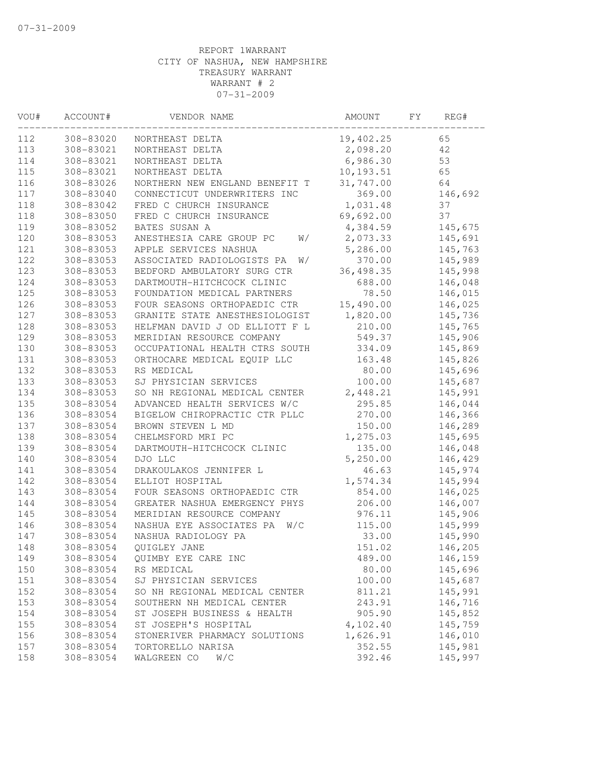REPORT 1WARRANT
CITY OF NASHUA, NEW HAMPSHIRE
TREASURY WARRANT
WARRANT # 2
07-31-2009

| VOU# | ACCOUNT# | VENDOR NAME | AMOUNT | FY | REG# |
|---|---|---|---|---|---|
| 112 | 308-83020 | NORTHEAST DELTA | 19,402.25 | | 65 |
| 113 | 308-83021 | NORTHEAST DELTA | 2,098.20 | | 42 |
| 114 | 308-83021 | NORTHEAST DELTA | 6,986.30 | | 53 |
| 115 | 308-83021 | NORTHEAST DELTA | 10,193.51 | | 65 |
| 116 | 308-83026 | NORTHERN NEW ENGLAND BENEFIT T | 31,747.00 | | 64 |
| 117 | 308-83040 | CONNECTICUT UNDERWRITERS INC | 369.00 | | 146,692 |
| 118 | 308-83042 | FRED C CHURCH INSURANCE | 1,031.48 | | 37 |
| 118 | 308-83050 | FRED C CHURCH INSURANCE | 69,692.00 | | 37 |
| 119 | 308-83052 | BATES SUSAN A | 4,384.59 | | 145,675 |
| 120 | 308-83053 | ANESTHESIA CARE GROUP PC W/ | 2,073.33 | | 145,691 |
| 121 | 308-83053 | APPLE SERVICES NASHUA | 5,286.00 | | 145,763 |
| 122 | 308-83053 | ASSOCIATED RADIOLOGISTS PA W/ | 370.00 | | 145,989 |
| 123 | 308-83053 | BEDFORD AMBULATORY SURG CTR | 36,498.35 | | 145,998 |
| 124 | 308-83053 | DARTMOUTH-HITCHCOCK CLINIC | 688.00 | | 146,048 |
| 125 | 308-83053 | FOUNDATION MEDICAL PARTNERS | 78.50 | | 146,015 |
| 126 | 308-83053 | FOUR SEASONS ORTHOPAEDIC CTR | 15,490.00 | | 146,025 |
| 127 | 308-83053 | GRANITE STATE ANESTHESIOLOGIST | 1,820.00 | | 145,736 |
| 128 | 308-83053 | HELFMAN DAVID J OD ELLIOTT F L | 210.00 | | 145,765 |
| 129 | 308-83053 | MERIDIAN RESOURCE COMPANY | 549.37 | | 145,906 |
| 130 | 308-83053 | OCCUPATIONAL HEALTH CTRS SOUTH | 334.09 | | 145,869 |
| 131 | 308-83053 | ORTHOCARE MEDICAL EQUIP LLC | 163.48 | | 145,826 |
| 132 | 308-83053 | RS MEDICAL | 80.00 | | 145,696 |
| 133 | 308-83053 | SJ PHYSICIAN SERVICES | 100.00 | | 145,687 |
| 134 | 308-83053 | SO NH REGIONAL MEDICAL CENTER | 2,448.21 | | 145,991 |
| 135 | 308-83054 | ADVANCED HEALTH SERVICES W/C | 295.85 | | 146,044 |
| 136 | 308-83054 | BIGELOW CHIROPRACTIC CTR PLLC | 270.00 | | 146,366 |
| 137 | 308-83054 | BROWN STEVEN L MD | 150.00 | | 146,289 |
| 138 | 308-83054 | CHELMSFORD MRI PC | 1,275.03 | | 145,695 |
| 139 | 308-83054 | DARTMOUTH-HITCHCOCK CLINIC | 135.00 | | 146,048 |
| 140 | 308-83054 | DJO LLC | 5,250.00 | | 146,429 |
| 141 | 308-83054 | DRAKOULAKOS JENNIFER L | 46.63 | | 145,974 |
| 142 | 308-83054 | ELLIOT HOSPITAL | 1,574.34 | | 145,994 |
| 143 | 308-83054 | FOUR SEASONS ORTHOPAEDIC CTR | 854.00 | | 146,025 |
| 144 | 308-83054 | GREATER NASHUA EMERGENCY PHYS | 206.00 | | 146,007 |
| 145 | 308-83054 | MERIDIAN RESOURCE COMPANY | 976.11 | | 145,906 |
| 146 | 308-83054 | NASHUA EYE ASSOCIATES PA W/C | 115.00 | | 145,999 |
| 147 | 308-83054 | NASHUA RADIOLOGY PA | 33.00 | | 145,990 |
| 148 | 308-83054 | QUIGLEY JANE | 151.02 | | 146,205 |
| 149 | 308-83054 | QUIMBY EYE CARE INC | 489.00 | | 146,159 |
| 150 | 308-83054 | RS MEDICAL | 80.00 | | 145,696 |
| 151 | 308-83054 | SJ PHYSICIAN SERVICES | 100.00 | | 145,687 |
| 152 | 308-83054 | SO NH REGIONAL MEDICAL CENTER | 811.21 | | 145,991 |
| 153 | 308-83054 | SOUTHERN NH MEDICAL CENTER | 243.91 | | 146,716 |
| 154 | 308-83054 | ST JOSEPH BUSINESS & HEALTH | 905.90 | | 145,852 |
| 155 | 308-83054 | ST JOSEPH'S HOSPITAL | 4,102.40 | | 145,759 |
| 156 | 308-83054 | STONERIVER PHARMACY SOLUTIONS | 1,626.91 | | 146,010 |
| 157 | 308-83054 | TORTORELLO NARISA | 352.55 | | 145,981 |
| 158 | 308-83054 | WALGREEN CO W/C | 392.46 | | 145,997 |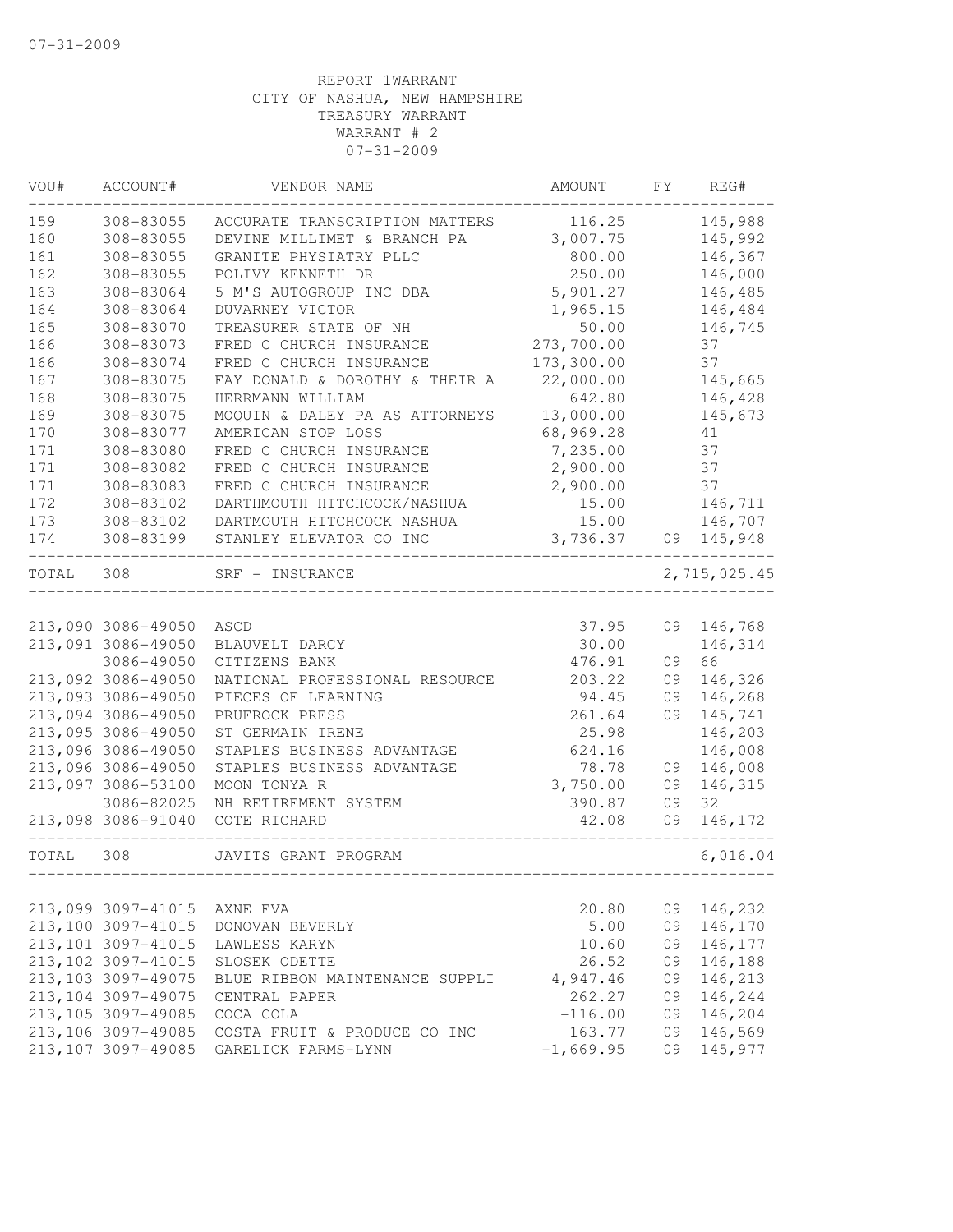07-31-2009

REPORT 1WARRANT
CITY OF NASHUA, NEW HAMPSHIRE
TREASURY WARRANT
WARRANT # 2
07-31-2009

| VOU# | ACCOUNT# | VENDOR NAME | AMOUNT | FY | REG# |
|---|---|---|---|---|---|
| 159 | 308-83055 | ACCURATE TRANSCRIPTION MATTERS | 116.25 | | 145,988 |
| 160 | 308-83055 | DEVINE MILLIMET & BRANCH PA | 3,007.75 | | 145,992 |
| 161 | 308-83055 | GRANITE PHYSIATRY PLLC | 800.00 | | 146,367 |
| 162 | 308-83055 | POLIVY KENNETH DR | 250.00 | | 146,000 |
| 163 | 308-83064 | 5 M'S AUTOGROUP INC DBA | 5,901.27 | | 146,485 |
| 164 | 308-83064 | DUVARNEY VICTOR | 1,965.15 | | 146,484 |
| 165 | 308-83070 | TREASURER STATE OF NH | 50.00 | | 146,745 |
| 166 | 308-83073 | FRED C CHURCH INSURANCE | 273,700.00 | | 37 |
| 166 | 308-83074 | FRED C CHURCH INSURANCE | 173,300.00 | | 37 |
| 167 | 308-83075 | FAY DONALD & DOROTHY & THEIR A | 22,000.00 | | 145,665 |
| 168 | 308-83075 | HERRMANN WILLIAM | 642.80 | | 146,428 |
| 169 | 308-83075 | MOQUIN & DALEY PA AS ATTORNEYS | 13,000.00 | | 145,673 |
| 170 | 308-83077 | AMERICAN STOP LOSS | 68,969.28 | | 41 |
| 171 | 308-83080 | FRED C CHURCH INSURANCE | 7,235.00 | | 37 |
| 171 | 308-83082 | FRED C CHURCH INSURANCE | 2,900.00 | | 37 |
| 171 | 308-83083 | FRED C CHURCH INSURANCE | 2,900.00 | | 37 |
| 172 | 308-83102 | DARTHMOUTH HITCHCOCK/NASHUA | 15.00 | | 146,711 |
| 173 | 308-83102 | DARTMOUTH HITCHCOCK NASHUA | 15.00 | | 146,707 |
| 174 | 308-83199 | STANLEY ELEVATOR CO INC | 3,736.37 | 09 | 145,948 |
| TOTAL | 308 | SRF - INSURANCE | | | 2,715,025.45 |

| VOU# | ACCOUNT# | VENDOR NAME | AMOUNT | FY | REG# |
|---|---|---|---|---|---|
| 213,090 | 3086-49050 | ASCD | 37.95 | 09 | 146,768 |
| 213,091 | 3086-49050 | BLAUVELT DARCY | 30.00 | | 146,314 |
| | 3086-49050 | CITIZENS BANK | 476.91 | 09 | 66 |
| 213,092 | 3086-49050 | NATIONAL PROFESSIONAL RESOURCE | 203.22 | 09 | 146,326 |
| 213,093 | 3086-49050 | PIECES OF LEARNING | 94.45 | 09 | 146,268 |
| 213,094 | 3086-49050 | PRUFROCK PRESS | 261.64 | 09 | 145,741 |
| 213,095 | 3086-49050 | ST GERMAIN IRENE | 25.98 | | 146,203 |
| 213,096 | 3086-49050 | STAPLES BUSINESS ADVANTAGE | 624.16 | | 146,008 |
| 213,096 | 3086-49050 | STAPLES BUSINESS ADVANTAGE | 78.78 | 09 | 146,008 |
| 213,097 | 3086-53100 | MOON TONYA R | 3,750.00 | 09 | 146,315 |
| | 3086-82025 | NH RETIREMENT SYSTEM | 390.87 | 09 | 32 |
| 213,098 | 3086-91040 | COTE RICHARD | 42.08 | 09 | 146,172 |
| TOTAL | 308 | JAVITS GRANT PROGRAM | | | 6,016.04 |

| VOU# | ACCOUNT# | VENDOR NAME | AMOUNT | FY | REG# |
|---|---|---|---|---|---|
| 213,099 | 3097-41015 | AXNE EVA | 20.80 | 09 | 146,232 |
| 213,100 | 3097-41015 | DONOVAN BEVERLY | 5.00 | 09 | 146,170 |
| 213,101 | 3097-41015 | LAWLESS KARYN | 10.60 | 09 | 146,177 |
| 213,102 | 3097-41015 | SLOSEK ODETTE | 26.52 | 09 | 146,188 |
| 213,103 | 3097-49075 | BLUE RIBBON MAINTENANCE SUPPLI | 4,947.46 | 09 | 146,213 |
| 213,104 | 3097-49075 | CENTRAL PAPER | 262.27 | 09 | 146,244 |
| 213,105 | 3097-49085 | COCA COLA | -116.00 | 09 | 146,204 |
| 213,106 | 3097-49085 | COSTA FRUIT & PRODUCE CO INC | 163.77 | 09 | 146,569 |
| 213,107 | 3097-49085 | GARELICK FARMS-LYNN | -1,669.95 | 09 | 145,977 |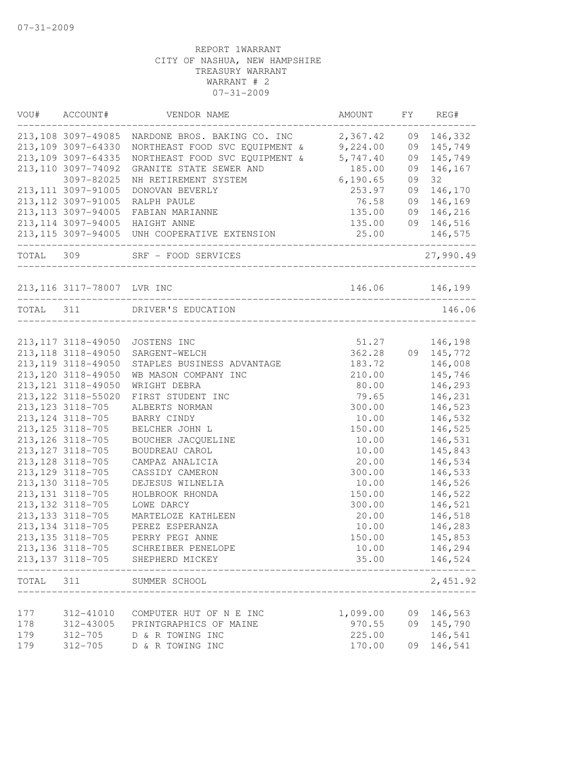07-31-2009

REPORT 1WARRANT
CITY OF NASHUA, NEW HAMPSHIRE
TREASURY WARRANT
WARRANT # 2
07-31-2009

| VOU# | ACCOUNT# | VENDOR NAME | AMOUNT | FY | REG# |
|---|---|---|---|---|---|
| 213,108 | 3097-49085 | NARDONE BROS. BAKING CO. INC | 2,367.42 | 09 | 146,332 |
| 213,109 | 3097-64330 | NORTHEAST FOOD SVC EQUIPMENT & | 9,224.00 | 09 | 145,749 |
| 213,109 | 3097-64335 | NORTHEAST FOOD SVC EQUIPMENT & | 5,747.40 | 09 | 145,749 |
| 213,110 | 3097-74092 | GRANITE STATE SEWER AND | 185.00 | 09 | 146,167 |
| | 3097-82025 | NH RETIREMENT SYSTEM | 6,190.65 | 09 | 32 |
| 213,111 | 3097-91005 | DONOVAN BEVERLY | 253.97 | 09 | 146,170 |
| 213,112 | 3097-91005 | RALPH PAULE | 76.58 | 09 | 146,169 |
| 213,113 | 3097-94005 | FABIAN MARIANNE | 135.00 | 09 | 146,216 |
| 213,114 | 3097-94005 | HAIGHT ANNE | 135.00 | 09 | 146,516 |
| 213,115 | 3097-94005 | UNH COOPERATIVE EXTENSION | 25.00 | | 146,575 |
| TOTAL | 309 | SRF - FOOD SERVICES | | | 27,990.49 |
| 213,116 | 3117-78007 | LVR INC | 146.06 | | 146,199 |
| TOTAL | 311 | DRIVER'S EDUCATION | | | 146.06 |
| 213,117 | 3118-49050 | JOSTENS INC | 51.27 | | 146,198 |
| 213,118 | 3118-49050 | SARGENT-WELCH | 362.28 | 09 | 145,772 |
| 213,119 | 3118-49050 | STAPLES BUSINESS ADVANTAGE | 183.72 | | 146,008 |
| 213,120 | 3118-49050 | WB MASON COMPANY INC | 210.00 | | 145,746 |
| 213,121 | 3118-49050 | WRIGHT DEBRA | 80.00 | | 146,293 |
| 213,122 | 3118-55020 | FIRST STUDENT INC | 79.65 | | 146,231 |
| 213,123 | 3118-705 | ALBERTS NORMAN | 300.00 | | 146,523 |
| 213,124 | 3118-705 | BARRY CINDY | 10.00 | | 146,532 |
| 213,125 | 3118-705 | BELCHER JOHN L | 150.00 | | 146,525 |
| 213,126 | 3118-705 | BOUCHER JACQUELINE | 10.00 | | 146,531 |
| 213,127 | 3118-705 | BOUDREAU CAROL | 10.00 | | 145,843 |
| 213,128 | 3118-705 | CAMPAZ ANALICIA | 20.00 | | 146,534 |
| 213,129 | 3118-705 | CASSIDY CAMERON | 300.00 | | 146,533 |
| 213,130 | 3118-705 | DEJESUS WILNELIA | 10.00 | | 146,526 |
| 213,131 | 3118-705 | HOLBROOK RHONDA | 150.00 | | 146,522 |
| 213,132 | 3118-705 | LOWE DARCY | 300.00 | | 146,521 |
| 213,133 | 3118-705 | MARTELOZE KATHLEEN | 20.00 | | 146,518 |
| 213,134 | 3118-705 | PEREZ ESPERANZA | 10.00 | | 146,283 |
| 213,135 | 3118-705 | PERRY PEGI ANNE | 150.00 | | 145,853 |
| 213,136 | 3118-705 | SCHREIBER PENELOPE | 10.00 | | 146,294 |
| 213,137 | 3118-705 | SHEPHERD MICKEY | 35.00 | | 146,524 |
| TOTAL | 311 | SUMMER SCHOOL | | | 2,451.92 |
| 177 | 312-41010 | COMPUTER HUT OF N E INC | 1,099.00 | 09 | 146,563 |
| 178 | 312-43005 | PRINTGRAPHICS OF MAINE | 970.55 | 09 | 145,790 |
| 179 | 312-705 | D & R TOWING INC | 225.00 | | 146,541 |
| 179 | 312-705 | D & R TOWING INC | 170.00 | 09 | 146,541 |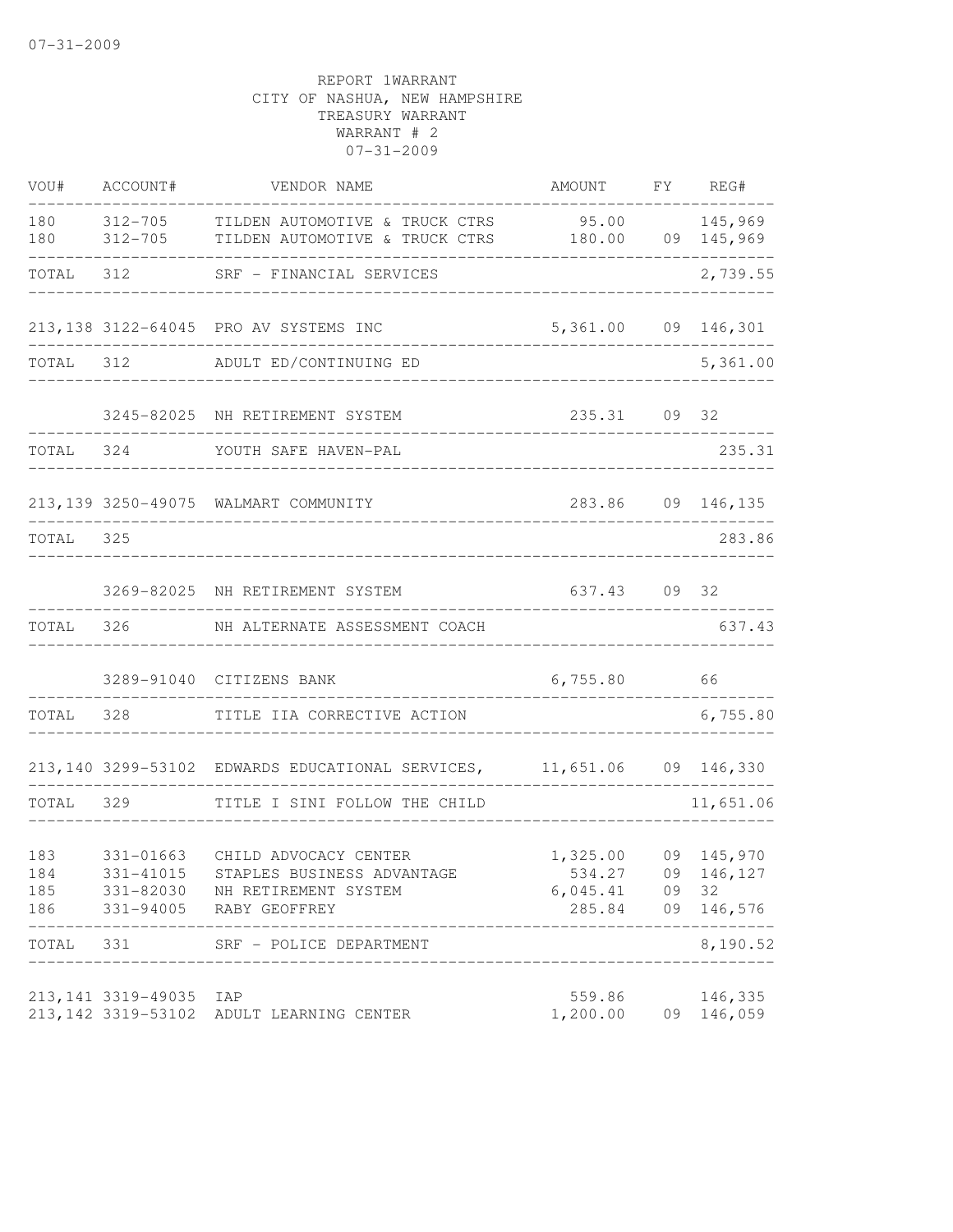07-31-2009

REPORT 1WARRANT
CITY OF NASHUA, NEW HAMPSHIRE
TREASURY WARRANT
WARRANT # 2
07-31-2009

| VOU# | ACCOUNT# | VENDOR NAME | AMOUNT | FY | REG# |
|---|---|---|---|---|---|
| 180 | 312-705 | TILDEN AUTOMOTIVE & TRUCK CTRS | 95.00 | | 145,969 |
| 180 | 312-705 | TILDEN AUTOMOTIVE & TRUCK CTRS | 180.00 | 09 | 145,969 |
| TOTAL | 312 | SRF - FINANCIAL SERVICES | | | 2,739.55 |
| 213,138 | 3122-64045 | PRO AV SYSTEMS INC | 5,361.00 | 09 | 146,301 |
| TOTAL | 312 | ADULT ED/CONTINUING ED | | | 5,361.00 |
| | 3245-82025 | NH RETIREMENT SYSTEM | 235.31 | 09 | 32 |
| TOTAL | 324 | YOUTH SAFE HAVEN-PAL | | | 235.31 |
| 213,139 | 3250-49075 | WALMART COMMUNITY | 283.86 | 09 | 146,135 |
| TOTAL | 325 | | | | 283.86 |
| | 3269-82025 | NH RETIREMENT SYSTEM | 637.43 | 09 | 32 |
| TOTAL | 326 | NH ALTERNATE ASSESSMENT COACH | | | 637.43 |
| | 3289-91040 | CITIZENS BANK | 6,755.80 | | 66 |
| TOTAL | 328 | TITLE IIA CORRECTIVE ACTION | | | 6,755.80 |
| 213,140 | 3299-53102 | EDWARDS EDUCATIONAL SERVICES, | 11,651.06 | 09 | 146,330 |
| TOTAL | 329 | TITLE I SINI FOLLOW THE CHILD | | | 11,651.06 |
| 183 | 331-01663 | CHILD ADVOCACY CENTER | 1,325.00 | 09 | 145,970 |
| 184 | 331-41015 | STAPLES BUSINESS ADVANTAGE | 534.27 | 09 | 146,127 |
| 185 | 331-82030 | NH RETIREMENT SYSTEM | 6,045.41 | 09 | 32 |
| 186 | 331-94005 | RABY GEOFFREY | 285.84 | 09 | 146,576 |
| TOTAL | 331 | SRF - POLICE DEPARTMENT | | | 8,190.52 |
| 213,141 | 3319-49035 | IAP | 559.86 | | 146,335 |
| 213,142 | 3319-53102 | ADULT LEARNING CENTER | 1,200.00 | 09 | 146,059 |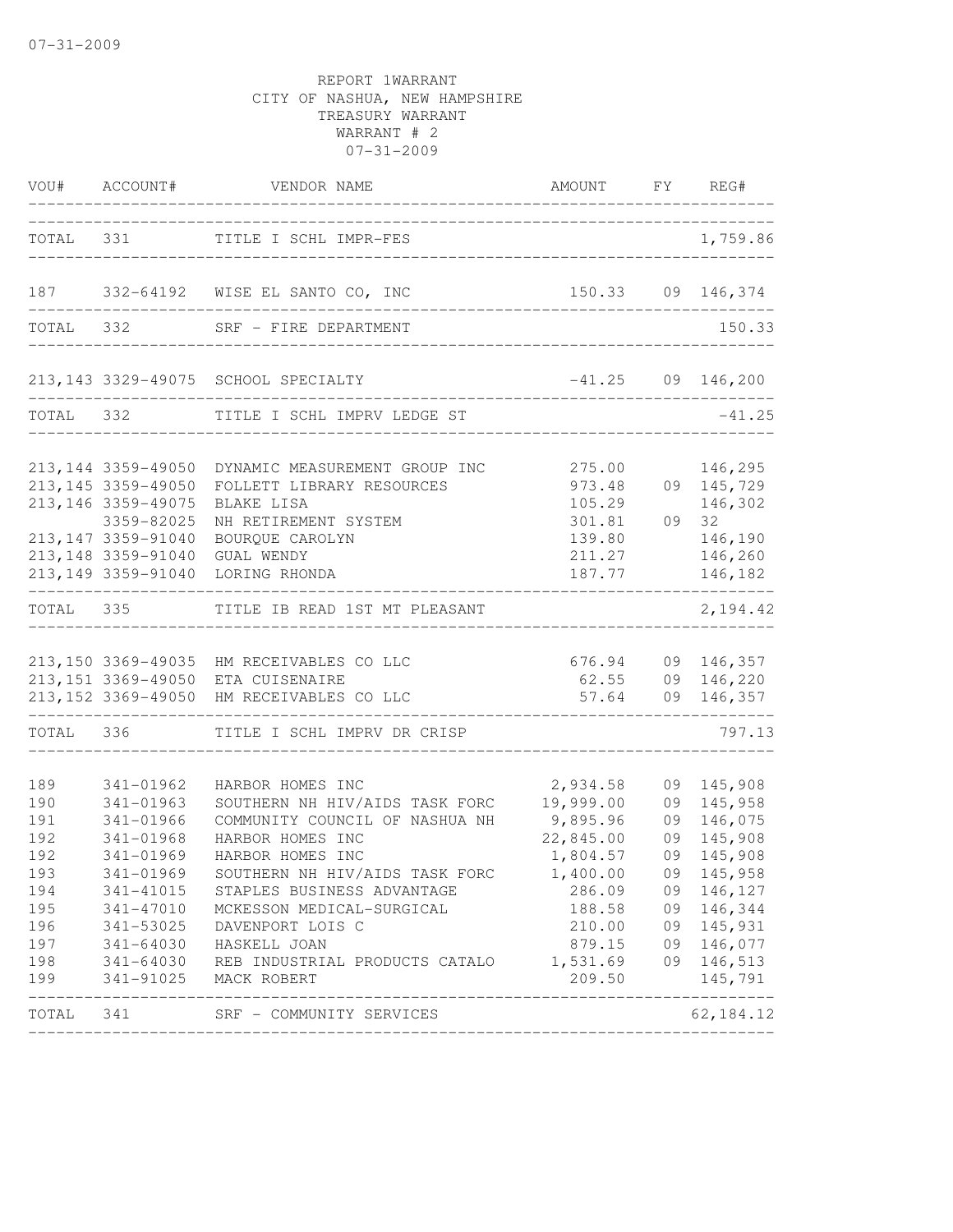07-31-2009

REPORT 1WARRANT
CITY OF NASHUA, NEW HAMPSHIRE
TREASURY WARRANT
WARRANT # 2
07-31-2009

| VOU# | ACCOUNT# | VENDOR NAME | AMOUNT | FY | REG# |
|---|---|---|---|---|---|
| TOTAL | 331 | TITLE I SCHL IMPR-FES | | | 1,759.86 |
| 187 | 332-64192 | WISE EL SANTO CO, INC | 150.33 | 09 | 146,374 |
| TOTAL | 332 | SRF - FIRE DEPARTMENT | | | 150.33 |
| 213,143 | 3329-49075 | SCHOOL SPECIALTY | -41.25 | 09 | 146,200 |
| TOTAL | 332 | TITLE I SCHL IMPRV LEDGE ST | | | -41.25 |
| 213,144 | 3359-49050 | DYNAMIC MEASUREMENT GROUP INC | 275.00 | | 146,295 |
| 213,145 | 3359-49050 | FOLLETT LIBRARY RESOURCES | 973.48 | 09 | 145,729 |
| 213,146 | 3359-49075 | BLAKE LISA | 105.29 | | 146,302 |
| | 3359-82025 | NH RETIREMENT SYSTEM | 301.81 | 09 | 32 |
| 213,147 | 3359-91040 | BOURQUE CAROLYN | 139.80 | | 146,190 |
| 213,148 | 3359-91040 | GUAL WENDY | 211.27 | | 146,260 |
| 213,149 | 3359-91040 | LORING RHONDA | 187.77 | | 146,182 |
| TOTAL | 335 | TITLE IB READ 1ST MT PLEASANT | | | 2,194.42 |
| 213,150 | 3369-49035 | HM RECEIVABLES CO LLC | 676.94 | 09 | 146,357 |
| 213,151 | 3369-49050 | ETA CUISENAIRE | 62.55 | 09 | 146,220 |
| 213,152 | 3369-49050 | HM RECEIVABLES CO LLC | 57.64 | 09 | 146,357 |
| TOTAL | 336 | TITLE I SCHL IMPRV DR CRISP | | | 797.13 |
| 189 | 341-01962 | HARBOR HOMES INC | 2,934.58 | 09 | 145,908 |
| 190 | 341-01963 | SOUTHERN NH HIV/AIDS TASK FORC | 19,999.00 | 09 | 145,958 |
| 191 | 341-01966 | COMMUNITY COUNCIL OF NASHUA NH | 9,895.96 | 09 | 146,075 |
| 192 | 341-01968 | HARBOR HOMES INC | 22,845.00 | 09 | 145,908 |
| 192 | 341-01969 | HARBOR HOMES INC | 1,804.57 | 09 | 145,908 |
| 193 | 341-01969 | SOUTHERN NH HIV/AIDS TASK FORC | 1,400.00 | 09 | 145,958 |
| 194 | 341-41015 | STAPLES BUSINESS ADVANTAGE | 286.09 | 09 | 146,127 |
| 195 | 341-47010 | MCKESSON MEDICAL-SURGICAL | 188.58 | 09 | 146,344 |
| 196 | 341-53025 | DAVENPORT LOIS C | 210.00 | 09 | 145,931 |
| 197 | 341-64030 | HASKELL JOAN | 879.15 | 09 | 146,077 |
| 198 | 341-64030 | REB INDUSTRIAL PRODUCTS CATALO | 1,531.69 | 09 | 146,513 |
| 199 | 341-91025 | MACK ROBERT | 209.50 | | 145,791 |
| TOTAL | 341 | SRF - COMMUNITY SERVICES | | | 62,184.12 |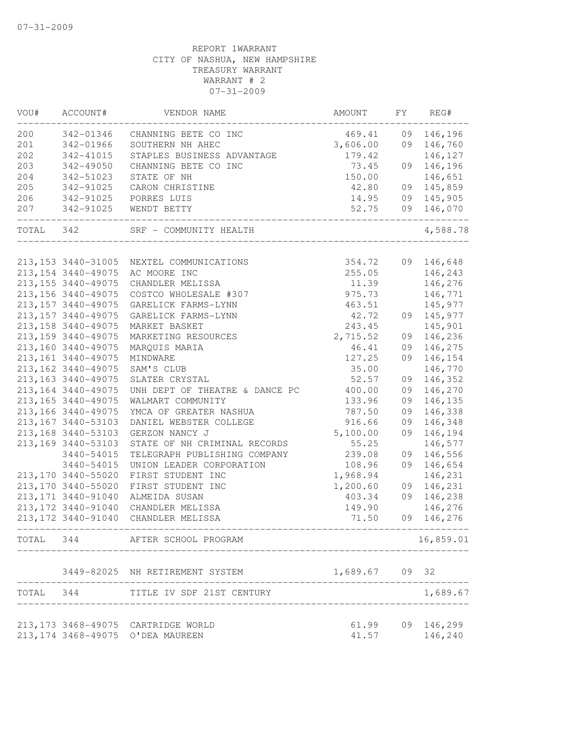07-31-2009

REPORT 1WARRANT
CITY OF NASHUA, NEW HAMPSHIRE
TREASURY WARRANT
WARRANT # 2
07-31-2009

| VOU# | ACCOUNT# | VENDOR NAME | AMOUNT | FY | REG# |
|---|---|---|---|---|---|
| 200 | 342-01346 | CHANNING BETE CO INC | 469.41 | 09 | 146,196 |
| 201 | 342-01966 | SOUTHERN NH AHEC | 3,606.00 | 09 | 146,760 |
| 202 | 342-41015 | STAPLES BUSINESS ADVANTAGE | 179.42 | | 146,127 |
| 203 | 342-49050 | CHANNING BETE CO INC | 73.45 | 09 | 146,196 |
| 204 | 342-51023 | STATE OF NH | 150.00 | | 146,651 |
| 205 | 342-91025 | CARON CHRISTINE | 42.80 | 09 | 145,859 |
| 206 | 342-91025 | PORRES LUIS | 14.95 | 09 | 145,905 |
| 207 | 342-91025 | WENDT BETTY | 52.75 | 09 | 146,070 |
| TOTAL | 342 | SRF - COMMUNITY HEALTH | | | 4,588.78 |
| 213,153 | 3440-31005 | NEXTEL COMMUNICATIONS | 354.72 | 09 | 146,648 |
| 213,154 | 3440-49075 | AC MOORE INC | 255.05 | | 146,243 |
| 213,155 | 3440-49075 | CHANDLER MELISSA | 11.39 | | 146,276 |
| 213,156 | 3440-49075 | COSTCO WHOLESALE #307 | 975.73 | | 146,771 |
| 213,157 | 3440-49075 | GARELICK FARMS-LYNN | 463.51 | | 145,977 |
| 213,157 | 3440-49075 | GARELICK FARMS-LYNN | 42.72 | 09 | 145,977 |
| 213,158 | 3440-49075 | MARKET BASKET | 243.45 | | 145,901 |
| 213,159 | 3440-49075 | MARKETING RESOURCES | 2,715.52 | 09 | 146,236 |
| 213,160 | 3440-49075 | MARQUIS MARIA | 46.41 | 09 | 146,275 |
| 213,161 | 3440-49075 | MINDWARE | 127.25 | 09 | 146,154 |
| 213,162 | 3440-49075 | SAM'S CLUB | 35.00 | | 146,770 |
| 213,163 | 3440-49075 | SLATER CRYSTAL | 52.57 | 09 | 146,352 |
| 213,164 | 3440-49075 | UNH DEPT OF THEATRE & DANCE PC | 400.00 | 09 | 146,270 |
| 213,165 | 3440-49075 | WALMART COMMUNITY | 133.96 | 09 | 146,135 |
| 213,166 | 3440-49075 | YMCA OF GREATER NASHUA | 787.50 | 09 | 146,338 |
| 213,167 | 3440-53103 | DANIEL WEBSTER COLLEGE | 916.66 | 09 | 146,348 |
| 213,168 | 3440-53103 | GERZON NANCY J | 5,100.00 | 09 | 146,194 |
| 213,169 | 3440-53103 | STATE OF NH CRIMINAL RECORDS | 55.25 | | 146,577 |
| | 3440-54015 | TELEGRAPH PUBLISHING COMPANY | 239.08 | 09 | 146,556 |
| | 3440-54015 | UNION LEADER CORPORATION | 108.96 | 09 | 146,654 |
| 213,170 | 3440-55020 | FIRST STUDENT INC | 1,968.94 | | 146,231 |
| 213,170 | 3440-55020 | FIRST STUDENT INC | 1,200.60 | 09 | 146,231 |
| 213,171 | 3440-91040 | ALMEIDA SUSAN | 403.34 | 09 | 146,238 |
| 213,172 | 3440-91040 | CHANDLER MELISSA | 149.90 | | 146,276 |
| 213,172 | 3440-91040 | CHANDLER MELISSA | 71.50 | 09 | 146,276 |
| TOTAL | 344 | AFTER SCHOOL PROGRAM | | | 16,859.01 |
| | 3449-82025 | NH RETIREMENT SYSTEM | 1,689.67 | 09 | 32 |
| TOTAL | 344 | TITLE IV SDF 21ST CENTURY | | | 1,689.67 |
| 213,173 | 3468-49075 | CARTRIDGE WORLD | 61.99 | 09 | 146,299 |
| 213,174 | 3468-49075 | O'DEA MAUREEN | 41.57 | | 146,240 |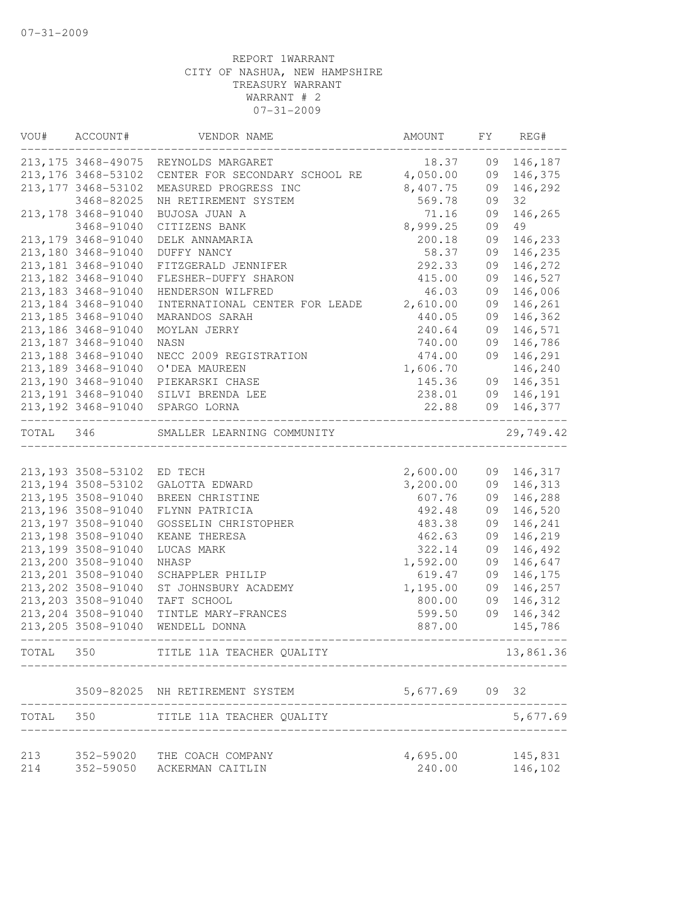07-31-2009

REPORT 1WARRANT
CITY OF NASHUA, NEW HAMPSHIRE
TREASURY WARRANT
WARRANT # 2
07-31-2009

| VOU# | ACCOUNT# | VENDOR NAME | AMOUNT | FY | REG# |
|---|---|---|---|---|---|
| 213,175 | 3468-49075 | REYNOLDS MARGARET | 18.37 | 09 | 146,187 |
| 213,176 | 3468-53102 | CENTER FOR SECONDARY SCHOOL RE | 4,050.00 | 09 | 146,375 |
| 213,177 | 3468-53102 | MEASURED PROGRESS INC | 8,407.75 | 09 | 146,292 |
| | 3468-82025 | NH RETIREMENT SYSTEM | 569.78 | 09 | 32 |
| 213,178 | 3468-91040 | BUJOSA JUAN A | 71.16 | 09 | 146,265 |
| | 3468-91040 | CITIZENS BANK | 8,999.25 | 09 | 49 |
| 213,179 | 3468-91040 | DELK ANNAMARIA | 200.18 | 09 | 146,233 |
| 213,180 | 3468-91040 | DUFFY NANCY | 58.37 | 09 | 146,235 |
| 213,181 | 3468-91040 | FITZGERALD JENNIFER | 292.33 | 09 | 146,272 |
| 213,182 | 3468-91040 | FLESHER-DUFFY SHARON | 415.00 | 09 | 146,527 |
| 213,183 | 3468-91040 | HENDERSON WILFRED | 46.03 | 09 | 146,006 |
| 213,184 | 3468-91040 | INTERNATIONAL CENTER FOR LEADE | 2,610.00 | 09 | 146,261 |
| 213,185 | 3468-91040 | MARANDOS SARAH | 440.05 | 09 | 146,362 |
| 213,186 | 3468-91040 | MOYLAN JERRY | 240.64 | 09 | 146,571 |
| 213,187 | 3468-91040 | NASN | 740.00 | 09 | 146,786 |
| 213,188 | 3468-91040 | NECC 2009 REGISTRATION | 474.00 | 09 | 146,291 |
| 213,189 | 3468-91040 | O'DEA MAUREEN | 1,606.70 | | 146,240 |
| 213,190 | 3468-91040 | PIEKARSKI CHASE | 145.36 | 09 | 146,351 |
| 213,191 | 3468-91040 | SILVI BRENDA LEE | 238.01 | 09 | 146,191 |
| 213,192 | 3468-91040 | SPARGO LORNA | 22.88 | 09 | 146,377 |
| TOTAL | 346 | SMALLER LEARNING COMMUNITY | | | 29,749.42 |
| 213,193 | 3508-53102 | ED TECH | 2,600.00 | 09 | 146,317 |
| 213,194 | 3508-53102 | GALOTTA EDWARD | 3,200.00 | 09 | 146,313 |
| 213,195 | 3508-91040 | BREEN CHRISTINE | 607.76 | 09 | 146,288 |
| 213,196 | 3508-91040 | FLYNN PATRICIA | 492.48 | 09 | 146,520 |
| 213,197 | 3508-91040 | GOSSELIN CHRISTOPHER | 483.38 | 09 | 146,241 |
| 213,198 | 3508-91040 | KEANE THERESA | 462.63 | 09 | 146,219 |
| 213,199 | 3508-91040 | LUCAS MARK | 322.14 | 09 | 146,492 |
| 213,200 | 3508-91040 | NHASP | 1,592.00 | 09 | 146,647 |
| 213,201 | 3508-91040 | SCHAPPLER PHILIP | 619.47 | 09 | 146,175 |
| 213,202 | 3508-91040 | ST JOHNSBURY ACADEMY | 1,195.00 | 09 | 146,257 |
| 213,203 | 3508-91040 | TAFT SCHOOL | 800.00 | 09 | 146,312 |
| 213,204 | 3508-91040 | TINTLE MARY-FRANCES | 599.50 | 09 | 146,342 |
| 213,205 | 3508-91040 | WENDELL DONNA | 887.00 | | 145,786 |
| TOTAL | 350 | TITLE 11A TEACHER QUALITY | | | 13,861.36 |
| | 3509-82025 | NH RETIREMENT SYSTEM | 5,677.69 | 09 | 32 |
| TOTAL | 350 | TITLE 11A TEACHER QUALITY | | | 5,677.69 |
| 213 | 352-59020 | THE COACH COMPANY | 4,695.00 | | 145,831 |
| 214 | 352-59050 | ACKERMAN CAITLIN | 240.00 | | 146,102 |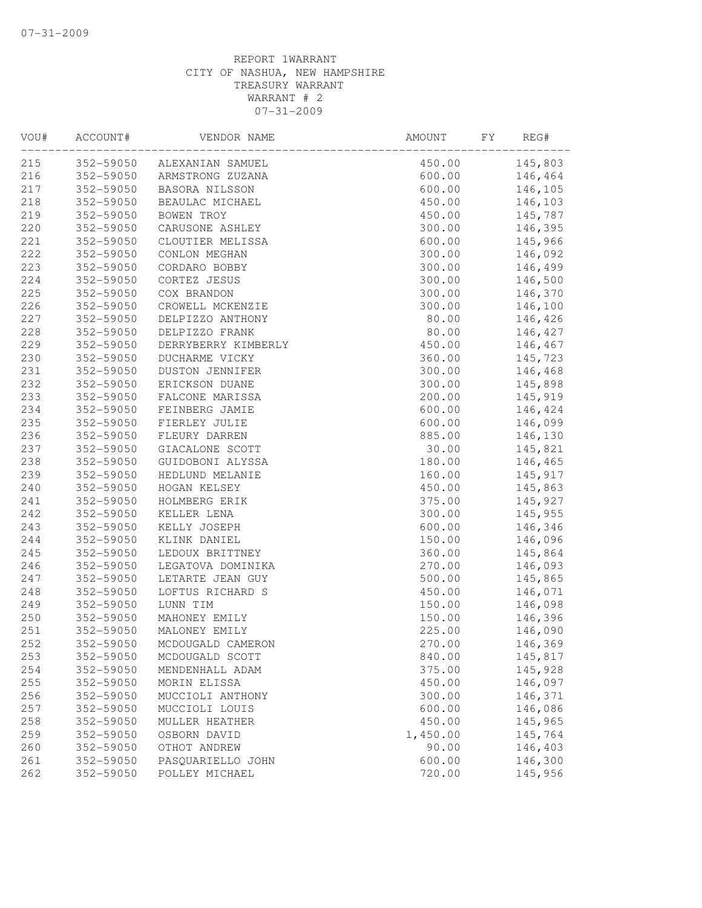07-31-2009

REPORT 1WARRANT
CITY OF NASHUA, NEW HAMPSHIRE
TREASURY WARRANT
WARRANT # 2
07-31-2009

| VOU# | ACCOUNT# | VENDOR NAME | AMOUNT | FY | REG# |
|---|---|---|---|---|---|
| 215 | 352-59050 | ALEXANIAN SAMUEL | 450.00 | | 145,803 |
| 216 | 352-59050 | ARMSTRONG ZUZANA | 600.00 | | 146,464 |
| 217 | 352-59050 | BASORA NILSSON | 600.00 | | 146,105 |
| 218 | 352-59050 | BEAULAC MICHAEL | 450.00 | | 146,103 |
| 219 | 352-59050 | BOWEN TROY | 450.00 | | 145,787 |
| 220 | 352-59050 | CARUSONE ASHLEY | 300.00 | | 146,395 |
| 221 | 352-59050 | CLOUTIER MELISSA | 600.00 | | 145,966 |
| 222 | 352-59050 | CONLON MEGHAN | 300.00 | | 146,092 |
| 223 | 352-59050 | CORDARO BOBBY | 300.00 | | 146,499 |
| 224 | 352-59050 | CORTEZ JESUS | 300.00 | | 146,500 |
| 225 | 352-59050 | COX BRANDON | 300.00 | | 146,370 |
| 226 | 352-59050 | CROWELL MCKENZIE | 300.00 | | 146,100 |
| 227 | 352-59050 | DELPIZZO ANTHONY | 80.00 | | 146,426 |
| 228 | 352-59050 | DELPIZZO FRANK | 80.00 | | 146,427 |
| 229 | 352-59050 | DERRYBERRY KIMBERLY | 450.00 | | 146,467 |
| 230 | 352-59050 | DUCHARME VICKY | 360.00 | | 145,723 |
| 231 | 352-59050 | DUSTON JENNIFER | 300.00 | | 146,468 |
| 232 | 352-59050 | ERICKSON DUANE | 300.00 | | 145,898 |
| 233 | 352-59050 | FALCONE MARISSA | 200.00 | | 145,919 |
| 234 | 352-59050 | FEINBERG JAMIE | 600.00 | | 146,424 |
| 235 | 352-59050 | FIERLEY JULIE | 600.00 | | 146,099 |
| 236 | 352-59050 | FLEURY DARREN | 885.00 | | 146,130 |
| 237 | 352-59050 | GIACALONE SCOTT | 30.00 | | 145,821 |
| 238 | 352-59050 | GUIDOBONI ALYSSA | 180.00 | | 146,465 |
| 239 | 352-59050 | HEDLUND MELANIE | 160.00 | | 145,917 |
| 240 | 352-59050 | HOGAN KELSEY | 450.00 | | 145,863 |
| 241 | 352-59050 | HOLMBERG ERIK | 375.00 | | 145,927 |
| 242 | 352-59050 | KELLER LENA | 300.00 | | 145,955 |
| 243 | 352-59050 | KELLY JOSEPH | 600.00 | | 146,346 |
| 244 | 352-59050 | KLINK DANIEL | 150.00 | | 146,096 |
| 245 | 352-59050 | LEDOUX BRITTNEY | 360.00 | | 145,864 |
| 246 | 352-59050 | LEGATOVA DOMINIKA | 270.00 | | 146,093 |
| 247 | 352-59050 | LETARTE JEAN GUY | 500.00 | | 145,865 |
| 248 | 352-59050 | LOFTUS RICHARD S | 450.00 | | 146,071 |
| 249 | 352-59050 | LUNN TIM | 150.00 | | 146,098 |
| 250 | 352-59050 | MAHONEY EMILY | 150.00 | | 146,396 |
| 251 | 352-59050 | MALONEY EMILY | 225.00 | | 146,090 |
| 252 | 352-59050 | MCDOUGALD CAMERON | 270.00 | | 146,369 |
| 253 | 352-59050 | MCDOUGALD SCOTT | 840.00 | | 145,817 |
| 254 | 352-59050 | MENDENHALL ADAM | 375.00 | | 145,928 |
| 255 | 352-59050 | MORIN ELISSA | 450.00 | | 146,097 |
| 256 | 352-59050 | MUCCIOLI ANTHONY | 300.00 | | 146,371 |
| 257 | 352-59050 | MUCCIOLI LOUIS | 600.00 | | 146,086 |
| 258 | 352-59050 | MULLER HEATHER | 450.00 | | 145,965 |
| 259 | 352-59050 | OSBORN DAVID | 1,450.00 | | 145,764 |
| 260 | 352-59050 | OTHOT ANDREW | 90.00 | | 146,403 |
| 261 | 352-59050 | PASQUARIELLO JOHN | 600.00 | | 146,300 |
| 262 | 352-59050 | POLLEY MICHAEL | 720.00 | | 145,956 |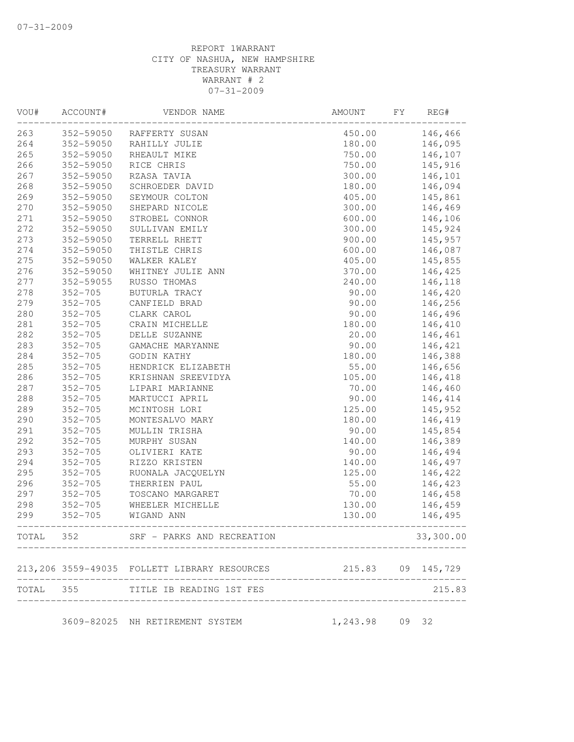07-31-2009

REPORT 1WARRANT
CITY OF NASHUA, NEW HAMPSHIRE
TREASURY WARRANT
WARRANT # 2
07-31-2009

| VOU# | ACCOUNT# | VENDOR NAME | AMOUNT | FY | REG# |
|---|---|---|---|---|---|
| 263 | 352-59050 | RAFFERTY SUSAN | 450.00 | | 146,466 |
| 264 | 352-59050 | RAHILLY JULIE | 180.00 | | 146,095 |
| 265 | 352-59050 | RHEAULT MIKE | 750.00 | | 146,107 |
| 266 | 352-59050 | RICE CHRIS | 750.00 | | 145,916 |
| 267 | 352-59050 | RZASA TAVIA | 300.00 | | 146,101 |
| 268 | 352-59050 | SCHROEDER DAVID | 180.00 | | 146,094 |
| 269 | 352-59050 | SEYMOUR COLTON | 405.00 | | 145,861 |
| 270 | 352-59050 | SHEPARD NICOLE | 300.00 | | 146,469 |
| 271 | 352-59050 | STROBEL CONNOR | 600.00 | | 146,106 |
| 272 | 352-59050 | SULLIVAN EMILY | 300.00 | | 145,924 |
| 273 | 352-59050 | TERRELL RHETT | 900.00 | | 145,957 |
| 274 | 352-59050 | THISTLE CHRIS | 600.00 | | 146,087 |
| 275 | 352-59050 | WALKER KALEY | 405.00 | | 145,855 |
| 276 | 352-59050 | WHITNEY JULIE ANN | 370.00 | | 146,425 |
| 277 | 352-59055 | RUSSO THOMAS | 240.00 | | 146,118 |
| 278 | 352-705 | BUTURLA TRACY | 90.00 | | 146,420 |
| 279 | 352-705 | CANFIELD BRAD | 90.00 | | 146,256 |
| 280 | 352-705 | CLARK CAROL | 90.00 | | 146,496 |
| 281 | 352-705 | CRAIN MICHELLE | 180.00 | | 146,410 |
| 282 | 352-705 | DELLE SUZANNE | 20.00 | | 146,461 |
| 283 | 352-705 | GAMACHE MARYANNE | 90.00 | | 146,421 |
| 284 | 352-705 | GODIN KATHY | 180.00 | | 146,388 |
| 285 | 352-705 | HENDRICK ELIZABETH | 55.00 | | 146,656 |
| 286 | 352-705 | KRISHNAN SREEVIDYA | 105.00 | | 146,418 |
| 287 | 352-705 | LIPARI MARIANNE | 70.00 | | 146,460 |
| 288 | 352-705 | MARTUCCI APRIL | 90.00 | | 146,414 |
| 289 | 352-705 | MCINTOSH LORI | 125.00 | | 145,952 |
| 290 | 352-705 | MONTESALVO MARY | 180.00 | | 146,419 |
| 291 | 352-705 | MULLIN TRISHA | 90.00 | | 145,854 |
| 292 | 352-705 | MURPHY SUSAN | 140.00 | | 146,389 |
| 293 | 352-705 | OLIVIERI KATE | 90.00 | | 146,494 |
| 294 | 352-705 | RIZZO KRISTEN | 140.00 | | 146,497 |
| 295 | 352-705 | RUONALA JACQUELYN | 125.00 | | 146,422 |
| 296 | 352-705 | THERRIEN PAUL | 55.00 | | 146,423 |
| 297 | 352-705 | TOSCANO MARGARET | 70.00 | | 146,458 |
| 298 | 352-705 | WHEELER MICHELLE | 130.00 | | 146,459 |
| 299 | 352-705 | WIGAND ANN | 130.00 | | 146,495 |
| TOTAL | 352 | SRF - PARKS AND RECREATION | | | 33,300.00 |
| 213,206 | 3559-49035 | FOLLETT LIBRARY RESOURCES | 215.83 | 09 | 145,729 |
| TOTAL | 355 | TITLE IB READING 1ST FES | | | 215.83 |
| | 3609-82025 | NH RETIREMENT SYSTEM | 1,243.98 | 09 | 32 |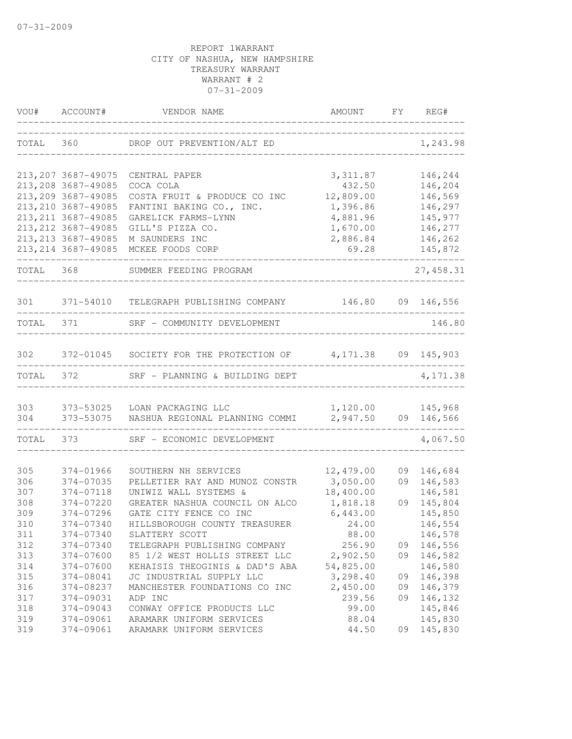07-31-2009

REPORT 1WARRANT
CITY OF NASHUA, NEW HAMPSHIRE
TREASURY WARRANT
WARRANT # 2
07-31-2009

| VOU# | ACCOUNT# | VENDOR NAME | AMOUNT | FY | REG# |
|---|---|---|---|---|---|
| TOTAL | 360 | DROP OUT PREVENTION/ALT ED | | | 1,243.98 |
| 213,207 | 3687-49075 | CENTRAL PAPER | 3,311.87 | | 146,244 |
| 213,208 | 3687-49085 | COCA COLA | 432.50 | | 146,204 |
| 213,209 | 3687-49085 | COSTA FRUIT & PRODUCE CO INC | 12,809.00 | | 146,569 |
| 213,210 | 3687-49085 | FANTINI BAKING CO., INC. | 1,396.86 | | 146,297 |
| 213,211 | 3687-49085 | GARELICK FARMS-LYNN | 4,881.96 | | 145,977 |
| 213,212 | 3687-49085 | GILL'S PIZZA CO. | 1,670.00 | | 146,277 |
| 213,213 | 3687-49085 | M SAUNDERS INC | 2,886.84 | | 146,262 |
| 213,214 | 3687-49085 | MCKEE FOODS CORP | 69.28 | | 145,872 |
| TOTAL | 368 | SUMMER FEEDING PROGRAM | | | 27,458.31 |
| 301 | 371-54010 | TELEGRAPH PUBLISHING COMPANY | 146.80 | 09 | 146,556 |
| TOTAL | 371 | SRF - COMMUNITY DEVELOPMENT | | | 146.80 |
| 302 | 372-01045 | SOCIETY FOR THE PROTECTION OF | 4,171.38 | 09 | 145,903 |
| TOTAL | 372 | SRF - PLANNING & BUILDING DEPT | | | 4,171.38 |
| 303 | 373-53025 | LOAN PACKAGING LLC | 1,120.00 | | 145,968 |
| 304 | 373-53075 | NASHUA REGIONAL PLANNING COMMI | 2,947.50 | 09 | 146,566 |
| TOTAL | 373 | SRF - ECONOMIC DEVELOPMENT | | | 4,067.50 |
| 305 | 374-01966 | SOUTHERN NH SERVICES | 12,479.00 | 09 | 146,684 |
| 306 | 374-07035 | PELLETIER RAY AND MUNOZ CONSTR | 3,050.00 | 09 | 146,583 |
| 307 | 374-07118 | UNIWIZ WALL SYSTEMS & | 18,400.00 | | 146,581 |
| 308 | 374-07220 | GREATER NASHUA COUNCIL ON ALCO | 1,818.18 | 09 | 145,804 |
| 309 | 374-07296 | GATE CITY FENCE CO INC | 6,443.00 | | 145,850 |
| 310 | 374-07340 | HILLSBOROUGH COUNTY TREASURER | 24.00 | | 146,554 |
| 311 | 374-07340 | SLATTERY SCOTT | 88.00 | | 146,578 |
| 312 | 374-07340 | TELEGRAPH PUBLISHING COMPANY | 256.90 | 09 | 146,556 |
| 313 | 374-07600 | 85 1/2 WEST HOLLIS STREET LLC | 2,902.50 | 09 | 146,582 |
| 314 | 374-07600 | KEHAISIS THEOGINIS & DAD'S ABA | 54,825.00 | | 146,580 |
| 315 | 374-08041 | JC INDUSTRIAL SUPPLY LLC | 3,298.40 | 09 | 146,398 |
| 316 | 374-08237 | MANCHESTER FOUNDATIONS CO INC | 2,450.00 | 09 | 146,379 |
| 317 | 374-09031 | ADP INC | 239.56 | 09 | 146,132 |
| 318 | 374-09043 | CONWAY OFFICE PRODUCTS LLC | 99.00 | | 145,846 |
| 319 | 374-09061 | ARAMARK UNIFORM SERVICES | 88.04 | | 145,830 |
| 319 | 374-09061 | ARAMARK UNIFORM SERVICES | 44.50 | 09 | 145,830 |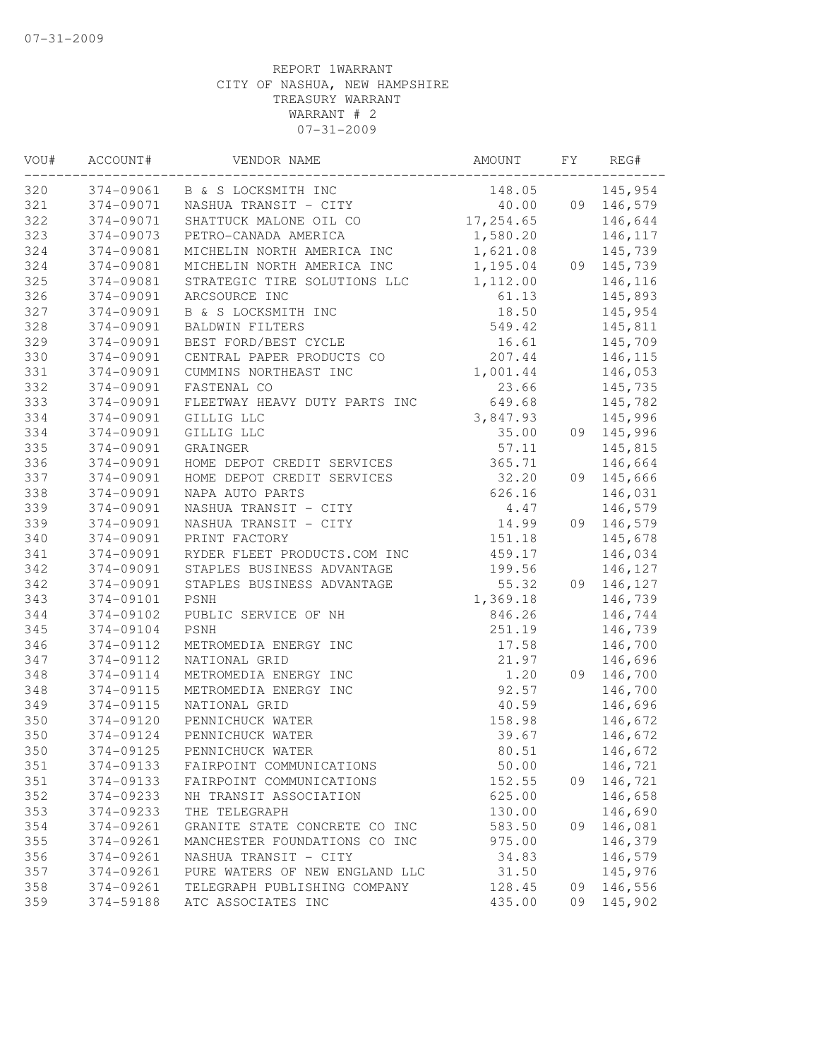07-31-2009

REPORT 1WARRANT
CITY OF NASHUA, NEW HAMPSHIRE
TREASURY WARRANT
WARRANT # 2
07-31-2009

| VOU# | ACCOUNT# | VENDOR NAME | AMOUNT | FY | REG# |
|---|---|---|---|---|---|
| 320 | 374-09061 | B & S LOCKSMITH INC | 148.05 | | 145,954 |
| 321 | 374-09071 | NASHUA TRANSIT - CITY | 40.00 | 09 | 146,579 |
| 322 | 374-09071 | SHATTUCK MALONE OIL CO | 17,254.65 | | 146,644 |
| 323 | 374-09073 | PETRO-CANADA AMERICA | 1,580.20 | | 146,117 |
| 324 | 374-09081 | MICHELIN NORTH AMERICA INC | 1,621.08 | | 145,739 |
| 324 | 374-09081 | MICHELIN NORTH AMERICA INC | 1,195.04 | 09 | 145,739 |
| 325 | 374-09081 | STRATEGIC TIRE SOLUTIONS LLC | 1,112.00 | | 146,116 |
| 326 | 374-09091 | ARCSOURCE INC | 61.13 | | 145,893 |
| 327 | 374-09091 | B & S LOCKSMITH INC | 18.50 | | 145,954 |
| 328 | 374-09091 | BALDWIN FILTERS | 549.42 | | 145,811 |
| 329 | 374-09091 | BEST FORD/BEST CYCLE | 16.61 | | 145,709 |
| 330 | 374-09091 | CENTRAL PAPER PRODUCTS CO | 207.44 | | 146,115 |
| 331 | 374-09091 | CUMMINS NORTHEAST INC | 1,001.44 | | 146,053 |
| 332 | 374-09091 | FASTENAL CO | 23.66 | | 145,735 |
| 333 | 374-09091 | FLEETWAY HEAVY DUTY PARTS INC | 649.68 | | 145,782 |
| 334 | 374-09091 | GILLIG LLC | 3,847.93 | | 145,996 |
| 334 | 374-09091 | GILLIG LLC | 35.00 | 09 | 145,996 |
| 335 | 374-09091 | GRAINGER | 57.11 | | 145,815 |
| 336 | 374-09091 | HOME DEPOT CREDIT SERVICES | 365.71 | | 146,664 |
| 337 | 374-09091 | HOME DEPOT CREDIT SERVICES | 32.20 | 09 | 145,666 |
| 338 | 374-09091 | NAPA AUTO PARTS | 626.16 | | 146,031 |
| 339 | 374-09091 | NASHUA TRANSIT - CITY | 4.47 | | 146,579 |
| 339 | 374-09091 | NASHUA TRANSIT - CITY | 14.99 | 09 | 146,579 |
| 340 | 374-09091 | PRINT FACTORY | 151.18 | | 145,678 |
| 341 | 374-09091 | RYDER FLEET PRODUCTS.COM INC | 459.17 | | 146,034 |
| 342 | 374-09091 | STAPLES BUSINESS ADVANTAGE | 199.56 | | 146,127 |
| 342 | 374-09091 | STAPLES BUSINESS ADVANTAGE | 55.32 | 09 | 146,127 |
| 343 | 374-09101 | PSNH | 1,369.18 | | 146,739 |
| 344 | 374-09102 | PUBLIC SERVICE OF NH | 846.26 | | 146,744 |
| 345 | 374-09104 | PSNH | 251.19 | | 146,739 |
| 346 | 374-09112 | METROMEDIA ENERGY INC | 17.58 | | 146,700 |
| 347 | 374-09112 | NATIONAL GRID | 21.97 | | 146,696 |
| 348 | 374-09114 | METROMEDIA ENERGY INC | 1.20 | 09 | 146,700 |
| 348 | 374-09115 | METROMEDIA ENERGY INC | 92.57 | | 146,700 |
| 349 | 374-09115 | NATIONAL GRID | 40.59 | | 146,696 |
| 350 | 374-09120 | PENNICHUCK WATER | 158.98 | | 146,672 |
| 350 | 374-09124 | PENNICHUCK WATER | 39.67 | | 146,672 |
| 350 | 374-09125 | PENNICHUCK WATER | 80.51 | | 146,672 |
| 351 | 374-09133 | FAIRPOINT COMMUNICATIONS | 50.00 | | 146,721 |
| 351 | 374-09133 | FAIRPOINT COMMUNICATIONS | 152.55 | 09 | 146,721 |
| 352 | 374-09233 | NH TRANSIT ASSOCIATION | 625.00 | | 146,658 |
| 353 | 374-09233 | THE TELEGRAPH | 130.00 | | 146,690 |
| 354 | 374-09261 | GRANITE STATE CONCRETE CO INC | 583.50 | 09 | 146,081 |
| 355 | 374-09261 | MANCHESTER FOUNDATIONS CO INC | 975.00 | | 146,379 |
| 356 | 374-09261 | NASHUA TRANSIT - CITY | 34.83 | | 146,579 |
| 357 | 374-09261 | PURE WATERS OF NEW ENGLAND LLC | 31.50 | | 145,976 |
| 358 | 374-09261 | TELEGRAPH PUBLISHING COMPANY | 128.45 | 09 | 146,556 |
| 359 | 374-59188 | ATC ASSOCIATES INC | 435.00 | 09 | 145,902 |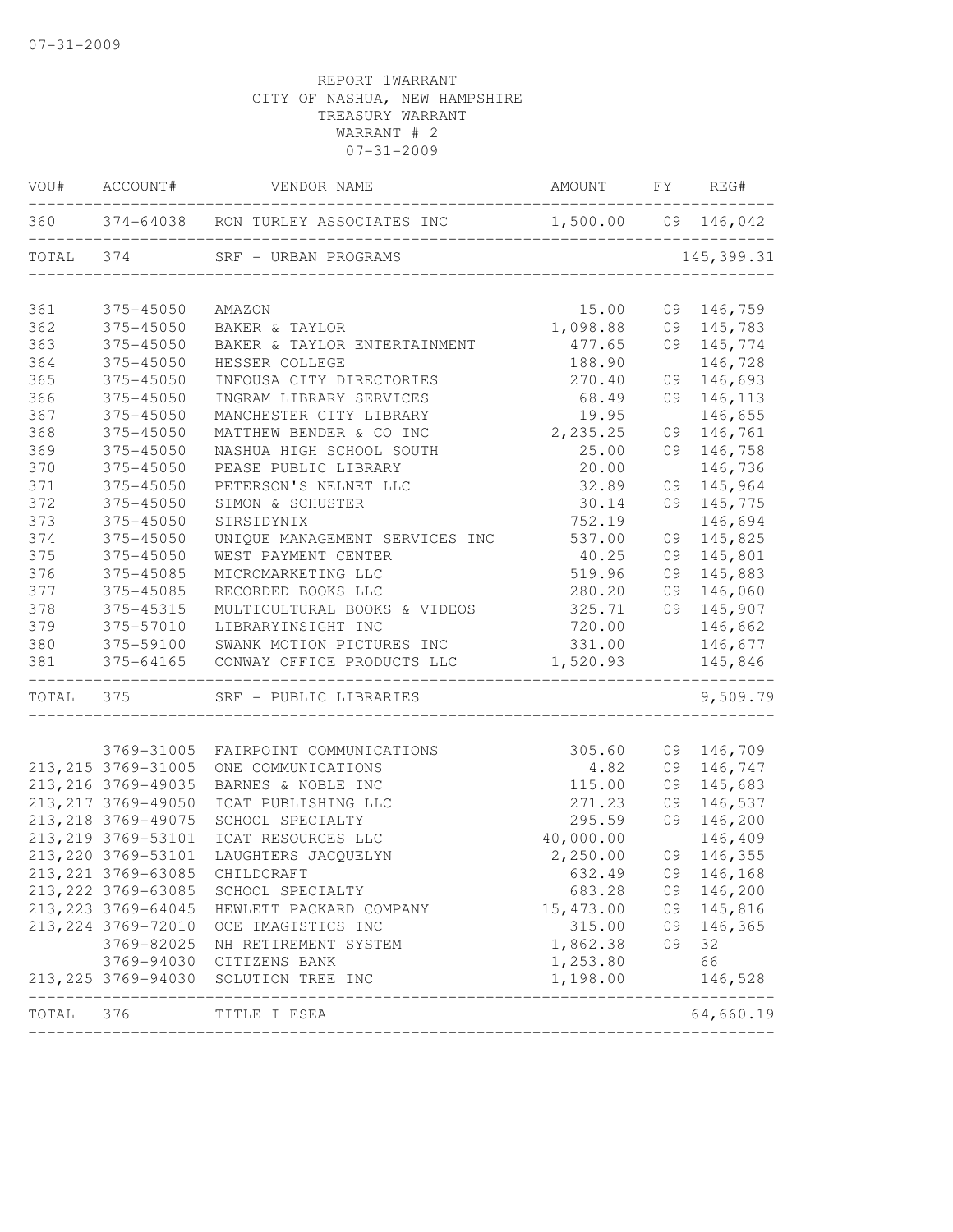07-31-2009

REPORT 1WARRANT
CITY OF NASHUA, NEW HAMPSHIRE
TREASURY WARRANT
WARRANT # 2
07-31-2009

| VOU# | ACCOUNT# | VENDOR NAME | AMOUNT | FY | REG# |
|---|---|---|---|---|---|
| 360 | 374-64038 | RON TURLEY ASSOCIATES INC | 1,500.00 | 09 | 146,042 |
| TOTAL | 374 | SRF - URBAN PROGRAMS | | | 145,399.31 |
| 361 | 375-45050 | AMAZON | 15.00 | 09 | 146,759 |
| 362 | 375-45050 | BAKER & TAYLOR | 1,098.88 | 09 | 145,783 |
| 363 | 375-45050 | BAKER & TAYLOR ENTERTAINMENT | 477.65 | 09 | 145,774 |
| 364 | 375-45050 | HESSER COLLEGE | 188.90 | | 146,728 |
| 365 | 375-45050 | INFOUSA CITY DIRECTORIES | 270.40 | 09 | 146,693 |
| 366 | 375-45050 | INGRAM LIBRARY SERVICES | 68.49 | 09 | 146,113 |
| 367 | 375-45050 | MANCHESTER CITY LIBRARY | 19.95 | | 146,655 |
| 368 | 375-45050 | MATTHEW BENDER & CO INC | 2,235.25 | 09 | 146,761 |
| 369 | 375-45050 | NASHUA HIGH SCHOOL SOUTH | 25.00 | 09 | 146,758 |
| 370 | 375-45050 | PEASE PUBLIC LIBRARY | 20.00 | | 146,736 |
| 371 | 375-45050 | PETERSON'S NELNET LLC | 32.89 | 09 | 145,964 |
| 372 | 375-45050 | SIMON & SCHUSTER | 30.14 | 09 | 145,775 |
| 373 | 375-45050 | SIRSIDYNIX | 752.19 | | 146,694 |
| 374 | 375-45050 | UNIQUE MANAGEMENT SERVICES INC | 537.00 | 09 | 145,825 |
| 375 | 375-45050 | WEST PAYMENT CENTER | 40.25 | 09 | 145,801 |
| 376 | 375-45085 | MICROMARKETING LLC | 519.96 | 09 | 145,883 |
| 377 | 375-45085 | RECORDED BOOKS LLC | 280.20 | 09 | 146,060 |
| 378 | 375-45315 | MULTICULTURAL BOOKS & VIDEOS | 325.71 | 09 | 145,907 |
| 379 | 375-57010 | LIBRARYINSIGHT INC | 720.00 | | 146,662 |
| 380 | 375-59100 | SWANK MOTION PICTURES INC | 331.00 | | 146,677 |
| 381 | 375-64165 | CONWAY OFFICE PRODUCTS LLC | 1,520.93 | | 145,846 |
| TOTAL | 375 | SRF - PUBLIC LIBRARIES | | | 9,509.79 |
| | 3769-31005 | FAIRPOINT COMMUNICATIONS | 305.60 | 09 | 146,709 |
| 213,215 | 3769-31005 | ONE COMMUNICATIONS | 4.82 | 09 | 146,747 |
| 213,216 | 3769-49035 | BARNES & NOBLE INC | 115.00 | 09 | 145,683 |
| 213,217 | 3769-49050 | ICAT PUBLISHING LLC | 271.23 | 09 | 146,537 |
| 213,218 | 3769-49075 | SCHOOL SPECIALTY | 295.59 | 09 | 146,200 |
| 213,219 | 3769-53101 | ICAT RESOURCES LLC | 40,000.00 | | 146,409 |
| 213,220 | 3769-53101 | LAUGHTERS JACQUELYN | 2,250.00 | 09 | 146,355 |
| 213,221 | 3769-63085 | CHILDCRAFT | 632.49 | 09 | 146,168 |
| 213,222 | 3769-63085 | SCHOOL SPECIALTY | 683.28 | 09 | 146,200 |
| 213,223 | 3769-64045 | HEWLETT PACKARD COMPANY | 15,473.00 | 09 | 145,816 |
| 213,224 | 3769-72010 | OCE IMAGISTICS INC | 315.00 | 09 | 146,365 |
| | 3769-82025 | NH RETIREMENT SYSTEM | 1,862.38 | 09 | 32 |
| | 3769-94030 | CITIZENS BANK | 1,253.80 | | 66 |
| 213,225 | 3769-94030 | SOLUTION TREE INC | 1,198.00 | | 146,528 |
| TOTAL | 376 | TITLE I ESEA | | | 64,660.19 |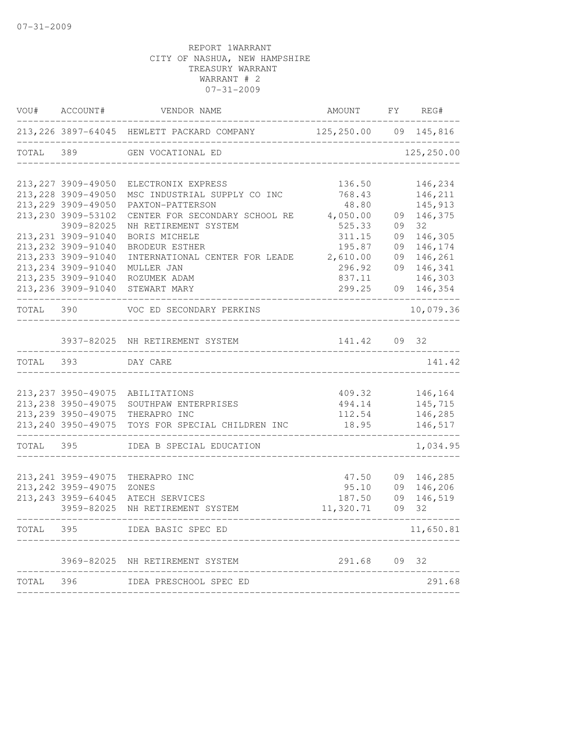07-31-2009

REPORT 1WARRANT
CITY OF NASHUA, NEW HAMPSHIRE
TREASURY WARRANT
WARRANT # 2
07-31-2009

| VOU# | ACCOUNT# | VENDOR NAME | AMOUNT | FY | REG# |
|---|---|---|---|---|---|
| 213,226 | 3897-64045 | HEWLETT PACKARD COMPANY | 125,250.00 | 09 | 145,816 |
| TOTAL | 389 | GEN VOCATIONAL ED | | | 125,250.00 |
| 213,227 | 3909-49050 | ELECTRONIX EXPRESS | 136.50 | | 146,234 |
| 213,228 | 3909-49050 | MSC INDUSTRIAL SUPPLY CO INC | 768.43 | | 146,211 |
| 213,229 | 3909-49050 | PAXTON-PATTERSON | 48.80 | | 145,913 |
| 213,230 | 3909-53102 | CENTER FOR SECONDARY SCHOOL RE | 4,050.00 | 09 | 146,375 |
| | 3909-82025 | NH RETIREMENT SYSTEM | 525.33 | 09 | 32 |
| 213,231 | 3909-91040 | BORIS MICHELE | 311.15 | 09 | 146,305 |
| 213,232 | 3909-91040 | BRODEUR ESTHER | 195.87 | 09 | 146,174 |
| 213,233 | 3909-91040 | INTERNATIONAL CENTER FOR LEADE | 2,610.00 | 09 | 146,261 |
| 213,234 | 3909-91040 | MULLER JAN | 296.92 | 09 | 146,341 |
| 213,235 | 3909-91040 | ROZUMEK ADAM | 837.11 | | 146,303 |
| 213,236 | 3909-91040 | STEWART MARY | 299.25 | 09 | 146,354 |
| TOTAL | 390 | VOC ED SECONDARY PERKINS | | | 10,079.36 |
| | 3937-82025 | NH RETIREMENT SYSTEM | 141.42 | 09 | 32 |
| TOTAL | 393 | DAY CARE | | | 141.42 |
| 213,237 | 3950-49075 | ABILITATIONS | 409.32 | | 146,164 |
| 213,238 | 3950-49075 | SOUTHPAW ENTERPRISES | 494.14 | | 145,715 |
| 213,239 | 3950-49075 | THERAPRO INC | 112.54 | | 146,285 |
| 213,240 | 3950-49075 | TOYS FOR SPECIAL CHILDREN INC | 18.95 | | 146,517 |
| TOTAL | 395 | IDEA B SPECIAL EDUCATION | | | 1,034.95 |
| 213,241 | 3959-49075 | THERAPRO INC | 47.50 | 09 | 146,285 |
| 213,242 | 3959-49075 | ZONES | 95.10 | 09 | 146,206 |
| 213,243 | 3959-64045 | ATECH SERVICES | 187.50 | 09 | 146,519 |
| | 3959-82025 | NH RETIREMENT SYSTEM | 11,320.71 | 09 | 32 |
| TOTAL | 395 | IDEA BASIC SPEC ED | | | 11,650.81 |
| | 3969-82025 | NH RETIREMENT SYSTEM | 291.68 | 09 | 32 |
| TOTAL | 396 | IDEA PRESCHOOL SPEC ED | | | 291.68 |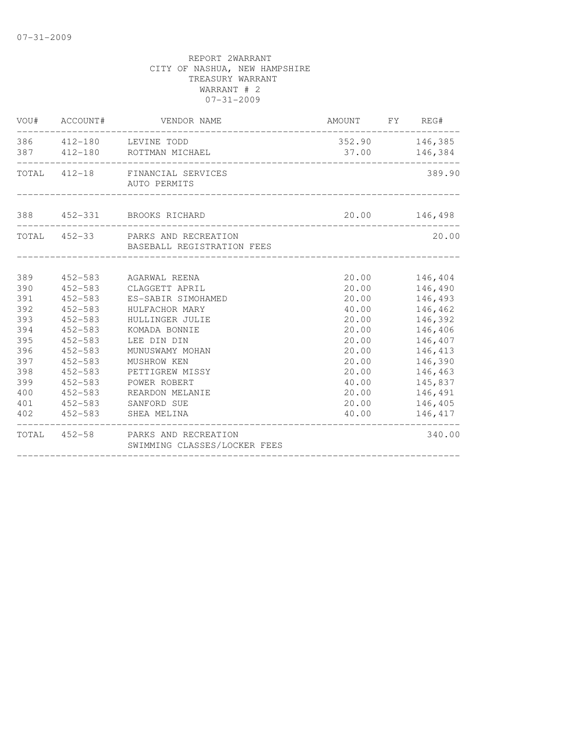07-31-2009

REPORT 2WARRANT
CITY OF NASHUA, NEW HAMPSHIRE
TREASURY WARRANT
WARRANT # 2
07-31-2009

| VOU# | ACCOUNT# | VENDOR NAME | AMOUNT | FY | REG# |
|---|---|---|---|---|---|
| 386 | 412-180 | LEVINE TODD | 352.90 | | 146,385 |
| 387 | 412-180 | ROTTMAN MICHAEL | 37.00 | | 146,384 |
| TOTAL | 412-18 | FINANCIAL SERVICES AUTO PERMITS | | | 389.90 |
| 388 | 452-331 | BROOKS RICHARD | 20.00 | | 146,498 |
| TOTAL | 452-33 | PARKS AND RECREATION BASEBALL REGISTRATION FEES | | | 20.00 |
| 389 | 452-583 | AGARWAL REENA | 20.00 | | 146,404 |
| 390 | 452-583 | CLAGGETT APRIL | 20.00 | | 146,490 |
| 391 | 452-583 | ES-SABIR SIMOHAMED | 20.00 | | 146,493 |
| 392 | 452-583 | HULFACHOR MARY | 40.00 | | 146,462 |
| 393 | 452-583 | HULLINGER JULIE | 20.00 | | 146,392 |
| 394 | 452-583 | KOMADA BONNIE | 20.00 | | 146,406 |
| 395 | 452-583 | LEE DIN DIN | 20.00 | | 146,407 |
| 396 | 452-583 | MUNUSWAMY MOHAN | 20.00 | | 146,413 |
| 397 | 452-583 | MUSHROW KEN | 20.00 | | 146,390 |
| 398 | 452-583 | PETTIGREW MISSY | 20.00 | | 146,463 |
| 399 | 452-583 | POWER ROBERT | 40.00 | | 145,837 |
| 400 | 452-583 | REARDON MELANIE | 20.00 | | 146,491 |
| 401 | 452-583 | SANFORD SUE | 20.00 | | 146,405 |
| 402 | 452-583 | SHEA MELINA | 40.00 | | 146,417 |
| TOTAL | 452-58 | PARKS AND RECREATION SWIMMING CLASSES/LOCKER FEES | | | 340.00 |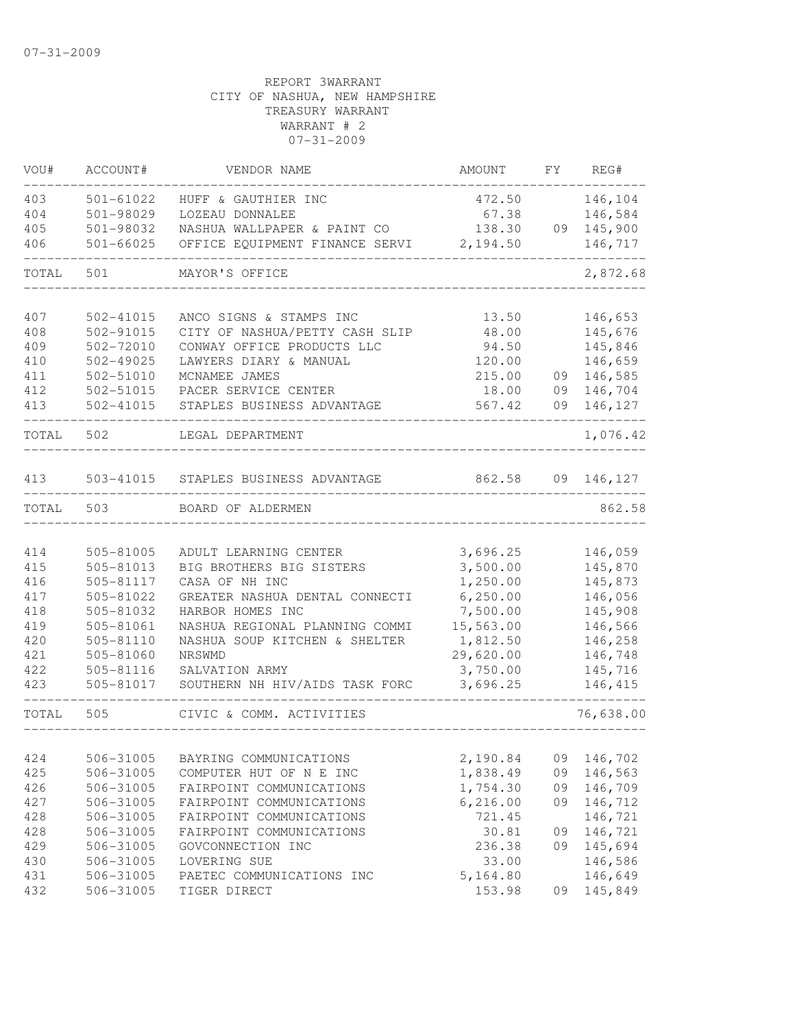07-31-2009

REPORT 3WARRANT
CITY OF NASHUA, NEW HAMPSHIRE
TREASURY WARRANT
WARRANT # 2
07-31-2009

| VOU# | ACCOUNT# | VENDOR NAME | AMOUNT | FY | REG# |
|---|---|---|---|---|---|
| 403 | 501-61022 | HUFF & GAUTHIER INC | 472.50 | | 146,104 |
| 404 | 501-98029 | LOZEAU DONNALEE | 67.38 | | 146,584 |
| 405 | 501-98032 | NASHUA WALLPAPER & PAINT CO | 138.30 | 09 | 145,900 |
| 406 | 501-66025 | OFFICE EQUIPMENT FINANCE SERVI | 2,194.50 | | 146,717 |
| TOTAL | 501 | MAYOR'S OFFICE | | | 2,872.68 |
| 407 | 502-41015 | ANCO SIGNS & STAMPS INC | 13.50 | | 146,653 |
| 408 | 502-91015 | CITY OF NASHUA/PETTY CASH SLIP | 48.00 | | 145,676 |
| 409 | 502-72010 | CONWAY OFFICE PRODUCTS LLC | 94.50 | | 145,846 |
| 410 | 502-49025 | LAWYERS DIARY & MANUAL | 120.00 | | 146,659 |
| 411 | 502-51010 | MCNAMEE JAMES | 215.00 | 09 | 146,585 |
| 412 | 502-51015 | PACER SERVICE CENTER | 18.00 | 09 | 146,704 |
| 413 | 502-41015 | STAPLES BUSINESS ADVANTAGE | 567.42 | 09 | 146,127 |
| TOTAL | 502 | LEGAL DEPARTMENT | | | 1,076.42 |
| 413 | 503-41015 | STAPLES BUSINESS ADVANTAGE | 862.58 | 09 | 146,127 |
| TOTAL | 503 | BOARD OF ALDERMEN | | | 862.58 |
| 414 | 505-81005 | ADULT LEARNING CENTER | 3,696.25 | | 146,059 |
| 415 | 505-81013 | BIG BROTHERS BIG SISTERS | 3,500.00 | | 145,870 |
| 416 | 505-81117 | CASA OF NH INC | 1,250.00 | | 145,873 |
| 417 | 505-81022 | GREATER NASHUA DENTAL CONNECTI | 6,250.00 | | 146,056 |
| 418 | 505-81032 | HARBOR HOMES INC | 7,500.00 | | 145,908 |
| 419 | 505-81061 | NASHUA REGIONAL PLANNING COMMI | 15,563.00 | | 146,566 |
| 420 | 505-81110 | NASHUA SOUP KITCHEN & SHELTER | 1,812.50 | | 146,258 |
| 421 | 505-81060 | NRSWMD | 29,620.00 | | 146,748 |
| 422 | 505-81116 | SALVATION ARMY | 3,750.00 | | 145,716 |
| 423 | 505-81017 | SOUTHERN NH HIV/AIDS TASK FORC | 3,696.25 | | 146,415 |
| TOTAL | 505 | CIVIC & COMM. ACTIVITIES | | | 76,638.00 |
| 424 | 506-31005 | BAYRING COMMUNICATIONS | 2,190.84 | 09 | 146,702 |
| 425 | 506-31005 | COMPUTER HUT OF N E INC | 1,838.49 | 09 | 146,563 |
| 426 | 506-31005 | FAIRPOINT COMMUNICATIONS | 1,754.30 | 09 | 146,709 |
| 427 | 506-31005 | FAIRPOINT COMMUNICATIONS | 6,216.00 | 09 | 146,712 |
| 428 | 506-31005 | FAIRPOINT COMMUNICATIONS | 721.45 | | 146,721 |
| 428 | 506-31005 | FAIRPOINT COMMUNICATIONS | 30.81 | 09 | 146,721 |
| 429 | 506-31005 | GOVCONNECTION INC | 236.38 | 09 | 145,694 |
| 430 | 506-31005 | LOVERING SUE | 33.00 | | 146,586 |
| 431 | 506-31005 | PAETEC COMMUNICATIONS INC | 5,164.80 | | 146,649 |
| 432 | 506-31005 | TIGER DIRECT | 153.98 | 09 | 145,849 |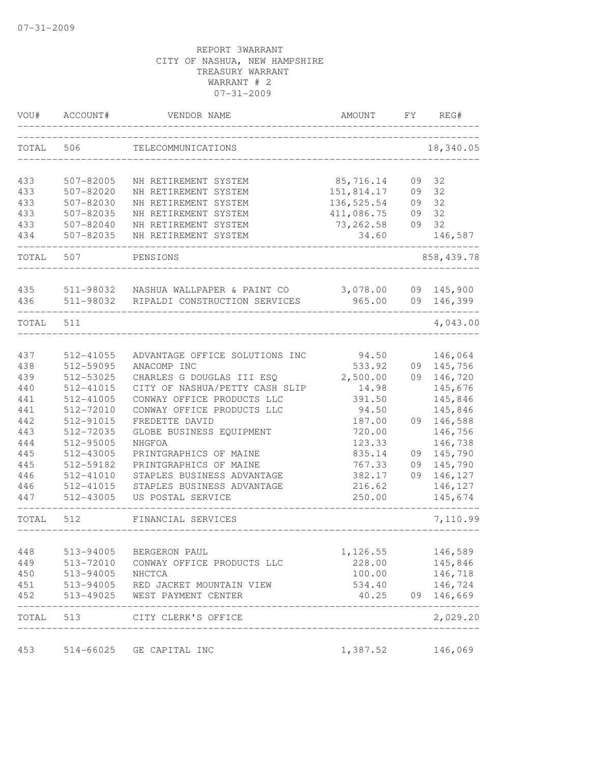07-31-2009

REPORT 3WARRANT
CITY OF NASHUA, NEW HAMPSHIRE
TREASURY WARRANT
WARRANT # 2
07-31-2009

| VOU# | ACCOUNT# | VENDOR NAME | AMOUNT | FY | REG# |
|---|---|---|---|---|---|
| TOTAL | 506 | TELECOMMUNICATIONS | | | 18,340.05 |
| 433 | 507-82005 | NH RETIREMENT SYSTEM | 85,716.14 | 09 | 32 |
| 433 | 507-82020 | NH RETIREMENT SYSTEM | 151,814.17 | 09 | 32 |
| 433 | 507-82030 | NH RETIREMENT SYSTEM | 136,525.54 | 09 | 32 |
| 433 | 507-82035 | NH RETIREMENT SYSTEM | 411,086.75 | 09 | 32 |
| 433 | 507-82040 | NH RETIREMENT SYSTEM | 73,262.58 | 09 | 32 |
| 434 | 507-82035 | NH RETIREMENT SYSTEM | 34.60 | | 146,587 |
| TOTAL | 507 | PENSIONS | | | 858,439.78 |
| 435 | 511-98032 | NASHUA WALLPAPER & PAINT CO | 3,078.00 | 09 | 145,900 |
| 436 | 511-98032 | RIPALDI CONSTRUCTION SERVICES | 965.00 | 09 | 146,399 |
| TOTAL | 511 | | | | 4,043.00 |
| 437 | 512-41055 | ADVANTAGE OFFICE SOLUTIONS INC | 94.50 | | 146,064 |
| 438 | 512-59095 | ANACOMP INC | 533.92 | 09 | 145,756 |
| 439 | 512-53025 | CHARLES G DOUGLAS III ESQ | 2,500.00 | 09 | 146,720 |
| 440 | 512-41015 | CITY OF NASHUA/PETTY CASH SLIP | 14.98 | | 145,676 |
| 441 | 512-41005 | CONWAY OFFICE PRODUCTS LLC | 391.50 | | 145,846 |
| 441 | 512-72010 | CONWAY OFFICE PRODUCTS LLC | 94.50 | | 145,846 |
| 442 | 512-91015 | FREDETTE DAVID | 187.00 | 09 | 146,588 |
| 443 | 512-72035 | GLOBE BUSINESS EQUIPMENT | 720.00 | | 146,756 |
| 444 | 512-95005 | NHGFOA | 123.33 | | 146,738 |
| 445 | 512-43005 | PRINTGRAPHICS OF MAINE | 835.14 | 09 | 145,790 |
| 445 | 512-59182 | PRINTGRAPHICS OF MAINE | 767.33 | 09 | 145,790 |
| 446 | 512-41010 | STAPLES BUSINESS ADVANTAGE | 382.17 | 09 | 146,127 |
| 446 | 512-41015 | STAPLES BUSINESS ADVANTAGE | 216.62 | | 146,127 |
| 447 | 512-43005 | US POSTAL SERVICE | 250.00 | | 145,674 |
| TOTAL | 512 | FINANCIAL SERVICES | | | 7,110.99 |
| 448 | 513-94005 | BERGERON PAUL | 1,126.55 | | 146,589 |
| 449 | 513-72010 | CONWAY OFFICE PRODUCTS LLC | 228.00 | | 145,846 |
| 450 | 513-94005 | NHCTCA | 100.00 | | 146,718 |
| 451 | 513-94005 | RED JACKET MOUNTAIN VIEW | 534.40 | | 146,724 |
| 452 | 513-49025 | WEST PAYMENT CENTER | 40.25 | 09 | 146,669 |
| TOTAL | 513 | CITY CLERK'S OFFICE | | | 2,029.20 |
| 453 | 514-66025 | GE CAPITAL INC | 1,387.52 | | 146,069 |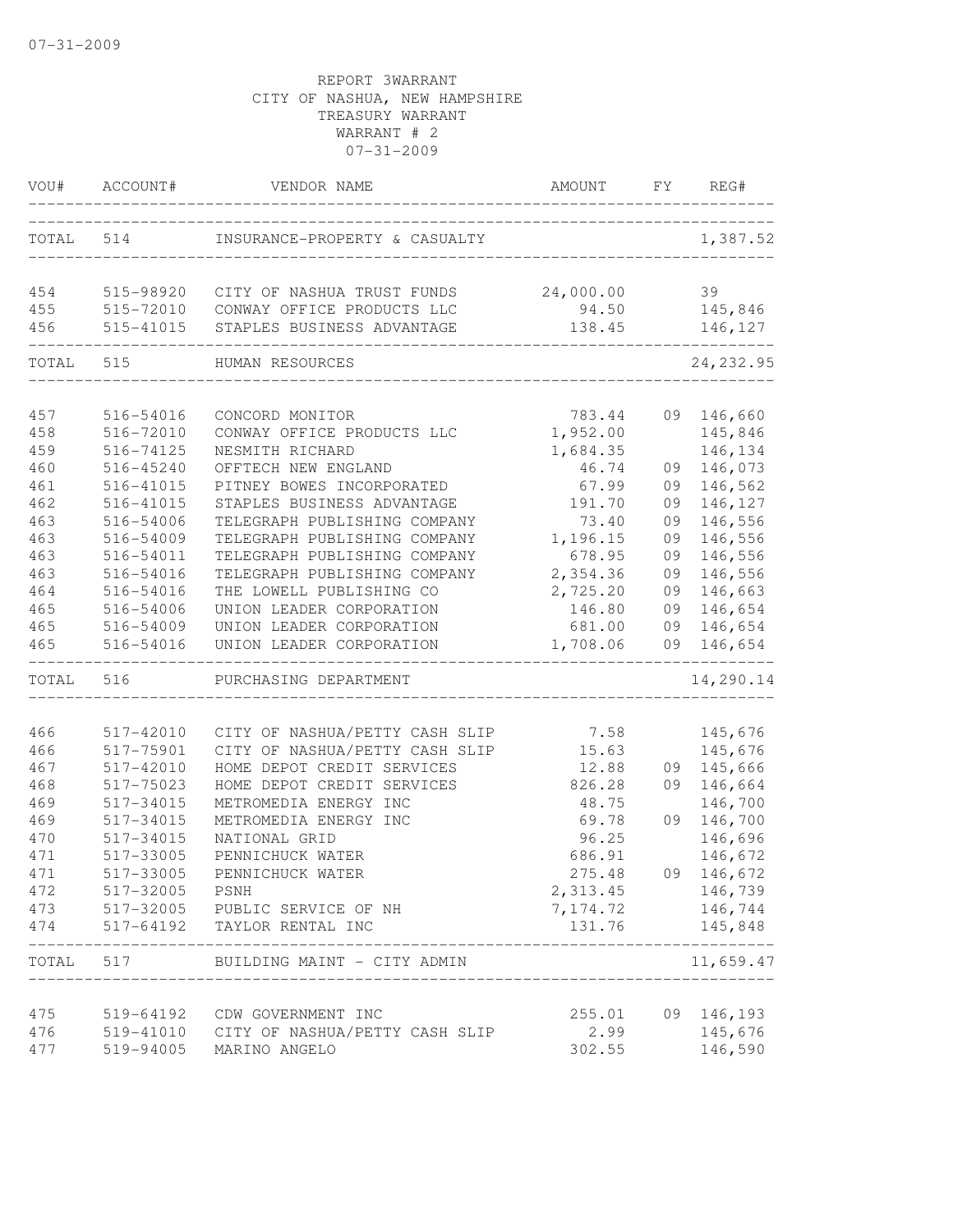07-31-2009

REPORT 3WARRANT
CITY OF NASHUA, NEW HAMPSHIRE
TREASURY WARRANT
WARRANT # 2
07-31-2009

| VOU# | ACCOUNT# | VENDOR NAME | AMOUNT | FY | REG# |
|---|---|---|---|---|---|
| TOTAL | 514 | INSURANCE-PROPERTY & CASUALTY | | | 1,387.52 |
| 454 | 515-98920 | CITY OF NASHUA TRUST FUNDS | 24,000.00 | | 39 |
| 455 | 515-72010 | CONWAY OFFICE PRODUCTS LLC | 94.50 | | 145,846 |
| 456 | 515-41015 | STAPLES BUSINESS ADVANTAGE | 138.45 | | 146,127 |
| TOTAL | 515 | HUMAN RESOURCES | | | 24,232.95 |
| 457 | 516-54016 | CONCORD MONITOR | 783.44 | 09 | 146,660 |
| 458 | 516-72010 | CONWAY OFFICE PRODUCTS LLC | 1,952.00 | | 145,846 |
| 459 | 516-74125 | NESMITH RICHARD | 1,684.35 | | 146,134 |
| 460 | 516-45240 | OFFTECH NEW ENGLAND | 46.74 | 09 | 146,073 |
| 461 | 516-41015 | PITNEY BOWES INCORPORATED | 67.99 | 09 | 146,562 |
| 462 | 516-41015 | STAPLES BUSINESS ADVANTAGE | 191.70 | 09 | 146,127 |
| 463 | 516-54006 | TELEGRAPH PUBLISHING COMPANY | 73.40 | 09 | 146,556 |
| 463 | 516-54009 | TELEGRAPH PUBLISHING COMPANY | 1,196.15 | 09 | 146,556 |
| 463 | 516-54011 | TELEGRAPH PUBLISHING COMPANY | 678.95 | 09 | 146,556 |
| 463 | 516-54016 | TELEGRAPH PUBLISHING COMPANY | 2,354.36 | 09 | 146,556 |
| 464 | 516-54016 | THE LOWELL PUBLISHING CO | 2,725.20 | 09 | 146,663 |
| 465 | 516-54006 | UNION LEADER CORPORATION | 146.80 | 09 | 146,654 |
| 465 | 516-54009 | UNION LEADER CORPORATION | 681.00 | 09 | 146,654 |
| 465 | 516-54016 | UNION LEADER CORPORATION | 1,708.06 | 09 | 146,654 |
| TOTAL | 516 | PURCHASING DEPARTMENT | | | 14,290.14 |
| 466 | 517-42010 | CITY OF NASHUA/PETTY CASH SLIP | 7.58 | | 145,676 |
| 466 | 517-75901 | CITY OF NASHUA/PETTY CASH SLIP | 15.63 | | 145,676 |
| 467 | 517-42010 | HOME DEPOT CREDIT SERVICES | 12.88 | 09 | 145,666 |
| 468 | 517-75023 | HOME DEPOT CREDIT SERVICES | 826.28 | 09 | 146,664 |
| 469 | 517-34015 | METROMEDIA ENERGY INC | 48.75 | | 146,700 |
| 469 | 517-34015 | METROMEDIA ENERGY INC | 69.78 | 09 | 146,700 |
| 470 | 517-34015 | NATIONAL GRID | 96.25 | | 146,696 |
| 471 | 517-33005 | PENNICHUCK WATER | 686.91 | | 146,672 |
| 471 | 517-33005 | PENNICHUCK WATER | 275.48 | 09 | 146,672 |
| 472 | 517-32005 | PSNH | 2,313.45 | | 146,739 |
| 473 | 517-32005 | PUBLIC SERVICE OF NH | 7,174.72 | | 146,744 |
| 474 | 517-64192 | TAYLOR RENTAL INC | 131.76 | | 145,848 |
| TOTAL | 517 | BUILDING MAINT - CITY ADMIN | | | 11,659.47 |
| 475 | 519-64192 | CDW GOVERNMENT INC | 255.01 | 09 | 146,193 |
| 476 | 519-41010 | CITY OF NASHUA/PETTY CASH SLIP | 2.99 | | 145,676 |
| 477 | 519-94005 | MARINO ANGELO | 302.55 | | 146,590 |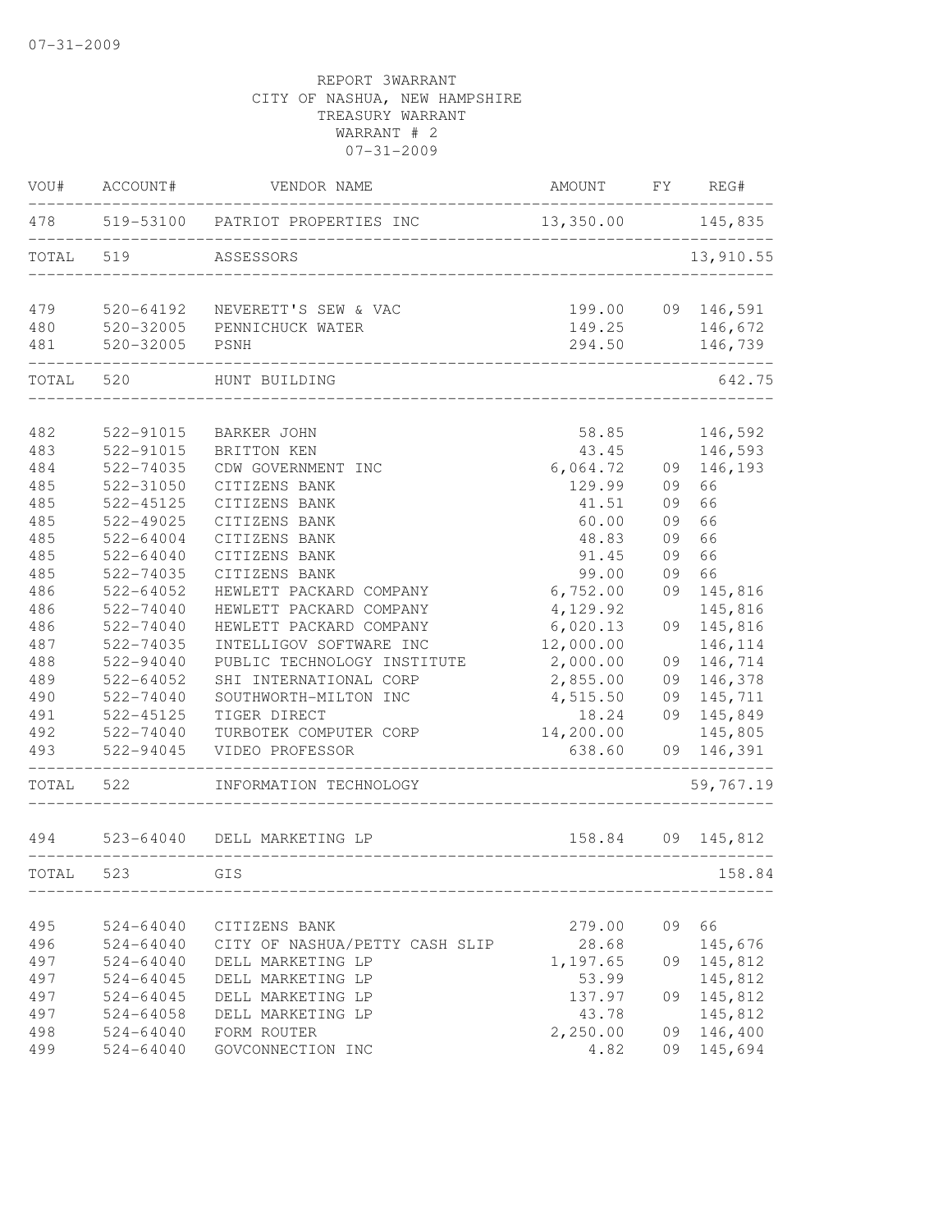07-31-2009

REPORT 3WARRANT
CITY OF NASHUA, NEW HAMPSHIRE
TREASURY WARRANT
WARRANT # 2
07-31-2009

| VOU# | ACCOUNT# | VENDOR NAME | AMOUNT | FY | REG# |
|---|---|---|---|---|---|
| 478 | 519-53100 | PATRIOT PROPERTIES INC | 13,350.00 | | 145,835 |
| TOTAL | 519 | ASSESSORS | | | 13,910.55 |
| 479 | 520-64192 | NEVERETT'S SEW & VAC | 199.00 | 09 | 146,591 |
| 480 | 520-32005 | PENNICHUCK WATER | 149.25 | | 146,672 |
| 481 | 520-32005 | PSNH | 294.50 | | 146,739 |
| TOTAL | 520 | HUNT BUILDING | | | 642.75 |
| 482 | 522-91015 | BARKER JOHN | 58.85 | | 146,592 |
| 483 | 522-91015 | BRITTON KEN | 43.45 | | 146,593 |
| 484 | 522-74035 | CDW GOVERNMENT INC | 6,064.72 | 09 | 146,193 |
| 485 | 522-31050 | CITIZENS BANK | 129.99 | 09 | 66 |
| 485 | 522-45125 | CITIZENS BANK | 41.51 | 09 | 66 |
| 485 | 522-49025 | CITIZENS BANK | 60.00 | 09 | 66 |
| 485 | 522-64004 | CITIZENS BANK | 48.83 | 09 | 66 |
| 485 | 522-64040 | CITIZENS BANK | 91.45 | 09 | 66 |
| 485 | 522-74035 | CITIZENS BANK | 99.00 | 09 | 66 |
| 486 | 522-64052 | HEWLETT PACKARD COMPANY | 6,752.00 | 09 | 145,816 |
| 486 | 522-74040 | HEWLETT PACKARD COMPANY | 4,129.92 | | 145,816 |
| 486 | 522-74040 | HEWLETT PACKARD COMPANY | 6,020.13 | 09 | 145,816 |
| 487 | 522-74035 | INTELLIGOV SOFTWARE INC | 12,000.00 | | 146,114 |
| 488 | 522-94040 | PUBLIC TECHNOLOGY INSTITUTE | 2,000.00 | 09 | 146,714 |
| 489 | 522-64052 | SHI INTERNATIONAL CORP | 2,855.00 | 09 | 146,378 |
| 490 | 522-74040 | SOUTHWORTH-MILTON INC | 4,515.50 | 09 | 145,711 |
| 491 | 522-45125 | TIGER DIRECT | 18.24 | 09 | 145,849 |
| 492 | 522-74040 | TURBOTEK COMPUTER CORP | 14,200.00 | | 145,805 |
| 493 | 522-94045 | VIDEO PROFESSOR | 638.60 | 09 | 146,391 |
| TOTAL | 522 | INFORMATION TECHNOLOGY | | | 59,767.19 |
| 494 | 523-64040 | DELL MARKETING LP | 158.84 | 09 | 145,812 |
| TOTAL | 523 | GIS | | | 158.84 |
| 495 | 524-64040 | CITIZENS BANK | 279.00 | 09 | 66 |
| 496 | 524-64040 | CITY OF NASHUA/PETTY CASH SLIP | 28.68 | | 145,676 |
| 497 | 524-64040 | DELL MARKETING LP | 1,197.65 | 09 | 145,812 |
| 497 | 524-64045 | DELL MARKETING LP | 53.99 | | 145,812 |
| 497 | 524-64045 | DELL MARKETING LP | 137.97 | 09 | 145,812 |
| 497 | 524-64058 | DELL MARKETING LP | 43.78 | | 145,812 |
| 498 | 524-64040 | FORM ROUTER | 2,250.00 | 09 | 146,400 |
| 499 | 524-64040 | GOVCONNECTION INC | 4.82 | 09 | 145,694 |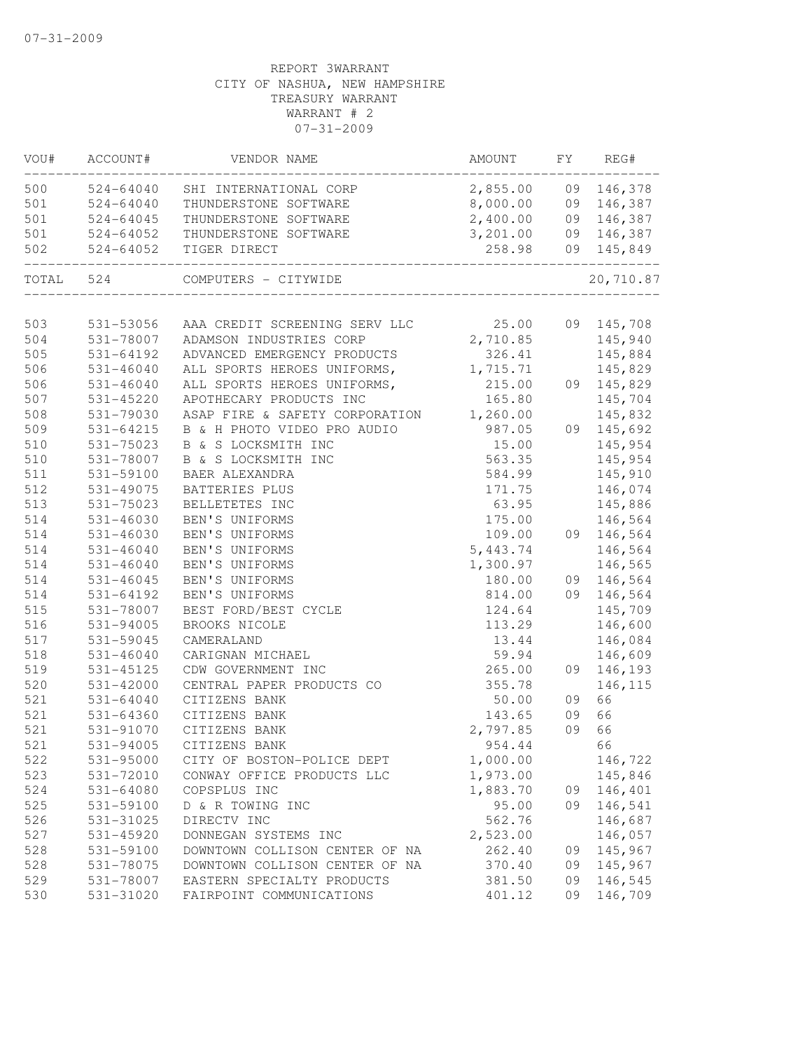07-31-2009

REPORT 3WARRANT
CITY OF NASHUA, NEW HAMPSHIRE
TREASURY WARRANT
WARRANT # 2
07-31-2009

| VOU# | ACCOUNT# | VENDOR NAME | AMOUNT | FY | REG# |
|---|---|---|---|---|---|
| 500 | 524-64040 | SHI INTERNATIONAL CORP | 2,855.00 | 09 | 146,378 |
| 501 | 524-64040 | THUNDERSTONE SOFTWARE | 8,000.00 | 09 | 146,387 |
| 501 | 524-64045 | THUNDERSTONE SOFTWARE | 2,400.00 | 09 | 146,387 |
| 501 | 524-64052 | THUNDERSTONE SOFTWARE | 3,201.00 | 09 | 146,387 |
| 502 | 524-64052 | TIGER DIRECT | 258.98 | 09 | 145,849 |
| TOTAL | 524 | COMPUTERS - CITYWIDE | | | 20,710.87 |
| 503 | 531-53056 | AAA CREDIT SCREENING SERV LLC | 25.00 | 09 | 145,708 |
| 504 | 531-78007 | ADAMSON INDUSTRIES CORP | 2,710.85 | | 145,940 |
| 505 | 531-64192 | ADVANCED EMERGENCY PRODUCTS | 326.41 | | 145,884 |
| 506 | 531-46040 | ALL SPORTS HEROES UNIFORMS, | 1,715.71 | | 145,829 |
| 506 | 531-46040 | ALL SPORTS HEROES UNIFORMS, | 215.00 | 09 | 145,829 |
| 507 | 531-45220 | APOTHECARY PRODUCTS INC | 165.80 | | 145,704 |
| 508 | 531-79030 | ASAP FIRE & SAFETY CORPORATION | 1,260.00 | | 145,832 |
| 509 | 531-64215 | B & H PHOTO VIDEO PRO AUDIO | 987.05 | 09 | 145,692 |
| 510 | 531-75023 | B & S LOCKSMITH INC | 15.00 | | 145,954 |
| 510 | 531-78007 | B & S LOCKSMITH INC | 563.35 | | 145,954 |
| 511 | 531-59100 | BAER ALEXANDRA | 584.99 | | 145,910 |
| 512 | 531-49075 | BATTERIES PLUS | 171.75 | | 146,074 |
| 513 | 531-75023 | BELLETETES INC | 63.95 | | 145,886 |
| 514 | 531-46030 | BEN'S UNIFORMS | 175.00 | | 146,564 |
| 514 | 531-46030 | BEN'S UNIFORMS | 109.00 | 09 | 146,564 |
| 514 | 531-46040 | BEN'S UNIFORMS | 5,443.74 | | 146,564 |
| 514 | 531-46040 | BEN'S UNIFORMS | 1,300.97 | | 146,565 |
| 514 | 531-46045 | BEN'S UNIFORMS | 180.00 | 09 | 146,564 |
| 514 | 531-64192 | BEN'S UNIFORMS | 814.00 | 09 | 146,564 |
| 515 | 531-78007 | BEST FORD/BEST CYCLE | 124.64 | | 145,709 |
| 516 | 531-94005 | BROOKS NICOLE | 113.29 | | 146,600 |
| 517 | 531-59045 | CAMERALAND | 13.44 | | 146,084 |
| 518 | 531-46040 | CARIGNAN MICHAEL | 59.94 | | 146,609 |
| 519 | 531-45125 | CDW GOVERNMENT INC | 265.00 | 09 | 146,193 |
| 520 | 531-42000 | CENTRAL PAPER PRODUCTS CO | 355.78 | | 146,115 |
| 521 | 531-64040 | CITIZENS BANK | 50.00 | 09 | 66 |
| 521 | 531-64360 | CITIZENS BANK | 143.65 | 09 | 66 |
| 521 | 531-91070 | CITIZENS BANK | 2,797.85 | 09 | 66 |
| 521 | 531-94005 | CITIZENS BANK | 954.44 | | 66 |
| 522 | 531-95000 | CITY OF BOSTON-POLICE DEPT | 1,000.00 | | 146,722 |
| 523 | 531-72010 | CONWAY OFFICE PRODUCTS LLC | 1,973.00 | | 145,846 |
| 524 | 531-64080 | COPSPLUS INC | 1,883.70 | 09 | 146,401 |
| 525 | 531-59100 | D & R TOWING INC | 95.00 | 09 | 146,541 |
| 526 | 531-31025 | DIRECTV INC | 562.76 | | 146,687 |
| 527 | 531-45920 | DONNEGAN SYSTEMS INC | 2,523.00 | | 146,057 |
| 528 | 531-59100 | DOWNTOWN COLLISON CENTER OF NA | 262.40 | 09 | 145,967 |
| 528 | 531-78075 | DOWNTOWN COLLISON CENTER OF NA | 370.40 | 09 | 145,967 |
| 529 | 531-78007 | EASTERN SPECIALTY PRODUCTS | 381.50 | 09 | 146,545 |
| 530 | 531-31020 | FAIRPOINT COMMUNICATIONS | 401.12 | 09 | 146,709 |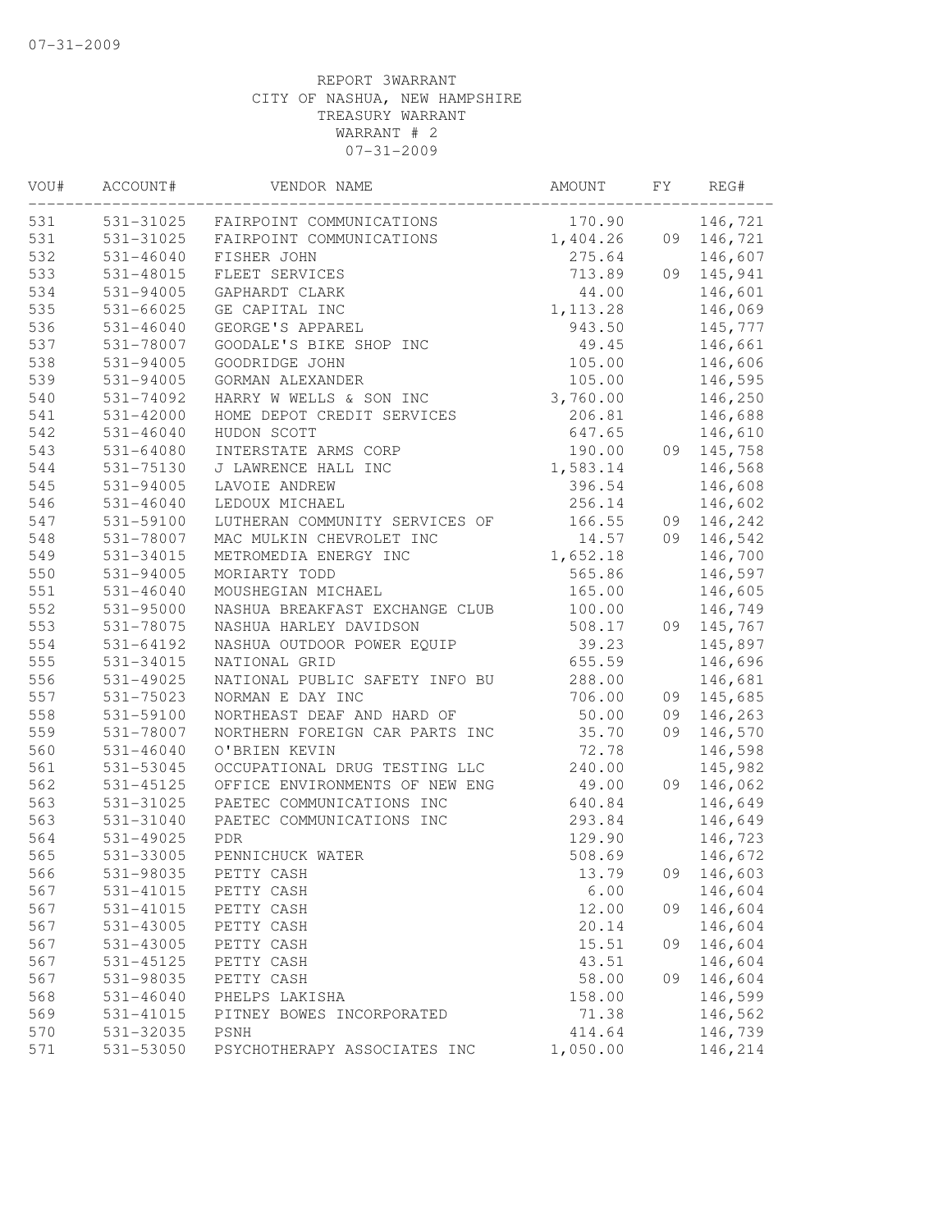REPORT 3WARRANT
CITY OF NASHUA, NEW HAMPSHIRE
TREASURY WARRANT
WARRANT # 2
07-31-2009

| VOU# | ACCOUNT# | VENDOR NAME | AMOUNT | FY | REG# |
|---|---|---|---|---|---|
| 531 | 531-31025 | FAIRPOINT COMMUNICATIONS | 170.90 | | 146,721 |
| 531 | 531-31025 | FAIRPOINT COMMUNICATIONS | 1,404.26 | 09 | 146,721 |
| 532 | 531-46040 | FISHER JOHN | 275.64 | | 146,607 |
| 533 | 531-48015 | FLEET SERVICES | 713.89 | 09 | 145,941 |
| 534 | 531-94005 | GAPHARDT CLARK | 44.00 | | 146,601 |
| 535 | 531-66025 | GE CAPITAL INC | 1,113.28 | | 146,069 |
| 536 | 531-46040 | GEORGE'S APPAREL | 943.50 | | 145,777 |
| 537 | 531-78007 | GOODALE'S BIKE SHOP INC | 49.45 | | 146,661 |
| 538 | 531-94005 | GOODRIDGE JOHN | 105.00 | | 146,606 |
| 539 | 531-94005 | GORMAN ALEXANDER | 105.00 | | 146,595 |
| 540 | 531-74092 | HARRY W WELLS & SON INC | 3,760.00 | | 146,250 |
| 541 | 531-42000 | HOME DEPOT CREDIT SERVICES | 206.81 | | 146,688 |
| 542 | 531-46040 | HUDON SCOTT | 647.65 | | 146,610 |
| 543 | 531-64080 | INTERSTATE ARMS CORP | 190.00 | 09 | 145,758 |
| 544 | 531-75130 | J LAWRENCE HALL INC | 1,583.14 | | 146,568 |
| 545 | 531-94005 | LAVOIE ANDREW | 396.54 | | 146,608 |
| 546 | 531-46040 | LEDOUX MICHAEL | 256.14 | | 146,602 |
| 547 | 531-59100 | LUTHERAN COMMUNITY SERVICES OF | 166.55 | 09 | 146,242 |
| 548 | 531-78007 | MAC MULKIN CHEVROLET INC | 14.57 | 09 | 146,542 |
| 549 | 531-34015 | METROMEDIA ENERGY INC | 1,652.18 | | 146,700 |
| 550 | 531-94005 | MORIARTY TODD | 565.86 | | 146,597 |
| 551 | 531-46040 | MOUSHEGIAN MICHAEL | 165.00 | | 146,605 |
| 552 | 531-95000 | NASHUA BREAKFAST EXCHANGE CLUB | 100.00 | | 146,749 |
| 553 | 531-78075 | NASHUA HARLEY DAVIDSON | 508.17 | 09 | 145,767 |
| 554 | 531-64192 | NASHUA OUTDOOR POWER EQUIP | 39.23 | | 145,897 |
| 555 | 531-34015 | NATIONAL GRID | 655.59 | | 146,696 |
| 556 | 531-49025 | NATIONAL PUBLIC SAFETY INFO BU | 288.00 | | 146,681 |
| 557 | 531-75023 | NORMAN E DAY INC | 706.00 | 09 | 145,685 |
| 558 | 531-59100 | NORTHEAST DEAF AND HARD OF | 50.00 | 09 | 146,263 |
| 559 | 531-78007 | NORTHERN FOREIGN CAR PARTS INC | 35.70 | 09 | 146,570 |
| 560 | 531-46040 | O'BRIEN KEVIN | 72.78 | | 146,598 |
| 561 | 531-53045 | OCCUPATIONAL DRUG TESTING LLC | 240.00 | | 145,982 |
| 562 | 531-45125 | OFFICE ENVIRONMENTS OF NEW ENG | 49.00 | 09 | 146,062 |
| 563 | 531-31025 | PAETEC COMMUNICATIONS INC | 640.84 | | 146,649 |
| 563 | 531-31040 | PAETEC COMMUNICATIONS INC | 293.84 | | 146,649 |
| 564 | 531-49025 | PDR | 129.90 | | 146,723 |
| 565 | 531-33005 | PENNICHUCK WATER | 508.69 | | 146,672 |
| 566 | 531-98035 | PETTY CASH | 13.79 | 09 | 146,603 |
| 567 | 531-41015 | PETTY CASH | 6.00 | | 146,604 |
| 567 | 531-41015 | PETTY CASH | 12.00 | 09 | 146,604 |
| 567 | 531-43005 | PETTY CASH | 20.14 | | 146,604 |
| 567 | 531-43005 | PETTY CASH | 15.51 | 09 | 146,604 |
| 567 | 531-45125 | PETTY CASH | 43.51 | | 146,604 |
| 567 | 531-98035 | PETTY CASH | 58.00 | 09 | 146,604 |
| 568 | 531-46040 | PHELPS LAKISHA | 158.00 | | 146,599 |
| 569 | 531-41015 | PITNEY BOWES INCORPORATED | 71.38 | | 146,562 |
| 570 | 531-32035 | PSNH | 414.64 | | 146,739 |
| 571 | 531-53050 | PSYCHOTHERAPY ASSOCIATES INC | 1,050.00 | | 146,214 |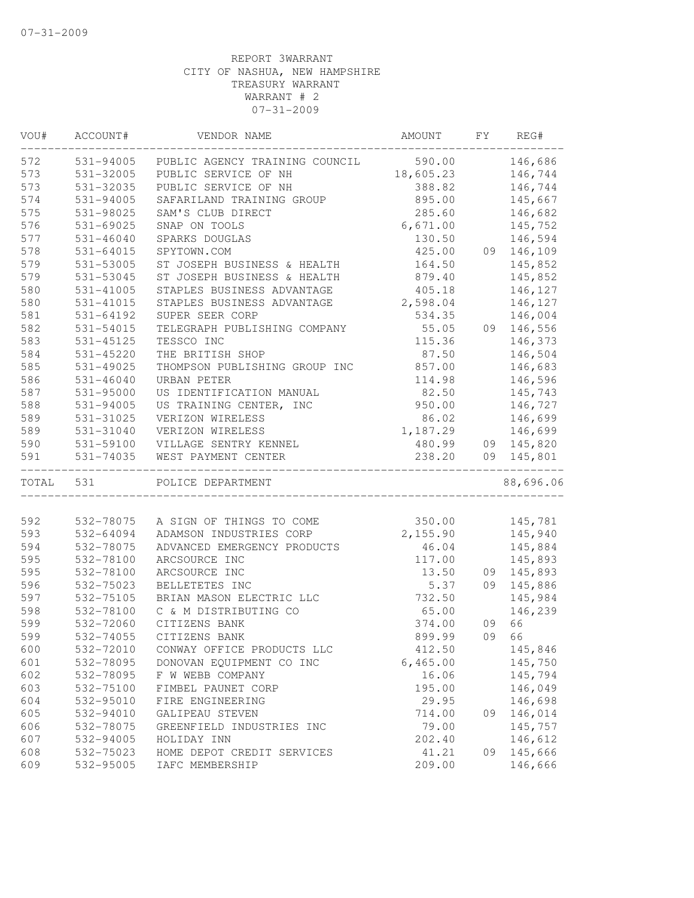07-31-2009

REPORT 3WARRANT
CITY OF NASHUA, NEW HAMPSHIRE
TREASURY WARRANT
WARRANT # 2
07-31-2009

| VOU# | ACCOUNT# | VENDOR NAME | AMOUNT | FY | REG# |
|---|---|---|---|---|---|
| 572 | 531-94005 | PUBLIC AGENCY TRAINING COUNCIL | 590.00 | | 146,686 |
| 573 | 531-32005 | PUBLIC SERVICE OF NH | 18,605.23 | | 146,744 |
| 573 | 531-32035 | PUBLIC SERVICE OF NH | 388.82 | | 146,744 |
| 574 | 531-94005 | SAFARILAND TRAINING GROUP | 895.00 | | 145,667 |
| 575 | 531-98025 | SAM'S CLUB DIRECT | 285.60 | | 146,682 |
| 576 | 531-69025 | SNAP ON TOOLS | 6,671.00 | | 145,752 |
| 577 | 531-46040 | SPARKS DOUGLAS | 130.50 | | 146,594 |
| 578 | 531-64015 | SPYTOWN.COM | 425.00 | 09 | 146,109 |
| 579 | 531-53005 | ST JOSEPH BUSINESS & HEALTH | 164.50 | | 145,852 |
| 579 | 531-53045 | ST JOSEPH BUSINESS & HEALTH | 879.40 | | 145,852 |
| 580 | 531-41005 | STAPLES BUSINESS ADVANTAGE | 405.18 | | 146,127 |
| 580 | 531-41015 | STAPLES BUSINESS ADVANTAGE | 2,598.04 | | 146,127 |
| 581 | 531-64192 | SUPER SEER CORP | 534.35 | | 146,004 |
| 582 | 531-54015 | TELEGRAPH PUBLISHING COMPANY | 55.05 | 09 | 146,556 |
| 583 | 531-45125 | TESSCO INC | 115.36 | | 146,373 |
| 584 | 531-45220 | THE BRITISH SHOP | 87.50 | | 146,504 |
| 585 | 531-49025 | THOMPSON PUBLISHING GROUP INC | 857.00 | | 146,683 |
| 586 | 531-46040 | URBAN PETER | 114.98 | | 146,596 |
| 587 | 531-95000 | US IDENTIFICATION MANUAL | 82.50 | | 145,743 |
| 588 | 531-94005 | US TRAINING CENTER, INC | 950.00 | | 146,727 |
| 589 | 531-31025 | VERIZON WIRELESS | 86.02 | | 146,699 |
| 589 | 531-31040 | VERIZON WIRELESS | 1,187.29 | | 146,699 |
| 590 | 531-59100 | VILLAGE SENTRY KENNEL | 480.99 | 09 | 145,820 |
| 591 | 531-74035 | WEST PAYMENT CENTER | 238.20 | 09 | 145,801 |
| TOTAL | 531 | POLICE DEPARTMENT | | | 88,696.06 |
| 592 | 532-78075 | A SIGN OF THINGS TO COME | 350.00 | | 145,781 |
| 593 | 532-64094 | ADAMSON INDUSTRIES CORP | 2,155.90 | | 145,940 |
| 594 | 532-78075 | ADVANCED EMERGENCY PRODUCTS | 46.04 | | 145,884 |
| 595 | 532-78100 | ARCSOURCE INC | 117.00 | | 145,893 |
| 595 | 532-78100 | ARCSOURCE INC | 13.50 | 09 | 145,893 |
| 596 | 532-75023 | BELLETETES INC | 5.37 | 09 | 145,886 |
| 597 | 532-75105 | BRIAN MASON ELECTRIC LLC | 732.50 | | 145,984 |
| 598 | 532-78100 | C & M DISTRIBUTING CO | 65.00 | | 146,239 |
| 599 | 532-72060 | CITIZENS BANK | 374.00 | 09 | 66 |
| 599 | 532-74055 | CITIZENS BANK | 899.99 | 09 | 66 |
| 600 | 532-72010 | CONWAY OFFICE PRODUCTS LLC | 412.50 | | 145,846 |
| 601 | 532-78095 | DONOVAN EQUIPMENT CO INC | 6,465.00 | | 145,750 |
| 602 | 532-78095 | F W WEBB COMPANY | 16.06 | | 145,794 |
| 603 | 532-75100 | FIMBEL PAUNET CORP | 195.00 | | 146,049 |
| 604 | 532-95010 | FIRE ENGINEERING | 29.95 | | 146,698 |
| 605 | 532-94010 | GALIPEAU STEVEN | 714.00 | 09 | 146,014 |
| 606 | 532-78075 | GREENFIELD INDUSTRIES INC | 79.00 | | 145,757 |
| 607 | 532-94005 | HOLIDAY INN | 202.40 | | 146,612 |
| 608 | 532-75023 | HOME DEPOT CREDIT SERVICES | 41.21 | 09 | 145,666 |
| 609 | 532-95005 | IAFC MEMBERSHIP | 209.00 | | 146,666 |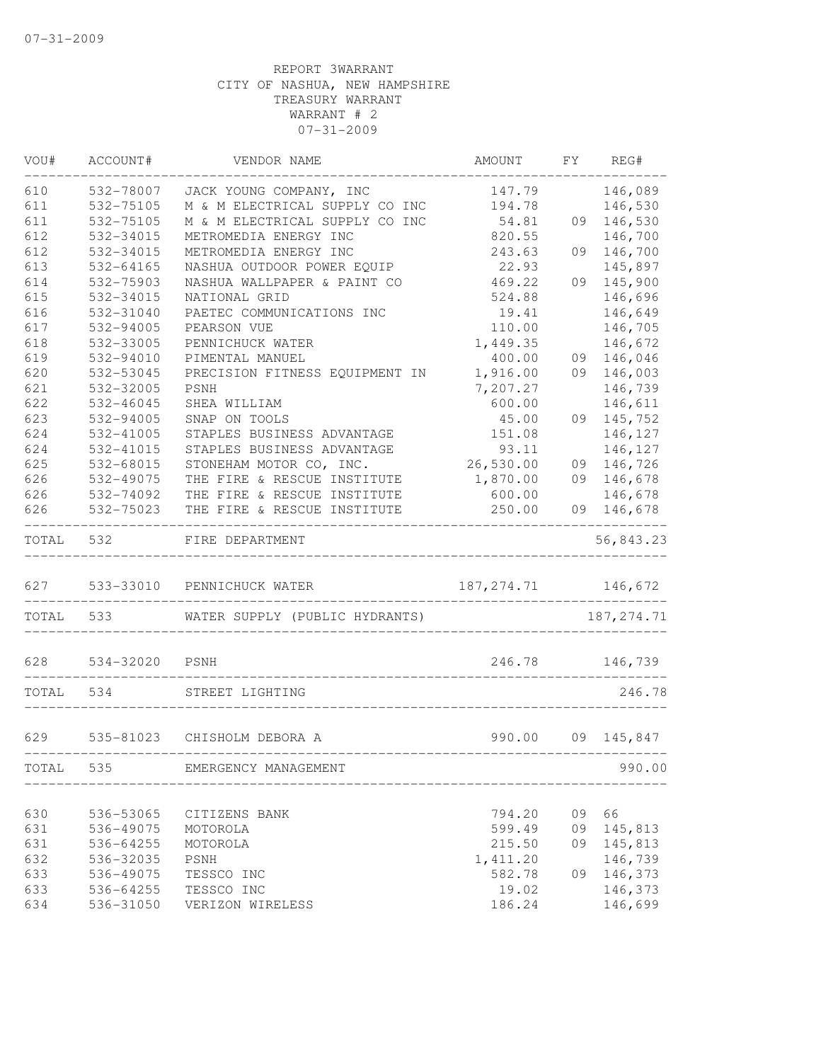REPORT 3WARRANT
CITY OF NASHUA, NEW HAMPSHIRE
TREASURY WARRANT
WARRANT # 2
07-31-2009

| VOU# | ACCOUNT# | VENDOR NAME | AMOUNT | FY | REG# |
|---|---|---|---|---|---|
| 610 | 532-78007 | JACK YOUNG COMPANY, INC | 147.79 | | 146,089 |
| 611 | 532-75105 | M & M ELECTRICAL SUPPLY CO INC | 194.78 | | 146,530 |
| 611 | 532-75105 | M & M ELECTRICAL SUPPLY CO INC | 54.81 | 09 | 146,530 |
| 612 | 532-34015 | METROMEDIA ENERGY INC | 820.55 | | 146,700 |
| 612 | 532-34015 | METROMEDIA ENERGY INC | 243.63 | 09 | 146,700 |
| 613 | 532-64165 | NASHUA OUTDOOR POWER EQUIP | 22.93 | | 145,897 |
| 614 | 532-75903 | NASHUA WALLPAPER & PAINT CO | 469.22 | 09 | 145,900 |
| 615 | 532-34015 | NATIONAL GRID | 524.88 | | 146,696 |
| 616 | 532-31040 | PAETEC COMMUNICATIONS INC | 19.41 | | 146,649 |
| 617 | 532-94005 | PEARSON VUE | 110.00 | | 146,705 |
| 618 | 532-33005 | PENNICHUCK WATER | 1,449.35 | | 146,672 |
| 619 | 532-94010 | PIMENTAL MANUEL | 400.00 | 09 | 146,046 |
| 620 | 532-53045 | PRECISION FITNESS EQUIPMENT IN | 1,916.00 | 09 | 146,003 |
| 621 | 532-32005 | PSNH | 7,207.27 | | 146,739 |
| 622 | 532-46045 | SHEA WILLIAM | 600.00 | | 146,611 |
| 623 | 532-94005 | SNAP ON TOOLS | 45.00 | 09 | 145,752 |
| 624 | 532-41005 | STAPLES BUSINESS ADVANTAGE | 151.08 | | 146,127 |
| 624 | 532-41015 | STAPLES BUSINESS ADVANTAGE | 93.11 | | 146,127 |
| 625 | 532-68015 | STONEHAM MOTOR CO, INC. | 26,530.00 | 09 | 146,726 |
| 626 | 532-49075 | THE FIRE & RESCUE INSTITUTE | 1,870.00 | 09 | 146,678 |
| 626 | 532-74092 | THE FIRE & RESCUE INSTITUTE | 600.00 | | 146,678 |
| 626 | 532-75023 | THE FIRE & RESCUE INSTITUTE | 250.00 | 09 | 146,678 |
| TOTAL | 532 | FIRE DEPARTMENT | | | 56,843.23 |
| 627 | 533-33010 | PENNICHUCK WATER | 187,274.71 | | 146,672 |
| TOTAL | 533 | WATER SUPPLY (PUBLIC HYDRANTS) | | | 187,274.71 |
| 628 | 534-32020 | PSNH | 246.78 | | 146,739 |
| TOTAL | 534 | STREET LIGHTING | | | 246.78 |
| 629 | 535-81023 | CHISHOLM DEBORA A | 990.00 | 09 | 145,847 |
| TOTAL | 535 | EMERGENCY MANAGEMENT | | | 990.00 |
| 630 | 536-53065 | CITIZENS BANK | 794.20 | 09 | 66 |
| 631 | 536-49075 | MOTOROLA | 599.49 | 09 | 145,813 |
| 631 | 536-64255 | MOTOROLA | 215.50 | 09 | 145,813 |
| 632 | 536-32035 | PSNH | 1,411.20 | | 146,739 |
| 633 | 536-49075 | TESSCO INC | 582.78 | 09 | 146,373 |
| 633 | 536-64255 | TESSCO INC | 19.02 | | 146,373 |
| 634 | 536-31050 | VERIZON WIRELESS | 186.24 | | 146,699 |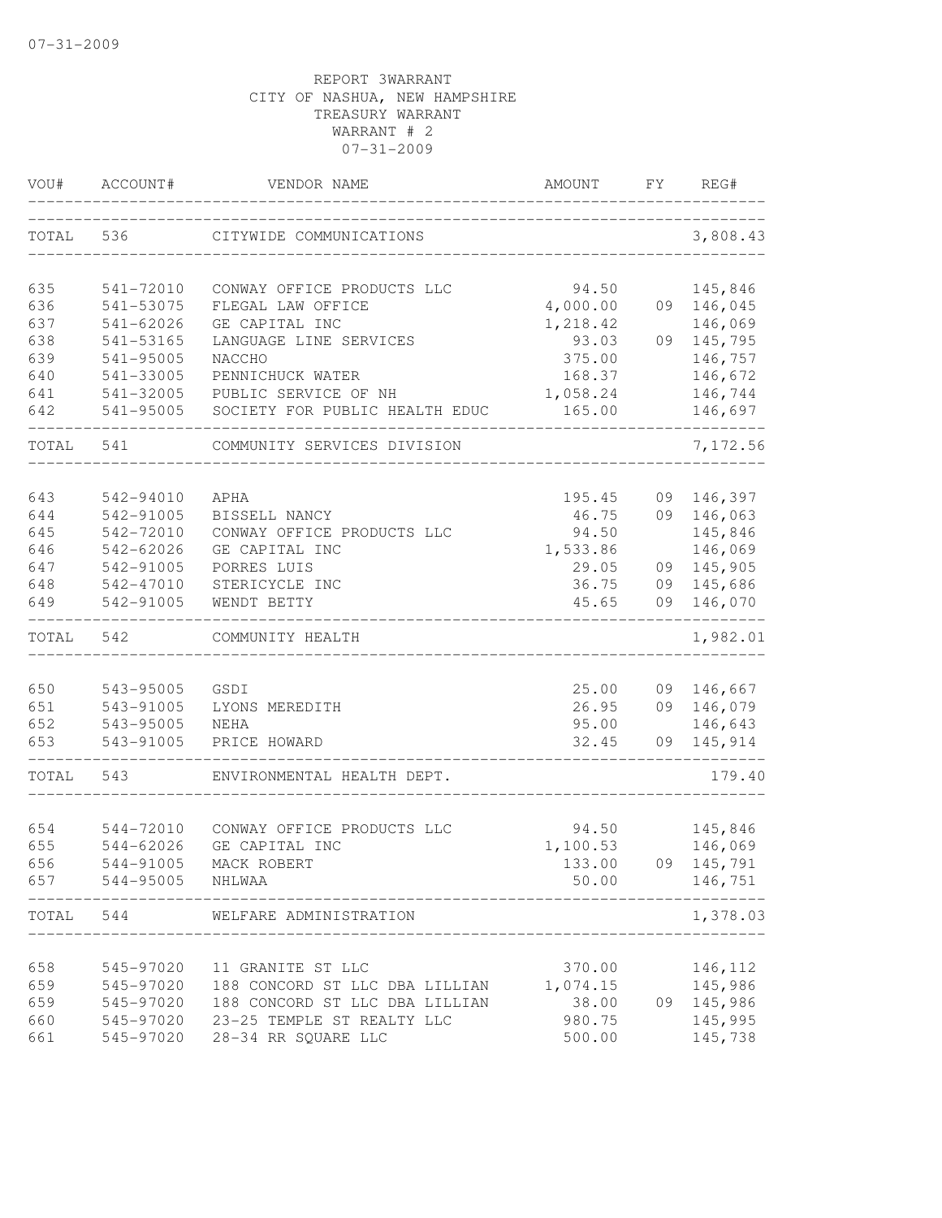07-31-2009

REPORT 3WARRANT
CITY OF NASHUA, NEW HAMPSHIRE
TREASURY WARRANT
WARRANT # 2
07-31-2009

| VOU# | ACCOUNT# | VENDOR NAME | AMOUNT | FY | REG# |
|---|---|---|---|---|---|
| TOTAL | 536 | CITYWIDE COMMUNICATIONS | | | 3,808.43 |
| 635 | 541-72010 | CONWAY OFFICE PRODUCTS LLC | 94.50 | | 145,846 |
| 636 | 541-53075 | FLEGAL LAW OFFICE | 4,000.00 | 09 | 146,045 |
| 637 | 541-62026 | GE CAPITAL INC | 1,218.42 | | 146,069 |
| 638 | 541-53165 | LANGUAGE LINE SERVICES | 93.03 | 09 | 145,795 |
| 639 | 541-95005 | NACCHO | 375.00 | | 146,757 |
| 640 | 541-33005 | PENNICHUCK WATER | 168.37 | | 146,672 |
| 641 | 541-32005 | PUBLIC SERVICE OF NH | 1,058.24 | | 146,744 |
| 642 | 541-95005 | SOCIETY FOR PUBLIC HEALTH EDUC | 165.00 | | 146,697 |
| TOTAL | 541 | COMMUNITY SERVICES DIVISION | | | 7,172.56 |
| 643 | 542-94010 | APHA | 195.45 | 09 | 146,397 |
| 644 | 542-91005 | BISSELL NANCY | 46.75 | 09 | 146,063 |
| 645 | 542-72010 | CONWAY OFFICE PRODUCTS LLC | 94.50 | | 145,846 |
| 646 | 542-62026 | GE CAPITAL INC | 1,533.86 | | 146,069 |
| 647 | 542-91005 | PORRES LUIS | 29.05 | 09 | 145,905 |
| 648 | 542-47010 | STERICYCLE INC | 36.75 | 09 | 145,686 |
| 649 | 542-91005 | WENDT BETTY | 45.65 | 09 | 146,070 |
| TOTAL | 542 | COMMUNITY HEALTH | | | 1,982.01 |
| 650 | 543-95005 | GSDI | 25.00 | 09 | 146,667 |
| 651 | 543-91005 | LYONS MEREDITH | 26.95 | 09 | 146,079 |
| 652 | 543-95005 | NEHA | 95.00 | | 146,643 |
| 653 | 543-91005 | PRICE HOWARD | 32.45 | 09 | 145,914 |
| TOTAL | 543 | ENVIRONMENTAL HEALTH DEPT. | | | 179.40 |
| 654 | 544-72010 | CONWAY OFFICE PRODUCTS LLC | 94.50 | | 145,846 |
| 655 | 544-62026 | GE CAPITAL INC | 1,100.53 | | 146,069 |
| 656 | 544-91005 | MACK ROBERT | 133.00 | 09 | 145,791 |
| 657 | 544-95005 | NHLWAA | 50.00 | | 146,751 |
| TOTAL | 544 | WELFARE ADMINISTRATION | | | 1,378.03 |
| 658 | 545-97020 | 11 GRANITE ST LLC | 370.00 | | 146,112 |
| 659 | 545-97020 | 188 CONCORD ST LLC DBA LILLIAN | 1,074.15 | | 145,986 |
| 659 | 545-97020 | 188 CONCORD ST LLC DBA LILLIAN | 38.00 | 09 | 145,986 |
| 660 | 545-97020 | 23-25 TEMPLE ST REALTY LLC | 980.75 | | 145,995 |
| 661 | 545-97020 | 28-34 RR SQUARE LLC | 500.00 | | 145,738 |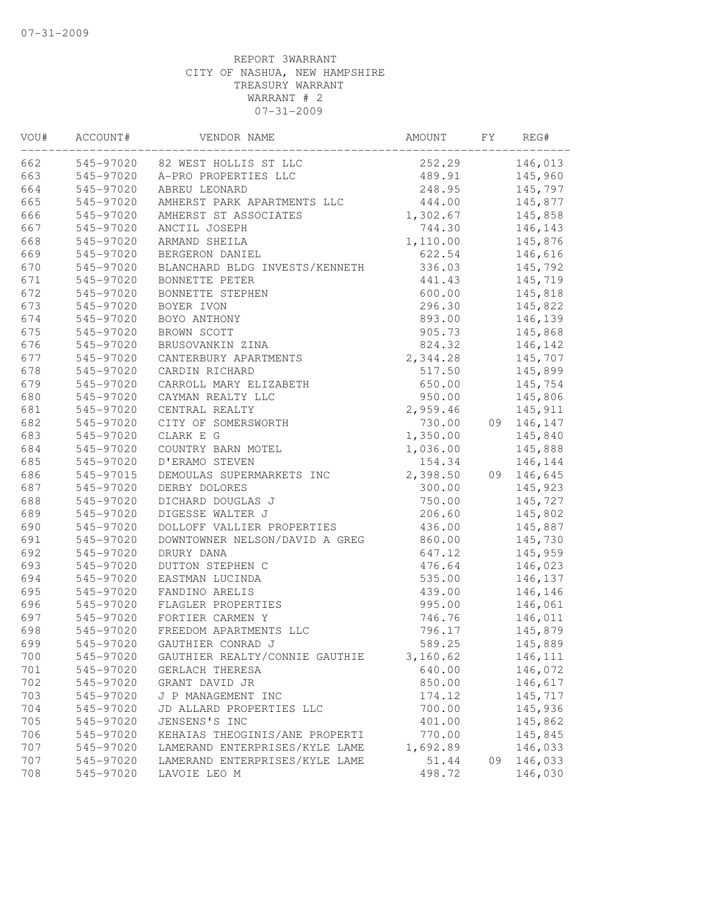07-31-2009

REPORT 3WARRANT
CITY OF NASHUA, NEW HAMPSHIRE
TREASURY WARRANT
WARRANT # 2
07-31-2009

| VOU# | ACCOUNT# | VENDOR NAME | AMOUNT | FY | REG# |
|---|---|---|---|---|---|
| 662 | 545-97020 | 82 WEST HOLLIS ST LLC | 252.29 | | 146,013 |
| 663 | 545-97020 | A-PRO PROPERTIES LLC | 489.91 | | 145,960 |
| 664 | 545-97020 | ABREU LEONARD | 248.95 | | 145,797 |
| 665 | 545-97020 | AMHERST PARK APARTMENTS LLC | 444.00 | | 145,877 |
| 666 | 545-97020 | AMHERST ST ASSOCIATES | 1,302.67 | | 145,858 |
| 667 | 545-97020 | ANCTIL JOSEPH | 744.30 | | 146,143 |
| 668 | 545-97020 | ARMAND SHEILA | 1,110.00 | | 145,876 |
| 669 | 545-97020 | BERGERON DANIEL | 622.54 | | 146,616 |
| 670 | 545-97020 | BLANCHARD BLDG INVESTS/KENNETH | 336.03 | | 145,792 |
| 671 | 545-97020 | BONNETTE PETER | 441.43 | | 145,719 |
| 672 | 545-97020 | BONNETTE STEPHEN | 600.00 | | 145,818 |
| 673 | 545-97020 | BOYER IVON | 296.30 | | 145,822 |
| 674 | 545-97020 | BOYO ANTHONY | 893.00 | | 146,139 |
| 675 | 545-97020 | BROWN SCOTT | 905.73 | | 145,868 |
| 676 | 545-97020 | BRUSOVANKIN ZINA | 824.32 | | 146,142 |
| 677 | 545-97020 | CANTERBURY APARTMENTS | 2,344.28 | | 145,707 |
| 678 | 545-97020 | CARDIN RICHARD | 517.50 | | 145,899 |
| 679 | 545-97020 | CARROLL MARY ELIZABETH | 650.00 | | 145,754 |
| 680 | 545-97020 | CAYMAN REALTY LLC | 950.00 | | 145,806 |
| 681 | 545-97020 | CENTRAL REALTY | 2,959.46 | | 145,911 |
| 682 | 545-97020 | CITY OF SOMERSWORTH | 730.00 | 09 | 146,147 |
| 683 | 545-97020 | CLARK E G | 1,350.00 | | 145,840 |
| 684 | 545-97020 | COUNTRY BARN MOTEL | 1,036.00 | | 145,888 |
| 685 | 545-97020 | D'ERAMO STEVEN | 154.34 | | 146,144 |
| 686 | 545-97015 | DEMOULAS SUPERMARKETS INC | 2,398.50 | 09 | 146,645 |
| 687 | 545-97020 | DERBY DOLORES | 300.00 | | 145,923 |
| 688 | 545-97020 | DICHARD DOUGLAS J | 750.00 | | 145,727 |
| 689 | 545-97020 | DIGESSE WALTER J | 206.60 | | 145,802 |
| 690 | 545-97020 | DOLLOFF VALLIER PROPERTIES | 436.00 | | 145,887 |
| 691 | 545-97020 | DOWNTOWNER NELSON/DAVID A GREG | 860.00 | | 145,730 |
| 692 | 545-97020 | DRURY DANA | 647.12 | | 145,959 |
| 693 | 545-97020 | DUTTON STEPHEN C | 476.64 | | 146,023 |
| 694 | 545-97020 | EASTMAN LUCINDA | 535.00 | | 146,137 |
| 695 | 545-97020 | FANDINO ARELIS | 439.00 | | 146,146 |
| 696 | 545-97020 | FLAGLER PROPERTIES | 995.00 | | 146,061 |
| 697 | 545-97020 | FORTIER CARMEN Y | 746.76 | | 146,011 |
| 698 | 545-97020 | FREEDOM APARTMENTS LLC | 796.17 | | 145,879 |
| 699 | 545-97020 | GAUTHIER CONRAD J | 589.25 | | 145,889 |
| 700 | 545-97020 | GAUTHIER REALTY/CONNIE GAUTHIE | 3,160.62 | | 146,111 |
| 701 | 545-97020 | GERLACH THERESA | 640.00 | | 146,072 |
| 702 | 545-97020 | GRANT DAVID JR | 850.00 | | 146,617 |
| 703 | 545-97020 | J P MANAGEMENT INC | 174.12 | | 145,717 |
| 704 | 545-97020 | JD ALLARD PROPERTIES LLC | 700.00 | | 145,936 |
| 705 | 545-97020 | JENSENS'S INC | 401.00 | | 145,862 |
| 706 | 545-97020 | KEHAIAS THEOGINIS/ANE PROPERTI | 770.00 | | 145,845 |
| 707 | 545-97020 | LAMERAND ENTERPRISES/KYLE LAME | 1,692.89 | | 146,033 |
| 707 | 545-97020 | LAMERAND ENTERPRISES/KYLE LAME | 51.44 | 09 | 146,033 |
| 708 | 545-97020 | LAVOIE LEO M | 498.72 | | 146,030 |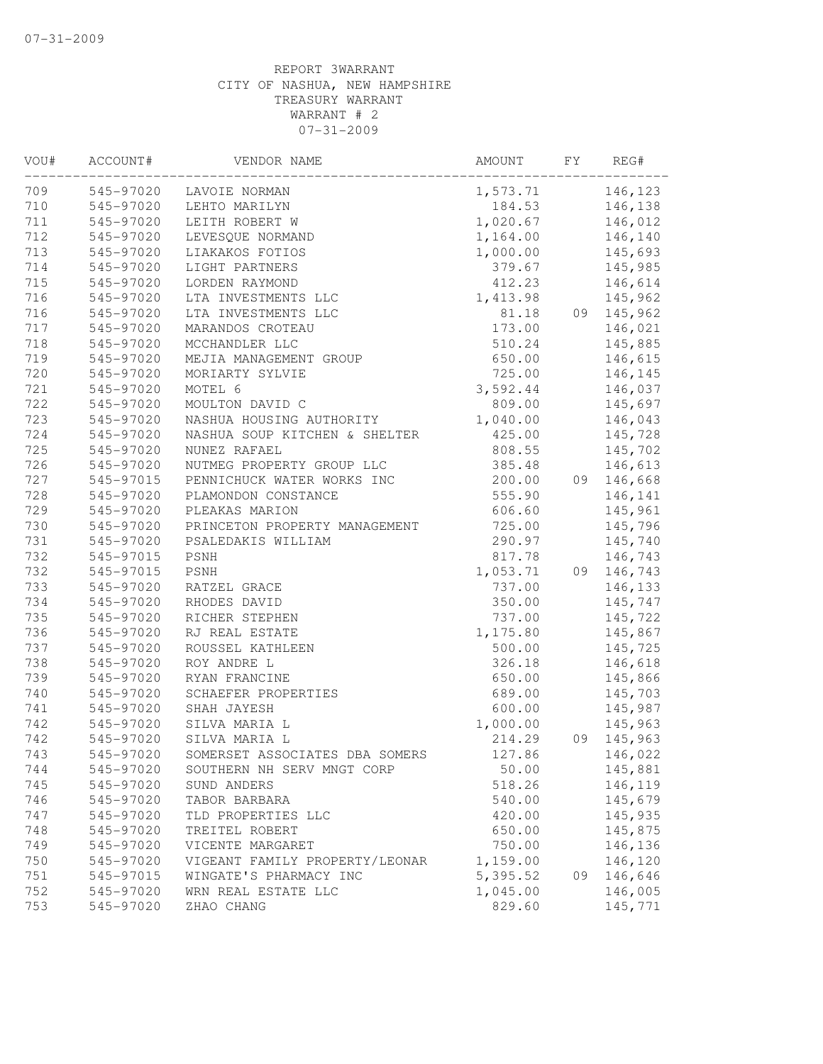REPORT 3WARRANT
CITY OF NASHUA, NEW HAMPSHIRE
TREASURY WARRANT
WARRANT # 2
07-31-2009

| VOU# | ACCOUNT# | VENDOR NAME | AMOUNT | FY | REG# |
|---|---|---|---|---|---|
| 709 | 545-97020 | LAVOIE NORMAN | 1,573.71 | | 146,123 |
| 710 | 545-97020 | LEHTO MARILYN | 184.53 | | 146,138 |
| 711 | 545-97020 | LEITH ROBERT W | 1,020.67 | | 146,012 |
| 712 | 545-97020 | LEVESQUE NORMAND | 1,164.00 | | 146,140 |
| 713 | 545-97020 | LIAKAKOS FOTIOS | 1,000.00 | | 145,693 |
| 714 | 545-97020 | LIGHT PARTNERS | 379.67 | | 145,985 |
| 715 | 545-97020 | LORDEN RAYMOND | 412.23 | | 146,614 |
| 716 | 545-97020 | LTA INVESTMENTS LLC | 1,413.98 | | 145,962 |
| 716 | 545-97020 | LTA INVESTMENTS LLC | 81.18 | 09 | 145,962 |
| 717 | 545-97020 | MARANDOS CROTEAU | 173.00 | | 146,021 |
| 718 | 545-97020 | MCCHANDLER LLC | 510.24 | | 145,885 |
| 719 | 545-97020 | MEJIA MANAGEMENT GROUP | 650.00 | | 146,615 |
| 720 | 545-97020 | MORIARTY SYLVIE | 725.00 | | 146,145 |
| 721 | 545-97020 | MOTEL 6 | 3,592.44 | | 146,037 |
| 722 | 545-97020 | MOULTON DAVID C | 809.00 | | 145,697 |
| 723 | 545-97020 | NASHUA HOUSING AUTHORITY | 1,040.00 | | 146,043 |
| 724 | 545-97020 | NASHUA SOUP KITCHEN & SHELTER | 425.00 | | 145,728 |
| 725 | 545-97020 | NUNEZ RAFAEL | 808.55 | | 145,702 |
| 726 | 545-97020 | NUTMEG PROPERTY GROUP LLC | 385.48 | | 146,613 |
| 727 | 545-97015 | PENNICHUCK WATER WORKS INC | 200.00 | 09 | 146,668 |
| 728 | 545-97020 | PLAMONDON CONSTANCE | 555.90 | | 146,141 |
| 729 | 545-97020 | PLEAKAS MARION | 606.60 | | 145,961 |
| 730 | 545-97020 | PRINCETON PROPERTY MANAGEMENT | 725.00 | | 145,796 |
| 731 | 545-97020 | PSALEDAKIS WILLIAM | 290.97 | | 145,740 |
| 732 | 545-97015 | PSNH | 817.78 | | 146,743 |
| 732 | 545-97015 | PSNH | 1,053.71 | 09 | 146,743 |
| 733 | 545-97020 | RATZEL GRACE | 737.00 | | 146,133 |
| 734 | 545-97020 | RHODES DAVID | 350.00 | | 145,747 |
| 735 | 545-97020 | RICHER STEPHEN | 737.00 | | 145,722 |
| 736 | 545-97020 | RJ REAL ESTATE | 1,175.80 | | 145,867 |
| 737 | 545-97020 | ROUSSEL KATHLEEN | 500.00 | | 145,725 |
| 738 | 545-97020 | ROY ANDRE L | 326.18 | | 146,618 |
| 739 | 545-97020 | RYAN FRANCINE | 650.00 | | 145,866 |
| 740 | 545-97020 | SCHAEFER PROPERTIES | 689.00 | | 145,703 |
| 741 | 545-97020 | SHAH JAYESH | 600.00 | | 145,987 |
| 742 | 545-97020 | SILVA MARIA L | 1,000.00 | | 145,963 |
| 742 | 545-97020 | SILVA MARIA L | 214.29 | 09 | 145,963 |
| 743 | 545-97020 | SOMERSET ASSOCIATES DBA SOMERS | 127.86 | | 146,022 |
| 744 | 545-97020 | SOUTHERN NH SERV MNGT CORP | 50.00 | | 145,881 |
| 745 | 545-97020 | SUND ANDERS | 518.26 | | 146,119 |
| 746 | 545-97020 | TABOR BARBARA | 540.00 | | 145,679 |
| 747 | 545-97020 | TLD PROPERTIES LLC | 420.00 | | 145,935 |
| 748 | 545-97020 | TREITEL ROBERT | 650.00 | | 145,875 |
| 749 | 545-97020 | VICENTE MARGARET | 750.00 | | 146,136 |
| 750 | 545-97020 | VIGEANT FAMILY PROPERTY/LEONAR | 1,159.00 | | 146,120 |
| 751 | 545-97015 | WINGATE'S PHARMACY INC | 5,395.52 | 09 | 146,646 |
| 752 | 545-97020 | WRN REAL ESTATE LLC | 1,045.00 | | 146,005 |
| 753 | 545-97020 | ZHAO CHANG | 829.60 | | 145,771 |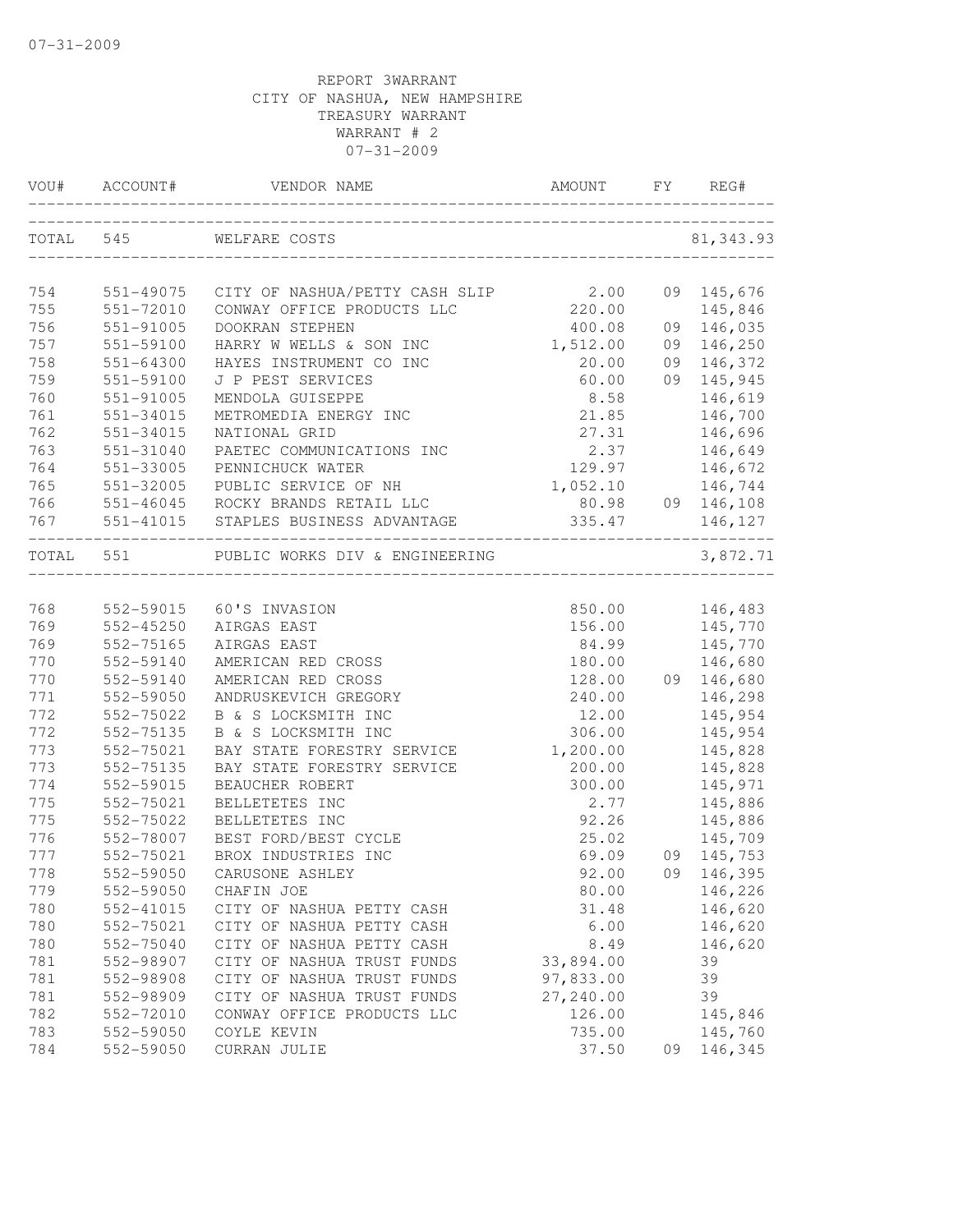07-31-2009

REPORT 3WARRANT
CITY OF NASHUA, NEW HAMPSHIRE
TREASURY WARRANT
WARRANT # 2
07-31-2009

| VOU# | ACCOUNT# | VENDOR NAME | AMOUNT | FY | REG# |
|---|---|---|---|---|---|
| TOTAL | 545 | WELFARE COSTS | | | 81,343.93 |
| 754 | 551-49075 | CITY OF NASHUA/PETTY CASH SLIP | 2.00 | 09 | 145,676 |
| 755 | 551-72010 | CONWAY OFFICE PRODUCTS LLC | 220.00 | | 145,846 |
| 756 | 551-91005 | DOOKRAN STEPHEN | 400.08 | 09 | 146,035 |
| 757 | 551-59100 | HARRY W WELLS & SON INC | 1,512.00 | 09 | 146,250 |
| 758 | 551-64300 | HAYES INSTRUMENT CO INC | 20.00 | 09 | 146,372 |
| 759 | 551-59100 | J P PEST SERVICES | 60.00 | 09 | 145,945 |
| 760 | 551-91005 | MENDOLA GUISEPPE | 8.58 | | 146,619 |
| 761 | 551-34015 | METROMEDIA ENERGY INC | 21.85 | | 146,700 |
| 762 | 551-34015 | NATIONAL GRID | 27.31 | | 146,696 |
| 763 | 551-31040 | PAETEC COMMUNICATIONS INC | 2.37 | | 146,649 |
| 764 | 551-33005 | PENNICHUCK WATER | 129.97 | | 146,672 |
| 765 | 551-32005 | PUBLIC SERVICE OF NH | 1,052.10 | | 146,744 |
| 766 | 551-46045 | ROCKY BRANDS RETAIL LLC | 80.98 | 09 | 146,108 |
| 767 | 551-41015 | STAPLES BUSINESS ADVANTAGE | 335.47 | | 146,127 |
| TOTAL | 551 | PUBLIC WORKS DIV & ENGINEERING | | | 3,872.71 |
| 768 | 552-59015 | 60'S INVASION | 850.00 | | 146,483 |
| 769 | 552-45250 | AIRGAS EAST | 156.00 | | 145,770 |
| 769 | 552-75165 | AIRGAS EAST | 84.99 | | 145,770 |
| 770 | 552-59140 | AMERICAN RED CROSS | 180.00 | | 146,680 |
| 770 | 552-59140 | AMERICAN RED CROSS | 128.00 | 09 | 146,680 |
| 771 | 552-59050 | ANDRUSKEVICH GREGORY | 240.00 | | 146,298 |
| 772 | 552-75022 | B & S LOCKSMITH INC | 12.00 | | 145,954 |
| 772 | 552-75135 | B & S LOCKSMITH INC | 306.00 | | 145,954 |
| 773 | 552-75021 | BAY STATE FORESTRY SERVICE | 1,200.00 | | 145,828 |
| 773 | 552-75135 | BAY STATE FORESTRY SERVICE | 200.00 | | 145,828 |
| 774 | 552-59015 | BEAUCHER ROBERT | 300.00 | | 145,971 |
| 775 | 552-75021 | BELLETETES INC | 2.77 | | 145,886 |
| 775 | 552-75022 | BELLETETES INC | 92.26 | | 145,886 |
| 776 | 552-78007 | BEST FORD/BEST CYCLE | 25.02 | | 145,709 |
| 777 | 552-75021 | BROX INDUSTRIES INC | 69.09 | 09 | 145,753 |
| 778 | 552-59050 | CARUSONE ASHLEY | 92.00 | 09 | 146,395 |
| 779 | 552-59050 | CHAFIN JOE | 80.00 | | 146,226 |
| 780 | 552-41015 | CITY OF NASHUA PETTY CASH | 31.48 | | 146,620 |
| 780 | 552-75021 | CITY OF NASHUA PETTY CASH | 6.00 | | 146,620 |
| 780 | 552-75040 | CITY OF NASHUA PETTY CASH | 8.49 | | 146,620 |
| 781 | 552-98907 | CITY OF NASHUA TRUST FUNDS | 33,894.00 | | 39 |
| 781 | 552-98908 | CITY OF NASHUA TRUST FUNDS | 97,833.00 | | 39 |
| 781 | 552-98909 | CITY OF NASHUA TRUST FUNDS | 27,240.00 | | 39 |
| 782 | 552-72010 | CONWAY OFFICE PRODUCTS LLC | 126.00 | | 145,846 |
| 783 | 552-59050 | COYLE KEVIN | 735.00 | | 145,760 |
| 784 | 552-59050 | CURRAN JULIE | 37.50 | 09 | 146,345 |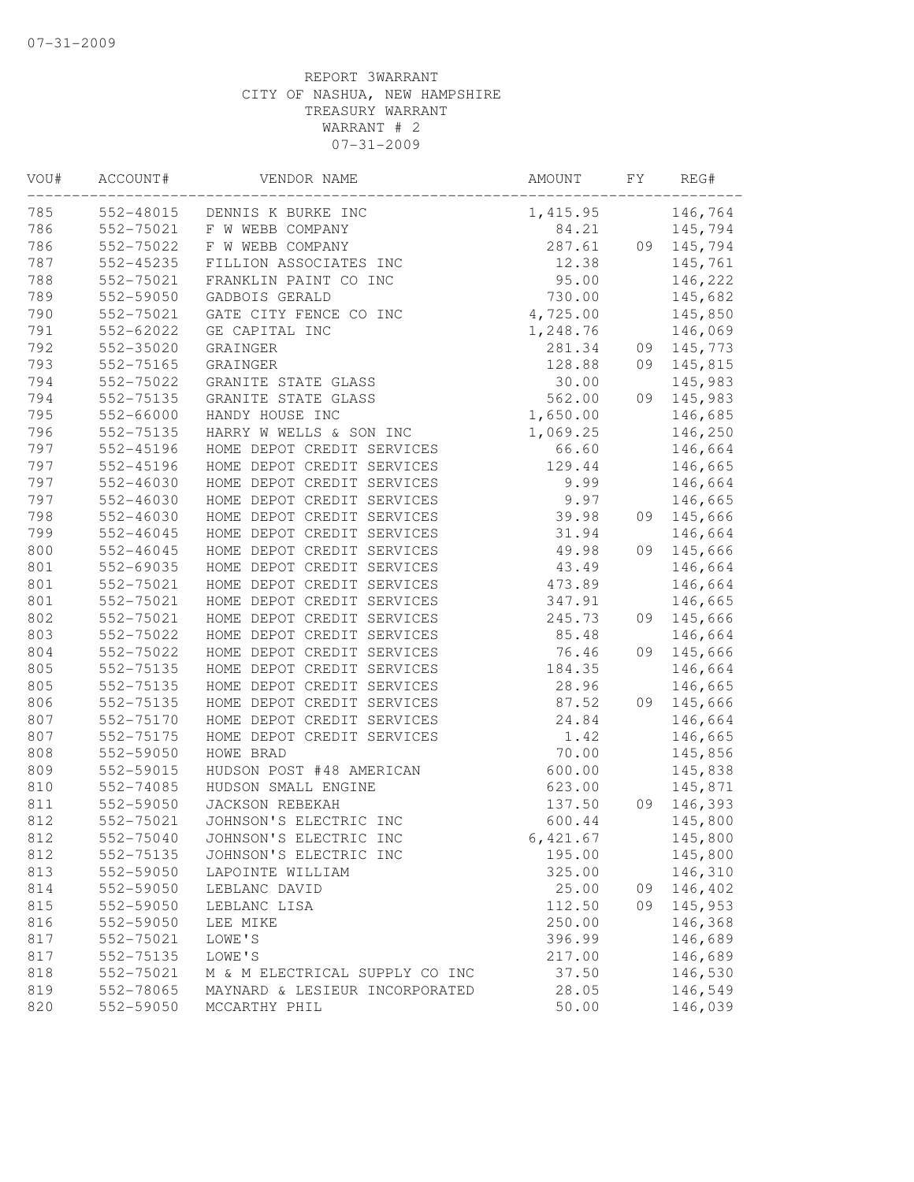07-31-2009

REPORT 3WARRANT
CITY OF NASHUA, NEW HAMPSHIRE
TREASURY WARRANT
WARRANT # 2
07-31-2009

| VOU# | ACCOUNT# | VENDOR NAME | AMOUNT | FY | REG# |
|---|---|---|---|---|---|
| 785 | 552-48015 | DENNIS K BURKE INC | 1,415.95 | | 146,764 |
| 786 | 552-75021 | F W WEBB COMPANY | 84.21 | | 145,794 |
| 786 | 552-75022 | F W WEBB COMPANY | 287.61 | 09 | 145,794 |
| 787 | 552-45235 | FILLION ASSOCIATES INC | 12.38 | | 145,761 |
| 788 | 552-75021 | FRANKLIN PAINT CO INC | 95.00 | | 146,222 |
| 789 | 552-59050 | GADBOIS GERALD | 730.00 | | 145,682 |
| 790 | 552-75021 | GATE CITY FENCE CO INC | 4,725.00 | | 145,850 |
| 791 | 552-62022 | GE CAPITAL INC | 1,248.76 | | 146,069 |
| 792 | 552-35020 | GRAINGER | 281.34 | 09 | 145,773 |
| 793 | 552-75165 | GRAINGER | 128.88 | 09 | 145,815 |
| 794 | 552-75022 | GRANITE STATE GLASS | 30.00 | | 145,983 |
| 794 | 552-75135 | GRANITE STATE GLASS | 562.00 | 09 | 145,983 |
| 795 | 552-66000 | HANDY HOUSE INC | 1,650.00 | | 146,685 |
| 796 | 552-75135 | HARRY W WELLS & SON INC | 1,069.25 | | 146,250 |
| 797 | 552-45196 | HOME DEPOT CREDIT SERVICES | 66.60 | | 146,664 |
| 797 | 552-45196 | HOME DEPOT CREDIT SERVICES | 129.44 | | 146,665 |
| 797 | 552-46030 | HOME DEPOT CREDIT SERVICES | 9.99 | | 146,664 |
| 797 | 552-46030 | HOME DEPOT CREDIT SERVICES | 9.97 | | 146,665 |
| 798 | 552-46030 | HOME DEPOT CREDIT SERVICES | 39.98 | 09 | 145,666 |
| 799 | 552-46045 | HOME DEPOT CREDIT SERVICES | 31.94 | | 146,664 |
| 800 | 552-46045 | HOME DEPOT CREDIT SERVICES | 49.98 | 09 | 145,666 |
| 801 | 552-69035 | HOME DEPOT CREDIT SERVICES | 43.49 | | 146,664 |
| 801 | 552-75021 | HOME DEPOT CREDIT SERVICES | 473.89 | | 146,664 |
| 801 | 552-75021 | HOME DEPOT CREDIT SERVICES | 347.91 | | 146,665 |
| 802 | 552-75021 | HOME DEPOT CREDIT SERVICES | 245.73 | 09 | 145,666 |
| 803 | 552-75022 | HOME DEPOT CREDIT SERVICES | 85.48 | | 146,664 |
| 804 | 552-75022 | HOME DEPOT CREDIT SERVICES | 76.46 | 09 | 145,666 |
| 805 | 552-75135 | HOME DEPOT CREDIT SERVICES | 184.35 | | 146,664 |
| 805 | 552-75135 | HOME DEPOT CREDIT SERVICES | 28.96 | | 146,665 |
| 806 | 552-75135 | HOME DEPOT CREDIT SERVICES | 87.52 | 09 | 145,666 |
| 807 | 552-75170 | HOME DEPOT CREDIT SERVICES | 24.84 | | 146,664 |
| 807 | 552-75175 | HOME DEPOT CREDIT SERVICES | 1.42 | | 146,665 |
| 808 | 552-59050 | HOWE BRAD | 70.00 | | 145,856 |
| 809 | 552-59015 | HUDSON POST #48 AMERICAN | 600.00 | | 145,838 |
| 810 | 552-74085 | HUDSON SMALL ENGINE | 623.00 | | 145,871 |
| 811 | 552-59050 | JACKSON REBEKAH | 137.50 | 09 | 146,393 |
| 812 | 552-75021 | JOHNSON'S ELECTRIC INC | 600.44 | | 145,800 |
| 812 | 552-75040 | JOHNSON'S ELECTRIC INC | 6,421.67 | | 145,800 |
| 812 | 552-75135 | JOHNSON'S ELECTRIC INC | 195.00 | | 145,800 |
| 813 | 552-59050 | LAPOINTE WILLIAM | 325.00 | | 146,310 |
| 814 | 552-59050 | LEBLANC DAVID | 25.00 | 09 | 146,402 |
| 815 | 552-59050 | LEBLANC LISA | 112.50 | 09 | 145,953 |
| 816 | 552-59050 | LEE MIKE | 250.00 | | 146,368 |
| 817 | 552-75021 | LOWE'S | 396.99 | | 146,689 |
| 817 | 552-75135 | LOWE'S | 217.00 | | 146,689 |
| 818 | 552-75021 | M & M ELECTRICAL SUPPLY CO INC | 37.50 | | 146,530 |
| 819 | 552-78065 | MAYNARD & LESIEUR INCORPORATED | 28.05 | | 146,549 |
| 820 | 552-59050 | MCCARTHY PHIL | 50.00 | | 146,039 |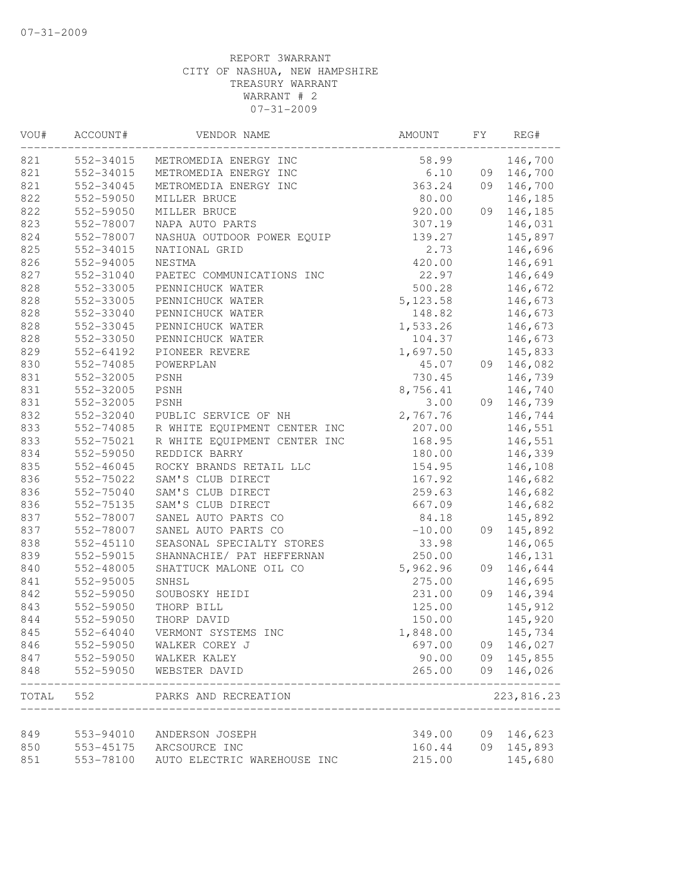07-31-2009

REPORT 3WARRANT
CITY OF NASHUA, NEW HAMPSHIRE
TREASURY WARRANT
WARRANT # 2
07-31-2009

| VOU# | ACCOUNT# | VENDOR NAME | AMOUNT | FY | REG# |
|---|---|---|---|---|---|
| 821 | 552-34015 | METROMEDIA ENERGY INC | 58.99 | | 146,700 |
| 821 | 552-34015 | METROMEDIA ENERGY INC | 6.10 | 09 | 146,700 |
| 821 | 552-34045 | METROMEDIA ENERGY INC | 363.24 | 09 | 146,700 |
| 822 | 552-59050 | MILLER BRUCE | 80.00 | | 146,185 |
| 822 | 552-59050 | MILLER BRUCE | 920.00 | 09 | 146,185 |
| 823 | 552-78007 | NAPA AUTO PARTS | 307.19 | | 146,031 |
| 824 | 552-78007 | NASHUA OUTDOOR POWER EQUIP | 139.27 | | 145,897 |
| 825 | 552-34015 | NATIONAL GRID | 2.73 | | 146,696 |
| 826 | 552-94005 | NESTMA | 420.00 | | 146,691 |
| 827 | 552-31040 | PAETEC COMMUNICATIONS INC | 22.97 | | 146,649 |
| 828 | 552-33005 | PENNICHUCK WATER | 500.28 | | 146,672 |
| 828 | 552-33005 | PENNICHUCK WATER | 5,123.58 | | 146,673 |
| 828 | 552-33040 | PENNICHUCK WATER | 148.82 | | 146,673 |
| 828 | 552-33045 | PENNICHUCK WATER | 1,533.26 | | 146,673 |
| 828 | 552-33050 | PENNICHUCK WATER | 104.37 | | 146,673 |
| 829 | 552-64192 | PIONEER REVERE | 1,697.50 | | 145,833 |
| 830 | 552-74085 | POWERPLAN | 45.07 | 09 | 146,082 |
| 831 | 552-32005 | PSNH | 730.45 | | 146,739 |
| 831 | 552-32005 | PSNH | 8,756.41 | | 146,740 |
| 831 | 552-32005 | PSNH | 3.00 | 09 | 146,739 |
| 832 | 552-32040 | PUBLIC SERVICE OF NH | 2,767.76 | | 146,744 |
| 833 | 552-74085 | R WHITE EQUIPMENT CENTER INC | 207.00 | | 146,551 |
| 833 | 552-75021 | R WHITE EQUIPMENT CENTER INC | 168.95 | | 146,551 |
| 834 | 552-59050 | REDDICK BARRY | 180.00 | | 146,339 |
| 835 | 552-46045 | ROCKY BRANDS RETAIL LLC | 154.95 | | 146,108 |
| 836 | 552-75022 | SAM'S CLUB DIRECT | 167.92 | | 146,682 |
| 836 | 552-75040 | SAM'S CLUB DIRECT | 259.63 | | 146,682 |
| 836 | 552-75135 | SAM'S CLUB DIRECT | 667.09 | | 146,682 |
| 837 | 552-78007 | SANEL AUTO PARTS CO | 84.18 | | 145,892 |
| 837 | 552-78007 | SANEL AUTO PARTS CO | -10.00 | 09 | 145,892 |
| 838 | 552-45110 | SEASONAL SPECIALTY STORES | 33.98 | | 146,065 |
| 839 | 552-59015 | SHANNACHIE/ PAT HEFFERNAN | 250.00 | | 146,131 |
| 840 | 552-48005 | SHATTUCK MALONE OIL CO | 5,962.96 | 09 | 146,644 |
| 841 | 552-95005 | SNHSL | 275.00 | | 146,695 |
| 842 | 552-59050 | SOUBOSKY HEIDI | 231.00 | 09 | 146,394 |
| 843 | 552-59050 | THORP BILL | 125.00 | | 145,912 |
| 844 | 552-59050 | THORP DAVID | 150.00 | | 145,920 |
| 845 | 552-64040 | VERMONT SYSTEMS INC | 1,848.00 | | 145,734 |
| 846 | 552-59050 | WALKER COREY J | 697.00 | 09 | 146,027 |
| 847 | 552-59050 | WALKER KALEY | 90.00 | 09 | 145,855 |
| 848 | 552-59050 | WEBSTER DAVID | 265.00 | 09 | 146,026 |
| TOTAL | 552 | PARKS AND RECREATION | | | 223,816.23 |
| 849 | 553-94010 | ANDERSON JOSEPH | 349.00 | 09 | 146,623 |
| 850 | 553-45175 | ARCSOURCE INC | 160.44 | 09 | 145,893 |
| 851 | 553-78100 | AUTO ELECTRIC WAREHOUSE INC | 215.00 | | 145,680 |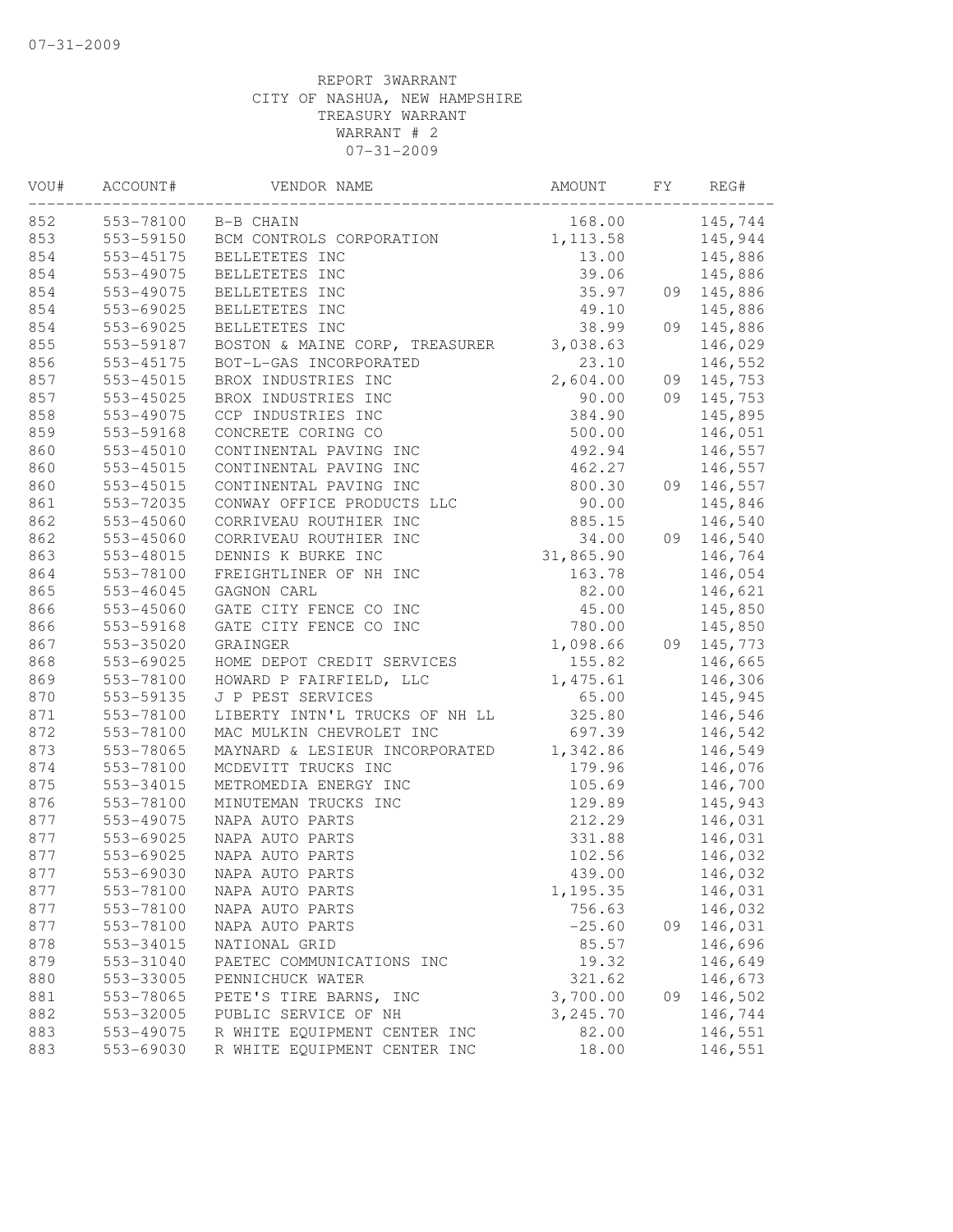07-31-2009

REPORT 3WARRANT
CITY OF NASHUA, NEW HAMPSHIRE
TREASURY WARRANT
WARRANT # 2
07-31-2009

| VOU# | ACCOUNT# | VENDOR NAME | AMOUNT | FY | REG# |
|---|---|---|---|---|---|
| 852 | 553-78100 | B-B CHAIN | 168.00 | | 145,744 |
| 853 | 553-59150 | BCM CONTROLS CORPORATION | 1,113.58 | | 145,944 |
| 854 | 553-45175 | BELLETETES INC | 13.00 | | 145,886 |
| 854 | 553-49075 | BELLETETES INC | 39.06 | | 145,886 |
| 854 | 553-49075 | BELLETETES INC | 35.97 | 09 | 145,886 |
| 854 | 553-69025 | BELLETETES INC | 49.10 | | 145,886 |
| 854 | 553-69025 | BELLETETES INC | 38.99 | 09 | 145,886 |
| 855 | 553-59187 | BOSTON & MAINE CORP, TREASURER | 3,038.63 | | 146,029 |
| 856 | 553-45175 | BOT-L-GAS INCORPORATED | 23.10 | | 146,552 |
| 857 | 553-45015 | BROX INDUSTRIES INC | 2,604.00 | 09 | 145,753 |
| 857 | 553-45025 | BROX INDUSTRIES INC | 90.00 | 09 | 145,753 |
| 858 | 553-49075 | CCP INDUSTRIES INC | 384.90 | | 145,895 |
| 859 | 553-59168 | CONCRETE CORING CO | 500.00 | | 146,051 |
| 860 | 553-45010 | CONTINENTAL PAVING INC | 492.94 | | 146,557 |
| 860 | 553-45015 | CONTINENTAL PAVING INC | 462.27 | | 146,557 |
| 860 | 553-45015 | CONTINENTAL PAVING INC | 800.30 | 09 | 146,557 |
| 861 | 553-72035 | CONWAY OFFICE PRODUCTS LLC | 90.00 | | 145,846 |
| 862 | 553-45060 | CORRIVEAU ROUTHIER INC | 885.15 | | 146,540 |
| 862 | 553-45060 | CORRIVEAU ROUTHIER INC | 34.00 | 09 | 146,540 |
| 863 | 553-48015 | DENNIS K BURKE INC | 31,865.90 | | 146,764 |
| 864 | 553-78100 | FREIGHTLINER OF NH INC | 163.78 | | 146,054 |
| 865 | 553-46045 | GAGNON CARL | 82.00 | | 146,621 |
| 866 | 553-45060 | GATE CITY FENCE CO INC | 45.00 | | 145,850 |
| 866 | 553-59168 | GATE CITY FENCE CO INC | 780.00 | | 145,850 |
| 867 | 553-35020 | GRAINGER | 1,098.66 | 09 | 145,773 |
| 868 | 553-69025 | HOME DEPOT CREDIT SERVICES | 155.82 | | 146,665 |
| 869 | 553-78100 | HOWARD P FAIRFIELD, LLC | 1,475.61 | | 146,306 |
| 870 | 553-59135 | J P PEST SERVICES | 65.00 | | 145,945 |
| 871 | 553-78100 | LIBERTY INTN'L TRUCKS OF NH LL | 325.80 | | 146,546 |
| 872 | 553-78100 | MAC MULKIN CHEVROLET INC | 697.39 | | 146,542 |
| 873 | 553-78065 | MAYNARD & LESIEUR INCORPORATED | 1,342.86 | | 146,549 |
| 874 | 553-78100 | MCDEVITT TRUCKS INC | 179.96 | | 146,076 |
| 875 | 553-34015 | METROMEDIA ENERGY INC | 105.69 | | 146,700 |
| 876 | 553-78100 | MINUTEMAN TRUCKS INC | 129.89 | | 145,943 |
| 877 | 553-49075 | NAPA AUTO PARTS | 212.29 | | 146,031 |
| 877 | 553-69025 | NAPA AUTO PARTS | 331.88 | | 146,031 |
| 877 | 553-69025 | NAPA AUTO PARTS | 102.56 | | 146,032 |
| 877 | 553-69030 | NAPA AUTO PARTS | 439.00 | | 146,032 |
| 877 | 553-78100 | NAPA AUTO PARTS | 1,195.35 | | 146,031 |
| 877 | 553-78100 | NAPA AUTO PARTS | 756.63 | | 146,032 |
| 877 | 553-78100 | NAPA AUTO PARTS | -25.60 | 09 | 146,031 |
| 878 | 553-34015 | NATIONAL GRID | 85.57 | | 146,696 |
| 879 | 553-31040 | PAETEC COMMUNICATIONS INC | 19.32 | | 146,649 |
| 880 | 553-33005 | PENNICHUCK WATER | 321.62 | | 146,673 |
| 881 | 553-78065 | PETE'S TIRE BARNS, INC | 3,700.00 | 09 | 146,502 |
| 882 | 553-32005 | PUBLIC SERVICE OF NH | 3,245.70 | | 146,744 |
| 883 | 553-49075 | R WHITE EQUIPMENT CENTER INC | 82.00 | | 146,551 |
| 883 | 553-69030 | R WHITE EQUIPMENT CENTER INC | 18.00 | | 146,551 |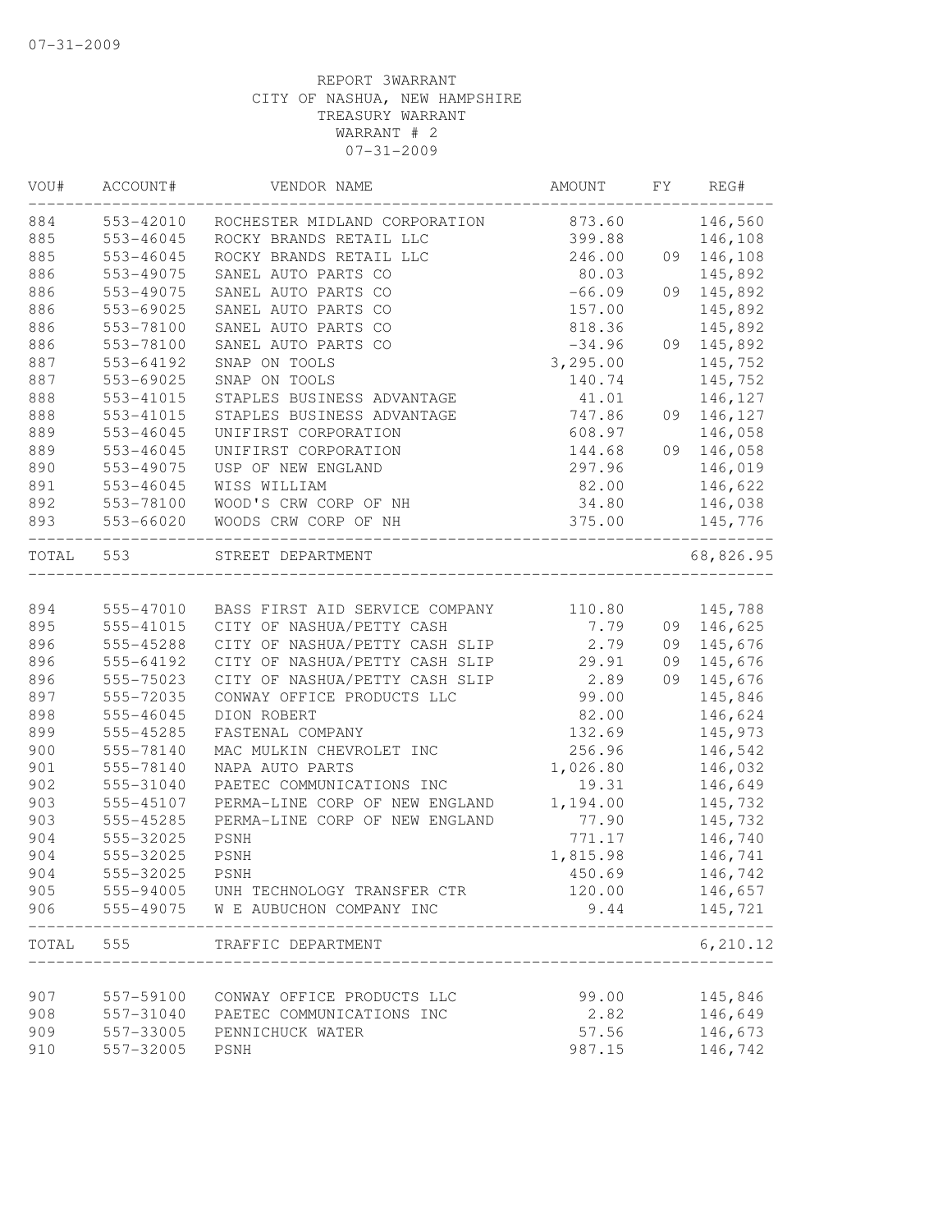07-31-2009

REPORT 3WARRANT
CITY OF NASHUA, NEW HAMPSHIRE
TREASURY WARRANT
WARRANT # 2
07-31-2009

| VOU# | ACCOUNT# | VENDOR NAME | AMOUNT | FY | REG# |
|---|---|---|---|---|---|
| 884 | 553-42010 | ROCHESTER MIDLAND CORPORATION | 873.60 | | 146,560 |
| 885 | 553-46045 | ROCKY BRANDS RETAIL LLC | 399.88 | | 146,108 |
| 885 | 553-46045 | ROCKY BRANDS RETAIL LLC | 246.00 | 09 | 146,108 |
| 886 | 553-49075 | SANEL AUTO PARTS CO | 80.03 | | 145,892 |
| 886 | 553-49075 | SANEL AUTO PARTS CO | -66.09 | 09 | 145,892 |
| 886 | 553-69025 | SANEL AUTO PARTS CO | 157.00 | | 145,892 |
| 886 | 553-78100 | SANEL AUTO PARTS CO | 818.36 | | 145,892 |
| 886 | 553-78100 | SANEL AUTO PARTS CO | -34.96 | 09 | 145,892 |
| 887 | 553-64192 | SNAP ON TOOLS | 3,295.00 | | 145,752 |
| 887 | 553-69025 | SNAP ON TOOLS | 140.74 | | 145,752 |
| 888 | 553-41015 | STAPLES BUSINESS ADVANTAGE | 41.01 | | 146,127 |
| 888 | 553-41015 | STAPLES BUSINESS ADVANTAGE | 747.86 | 09 | 146,127 |
| 889 | 553-46045 | UNIFIRST CORPORATION | 608.97 | | 146,058 |
| 889 | 553-46045 | UNIFIRST CORPORATION | 144.68 | 09 | 146,058 |
| 890 | 553-49075 | USP OF NEW ENGLAND | 297.96 | | 146,019 |
| 891 | 553-46045 | WISS WILLIAM | 82.00 | | 146,622 |
| 892 | 553-78100 | WOOD'S CRW CORP OF NH | 34.80 | | 146,038 |
| 893 | 553-66020 | WOODS CRW CORP OF NH | 375.00 | | 145,776 |
| TOTAL | 553 | STREET DEPARTMENT | | | 68,826.95 |
| 894 | 555-47010 | BASS FIRST AID SERVICE COMPANY | 110.80 | | 145,788 |
| 895 | 555-41015 | CITY OF NASHUA/PETTY CASH | 7.79 | 09 | 146,625 |
| 896 | 555-45288 | CITY OF NASHUA/PETTY CASH SLIP | 2.79 | 09 | 145,676 |
| 896 | 555-64192 | CITY OF NASHUA/PETTY CASH SLIP | 29.91 | 09 | 145,676 |
| 896 | 555-75023 | CITY OF NASHUA/PETTY CASH SLIP | 2.89 | 09 | 145,676 |
| 897 | 555-72035 | CONWAY OFFICE PRODUCTS LLC | 99.00 | | 145,846 |
| 898 | 555-46045 | DION ROBERT | 82.00 | | 146,624 |
| 899 | 555-45285 | FASTENAL COMPANY | 132.69 | | 145,973 |
| 900 | 555-78140 | MAC MULKIN CHEVROLET INC | 256.96 | | 146,542 |
| 901 | 555-78140 | NAPA AUTO PARTS | 1,026.80 | | 146,032 |
| 902 | 555-31040 | PAETEC COMMUNICATIONS INC | 19.31 | | 146,649 |
| 903 | 555-45107 | PERMA-LINE CORP OF NEW ENGLAND | 1,194.00 | | 145,732 |
| 903 | 555-45285 | PERMA-LINE CORP OF NEW ENGLAND | 77.90 | | 145,732 |
| 904 | 555-32025 | PSNH | 771.17 | | 146,740 |
| 904 | 555-32025 | PSNH | 1,815.98 | | 146,741 |
| 904 | 555-32025 | PSNH | 450.69 | | 146,742 |
| 905 | 555-94005 | UNH TECHNOLOGY TRANSFER CTR | 120.00 | | 146,657 |
| 906 | 555-49075 | W E AUBUCHON COMPANY INC | 9.44 | | 145,721 |
| TOTAL | 555 | TRAFFIC DEPARTMENT | | | 6,210.12 |
| 907 | 557-59100 | CONWAY OFFICE PRODUCTS LLC | 99.00 | | 145,846 |
| 908 | 557-31040 | PAETEC COMMUNICATIONS INC | 2.82 | | 146,649 |
| 909 | 557-33005 | PENNICHUCK WATER | 57.56 | | 146,673 |
| 910 | 557-32005 | PSNH | 987.15 | | 146,742 |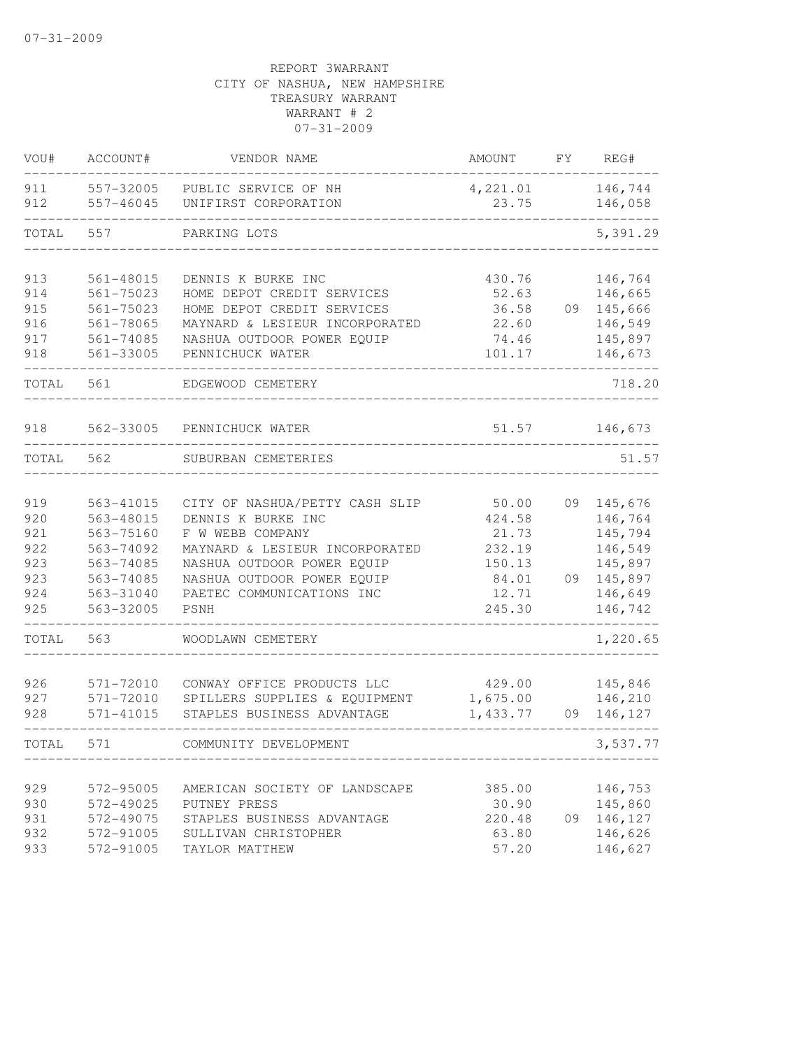07-31-2009

REPORT 3WARRANT
CITY OF NASHUA, NEW HAMPSHIRE
TREASURY WARRANT
WARRANT # 2
07-31-2009

| VOU# | ACCOUNT# | VENDOR NAME | AMOUNT | FY | REG# |
|---|---|---|---|---|---|
| 911 | 557-32005 | PUBLIC SERVICE OF NH | 4,221.01 | | 146,744 |
| 912 | 557-46045 | UNIFIRST CORPORATION | 23.75 | | 146,058 |
| TOTAL | 557 | PARKING LOTS | | | 5,391.29 |
| 913 | 561-48015 | DENNIS K BURKE INC | 430.76 | | 146,764 |
| 914 | 561-75023 | HOME DEPOT CREDIT SERVICES | 52.63 | | 146,665 |
| 915 | 561-75023 | HOME DEPOT CREDIT SERVICES | 36.58 | 09 | 145,666 |
| 916 | 561-78065 | MAYNARD & LESIEUR INCORPORATED | 22.60 | | 146,549 |
| 917 | 561-74085 | NASHUA OUTDOOR POWER EQUIP | 74.46 | | 145,897 |
| 918 | 561-33005 | PENNICHUCK WATER | 101.17 | | 146,673 |
| TOTAL | 561 | EDGEWOOD CEMETERY | | | 718.20 |
| 918 | 562-33005 | PENNICHUCK WATER | 51.57 | | 146,673 |
| TOTAL | 562 | SUBURBAN CEMETERIES | | | 51.57 |
| 919 | 563-41015 | CITY OF NASHUA/PETTY CASH SLIP | 50.00 | 09 | 145,676 |
| 920 | 563-48015 | DENNIS K BURKE INC | 424.58 | | 146,764 |
| 921 | 563-75160 | F W WEBB COMPANY | 21.73 | | 145,794 |
| 922 | 563-74092 | MAYNARD & LESIEUR INCORPORATED | 232.19 | | 146,549 |
| 923 | 563-74085 | NASHUA OUTDOOR POWER EQUIP | 150.13 | | 145,897 |
| 923 | 563-74085 | NASHUA OUTDOOR POWER EQUIP | 84.01 | 09 | 145,897 |
| 924 | 563-31040 | PAETEC COMMUNICATIONS INC | 12.71 | | 146,649 |
| 925 | 563-32005 | PSNH | 245.30 | | 146,742 |
| TOTAL | 563 | WOODLAWN CEMETERY | | | 1,220.65 |
| 926 | 571-72010 | CONWAY OFFICE PRODUCTS LLC | 429.00 | | 145,846 |
| 927 | 571-72010 | SPILLERS SUPPLIES & EQUIPMENT | 1,675.00 | | 146,210 |
| 928 | 571-41015 | STAPLES BUSINESS ADVANTAGE | 1,433.77 | 09 | 146,127 |
| TOTAL | 571 | COMMUNITY DEVELOPMENT | | | 3,537.77 |
| 929 | 572-95005 | AMERICAN SOCIETY OF LANDSCAPE | 385.00 | | 146,753 |
| 930 | 572-49025 | PUTNEY PRESS | 30.90 | | 145,860 |
| 931 | 572-49075 | STAPLES BUSINESS ADVANTAGE | 220.48 | 09 | 146,127 |
| 932 | 572-91005 | SULLIVAN CHRISTOPHER | 63.80 | | 146,626 |
| 933 | 572-91005 | TAYLOR MATTHEW | 57.20 | | 146,627 |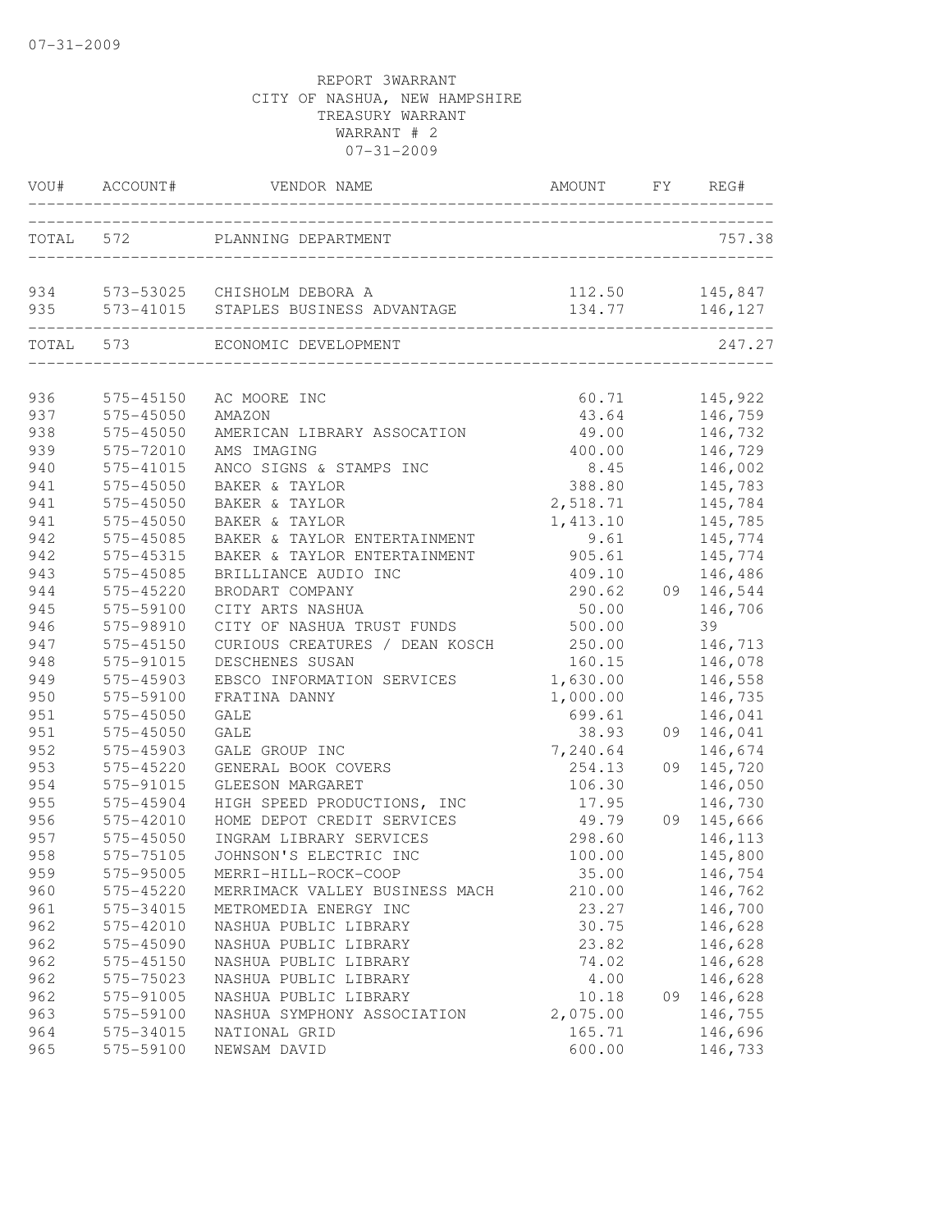07-31-2009

REPORT 3WARRANT
CITY OF NASHUA, NEW HAMPSHIRE
TREASURY WARRANT
WARRANT # 2
07-31-2009

| VOU# | ACCOUNT# | VENDOR NAME | AMOUNT | FY | REG# |
|---|---|---|---|---|---|
| TOTAL | 572 | PLANNING DEPARTMENT | | | 757.38 |
| 934 | 573-53025 | CHISHOLM DEBORA A | 112.50 | | 145,847 |
| 935 | 573-41015 | STAPLES BUSINESS ADVANTAGE | 134.77 | | 146,127 |
| TOTAL | 573 | ECONOMIC DEVELOPMENT | | | 247.27 |
| 936 | 575-45150 | AC MOORE INC | 60.71 | | 145,922 |
| 937 | 575-45050 | AMAZON | 43.64 | | 146,759 |
| 938 | 575-45050 | AMERICAN LIBRARY ASSOCATION | 49.00 | | 146,732 |
| 939 | 575-72010 | AMS IMAGING | 400.00 | | 146,729 |
| 940 | 575-41015 | ANCO SIGNS & STAMPS INC | 8.45 | | 146,002 |
| 941 | 575-45050 | BAKER & TAYLOR | 388.80 | | 145,783 |
| 941 | 575-45050 | BAKER & TAYLOR | 2,518.71 | | 145,784 |
| 941 | 575-45050 | BAKER & TAYLOR | 1,413.10 | | 145,785 |
| 942 | 575-45085 | BAKER & TAYLOR ENTERTAINMENT | 9.61 | | 145,774 |
| 942 | 575-45315 | BAKER & TAYLOR ENTERTAINMENT | 905.61 | | 145,774 |
| 943 | 575-45085 | BRILLIANCE AUDIO INC | 409.10 | | 146,486 |
| 944 | 575-45220 | BRODART COMPANY | 290.62 | 09 | 146,544 |
| 945 | 575-59100 | CITY ARTS NASHUA | 50.00 | | 146,706 |
| 946 | 575-98910 | CITY OF NASHUA TRUST FUNDS | 500.00 | | 39 |
| 947 | 575-45150 | CURIOUS CREATURES / DEAN KOSCH | 250.00 | | 146,713 |
| 948 | 575-91015 | DESCHENES SUSAN | 160.15 | | 146,078 |
| 949 | 575-45903 | EBSCO INFORMATION SERVICES | 1,630.00 | | 146,558 |
| 950 | 575-59100 | FRATINA DANNY | 1,000.00 | | 146,735 |
| 951 | 575-45050 | GALE | 699.61 | | 146,041 |
| 951 | 575-45050 | GALE | 38.93 | 09 | 146,041 |
| 952 | 575-45903 | GALE GROUP INC | 7,240.64 | | 146,674 |
| 953 | 575-45220 | GENERAL BOOK COVERS | 254.13 | 09 | 145,720 |
| 954 | 575-91015 | GLEESON MARGARET | 106.30 | | 146,050 |
| 955 | 575-45904 | HIGH SPEED PRODUCTIONS, INC | 17.95 | | 146,730 |
| 956 | 575-42010 | HOME DEPOT CREDIT SERVICES | 49.79 | 09 | 145,666 |
| 957 | 575-45050 | INGRAM LIBRARY SERVICES | 298.60 | | 146,113 |
| 958 | 575-75105 | JOHNSON'S ELECTRIC INC | 100.00 | | 145,800 |
| 959 | 575-95005 | MERRI-HILL-ROCK-COOP | 35.00 | | 146,754 |
| 960 | 575-45220 | MERRIMACK VALLEY BUSINESS MACH | 210.00 | | 146,762 |
| 961 | 575-34015 | METROMEDIA ENERGY INC | 23.27 | | 146,700 |
| 962 | 575-42010 | NASHUA PUBLIC LIBRARY | 30.75 | | 146,628 |
| 962 | 575-45090 | NASHUA PUBLIC LIBRARY | 23.82 | | 146,628 |
| 962 | 575-45150 | NASHUA PUBLIC LIBRARY | 74.02 | | 146,628 |
| 962 | 575-75023 | NASHUA PUBLIC LIBRARY | 4.00 | | 146,628 |
| 962 | 575-91005 | NASHUA PUBLIC LIBRARY | 10.18 | 09 | 146,628 |
| 963 | 575-59100 | NASHUA SYMPHONY ASSOCIATION | 2,075.00 | | 146,755 |
| 964 | 575-34015 | NATIONAL GRID | 165.71 | | 146,696 |
| 965 | 575-59100 | NEWSAM DAVID | 600.00 | | 146,733 |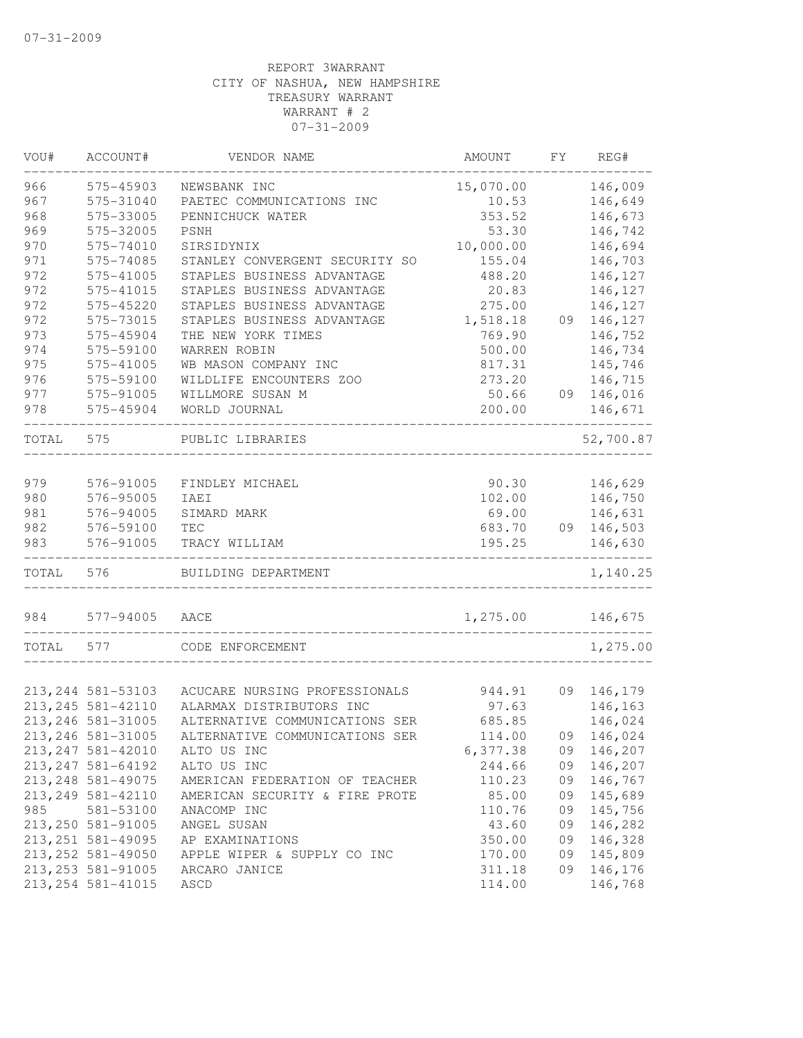REPORT 3WARRANT
CITY OF NASHUA, NEW HAMPSHIRE
TREASURY WARRANT
WARRANT # 2
07-31-2009

| VOU# | ACCOUNT# | VENDOR NAME | AMOUNT | FY | REG# |
|---|---|---|---|---|---|
| 966 | 575-45903 | NEWSBANK INC | 15,070.00 | | 146,009 |
| 967 | 575-31040 | PAETEC COMMUNICATIONS INC | 10.53 | | 146,649 |
| 968 | 575-33005 | PENNICHUCK WATER | 353.52 | | 146,673 |
| 969 | 575-32005 | PSNH | 53.30 | | 146,742 |
| 970 | 575-74010 | SIRSIDYNIX | 10,000.00 | | 146,694 |
| 971 | 575-74085 | STANLEY CONVERGENT SECURITY SO | 155.04 | | 146,703 |
| 972 | 575-41005 | STAPLES BUSINESS ADVANTAGE | 488.20 | | 146,127 |
| 972 | 575-41015 | STAPLES BUSINESS ADVANTAGE | 20.83 | | 146,127 |
| 972 | 575-45220 | STAPLES BUSINESS ADVANTAGE | 275.00 | | 146,127 |
| 972 | 575-73015 | STAPLES BUSINESS ADVANTAGE | 1,518.18 | 09 | 146,127 |
| 973 | 575-45904 | THE NEW YORK TIMES | 769.90 | | 146,752 |
| 974 | 575-59100 | WARREN ROBIN | 500.00 | | 146,734 |
| 975 | 575-41005 | WB MASON COMPANY INC | 817.31 | | 145,746 |
| 976 | 575-59100 | WILDLIFE ENCOUNTERS ZOO | 273.20 | | 146,715 |
| 977 | 575-91005 | WILLMORE SUSAN M | 50.66 | 09 | 146,016 |
| 978 | 575-45904 | WORLD JOURNAL | 200.00 | | 146,671 |
| TOTAL | 575 | PUBLIC LIBRARIES | | | 52,700.87 |
| 979 | 576-91005 | FINDLEY MICHAEL | 90.30 | | 146,629 |
| 980 | 576-95005 | IAEI | 102.00 | | 146,750 |
| 981 | 576-94005 | SIMARD MARK | 69.00 | | 146,631 |
| 982 | 576-59100 | TEC | 683.70 | 09 | 146,503 |
| 983 | 576-91005 | TRACY WILLIAM | 195.25 | | 146,630 |
| TOTAL | 576 | BUILDING DEPARTMENT | | | 1,140.25 |
| 984 | 577-94005 | AACE | 1,275.00 | | 146,675 |
| TOTAL | 577 | CODE ENFORCEMENT | | | 1,275.00 |
| 213,244 | 581-53103 | ACUCARE NURSING PROFESSIONALS | 944.91 | 09 | 146,179 |
| 213,245 | 581-42110 | ALARMAX DISTRIBUTORS INC | 97.63 | | 146,163 |
| 213,246 | 581-31005 | ALTERNATIVE COMMUNICATIONS SER | 685.85 | | 146,024 |
| 213,246 | 581-31005 | ALTERNATIVE COMMUNICATIONS SER | 114.00 | 09 | 146,024 |
| 213,247 | 581-42010 | ALTO US INC | 6,377.38 | 09 | 146,207 |
| 213,247 | 581-64192 | ALTO US INC | 244.66 | 09 | 146,207 |
| 213,248 | 581-49075 | AMERICAN FEDERATION OF TEACHER | 110.23 | 09 | 146,767 |
| 213,249 | 581-42110 | AMERICAN SECURITY & FIRE PROTE | 85.00 | 09 | 145,689 |
| 985 | 581-53100 | ANACOMP INC | 110.76 | 09 | 145,756 |
| 213,250 | 581-91005 | ANGEL SUSAN | 43.60 | 09 | 146,282 |
| 213,251 | 581-49095 | AP EXAMINATIONS | 350.00 | 09 | 146,328 |
| 213,252 | 581-49050 | APPLE WIPER & SUPPLY CO INC | 170.00 | 09 | 145,809 |
| 213,253 | 581-91005 | ARCARO JANICE | 311.18 | 09 | 146,176 |
| 213,254 | 581-41015 | ASCD | 114.00 | | 146,768 |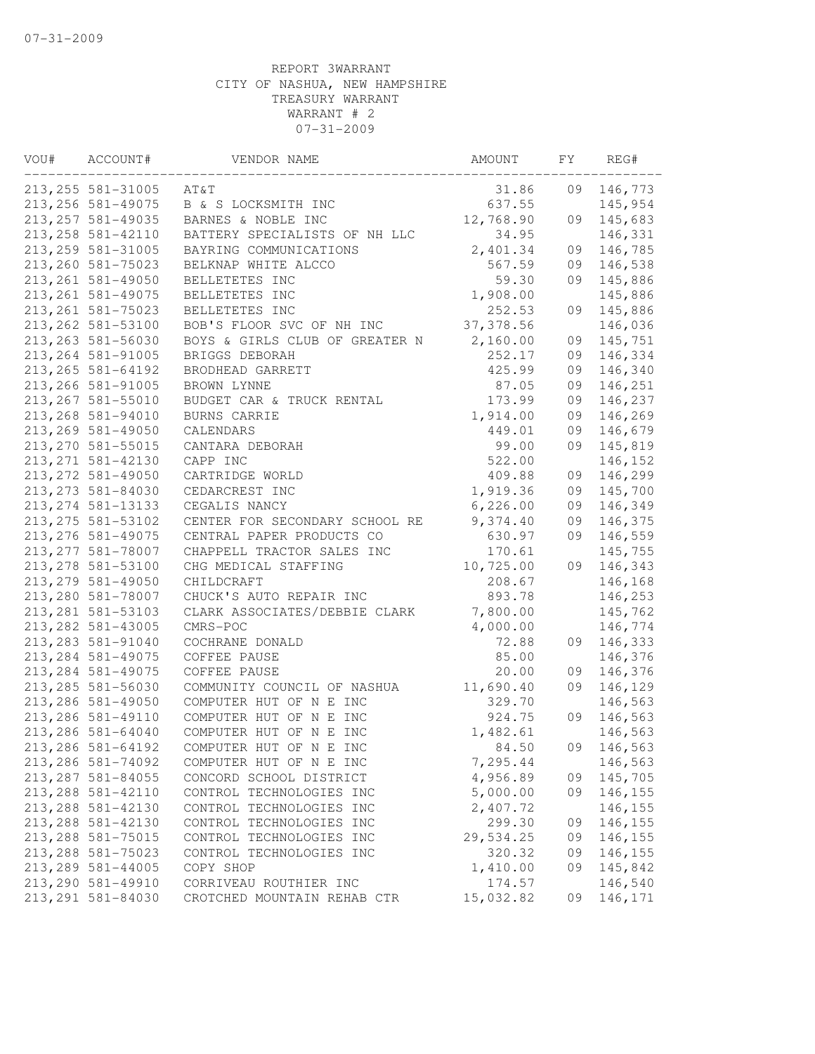07-31-2009

REPORT 3WARRANT
CITY OF NASHUA, NEW HAMPSHIRE
TREASURY WARRANT
WARRANT # 2
07-31-2009

| VOU# | ACCOUNT# | VENDOR NAME | AMOUNT | FY | REG# |
|---|---|---|---|---|---|
| 213,255 | 581-31005 | AT&T | 31.86 | 09 | 146,773 |
| 213,256 | 581-49075 | B & S LOCKSMITH INC | 637.55 | | 145,954 |
| 213,257 | 581-49035 | BARNES & NOBLE INC | 12,768.90 | 09 | 145,683 |
| 213,258 | 581-42110 | BATTERY SPECIALISTS OF NH LLC | 34.95 | | 146,331 |
| 213,259 | 581-31005 | BAYRING COMMUNICATIONS | 2,401.34 | 09 | 146,785 |
| 213,260 | 581-75023 | BELKNAP WHITE ALCCO | 567.59 | 09 | 146,538 |
| 213,261 | 581-49050 | BELLETETES INC | 59.30 | 09 | 145,886 |
| 213,261 | 581-49075 | BELLETETES INC | 1,908.00 | | 145,886 |
| 213,261 | 581-75023 | BELLETETES INC | 252.53 | 09 | 145,886 |
| 213,262 | 581-53100 | BOB'S FLOOR SVC OF NH INC | 37,378.56 | | 146,036 |
| 213,263 | 581-56030 | BOYS & GIRLS CLUB OF GREATER N | 2,160.00 | 09 | 145,751 |
| 213,264 | 581-91005 | BRIGGS DEBORAH | 252.17 | 09 | 146,334 |
| 213,265 | 581-64192 | BRODHEAD GARRETT | 425.99 | 09 | 146,340 |
| 213,266 | 581-91005 | BROWN LYNNE | 87.05 | 09 | 146,251 |
| 213,267 | 581-55010 | BUDGET CAR & TRUCK RENTAL | 173.99 | 09 | 146,237 |
| 213,268 | 581-94010 | BURNS CARRIE | 1,914.00 | 09 | 146,269 |
| 213,269 | 581-49050 | CALENDARS | 449.01 | 09 | 146,679 |
| 213,270 | 581-55015 | CANTARA DEBORAH | 99.00 | 09 | 145,819 |
| 213,271 | 581-42130 | CAPP INC | 522.00 | | 146,152 |
| 213,272 | 581-49050 | CARTRIDGE WORLD | 409.88 | 09 | 146,299 |
| 213,273 | 581-84030 | CEDARCREST INC | 1,919.36 | 09 | 145,700 |
| 213,274 | 581-13133 | CEGALIS NANCY | 6,226.00 | 09 | 146,349 |
| 213,275 | 581-53102 | CENTER FOR SECONDARY SCHOOL RE | 9,374.40 | 09 | 146,375 |
| 213,276 | 581-49075 | CENTRAL PAPER PRODUCTS CO | 630.97 | 09 | 146,559 |
| 213,277 | 581-78007 | CHAPPELL TRACTOR SALES INC | 170.61 | | 145,755 |
| 213,278 | 581-53100 | CHG MEDICAL STAFFING | 10,725.00 | 09 | 146,343 |
| 213,279 | 581-49050 | CHILDCRAFT | 208.67 | | 146,168 |
| 213,280 | 581-78007 | CHUCK'S AUTO REPAIR INC | 893.78 | | 146,253 |
| 213,281 | 581-53103 | CLARK ASSOCIATES/DEBBIE CLARK | 7,800.00 | | 145,762 |
| 213,282 | 581-43005 | CMRS-POC | 4,000.00 | | 146,774 |
| 213,283 | 581-91040 | COCHRANE DONALD | 72.88 | 09 | 146,333 |
| 213,284 | 581-49075 | COFFEE PAUSE | 85.00 | | 146,376 |
| 213,284 | 581-49075 | COFFEE PAUSE | 20.00 | 09 | 146,376 |
| 213,285 | 581-56030 | COMMUNITY COUNCIL OF NASHUA | 11,690.40 | 09 | 146,129 |
| 213,286 | 581-49050 | COMPUTER HUT OF N E INC | 329.70 | | 146,563 |
| 213,286 | 581-49110 | COMPUTER HUT OF N E INC | 924.75 | 09 | 146,563 |
| 213,286 | 581-64040 | COMPUTER HUT OF N E INC | 1,482.61 | | 146,563 |
| 213,286 | 581-64192 | COMPUTER HUT OF N E INC | 84.50 | 09 | 146,563 |
| 213,286 | 581-74092 | COMPUTER HUT OF N E INC | 7,295.44 | | 146,563 |
| 213,287 | 581-84055 | CONCORD SCHOOL DISTRICT | 4,956.89 | 09 | 145,705 |
| 213,288 | 581-42110 | CONTROL TECHNOLOGIES INC | 5,000.00 | 09 | 146,155 |
| 213,288 | 581-42130 | CONTROL TECHNOLOGIES INC | 2,407.72 | | 146,155 |
| 213,288 | 581-42130 | CONTROL TECHNOLOGIES INC | 299.30 | 09 | 146,155 |
| 213,288 | 581-75015 | CONTROL TECHNOLOGIES INC | 29,534.25 | 09 | 146,155 |
| 213,288 | 581-75023 | CONTROL TECHNOLOGIES INC | 320.32 | 09 | 146,155 |
| 213,289 | 581-44005 | COPY SHOP | 1,410.00 | 09 | 145,842 |
| 213,290 | 581-49910 | CORRIVEAU ROUTHIER INC | 174.57 | | 146,540 |
| 213,291 | 581-84030 | CROTCHED MOUNTAIN REHAB CTR | 15,032.82 | 09 | 146,171 |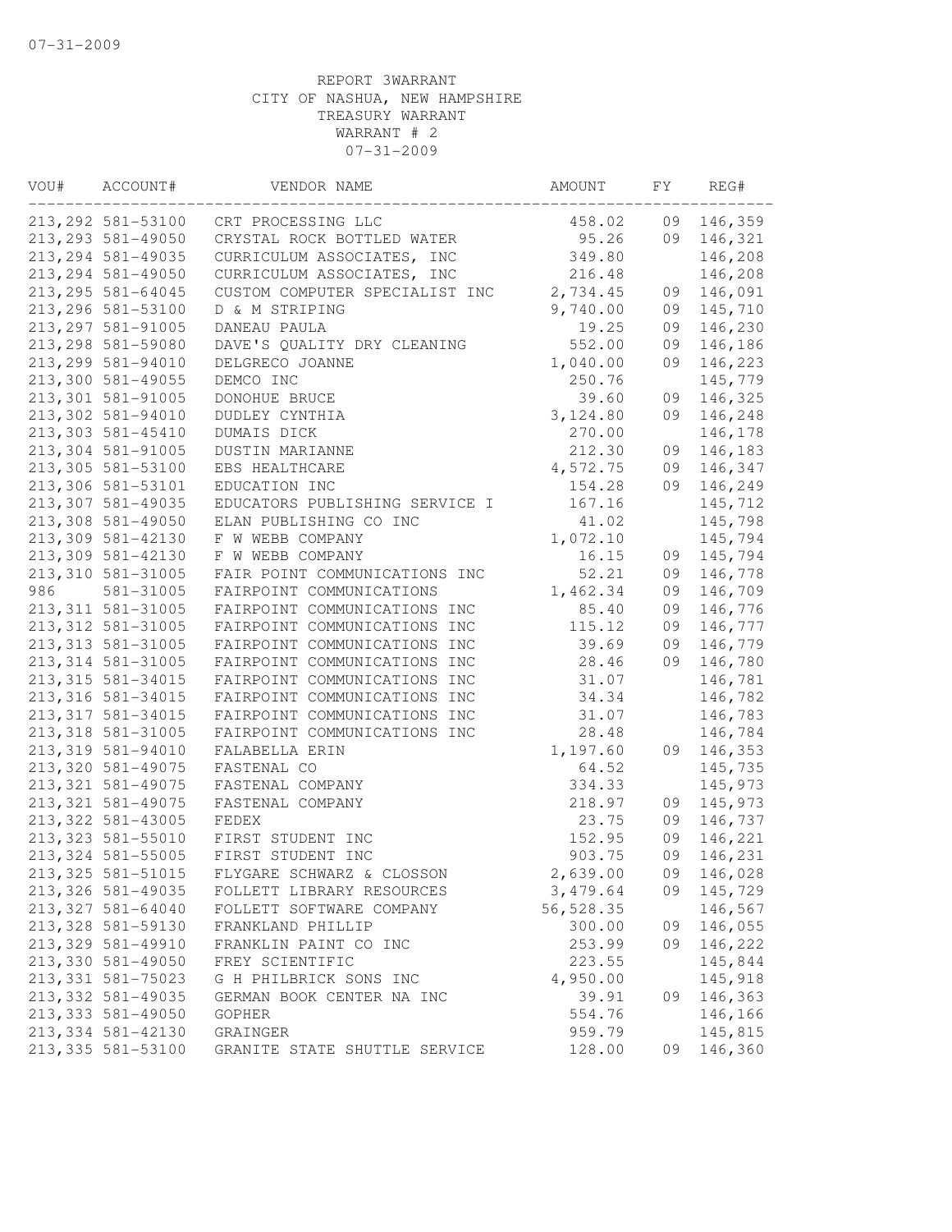07-31-2009

REPORT 3WARRANT
CITY OF NASHUA, NEW HAMPSHIRE
TREASURY WARRANT
WARRANT # 2
07-31-2009

| VOU# | ACCOUNT# | VENDOR NAME | AMOUNT | FY | REG# |
|---|---|---|---|---|---|
| 213,292 | 581-53100 | CRT PROCESSING LLC | 458.02 | 09 | 146,359 |
| 213,293 | 581-49050 | CRYSTAL ROCK BOTTLED WATER | 95.26 | 09 | 146,321 |
| 213,294 | 581-49035 | CURRICULUM ASSOCIATES, INC | 349.80 | | 146,208 |
| 213,294 | 581-49050 | CURRICULUM ASSOCIATES, INC | 216.48 | | 146,208 |
| 213,295 | 581-64045 | CUSTOM COMPUTER SPECIALIST INC | 2,734.45 | 09 | 146,091 |
| 213,296 | 581-53100 | D & M STRIPING | 9,740.00 | 09 | 145,710 |
| 213,297 | 581-91005 | DANEAU PAULA | 19.25 | 09 | 146,230 |
| 213,298 | 581-59080 | DAVE'S QUALITY DRY CLEANING | 552.00 | 09 | 146,186 |
| 213,299 | 581-94010 | DELGRECO JOANNE | 1,040.00 | 09 | 146,223 |
| 213,300 | 581-49055 | DEMCO INC | 250.76 | | 145,779 |
| 213,301 | 581-91005 | DONOHUE BRUCE | 39.60 | 09 | 146,325 |
| 213,302 | 581-94010 | DUDLEY CYNTHIA | 3,124.80 | 09 | 146,248 |
| 213,303 | 581-45410 | DUMAIS DICK | 270.00 | | 146,178 |
| 213,304 | 581-91005 | DUSTIN MARIANNE | 212.30 | 09 | 146,183 |
| 213,305 | 581-53100 | EBS HEALTHCARE | 4,572.75 | 09 | 146,347 |
| 213,306 | 581-53101 | EDUCATION INC | 154.28 | 09 | 146,249 |
| 213,307 | 581-49035 | EDUCATORS PUBLISHING SERVICE I | 167.16 | | 145,712 |
| 213,308 | 581-49050 | ELAN PUBLISHING CO INC | 41.02 | | 145,798 |
| 213,309 | 581-42130 | F W WEBB COMPANY | 1,072.10 | | 145,794 |
| 213,309 | 581-42130 | F W WEBB COMPANY | 16.15 | 09 | 145,794 |
| 213,310 | 581-31005 | FAIR POINT COMMUNICATIONS INC | 52.21 | 09 | 146,778 |
| 986 | 581-31005 | FAIRPOINT COMMUNICATIONS | 1,462.34 | 09 | 146,709 |
| 213,311 | 581-31005 | FAIRPOINT COMMUNICATIONS INC | 85.40 | 09 | 146,776 |
| 213,312 | 581-31005 | FAIRPOINT COMMUNICATIONS INC | 115.12 | 09 | 146,777 |
| 213,313 | 581-31005 | FAIRPOINT COMMUNICATIONS INC | 39.69 | 09 | 146,779 |
| 213,314 | 581-31005 | FAIRPOINT COMMUNICATIONS INC | 28.46 | 09 | 146,780 |
| 213,315 | 581-34015 | FAIRPOINT COMMUNICATIONS INC | 31.07 | | 146,781 |
| 213,316 | 581-34015 | FAIRPOINT COMMUNICATIONS INC | 34.34 | | 146,782 |
| 213,317 | 581-34015 | FAIRPOINT COMMUNICATIONS INC | 31.07 | | 146,783 |
| 213,318 | 581-31005 | FAIRPOINT COMMUNICATIONS INC | 28.48 | | 146,784 |
| 213,319 | 581-94010 | FALABELLA ERIN | 1,197.60 | 09 | 146,353 |
| 213,320 | 581-49075 | FASTENAL CO | 64.52 | | 145,735 |
| 213,321 | 581-49075 | FASTENAL COMPANY | 334.33 | | 145,973 |
| 213,321 | 581-49075 | FASTENAL COMPANY | 218.97 | 09 | 145,973 |
| 213,322 | 581-43005 | FEDEX | 23.75 | 09 | 146,737 |
| 213,323 | 581-55010 | FIRST STUDENT INC | 152.95 | 09 | 146,221 |
| 213,324 | 581-55005 | FIRST STUDENT INC | 903.75 | 09 | 146,231 |
| 213,325 | 581-51015 | FLYGARE SCHWARZ & CLOSSON | 2,639.00 | 09 | 146,028 |
| 213,326 | 581-49035 | FOLLETT LIBRARY RESOURCES | 3,479.64 | 09 | 145,729 |
| 213,327 | 581-64040 | FOLLETT SOFTWARE COMPANY | 56,528.35 | | 146,567 |
| 213,328 | 581-59130 | FRANKLAND PHILLIP | 300.00 | 09 | 146,055 |
| 213,329 | 581-49910 | FRANKLIN PAINT CO INC | 253.99 | 09 | 146,222 |
| 213,330 | 581-49050 | FREY SCIENTIFIC | 223.55 | | 145,844 |
| 213,331 | 581-75023 | G H PHILBRICK SONS INC | 4,950.00 | | 145,918 |
| 213,332 | 581-49035 | GERMAN BOOK CENTER NA INC | 39.91 | 09 | 146,363 |
| 213,333 | 581-49050 | GOPHER | 554.76 | | 146,166 |
| 213,334 | 581-42130 | GRAINGER | 959.79 | | 145,815 |
| 213,335 | 581-53100 | GRANITE STATE SHUTTLE SERVICE | 128.00 | 09 | 146,360 |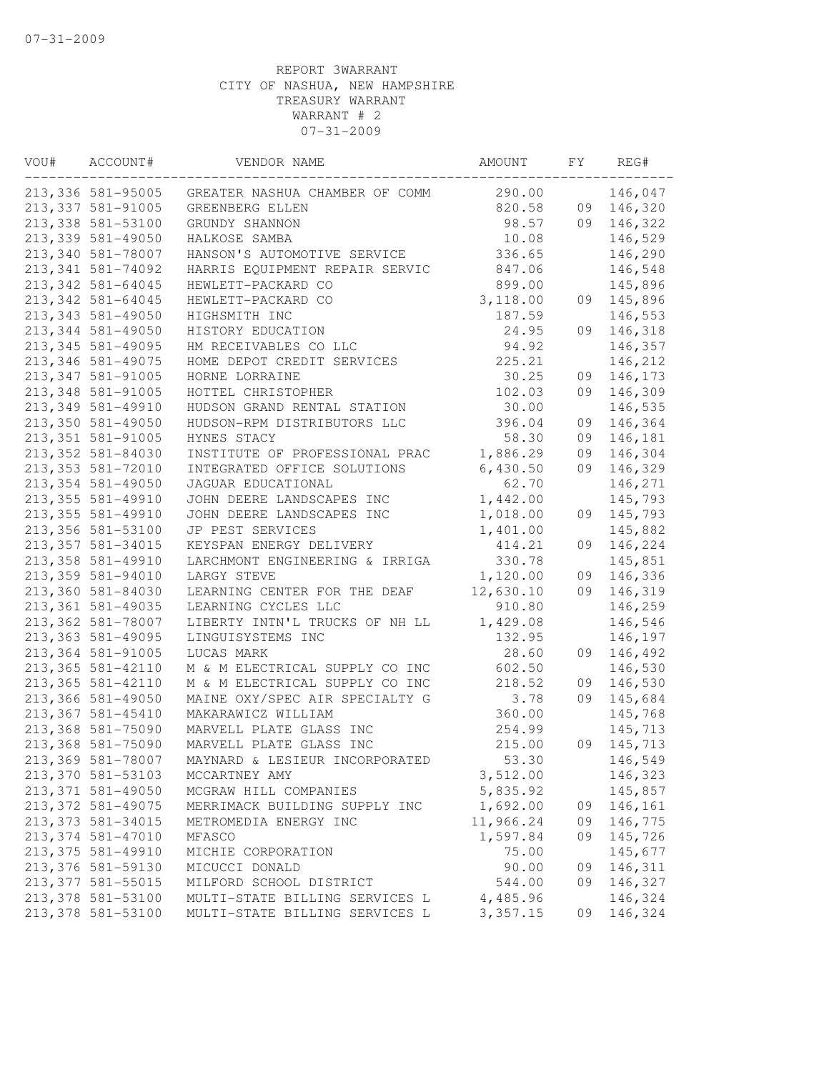REPORT 3WARRANT
CITY OF NASHUA, NEW HAMPSHIRE
TREASURY WARRANT
WARRANT # 2
07-31-2009

| VOU# | ACCOUNT# | VENDOR NAME | AMOUNT | FY | REG# |
|---|---|---|---|---|---|
| 213,336 | 581-95005 | GREATER NASHUA CHAMBER OF COMM | 290.00 | | 146,047 |
| 213,337 | 581-91005 | GREENBERG ELLEN | 820.58 | 09 | 146,320 |
| 213,338 | 581-53100 | GRUNDY SHANNON | 98.57 | 09 | 146,322 |
| 213,339 | 581-49050 | HALKOSE SAMBA | 10.08 | | 146,529 |
| 213,340 | 581-78007 | HANSON'S AUTOMOTIVE SERVICE | 336.65 | | 146,290 |
| 213,341 | 581-74092 | HARRIS EQUIPMENT REPAIR SERVIC | 847.06 | | 146,548 |
| 213,342 | 581-64045 | HEWLETT-PACKARD CO | 899.00 | | 145,896 |
| 213,342 | 581-64045 | HEWLETT-PACKARD CO | 3,118.00 | 09 | 145,896 |
| 213,343 | 581-49050 | HIGHSMITH INC | 187.59 | | 146,553 |
| 213,344 | 581-49050 | HISTORY EDUCATION | 24.95 | 09 | 146,318 |
| 213,345 | 581-49095 | HM RECEIVABLES CO LLC | 94.92 | | 146,357 |
| 213,346 | 581-49075 | HOME DEPOT CREDIT SERVICES | 225.21 | | 146,212 |
| 213,347 | 581-91005 | HORNE LORRAINE | 30.25 | 09 | 146,173 |
| 213,348 | 581-91005 | HOTTEL CHRISTOPHER | 102.03 | 09 | 146,309 |
| 213,349 | 581-49910 | HUDSON GRAND RENTAL STATION | 30.00 | | 146,535 |
| 213,350 | 581-49050 | HUDSON-RPM DISTRIBUTORS LLC | 396.04 | 09 | 146,364 |
| 213,351 | 581-91005 | HYNES STACY | 58.30 | 09 | 146,181 |
| 213,352 | 581-84030 | INSTITUTE OF PROFESSIONAL PRAC | 1,886.29 | 09 | 146,304 |
| 213,353 | 581-72010 | INTEGRATED OFFICE SOLUTIONS | 6,430.50 | 09 | 146,329 |
| 213,354 | 581-49050 | JAGUAR EDUCATIONAL | 62.70 | | 146,271 |
| 213,355 | 581-49910 | JOHN DEERE LANDSCAPES INC | 1,442.00 | | 145,793 |
| 213,355 | 581-49910 | JOHN DEERE LANDSCAPES INC | 1,018.00 | 09 | 145,793 |
| 213,356 | 581-53100 | JP PEST SERVICES | 1,401.00 | | 145,882 |
| 213,357 | 581-34015 | KEYSPAN ENERGY DELIVERY | 414.21 | 09 | 146,224 |
| 213,358 | 581-49910 | LARCHMONT ENGINEERING & IRRIGA | 330.78 | | 145,851 |
| 213,359 | 581-94010 | LARGY STEVE | 1,120.00 | 09 | 146,336 |
| 213,360 | 581-84030 | LEARNING CENTER FOR THE DEAF | 12,630.10 | 09 | 146,319 |
| 213,361 | 581-49035 | LEARNING CYCLES LLC | 910.80 | | 146,259 |
| 213,362 | 581-78007 | LIBERTY INTN'L TRUCKS OF NH LL | 1,429.08 | | 146,546 |
| 213,363 | 581-49095 | LINGUISYSTEMS INC | 132.95 | | 146,197 |
| 213,364 | 581-91005 | LUCAS MARK | 28.60 | 09 | 146,492 |
| 213,365 | 581-42110 | M & M ELECTRICAL SUPPLY CO INC | 602.50 | | 146,530 |
| 213,365 | 581-42110 | M & M ELECTRICAL SUPPLY CO INC | 218.52 | 09 | 146,530 |
| 213,366 | 581-49050 | MAINE OXY/SPEC AIR SPECIALTY G | 3.78 | 09 | 145,684 |
| 213,367 | 581-45410 | MAKARAWICZ WILLIAM | 360.00 | | 145,768 |
| 213,368 | 581-75090 | MARVELL PLATE GLASS INC | 254.99 | | 145,713 |
| 213,368 | 581-75090 | MARVELL PLATE GLASS INC | 215.00 | 09 | 145,713 |
| 213,369 | 581-78007 | MAYNARD & LESIEUR INCORPORATED | 53.30 | | 146,549 |
| 213,370 | 581-53103 | MCCARTNEY AMY | 3,512.00 | | 146,323 |
| 213,371 | 581-49050 | MCGRAW HILL COMPANIES | 5,835.92 | | 145,857 |
| 213,372 | 581-49075 | MERRIMACK BUILDING SUPPLY INC | 1,692.00 | 09 | 146,161 |
| 213,373 | 581-34015 | METROMEDIA ENERGY INC | 11,966.24 | 09 | 146,775 |
| 213,374 | 581-47010 | MFASCO | 1,597.84 | 09 | 145,726 |
| 213,375 | 581-49910 | MICHIE CORPORATION | 75.00 | | 145,677 |
| 213,376 | 581-59130 | MICUCCI DONALD | 90.00 | 09 | 146,311 |
| 213,377 | 581-55015 | MILFORD SCHOOL DISTRICT | 544.00 | 09 | 146,327 |
| 213,378 | 581-53100 | MULTI-STATE BILLING SERVICES L | 4,485.96 | | 146,324 |
| 213,378 | 581-53100 | MULTI-STATE BILLING SERVICES L | 3,357.15 | 09 | 146,324 |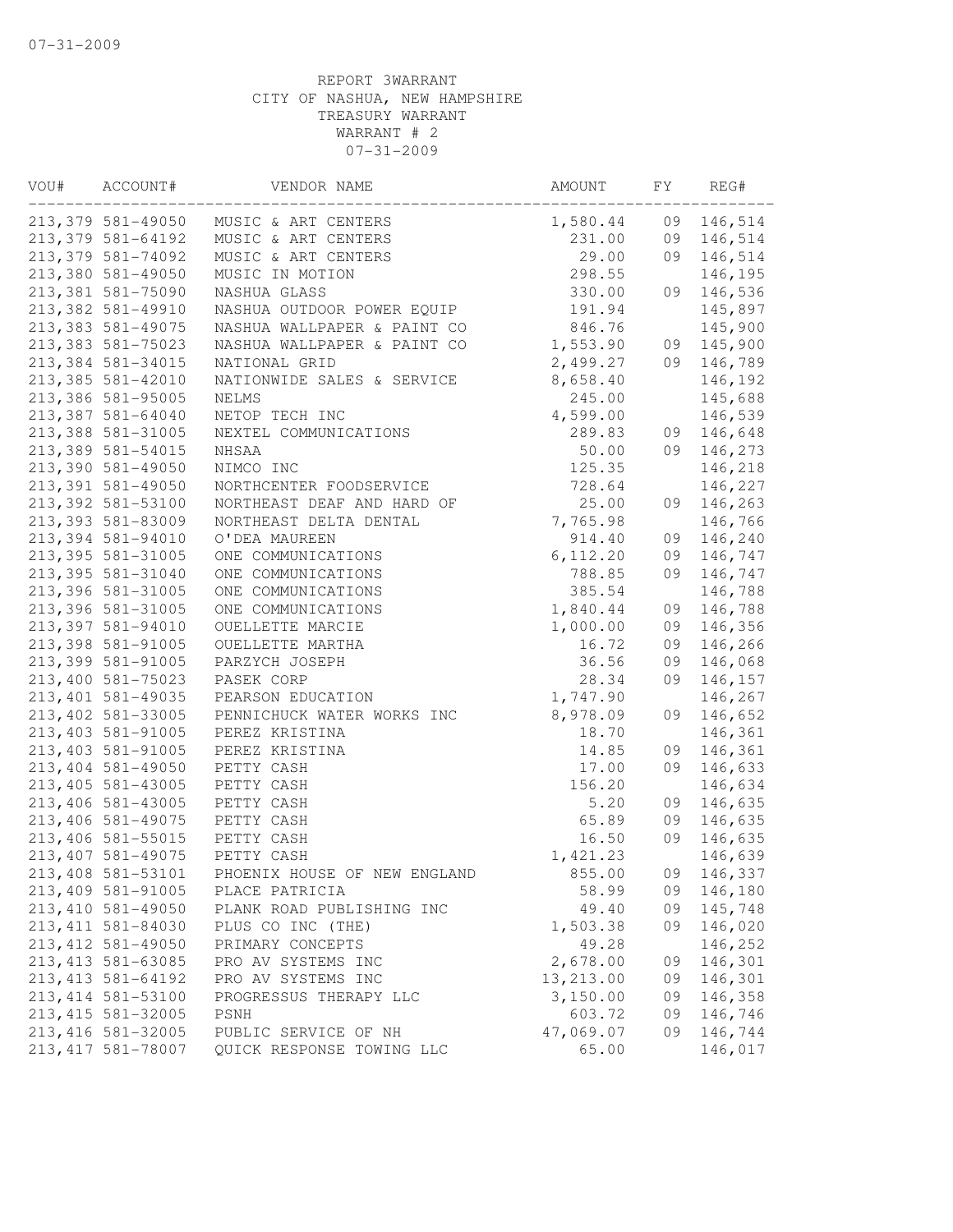07-31-2009

REPORT 3WARRANT
CITY OF NASHUA, NEW HAMPSHIRE
TREASURY WARRANT
WARRANT # 2
07-31-2009

| VOU# | ACCOUNT# | VENDOR NAME | AMOUNT | FY | REG# |
|---|---|---|---|---|---|
| 213,379 | 581-49050 | MUSIC & ART CENTERS | 1,580.44 | 09 | 146,514 |
| 213,379 | 581-64192 | MUSIC & ART CENTERS | 231.00 | 09 | 146,514 |
| 213,379 | 581-74092 | MUSIC & ART CENTERS | 29.00 | 09 | 146,514 |
| 213,380 | 581-49050 | MUSIC IN MOTION | 298.55 | | 146,195 |
| 213,381 | 581-75090 | NASHUA GLASS | 330.00 | 09 | 146,536 |
| 213,382 | 581-49910 | NASHUA OUTDOOR POWER EQUIP | 191.94 | | 145,897 |
| 213,383 | 581-49075 | NASHUA WALLPAPER & PAINT CO | 846.76 | | 145,900 |
| 213,383 | 581-75023 | NASHUA WALLPAPER & PAINT CO | 1,553.90 | 09 | 145,900 |
| 213,384 | 581-34015 | NATIONAL GRID | 2,499.27 | 09 | 146,789 |
| 213,385 | 581-42010 | NATIONWIDE SALES & SERVICE | 8,658.40 | | 146,192 |
| 213,386 | 581-95005 | NELMS | 245.00 | | 145,688 |
| 213,387 | 581-64040 | NETOP TECH INC | 4,599.00 | | 146,539 |
| 213,388 | 581-31005 | NEXTEL COMMUNICATIONS | 289.83 | 09 | 146,648 |
| 213,389 | 581-54015 | NHSAA | 50.00 | 09 | 146,273 |
| 213,390 | 581-49050 | NIMCO INC | 125.35 | | 146,218 |
| 213,391 | 581-49050 | NORTHCENTER FOODSERVICE | 728.64 | | 146,227 |
| 213,392 | 581-53100 | NORTHEAST DEAF AND HARD OF | 25.00 | 09 | 146,263 |
| 213,393 | 581-83009 | NORTHEAST DELTA DENTAL | 7,765.98 | | 146,766 |
| 213,394 | 581-94010 | O'DEA MAUREEN | 914.40 | 09 | 146,240 |
| 213,395 | 581-31005 | ONE COMMUNICATIONS | 6,112.20 | 09 | 146,747 |
| 213,395 | 581-31040 | ONE COMMUNICATIONS | 788.85 | 09 | 146,747 |
| 213,396 | 581-31005 | ONE COMMUNICATIONS | 385.54 | | 146,788 |
| 213,396 | 581-31005 | ONE COMMUNICATIONS | 1,840.44 | 09 | 146,788 |
| 213,397 | 581-94010 | OUELLETTE MARCIE | 1,000.00 | 09 | 146,356 |
| 213,398 | 581-91005 | OUELLETTE MARTHA | 16.72 | 09 | 146,266 |
| 213,399 | 581-91005 | PARZYCH JOSEPH | 36.56 | 09 | 146,068 |
| 213,400 | 581-75023 | PASEK CORP | 28.34 | 09 | 146,157 |
| 213,401 | 581-49035 | PEARSON EDUCATION | 1,747.90 | | 146,267 |
| 213,402 | 581-33005 | PENNICHUCK WATER WORKS INC | 8,978.09 | 09 | 146,652 |
| 213,403 | 581-91005 | PEREZ KRISTINA | 18.70 | | 146,361 |
| 213,403 | 581-91005 | PEREZ KRISTINA | 14.85 | 09 | 146,361 |
| 213,404 | 581-49050 | PETTY CASH | 17.00 | 09 | 146,633 |
| 213,405 | 581-43005 | PETTY CASH | 156.20 | | 146,634 |
| 213,406 | 581-43005 | PETTY CASH | 5.20 | 09 | 146,635 |
| 213,406 | 581-49075 | PETTY CASH | 65.89 | 09 | 146,635 |
| 213,406 | 581-55015 | PETTY CASH | 16.50 | 09 | 146,635 |
| 213,407 | 581-49075 | PETTY CASH | 1,421.23 | | 146,639 |
| 213,408 | 581-53101 | PHOENIX HOUSE OF NEW ENGLAND | 855.00 | 09 | 146,337 |
| 213,409 | 581-91005 | PLACE PATRICIA | 58.99 | 09 | 146,180 |
| 213,410 | 581-49050 | PLANK ROAD PUBLISHING INC | 49.40 | 09 | 145,748 |
| 213,411 | 581-84030 | PLUS CO INC (THE) | 1,503.38 | 09 | 146,020 |
| 213,412 | 581-49050 | PRIMARY CONCEPTS | 49.28 | | 146,252 |
| 213,413 | 581-63085 | PRO AV SYSTEMS INC | 2,678.00 | 09 | 146,301 |
| 213,413 | 581-64192 | PRO AV SYSTEMS INC | 13,213.00 | 09 | 146,301 |
| 213,414 | 581-53100 | PROGRESSUS THERAPY LLC | 3,150.00 | 09 | 146,358 |
| 213,415 | 581-32005 | PSNH | 603.72 | 09 | 146,746 |
| 213,416 | 581-32005 | PUBLIC SERVICE OF NH | 47,069.07 | 09 | 146,744 |
| 213,417 | 581-78007 | QUICK RESPONSE TOWING LLC | 65.00 | | 146,017 |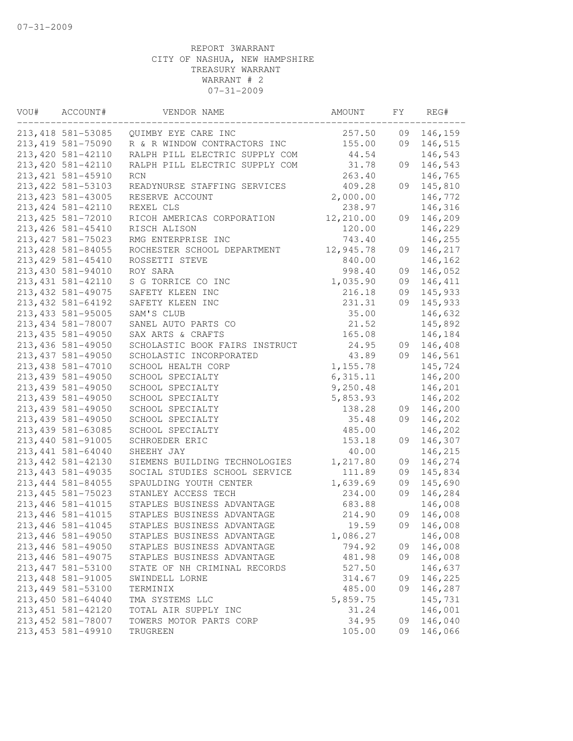REPORT 3WARRANT
CITY OF NASHUA, NEW HAMPSHIRE
TREASURY WARRANT
WARRANT # 2
07-31-2009

| VOU# | ACCOUNT# | VENDOR NAME | AMOUNT | FY | REG# |
|---|---|---|---|---|---|
| 213,418 | 581-53085 | QUIMBY EYE CARE INC | 257.50 | 09 | 146,159 |
| 213,419 | 581-75090 | R & R WINDOW CONTRACTORS INC | 155.00 | 09 | 146,515 |
| 213,420 | 581-42110 | RALPH PILL ELECTRIC SUPPLY COM | 44.54 | | 146,543 |
| 213,420 | 581-42110 | RALPH PILL ELECTRIC SUPPLY COM | 31.78 | 09 | 146,543 |
| 213,421 | 581-45910 | RCN | 263.40 | | 146,765 |
| 213,422 | 581-53103 | READYNURSE STAFFING SERVICES | 409.28 | 09 | 145,810 |
| 213,423 | 581-43005 | RESERVE ACCOUNT | 2,000.00 | | 146,772 |
| 213,424 | 581-42110 | REXEL CLS | 238.97 | | 146,316 |
| 213,425 | 581-72010 | RICOH AMERICAS CORPORATION | 12,210.00 | 09 | 146,209 |
| 213,426 | 581-45410 | RISCH ALISON | 120.00 | | 146,229 |
| 213,427 | 581-75023 | RMG ENTERPRISE INC | 743.40 | | 146,255 |
| 213,428 | 581-84055 | ROCHESTER SCHOOL DEPARTMENT | 12,945.78 | 09 | 146,217 |
| 213,429 | 581-45410 | ROSSETTI STEVE | 840.00 | | 146,162 |
| 213,430 | 581-94010 | ROY SARA | 998.40 | 09 | 146,052 |
| 213,431 | 581-42110 | S G TORRICE CO INC | 1,035.90 | 09 | 146,411 |
| 213,432 | 581-49075 | SAFETY KLEEN INC | 216.18 | 09 | 145,933 |
| 213,432 | 581-64192 | SAFETY KLEEN INC | 231.31 | 09 | 145,933 |
| 213,433 | 581-95005 | SAM'S CLUB | 35.00 | | 146,632 |
| 213,434 | 581-78007 | SANEL AUTO PARTS CO | 21.52 | | 145,892 |
| 213,435 | 581-49050 | SAX ARTS & CRAFTS | 165.08 | | 146,184 |
| 213,436 | 581-49050 | SCHOLASTIC BOOK FAIRS INSTRUCT | 24.95 | 09 | 146,408 |
| 213,437 | 581-49050 | SCHOLASTIC INCORPORATED | 43.89 | 09 | 146,561 |
| 213,438 | 581-47010 | SCHOOL HEALTH CORP | 1,155.78 | | 145,724 |
| 213,439 | 581-49050 | SCHOOL SPECIALTY | 6,315.11 | | 146,200 |
| 213,439 | 581-49050 | SCHOOL SPECIALTY | 9,250.48 | | 146,201 |
| 213,439 | 581-49050 | SCHOOL SPECIALTY | 5,853.93 | | 146,202 |
| 213,439 | 581-49050 | SCHOOL SPECIALTY | 138.28 | 09 | 146,200 |
| 213,439 | 581-49050 | SCHOOL SPECIALTY | 35.48 | 09 | 146,202 |
| 213,439 | 581-63085 | SCHOOL SPECIALTY | 485.00 | | 146,202 |
| 213,440 | 581-91005 | SCHROEDER ERIC | 153.18 | 09 | 146,307 |
| 213,441 | 581-64040 | SHEEHY JAY | 40.00 | | 146,215 |
| 213,442 | 581-42130 | SIEMENS BUILDING TECHNOLOGIES | 1,217.80 | 09 | 146,274 |
| 213,443 | 581-49035 | SOCIAL STUDIES SCHOOL SERVICE | 111.89 | 09 | 145,834 |
| 213,444 | 581-84055 | SPAULDING YOUTH CENTER | 1,639.69 | 09 | 145,690 |
| 213,445 | 581-75023 | STANLEY ACCESS TECH | 234.00 | 09 | 146,284 |
| 213,446 | 581-41015 | STAPLES BUSINESS ADVANTAGE | 683.88 | | 146,008 |
| 213,446 | 581-41015 | STAPLES BUSINESS ADVANTAGE | 214.90 | 09 | 146,008 |
| 213,446 | 581-41045 | STAPLES BUSINESS ADVANTAGE | 19.59 | 09 | 146,008 |
| 213,446 | 581-49050 | STAPLES BUSINESS ADVANTAGE | 1,086.27 | | 146,008 |
| 213,446 | 581-49050 | STAPLES BUSINESS ADVANTAGE | 794.92 | 09 | 146,008 |
| 213,446 | 581-49075 | STAPLES BUSINESS ADVANTAGE | 481.98 | 09 | 146,008 |
| 213,447 | 581-53100 | STATE OF NH CRIMINAL RECORDS | 527.50 | | 146,637 |
| 213,448 | 581-91005 | SWINDELL LORNE | 314.67 | 09 | 146,225 |
| 213,449 | 581-53100 | TERMINIX | 485.00 | 09 | 146,287 |
| 213,450 | 581-64040 | TMA SYSTEMS LLC | 5,859.75 | | 145,731 |
| 213,451 | 581-42120 | TOTAL AIR SUPPLY INC | 31.24 | | 146,001 |
| 213,452 | 581-78007 | TOWERS MOTOR PARTS CORP | 34.95 | 09 | 146,040 |
| 213,453 | 581-49910 | TRUGREEN | 105.00 | 09 | 146,066 |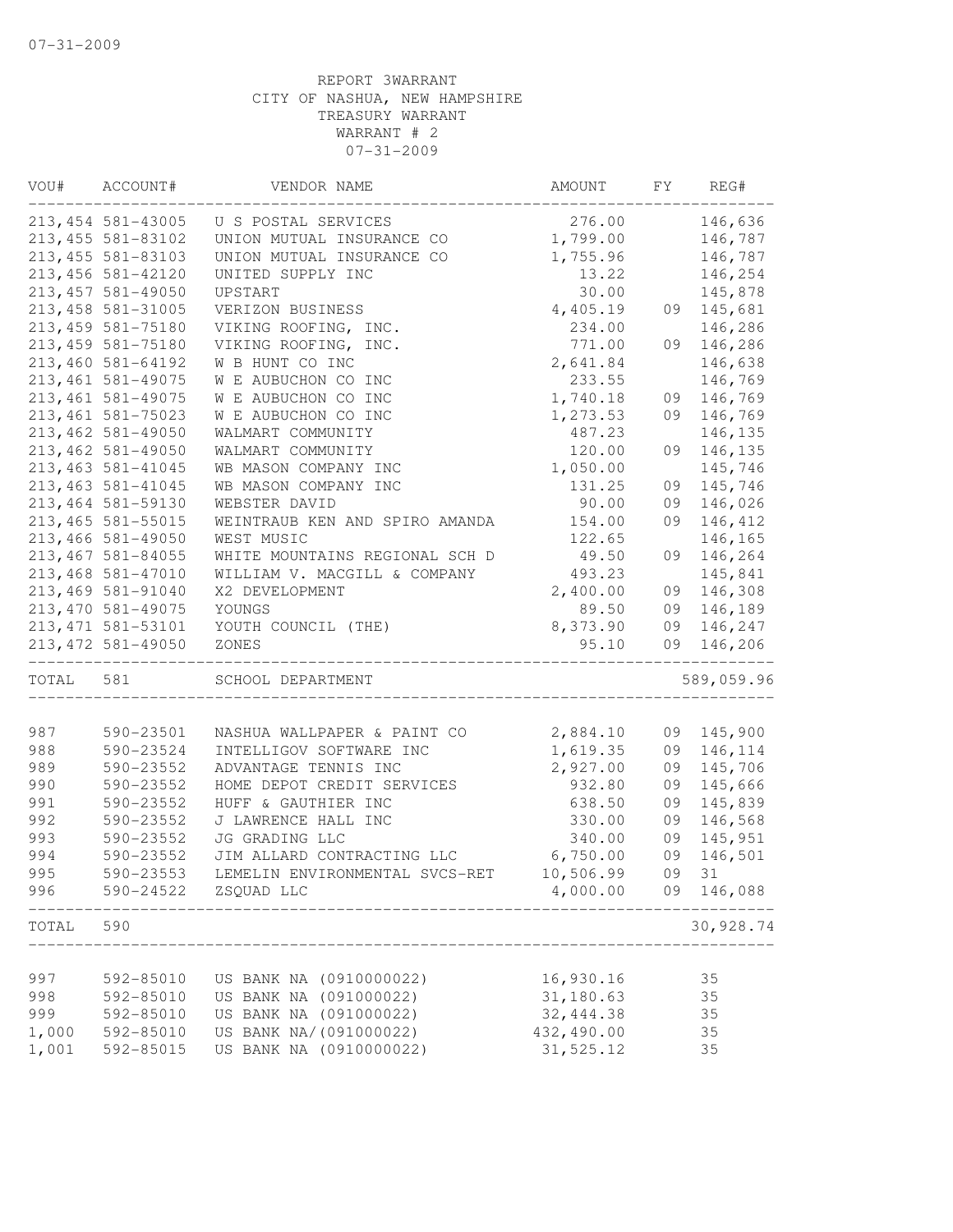07-31-2009

REPORT 3WARRANT
CITY OF NASHUA, NEW HAMPSHIRE
TREASURY WARRANT
WARRANT # 2
07-31-2009

| VOU# | ACCOUNT# | VENDOR NAME | AMOUNT | FY | REG# |
|---|---|---|---|---|---|
| 213,454 | 581-43005 | U S POSTAL SERVICES | 276.00 | | 146,636 |
| 213,455 | 581-83102 | UNION MUTUAL INSURANCE CO | 1,799.00 | | 146,787 |
| 213,455 | 581-83103 | UNION MUTUAL INSURANCE CO | 1,755.96 | | 146,787 |
| 213,456 | 581-42120 | UNITED SUPPLY INC | 13.22 | | 146,254 |
| 213,457 | 581-49050 | UPSTART | 30.00 | | 145,878 |
| 213,458 | 581-31005 | VERIZON BUSINESS | 4,405.19 | 09 | 145,681 |
| 213,459 | 581-75180 | VIKING ROOFING, INC. | 234.00 | | 146,286 |
| 213,459 | 581-75180 | VIKING ROOFING, INC. | 771.00 | 09 | 146,286 |
| 213,460 | 581-64192 | W B HUNT CO INC | 2,641.84 | | 146,638 |
| 213,461 | 581-49075 | W E AUBUCHON CO INC | 233.55 | | 146,769 |
| 213,461 | 581-49075 | W E AUBUCHON CO INC | 1,740.18 | 09 | 146,769 |
| 213,461 | 581-75023 | W E AUBUCHON CO INC | 1,273.53 | 09 | 146,769 |
| 213,462 | 581-49050 | WALMART COMMUNITY | 487.23 | | 146,135 |
| 213,462 | 581-49050 | WALMART COMMUNITY | 120.00 | 09 | 146,135 |
| 213,463 | 581-41045 | WB MASON COMPANY INC | 1,050.00 | | 145,746 |
| 213,463 | 581-41045 | WB MASON COMPANY INC | 131.25 | 09 | 145,746 |
| 213,464 | 581-59130 | WEBSTER DAVID | 90.00 | 09 | 146,026 |
| 213,465 | 581-55015 | WEINTRAUB KEN AND SPIRO AMANDA | 154.00 | 09 | 146,412 |
| 213,466 | 581-49050 | WEST MUSIC | 122.65 | | 146,165 |
| 213,467 | 581-84055 | WHITE MOUNTAINS REGIONAL SCH D | 49.50 | 09 | 146,264 |
| 213,468 | 581-47010 | WILLIAM V. MACGILL & COMPANY | 493.23 | | 145,841 |
| 213,469 | 581-91040 | X2 DEVELOPMENT | 2,400.00 | 09 | 146,308 |
| 213,470 | 581-49075 | YOUNGS | 89.50 | 09 | 146,189 |
| 213,471 | 581-53101 | YOUTH COUNCIL (THE) | 8,373.90 | 09 | 146,247 |
| 213,472 | 581-49050 | ZONES | 95.10 | 09 | 146,206 |
| TOTAL | 581 | SCHOOL DEPARTMENT | | | 589,059.96 |
| 987 | 590-23501 | NASHUA WALLPAPER & PAINT CO | 2,884.10 | 09 | 145,900 |
| 988 | 590-23524 | INTELLIGOV SOFTWARE INC | 1,619.35 | 09 | 146,114 |
| 989 | 590-23552 | ADVANTAGE TENNIS INC | 2,927.00 | 09 | 145,706 |
| 990 | 590-23552 | HOME DEPOT CREDIT SERVICES | 932.80 | 09 | 145,666 |
| 991 | 590-23552 | HUFF & GAUTHIER INC | 638.50 | 09 | 145,839 |
| 992 | 590-23552 | J LAWRENCE HALL INC | 330.00 | 09 | 146,568 |
| 993 | 590-23552 | JG GRADING LLC | 340.00 | 09 | 145,951 |
| 994 | 590-23552 | JIM ALLARD CONTRACTING LLC | 6,750.00 | 09 | 146,501 |
| 995 | 590-23553 | LEMELIN ENVIRONMENTAL SVCS-RET | 10,506.99 | 09 | 31 |
| 996 | 590-24522 | ZSQUAD LLC | 4,000.00 | 09 | 146,088 |
| TOTAL | 590 | | | | 30,928.74 |
| 997 | 592-85010 | US BANK NA (0910000022) | 16,930.16 | | 35 |
| 998 | 592-85010 | US BANK NA (091000022) | 31,180.63 | | 35 |
| 999 | 592-85010 | US BANK NA (091000022) | 32,444.38 | | 35 |
| 1,000 | 592-85010 | US BANK NA/(091000022) | 432,490.00 | | 35 |
| 1,001 | 592-85015 | US BANK NA (0910000022) | 31,525.12 | | 35 |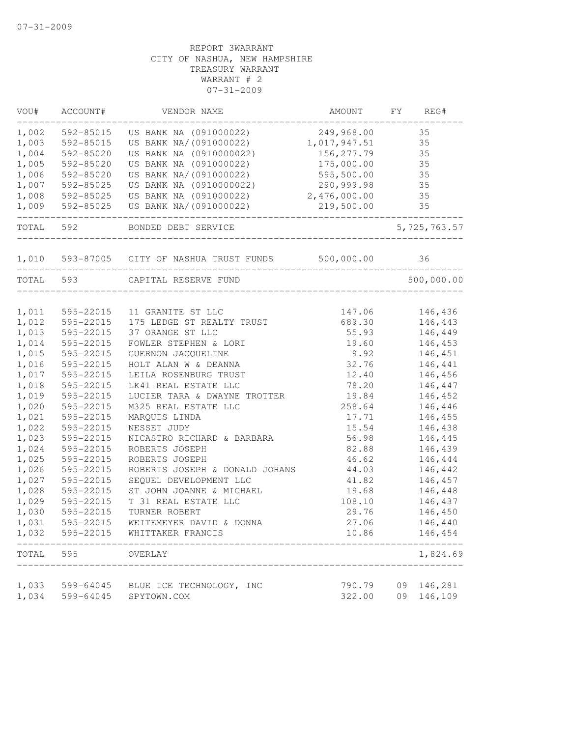07-31-2009

REPORT 3WARRANT
CITY OF NASHUA, NEW HAMPSHIRE
TREASURY WARRANT
WARRANT # 2
07-31-2009

| VOU# | ACCOUNT# | VENDOR NAME | AMOUNT | FY | REG# |
|---|---|---|---|---|---|
| 1,002 | 592-85015 | US BANK NA (091000022) | 249,968.00 | | 35 |
| 1,003 | 592-85015 | US BANK NA/(091000022) | 1,017,947.51 | | 35 |
| 1,004 | 592-85020 | US BANK NA (0910000022) | 156,277.79 | | 35 |
| 1,005 | 592-85020 | US BANK NA (091000022) | 175,000.00 | | 35 |
| 1,006 | 592-85020 | US BANK NA/(091000022) | 595,500.00 | | 35 |
| 1,007 | 592-85025 | US BANK NA (0910000022) | 290,999.98 | | 35 |
| 1,008 | 592-85025 | US BANK NA (091000022) | 2,476,000.00 | | 35 |
| 1,009 | 592-85025 | US BANK NA/(091000022) | 219,500.00 | | 35 |
| TOTAL | 592 | BONDED DEBT SERVICE | | | 5,725,763.57 |
| 1,010 | 593-87005 | CITY OF NASHUA TRUST FUNDS | 500,000.00 | | 36 |
| TOTAL | 593 | CAPITAL RESERVE FUND | | | 500,000.00 |
| 1,011 | 595-22015 | 11 GRANITE ST LLC | 147.06 | | 146,436 |
| 1,012 | 595-22015 | 175 LEDGE ST REALTY TRUST | 689.30 | | 146,443 |
| 1,013 | 595-22015 | 37 ORANGE ST LLC | 55.93 | | 146,449 |
| 1,014 | 595-22015 | FOWLER STEPHEN & LORI | 19.60 | | 146,453 |
| 1,015 | 595-22015 | GUERNON JACQUELINE | 9.92 | | 146,451 |
| 1,016 | 595-22015 | HOLT ALAN W & DEANNA | 32.76 | | 146,441 |
| 1,017 | 595-22015 | LEILA ROSENBURG TRUST | 12.40 | | 146,456 |
| 1,018 | 595-22015 | LK41 REAL ESTATE LLC | 78.20 | | 146,447 |
| 1,019 | 595-22015 | LUCIER TARA & DWAYNE TROTTER | 19.84 | | 146,452 |
| 1,020 | 595-22015 | M325 REAL ESTATE LLC | 258.64 | | 146,446 |
| 1,021 | 595-22015 | MARQUIS LINDA | 17.71 | | 146,455 |
| 1,022 | 595-22015 | NESSET JUDY | 15.54 | | 146,438 |
| 1,023 | 595-22015 | NICASTRO RICHARD & BARBARA | 56.98 | | 146,445 |
| 1,024 | 595-22015 | ROBERTS JOSEPH | 82.88 | | 146,439 |
| 1,025 | 595-22015 | ROBERTS JOSEPH | 46.62 | | 146,444 |
| 1,026 | 595-22015 | ROBERTS JOSEPH & DONALD JOHANS | 44.03 | | 146,442 |
| 1,027 | 595-22015 | SEQUEL DEVELOPMENT LLC | 41.82 | | 146,457 |
| 1,028 | 595-22015 | ST JOHN JOANNE & MICHAEL | 19.68 | | 146,448 |
| 1,029 | 595-22015 | T 31 REAL ESTATE LLC | 108.10 | | 146,437 |
| 1,030 | 595-22015 | TURNER ROBERT | 29.76 | | 146,450 |
| 1,031 | 595-22015 | WEITEMEYER DAVID & DONNA | 27.06 | | 146,440 |
| 1,032 | 595-22015 | WHITTAKER FRANCIS | 10.86 | | 146,454 |
| TOTAL | 595 | OVERLAY | | | 1,824.69 |
| 1,033 | 599-64045 | BLUE ICE TECHNOLOGY, INC | 790.79 | 09 | 146,281 |
| 1,034 | 599-64045 | SPYTOWN.COM | 322.00 | 09 | 146,109 |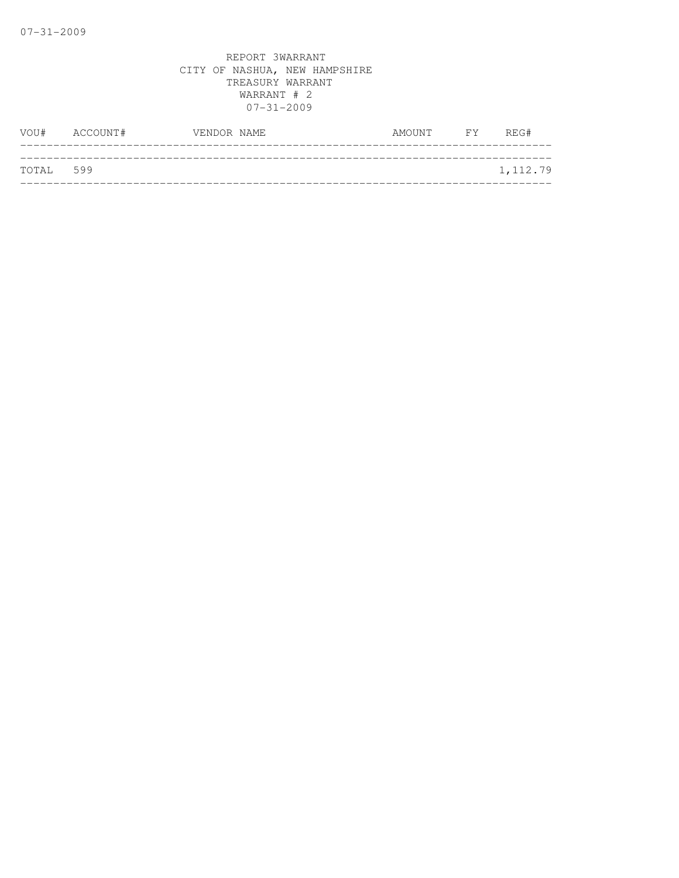REPORT 3WARRANT
CITY OF NASHUA, NEW HAMPSHIRE
TREASURY WARRANT
WARRANT # 2
07-31-2009

| VOU# | ACCOUNT# | VENDOR NAME | AMOUNT | FY | REG# |
|---|---|---|---|---|---|
| TOTAL | 599 | | | | 1,112.79 |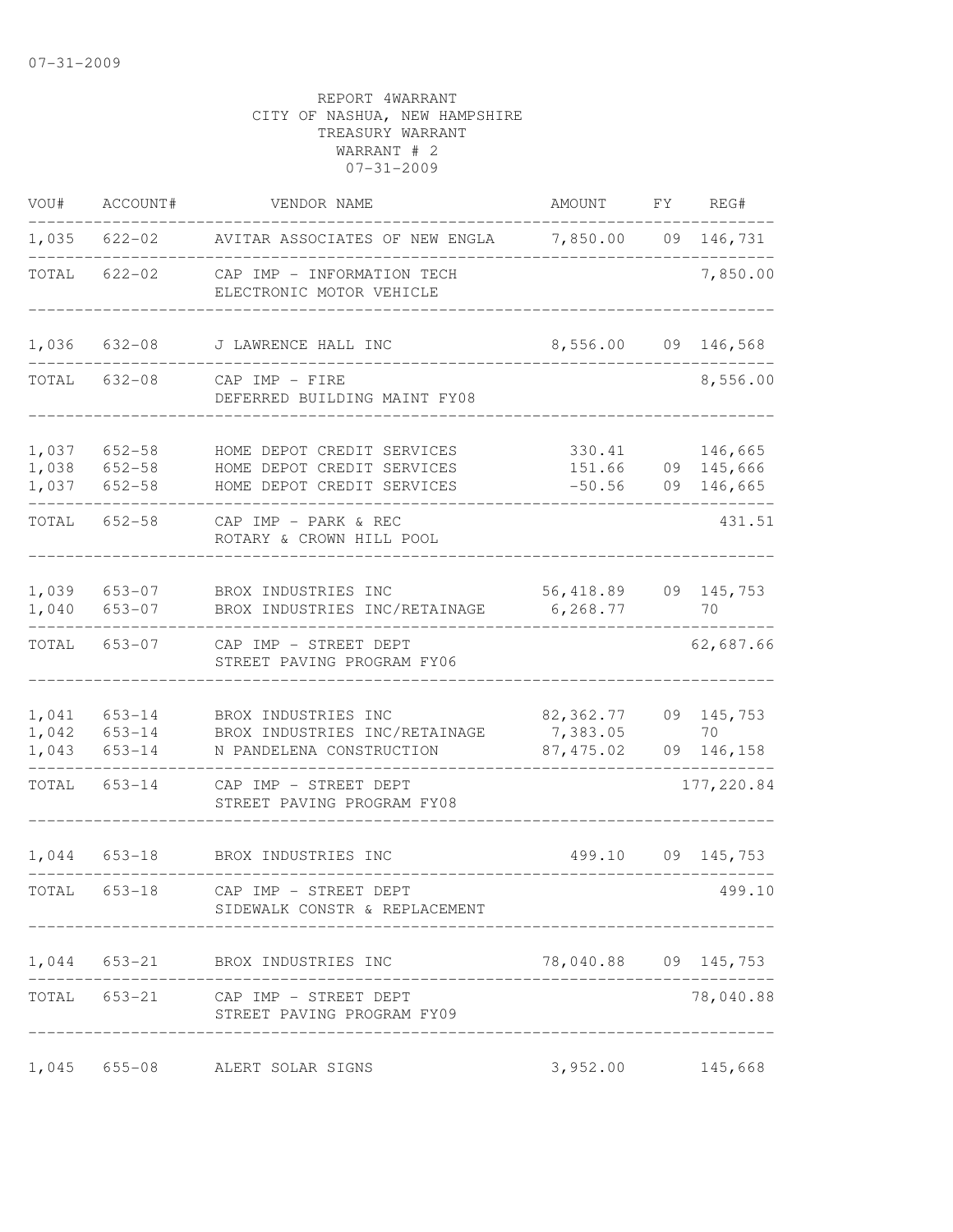07-31-2009

REPORT 4WARRANT
CITY OF NASHUA, NEW HAMPSHIRE
TREASURY WARRANT
WARRANT # 2
07-31-2009

| VOU# | ACCOUNT# | VENDOR NAME | AMOUNT | FY | REG# |
|---|---|---|---|---|---|
| 1,035 | 622-02 | AVITAR ASSOCIATES OF NEW ENGLA | 7,850.00 | 09 | 146,731 |
| TOTAL | 622-02 | CAP IMP - INFORMATION TECH<br>ELECTRONIC MOTOR VEHICLE | | | 7,850.00 |
| 1,036 | 632-08 | J LAWRENCE HALL INC | 8,556.00 | 09 | 146,568 |
| TOTAL | 632-08 | CAP IMP - FIRE<br>DEFERRED BUILDING MAINT FY08 | | | 8,556.00 |
| 1,037 | 652-58 | HOME DEPOT CREDIT SERVICES | 330.41 | | 146,665 |
| 1,038 | 652-58 | HOME DEPOT CREDIT SERVICES | 151.66 | 09 | 145,666 |
| 1,037 | 652-58 | HOME DEPOT CREDIT SERVICES | -50.56 | 09 | 146,665 |
| TOTAL | 652-58 | CAP IMP - PARK & REC<br>ROTARY & CROWN HILL POOL | | | 431.51 |
| 1,039 | 653-07 | BROX INDUSTRIES INC | 56,418.89 | 09 | 145,753 |
| 1,040 | 653-07 | BROX INDUSTRIES INC/RETAINAGE | 6,268.77 | | 70 |
| TOTAL | 653-07 | CAP IMP - STREET DEPT<br>STREET PAVING PROGRAM FY06 | | | 62,687.66 |
| 1,041 | 653-14 | BROX INDUSTRIES INC | 82,362.77 | 09 | 145,753 |
| 1,042 | 653-14 | BROX INDUSTRIES INC/RETAINAGE | 7,383.05 | | 70 |
| 1,043 | 653-14 | N PANDELENA CONSTRUCTION | 87,475.02 | 09 | 146,158 |
| TOTAL | 653-14 | CAP IMP - STREET DEPT<br>STREET PAVING PROGRAM FY08 | | | 177,220.84 |
| 1,044 | 653-18 | BROX INDUSTRIES INC | 499.10 | 09 | 145,753 |
| TOTAL | 653-18 | CAP IMP - STREET DEPT<br>SIDEWALK CONSTR & REPLACEMENT | | | 499.10 |
| 1,044 | 653-21 | BROX INDUSTRIES INC | 78,040.88 | 09 | 145,753 |
| TOTAL | 653-21 | CAP IMP - STREET DEPT<br>STREET PAVING PROGRAM FY09 | | | 78,040.88 |
| 1,045 | 655-08 | ALERT SOLAR SIGNS | 3,952.00 | | 145,668 |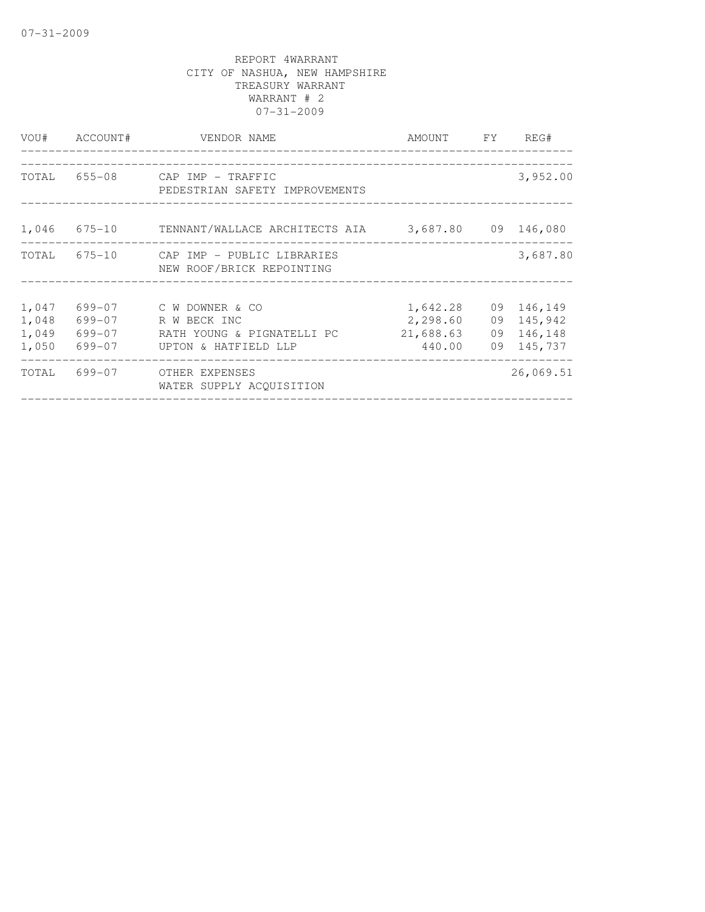REPORT 4WARRANT
CITY OF NASHUA, NEW HAMPSHIRE
TREASURY WARRANT
WARRANT # 2
07-31-2009

| VOU# | ACCOUNT# | VENDOR NAME | AMOUNT | FY | REG# |
|---|---|---|---|---|---|
| TOTAL | 655-08 | CAP IMP - TRAFFIC<br>PEDESTRIAN SAFETY IMPROVEMENTS | | | 3,952.00 |
| 1,046 | 675-10 | TENNANT/WALLACE ARCHITECTS AIA | 3,687.80 | 09 | 146,080 |
| TOTAL | 675-10 | CAP IMP - PUBLIC LIBRARIES<br>NEW ROOF/BRICK REPOINTING | | | 3,687.80 |
| 1,047 | 699-07 | C W DOWNER & CO | 1,642.28 | 09 | 146,149 |
| 1,048 | 699-07 | R W BECK INC | 2,298.60 | 09 | 145,942 |
| 1,049 | 699-07 | RATH YOUNG & PIGNATELLI PC | 21,688.63 | 09 | 146,148 |
| 1,050 | 699-07 | UPTON & HATFIELD LLP | 440.00 | 09 | 145,737 |
| TOTAL | 699-07 | OTHER EXPENSES<br>WATER SUPPLY ACQUISITION | | | 26,069.51 |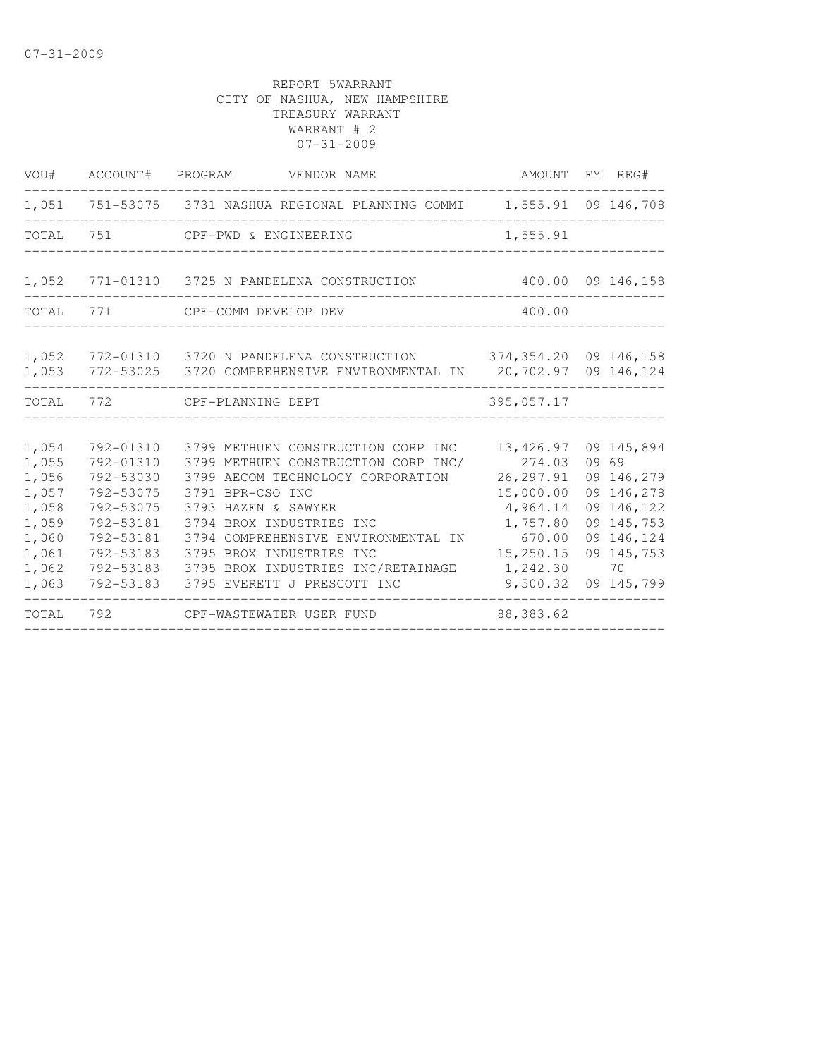07-31-2009

REPORT 5WARRANT
CITY OF NASHUA, NEW HAMPSHIRE
TREASURY WARRANT
WARRANT # 2
07-31-2009

| VOU# | ACCOUNT# | PROGRAM | VENDOR NAME | AMOUNT | FY | REG# |
|---|---|---|---|---|---|---|
| 1,051 | 751-53075 | 3731 | NASHUA REGIONAL PLANNING COMMI | 1,555.91 | 09 | 146,708 |
| TOTAL | 751 | | CPF-PWD & ENGINEERING | 1,555.91 | | |
| 1,052 | 771-01310 | 3725 | N PANDELENA CONSTRUCTION | 400.00 | 09 | 146,158 |
| TOTAL | 771 | | CPF-COMM DEVELOP DEV | 400.00 | | |
| 1,052 | 772-01310 | 3720 | N PANDELENA CONSTRUCTION | 374,354.20 | 09 | 146,158 |
| 1,053 | 772-53025 | 3720 | COMPREHENSIVE ENVIRONMENTAL IN | 20,702.97 | 09 | 146,124 |
| TOTAL | 772 | | CPF-PLANNING DEPT | 395,057.17 | | |
| 1,054 | 792-01310 | 3799 | METHUEN CONSTRUCTION CORP INC | 13,426.97 | 09 | 145,894 |
| 1,055 | 792-01310 | 3799 | METHUEN CONSTRUCTION CORP INC/ | 274.03 | 09 | 69 |
| 1,056 | 792-53030 | 3799 | AECOM TECHNOLOGY CORPORATION | 26,297.91 | 09 | 146,279 |
| 1,057 | 792-53075 | 3791 | BPR-CSO INC | 15,000.00 | 09 | 146,278 |
| 1,058 | 792-53075 | 3793 | HAZEN & SAWYER | 4,964.14 | 09 | 146,122 |
| 1,059 | 792-53181 | 3794 | BROX INDUSTRIES INC | 1,757.80 | 09 | 145,753 |
| 1,060 | 792-53181 | 3794 | COMPREHENSIVE ENVIRONMENTAL IN | 670.00 | 09 | 146,124 |
| 1,061 | 792-53183 | 3795 | BROX INDUSTRIES INC | 15,250.15 | 09 | 145,753 |
| 1,062 | 792-53183 | 3795 | BROX INDUSTRIES INC/RETAINAGE | 1,242.30 | | 70 |
| 1,063 | 792-53183 | 3795 | EVERETT J PRESCOTT INC | 9,500.32 | 09 | 145,799 |
| TOTAL | 792 | | CPF-WASTEWATER USER FUND | 88,383.62 | | |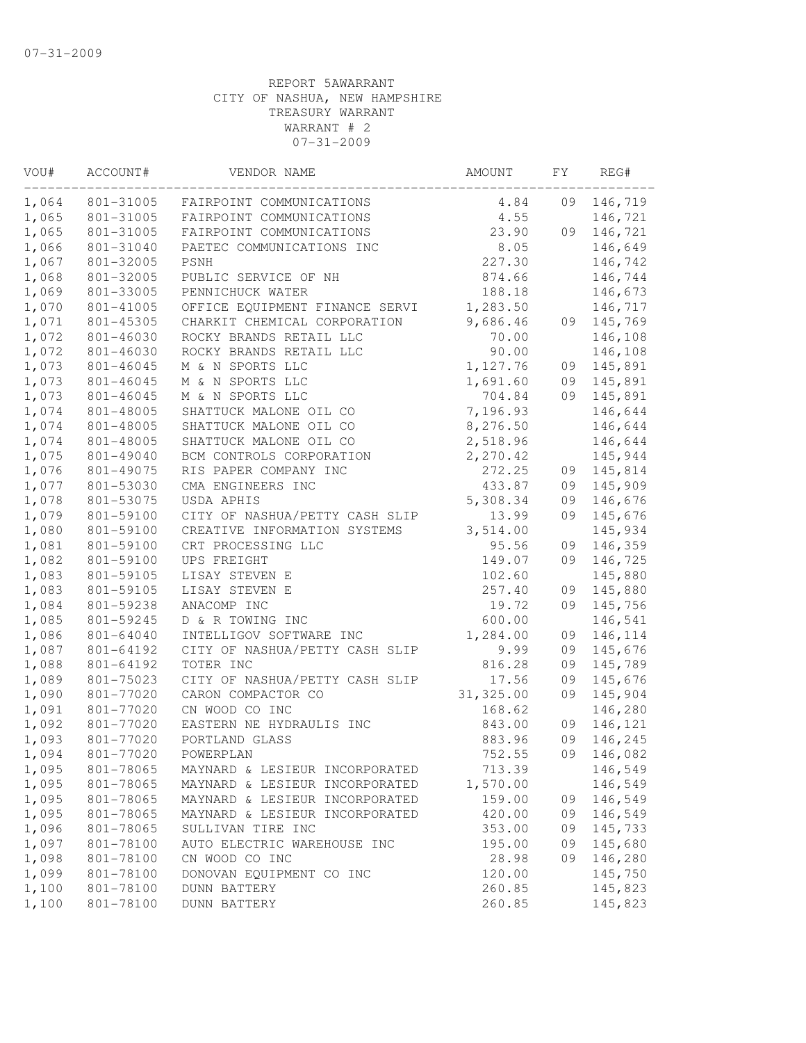07-31-2009

REPORT 5AWARRANT
CITY OF NASHUA, NEW HAMPSHIRE
TREASURY WARRANT
WARRANT # 2
07-31-2009

| VOU# | ACCOUNT# | VENDOR NAME | AMOUNT | FY | REG# |
|---|---|---|---|---|---|
| 1,064 | 801-31005 | FAIRPOINT COMMUNICATIONS | 4.84 | 09 | 146,719 |
| 1,065 | 801-31005 | FAIRPOINT COMMUNICATIONS | 4.55 | | 146,721 |
| 1,065 | 801-31005 | FAIRPOINT COMMUNICATIONS | 23.90 | 09 | 146,721 |
| 1,066 | 801-31040 | PAETEC COMMUNICATIONS INC | 8.05 | | 146,649 |
| 1,067 | 801-32005 | PSNH | 227.30 | | 146,742 |
| 1,068 | 801-32005 | PUBLIC SERVICE OF NH | 874.66 | | 146,744 |
| 1,069 | 801-33005 | PENNICHUCK WATER | 188.18 | | 146,673 |
| 1,070 | 801-41005 | OFFICE EQUIPMENT FINANCE SERVI | 1,283.50 | | 146,717 |
| 1,071 | 801-45305 | CHARKIT CHEMICAL CORPORATION | 9,686.46 | 09 | 145,769 |
| 1,072 | 801-46030 | ROCKY BRANDS RETAIL LLC | 70.00 | | 146,108 |
| 1,072 | 801-46030 | ROCKY BRANDS RETAIL LLC | 90.00 | | 146,108 |
| 1,073 | 801-46045 | M & N SPORTS LLC | 1,127.76 | 09 | 145,891 |
| 1,073 | 801-46045 | M & N SPORTS LLC | 1,691.60 | 09 | 145,891 |
| 1,073 | 801-46045 | M & N SPORTS LLC | 704.84 | 09 | 145,891 |
| 1,074 | 801-48005 | SHATTUCK MALONE OIL CO | 7,196.93 | | 146,644 |
| 1,074 | 801-48005 | SHATTUCK MALONE OIL CO | 8,276.50 | | 146,644 |
| 1,074 | 801-48005 | SHATTUCK MALONE OIL CO | 2,518.96 | | 146,644 |
| 1,075 | 801-49040 | BCM CONTROLS CORPORATION | 2,270.42 | | 145,944 |
| 1,076 | 801-49075 | RIS PAPER COMPANY INC | 272.25 | 09 | 145,814 |
| 1,077 | 801-53030 | CMA ENGINEERS INC | 433.87 | 09 | 145,909 |
| 1,078 | 801-53075 | USDA APHIS | 5,308.34 | 09 | 146,676 |
| 1,079 | 801-59100 | CITY OF NASHUA/PETTY CASH SLIP | 13.99 | 09 | 145,676 |
| 1,080 | 801-59100 | CREATIVE INFORMATION SYSTEMS | 3,514.00 | | 145,934 |
| 1,081 | 801-59100 | CRT PROCESSING LLC | 95.56 | 09 | 146,359 |
| 1,082 | 801-59100 | UPS FREIGHT | 149.07 | 09 | 146,725 |
| 1,083 | 801-59105 | LISAY STEVEN E | 102.60 | | 145,880 |
| 1,083 | 801-59105 | LISAY STEVEN E | 257.40 | 09 | 145,880 |
| 1,084 | 801-59238 | ANACOMP INC | 19.72 | 09 | 145,756 |
| 1,085 | 801-59245 | D & R TOWING INC | 600.00 | | 146,541 |
| 1,086 | 801-64040 | INTELLIGOV SOFTWARE INC | 1,284.00 | 09 | 146,114 |
| 1,087 | 801-64192 | CITY OF NASHUA/PETTY CASH SLIP | 9.99 | 09 | 145,676 |
| 1,088 | 801-64192 | TOTER INC | 816.28 | 09 | 145,789 |
| 1,089 | 801-75023 | CITY OF NASHUA/PETTY CASH SLIP | 17.56 | 09 | 145,676 |
| 1,090 | 801-77020 | CARON COMPACTOR CO | 31,325.00 | 09 | 145,904 |
| 1,091 | 801-77020 | CN WOOD CO INC | 168.62 | | 146,280 |
| 1,092 | 801-77020 | EASTERN NE HYDRAULIS INC | 843.00 | 09 | 146,121 |
| 1,093 | 801-77020 | PORTLAND GLASS | 883.96 | 09 | 146,245 |
| 1,094 | 801-77020 | POWERPLAN | 752.55 | 09 | 146,082 |
| 1,095 | 801-78065 | MAYNARD & LESIEUR INCORPORATED | 713.39 | | 146,549 |
| 1,095 | 801-78065 | MAYNARD & LESIEUR INCORPORATED | 1,570.00 | | 146,549 |
| 1,095 | 801-78065 | MAYNARD & LESIEUR INCORPORATED | 159.00 | 09 | 146,549 |
| 1,095 | 801-78065 | MAYNARD & LESIEUR INCORPORATED | 420.00 | 09 | 146,549 |
| 1,096 | 801-78065 | SULLIVAN TIRE INC | 353.00 | 09 | 145,733 |
| 1,097 | 801-78100 | AUTO ELECTRIC WAREHOUSE INC | 195.00 | 09 | 145,680 |
| 1,098 | 801-78100 | CN WOOD CO INC | 28.98 | 09 | 146,280 |
| 1,099 | 801-78100 | DONOVAN EQUIPMENT CO INC | 120.00 | | 145,750 |
| 1,100 | 801-78100 | DUNN BATTERY | 260.85 | | 145,823 |
| 1,100 | 801-78100 | DUNN BATTERY | 260.85 | | 145,823 |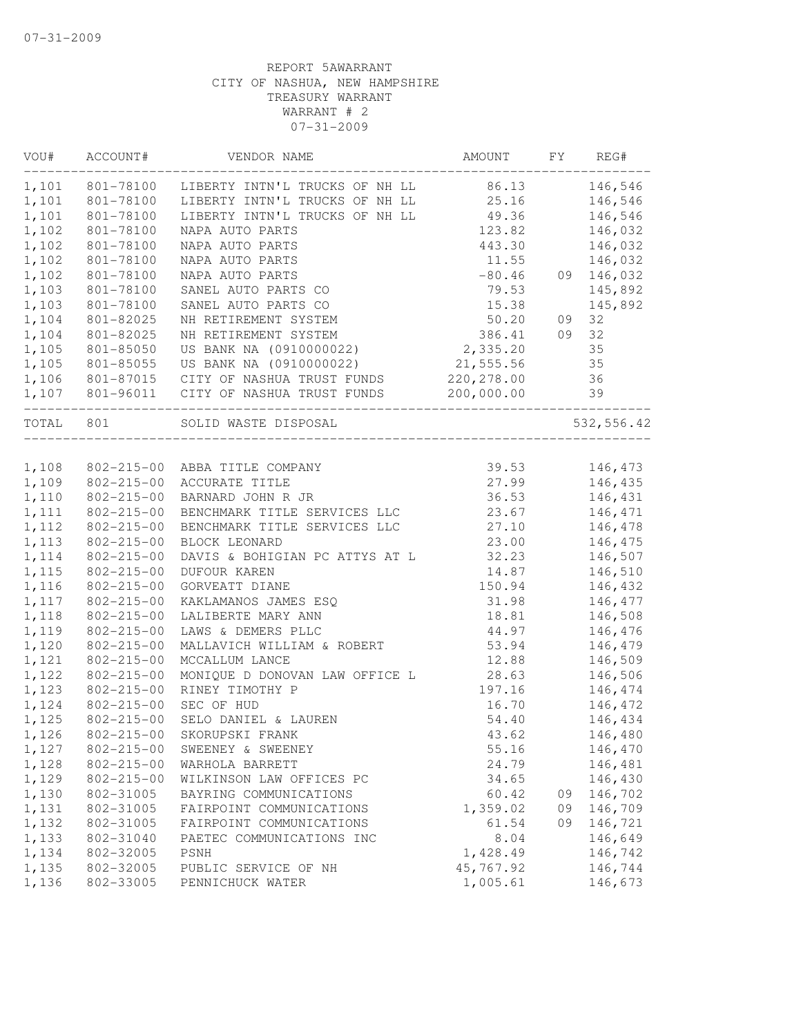07-31-2009

REPORT 5AWARRANT
CITY OF NASHUA, NEW HAMPSHIRE
TREASURY WARRANT
WARRANT # 2
07-31-2009

| VOU# | ACCOUNT# | VENDOR NAME | AMOUNT | FY | REG# |
|---|---|---|---|---|---|
| 1,101 | 801-78100 | LIBERTY INTN'L TRUCKS OF NH LL | 86.13 | | 146,546 |
| 1,101 | 801-78100 | LIBERTY INTN'L TRUCKS OF NH LL | 25.16 | | 146,546 |
| 1,101 | 801-78100 | LIBERTY INTN'L TRUCKS OF NH LL | 49.36 | | 146,546 |
| 1,102 | 801-78100 | NAPA AUTO PARTS | 123.82 | | 146,032 |
| 1,102 | 801-78100 | NAPA AUTO PARTS | 443.30 | | 146,032 |
| 1,102 | 801-78100 | NAPA AUTO PARTS | 11.55 | | 146,032 |
| 1,102 | 801-78100 | NAPA AUTO PARTS | -80.46 | 09 | 146,032 |
| 1,103 | 801-78100 | SANEL AUTO PARTS CO | 79.53 | | 145,892 |
| 1,103 | 801-78100 | SANEL AUTO PARTS CO | 15.38 | | 145,892 |
| 1,104 | 801-82025 | NH RETIREMENT SYSTEM | 50.20 | 09 | 32 |
| 1,104 | 801-82025 | NH RETIREMENT SYSTEM | 386.41 | 09 | 32 |
| 1,105 | 801-85050 | US BANK NA (0910000022) | 2,335.20 | | 35 |
| 1,105 | 801-85055 | US BANK NA (0910000022) | 21,555.56 | | 35 |
| 1,106 | 801-87015 | CITY OF NASHUA TRUST FUNDS | 220,278.00 | | 36 |
| 1,107 | 801-96011 | CITY OF NASHUA TRUST FUNDS | 200,000.00 | | 39 |
| TOTAL | 801 | SOLID WASTE DISPOSAL | | | 532,556.42 |

| VOU# | ACCOUNT# | VENDOR NAME | AMOUNT | FY | REG# |
|---|---|---|---|---|---|
| 1,108 | 802-215-00 | ABBA TITLE COMPANY | 39.53 | | 146,473 |
| 1,109 | 802-215-00 | ACCURATE TITLE | 27.99 | | 146,435 |
| 1,110 | 802-215-00 | BARNARD JOHN R JR | 36.53 | | 146,431 |
| 1,111 | 802-215-00 | BENCHMARK TITLE SERVICES LLC | 23.67 | | 146,471 |
| 1,112 | 802-215-00 | BENCHMARK TITLE SERVICES LLC | 27.10 | | 146,478 |
| 1,113 | 802-215-00 | BLOCK LEONARD | 23.00 | | 146,475 |
| 1,114 | 802-215-00 | DAVIS & BOHIGIAN PC ATTYS AT L | 32.23 | | 146,507 |
| 1,115 | 802-215-00 | DUFOUR KAREN | 14.87 | | 146,510 |
| 1,116 | 802-215-00 | GORVEATT DIANE | 150.94 | | 146,432 |
| 1,117 | 802-215-00 | KAKLAMANOS JAMES ESQ | 31.98 | | 146,477 |
| 1,118 | 802-215-00 | LALIBERTE MARY ANN | 18.81 | | 146,508 |
| 1,119 | 802-215-00 | LAWS & DEMERS PLLC | 44.97 | | 146,476 |
| 1,120 | 802-215-00 | MALLAVICH WILLIAM & ROBERT | 53.94 | | 146,479 |
| 1,121 | 802-215-00 | MCCALLUM LANCE | 12.88 | | 146,509 |
| 1,122 | 802-215-00 | MONIQUE D DONOVAN LAW OFFICE L | 28.63 | | 146,506 |
| 1,123 | 802-215-00 | RINEY TIMOTHY P | 197.16 | | 146,474 |
| 1,124 | 802-215-00 | SEC OF HUD | 16.70 | | 146,472 |
| 1,125 | 802-215-00 | SELO DANIEL & LAUREN | 54.40 | | 146,434 |
| 1,126 | 802-215-00 | SKORUPSKI FRANK | 43.62 | | 146,480 |
| 1,127 | 802-215-00 | SWEENEY & SWEENEY | 55.16 | | 146,470 |
| 1,128 | 802-215-00 | WARHOLA BARRETT | 24.79 | | 146,481 |
| 1,129 | 802-215-00 | WILKINSON LAW OFFICES PC | 34.65 | | 146,430 |
| 1,130 | 802-31005 | BAYRING COMMUNICATIONS | 60.42 | 09 | 146,702 |
| 1,131 | 802-31005 | FAIRPOINT COMMUNICATIONS | 1,359.02 | 09 | 146,709 |
| 1,132 | 802-31005 | FAIRPOINT COMMUNICATIONS | 61.54 | 09 | 146,721 |
| 1,133 | 802-31040 | PAETEC COMMUNICATIONS INC | 8.04 | | 146,649 |
| 1,134 | 802-32005 | PSNH | 1,428.49 | | 146,742 |
| 1,135 | 802-32005 | PUBLIC SERVICE OF NH | 45,767.92 | | 146,744 |
| 1,136 | 802-33005 | PENNICHUCK WATER | 1,005.61 | | 146,673 |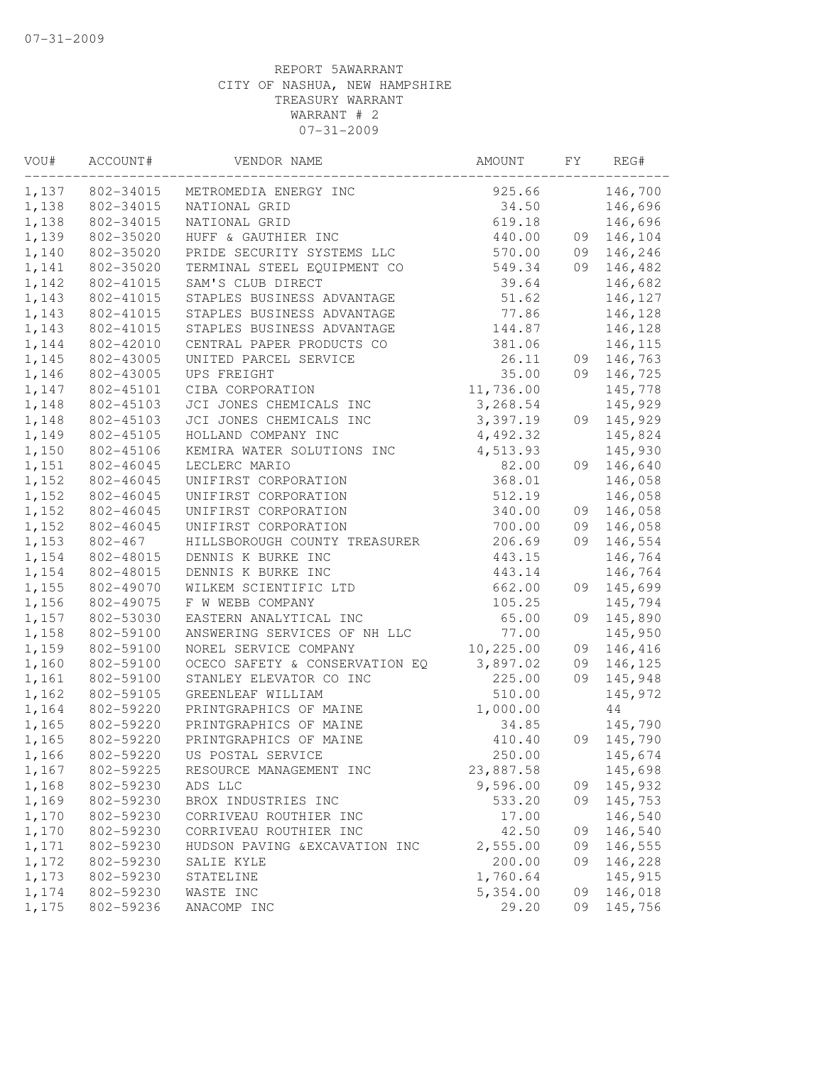07-31-2009

REPORT 5AWARRANT
CITY OF NASHUA, NEW HAMPSHIRE
TREASURY WARRANT
WARRANT # 2
07-31-2009

| VOU# | ACCOUNT# | VENDOR NAME | AMOUNT | FY | REG# |
|---|---|---|---|---|---|
| 1,137 | 802-34015 | METROMEDIA ENERGY INC | 925.66 | | 146,700 |
| 1,138 | 802-34015 | NATIONAL GRID | 34.50 | | 146,696 |
| 1,138 | 802-34015 | NATIONAL GRID | 619.18 | | 146,696 |
| 1,139 | 802-35020 | HUFF & GAUTHIER INC | 440.00 | 09 | 146,104 |
| 1,140 | 802-35020 | PRIDE SECURITY SYSTEMS LLC | 570.00 | 09 | 146,246 |
| 1,141 | 802-35020 | TERMINAL STEEL EQUIPMENT CO | 549.34 | 09 | 146,482 |
| 1,142 | 802-41015 | SAM'S CLUB DIRECT | 39.64 | | 146,682 |
| 1,143 | 802-41015 | STAPLES BUSINESS ADVANTAGE | 51.62 | | 146,127 |
| 1,143 | 802-41015 | STAPLES BUSINESS ADVANTAGE | 77.86 | | 146,128 |
| 1,143 | 802-41015 | STAPLES BUSINESS ADVANTAGE | 144.87 | | 146,128 |
| 1,144 | 802-42010 | CENTRAL PAPER PRODUCTS CO | 381.06 | | 146,115 |
| 1,145 | 802-43005 | UNITED PARCEL SERVICE | 26.11 | 09 | 146,763 |
| 1,146 | 802-43005 | UPS FREIGHT | 35.00 | 09 | 146,725 |
| 1,147 | 802-45101 | CIBA CORPORATION | 11,736.00 | | 145,778 |
| 1,148 | 802-45103 | JCI JONES CHEMICALS INC | 3,268.54 | | 145,929 |
| 1,148 | 802-45103 | JCI JONES CHEMICALS INC | 3,397.19 | 09 | 145,929 |
| 1,149 | 802-45105 | HOLLAND COMPANY INC | 4,492.32 | | 145,824 |
| 1,150 | 802-45106 | KEMIRA WATER SOLUTIONS INC | 4,513.93 | | 145,930 |
| 1,151 | 802-46045 | LECLERC MARIO | 82.00 | 09 | 146,640 |
| 1,152 | 802-46045 | UNIFIRST CORPORATION | 368.01 | | 146,058 |
| 1,152 | 802-46045 | UNIFIRST CORPORATION | 512.19 | | 146,058 |
| 1,152 | 802-46045 | UNIFIRST CORPORATION | 340.00 | 09 | 146,058 |
| 1,152 | 802-46045 | UNIFIRST CORPORATION | 700.00 | 09 | 146,058 |
| 1,153 | 802-467 | HILLSBOROUGH COUNTY TREASURER | 206.69 | 09 | 146,554 |
| 1,154 | 802-48015 | DENNIS K BURKE INC | 443.15 | | 146,764 |
| 1,154 | 802-48015 | DENNIS K BURKE INC | 443.14 | | 146,764 |
| 1,155 | 802-49070 | WILKEM SCIENTIFIC LTD | 662.00 | 09 | 145,699 |
| 1,156 | 802-49075 | F W WEBB COMPANY | 105.25 | | 145,794 |
| 1,157 | 802-53030 | EASTERN ANALYTICAL INC | 65.00 | 09 | 145,890 |
| 1,158 | 802-59100 | ANSWERING SERVICES OF NH LLC | 77.00 | | 145,950 |
| 1,159 | 802-59100 | NOREL SERVICE COMPANY | 10,225.00 | 09 | 146,416 |
| 1,160 | 802-59100 | OCECO SAFETY & CONSERVATION EQ | 3,897.02 | 09 | 146,125 |
| 1,161 | 802-59100 | STANLEY ELEVATOR CO INC | 225.00 | 09 | 145,948 |
| 1,162 | 802-59105 | GREENLEAF WILLIAM | 510.00 | | 145,972 |
| 1,164 | 802-59220 | PRINTGRAPHICS OF MAINE | 1,000.00 | | 44 |
| 1,165 | 802-59220 | PRINTGRAPHICS OF MAINE | 34.85 | | 145,790 |
| 1,165 | 802-59220 | PRINTGRAPHICS OF MAINE | 410.40 | 09 | 145,790 |
| 1,166 | 802-59220 | US POSTAL SERVICE | 250.00 | | 145,674 |
| 1,167 | 802-59225 | RESOURCE MANAGEMENT INC | 23,887.58 | | 145,698 |
| 1,168 | 802-59230 | ADS LLC | 9,596.00 | 09 | 145,932 |
| 1,169 | 802-59230 | BROX INDUSTRIES INC | 533.20 | 09 | 145,753 |
| 1,170 | 802-59230 | CORRIVEAU ROUTHIER INC | 17.00 | | 146,540 |
| 1,170 | 802-59230 | CORRIVEAU ROUTHIER INC | 42.50 | 09 | 146,540 |
| 1,171 | 802-59230 | HUDSON PAVING &EXCAVATION INC | 2,555.00 | 09 | 146,555 |
| 1,172 | 802-59230 | SALIE KYLE | 200.00 | 09 | 146,228 |
| 1,173 | 802-59230 | STATELINE | 1,760.64 | | 145,915 |
| 1,174 | 802-59230 | WASTE INC | 5,354.00 | 09 | 146,018 |
| 1,175 | 802-59236 | ANACOMP INC | 29.20 | 09 | 145,756 |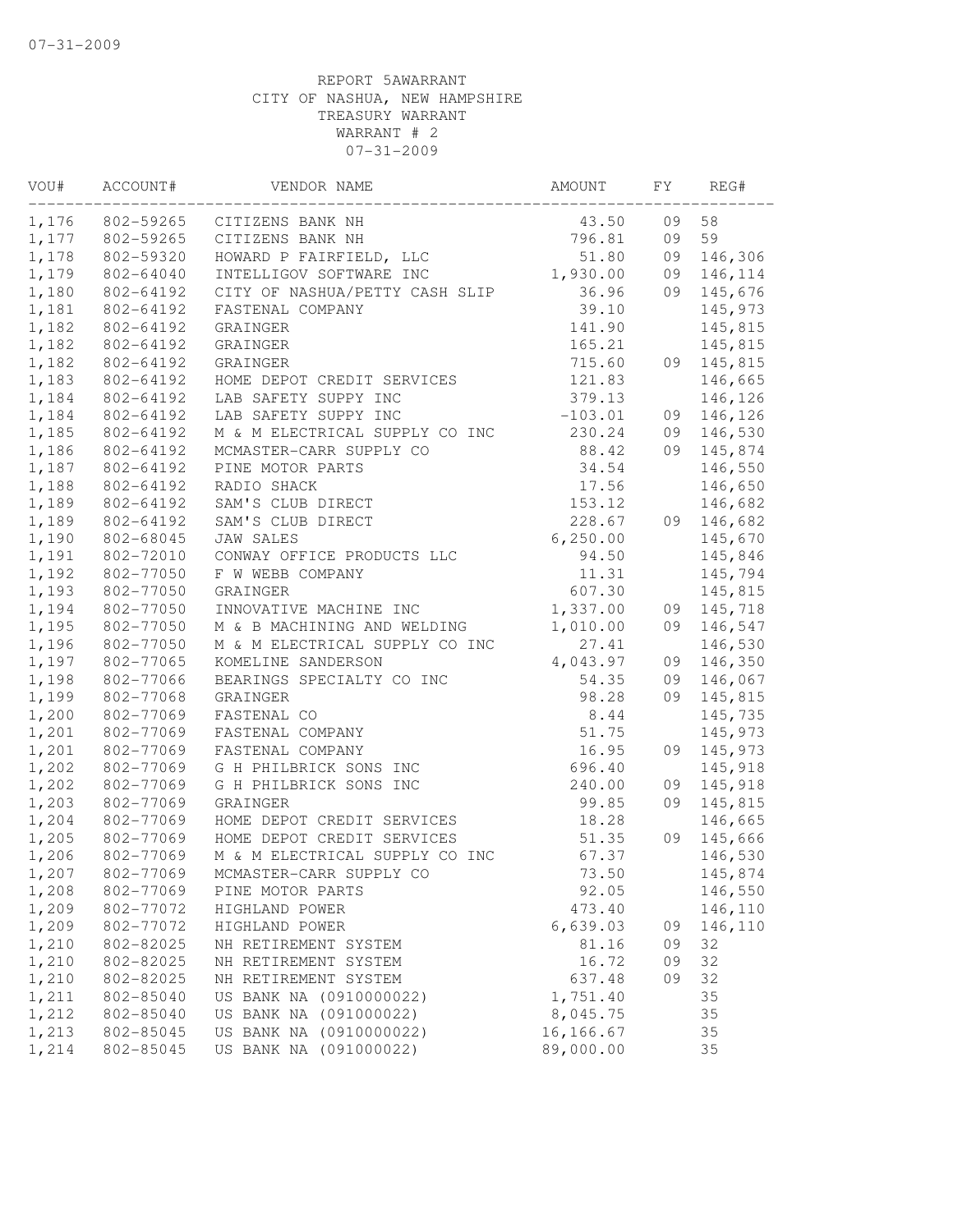REPORT 5AWARRANT
CITY OF NASHUA, NEW HAMPSHIRE
TREASURY WARRANT
WARRANT # 2
07-31-2009

| VOU# | ACCOUNT# | VENDOR NAME | AMOUNT | FY | REG# |
|---|---|---|---|---|---|
| 1,176 | 802-59265 | CITIZENS BANK NH | 43.50 | 09 | 58 |
| 1,177 | 802-59265 | CITIZENS BANK NH | 796.81 | 09 | 59 |
| 1,178 | 802-59320 | HOWARD P FAIRFIELD, LLC | 51.80 | 09 | 146,306 |
| 1,179 | 802-64040 | INTELLIGOV SOFTWARE INC | 1,930.00 | 09 | 146,114 |
| 1,180 | 802-64192 | CITY OF NASHUA/PETTY CASH SLIP | 36.96 | 09 | 145,676 |
| 1,181 | 802-64192 | FASTENAL COMPANY | 39.10 | | 145,973 |
| 1,182 | 802-64192 | GRAINGER | 141.90 | | 145,815 |
| 1,182 | 802-64192 | GRAINGER | 165.21 | | 145,815 |
| 1,182 | 802-64192 | GRAINGER | 715.60 | 09 | 145,815 |
| 1,183 | 802-64192 | HOME DEPOT CREDIT SERVICES | 121.83 | | 146,665 |
| 1,184 | 802-64192 | LAB SAFETY SUPPY INC | 379.13 | | 146,126 |
| 1,184 | 802-64192 | LAB SAFETY SUPPY INC | -103.01 | 09 | 146,126 |
| 1,185 | 802-64192 | M & M ELECTRICAL SUPPLY CO INC | 230.24 | 09 | 146,530 |
| 1,186 | 802-64192 | MCMASTER-CARR SUPPLY CO | 88.42 | 09 | 145,874 |
| 1,187 | 802-64192 | PINE MOTOR PARTS | 34.54 | | 146,550 |
| 1,188 | 802-64192 | RADIO SHACK | 17.56 | | 146,650 |
| 1,189 | 802-64192 | SAM'S CLUB DIRECT | 153.12 | | 146,682 |
| 1,189 | 802-64192 | SAM'S CLUB DIRECT | 228.67 | 09 | 146,682 |
| 1,190 | 802-68045 | JAW SALES | 6,250.00 | | 145,670 |
| 1,191 | 802-72010 | CONWAY OFFICE PRODUCTS LLC | 94.50 | | 145,846 |
| 1,192 | 802-77050 | F W WEBB COMPANY | 11.31 | | 145,794 |
| 1,193 | 802-77050 | GRAINGER | 607.30 | | 145,815 |
| 1,194 | 802-77050 | INNOVATIVE MACHINE INC | 1,337.00 | 09 | 145,718 |
| 1,195 | 802-77050 | M & B MACHINING AND WELDING | 1,010.00 | 09 | 146,547 |
| 1,196 | 802-77050 | M & M ELECTRICAL SUPPLY CO INC | 27.41 | | 146,530 |
| 1,197 | 802-77065 | KOMELINE SANDERSON | 4,043.97 | 09 | 146,350 |
| 1,198 | 802-77066 | BEARINGS SPECIALTY CO INC | 54.35 | 09 | 146,067 |
| 1,199 | 802-77068 | GRAINGER | 98.28 | 09 | 145,815 |
| 1,200 | 802-77069 | FASTENAL CO | 8.44 | | 145,735 |
| 1,201 | 802-77069 | FASTENAL COMPANY | 51.75 | | 145,973 |
| 1,201 | 802-77069 | FASTENAL COMPANY | 16.95 | 09 | 145,973 |
| 1,202 | 802-77069 | G H PHILBRICK SONS INC | 696.40 | | 145,918 |
| 1,202 | 802-77069 | G H PHILBRICK SONS INC | 240.00 | 09 | 145,918 |
| 1,203 | 802-77069 | GRAINGER | 99.85 | 09 | 145,815 |
| 1,204 | 802-77069 | HOME DEPOT CREDIT SERVICES | 18.28 | | 146,665 |
| 1,205 | 802-77069 | HOME DEPOT CREDIT SERVICES | 51.35 | 09 | 145,666 |
| 1,206 | 802-77069 | M & M ELECTRICAL SUPPLY CO INC | 67.37 | | 146,530 |
| 1,207 | 802-77069 | MCMASTER-CARR SUPPLY CO | 73.50 | | 145,874 |
| 1,208 | 802-77069 | PINE MOTOR PARTS | 92.05 | | 146,550 |
| 1,209 | 802-77072 | HIGHLAND POWER | 473.40 | | 146,110 |
| 1,209 | 802-77072 | HIGHLAND POWER | 6,639.03 | 09 | 146,110 |
| 1,210 | 802-82025 | NH RETIREMENT SYSTEM | 81.16 | 09 | 32 |
| 1,210 | 802-82025 | NH RETIREMENT SYSTEM | 16.72 | 09 | 32 |
| 1,210 | 802-82025 | NH RETIREMENT SYSTEM | 637.48 | 09 | 32 |
| 1,211 | 802-85040 | US BANK NA (0910000022) | 1,751.40 | | 35 |
| 1,212 | 802-85040 | US BANK NA (091000022) | 8,045.75 | | 35 |
| 1,213 | 802-85045 | US BANK NA (0910000022) | 16,166.67 | | 35 |
| 1,214 | 802-85045 | US BANK NA (091000022) | 89,000.00 | | 35 |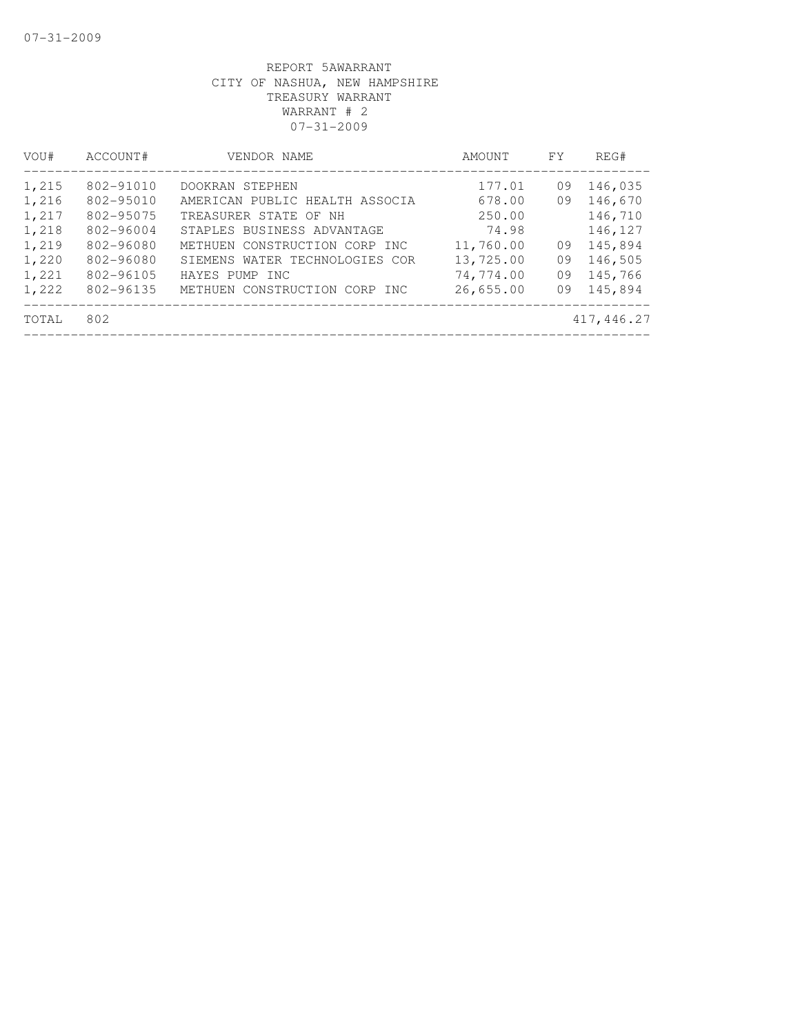REPORT 5AWARRANT
CITY OF NASHUA, NEW HAMPSHIRE
TREASURY WARRANT
WARRANT # 2
07-31-2009

| VOU# | ACCOUNT# | VENDOR NAME | AMOUNT | FY | REG# |
|---|---|---|---|---|---|
| 1,215 | 802-91010 | DOOKRAN STEPHEN | 177.01 | 09 | 146,035 |
| 1,216 | 802-95010 | AMERICAN PUBLIC HEALTH ASSOCIA | 678.00 | 09 | 146,670 |
| 1,217 | 802-95075 | TREASURER STATE OF NH | 250.00 | | 146,710 |
| 1,218 | 802-96004 | STAPLES BUSINESS ADVANTAGE | 74.98 | | 146,127 |
| 1,219 | 802-96080 | METHUEN CONSTRUCTION CORP INC | 11,760.00 | 09 | 145,894 |
| 1,220 | 802-96080 | SIEMENS WATER TECHNOLOGIES COR | 13,725.00 | 09 | 146,505 |
| 1,221 | 802-96105 | HAYES PUMP INC | 74,774.00 | 09 | 145,766 |
| 1,222 | 802-96135 | METHUEN CONSTRUCTION CORP INC | 26,655.00 | 09 | 145,894 |
| TOTAL | 802 | | | | 417,446.27 |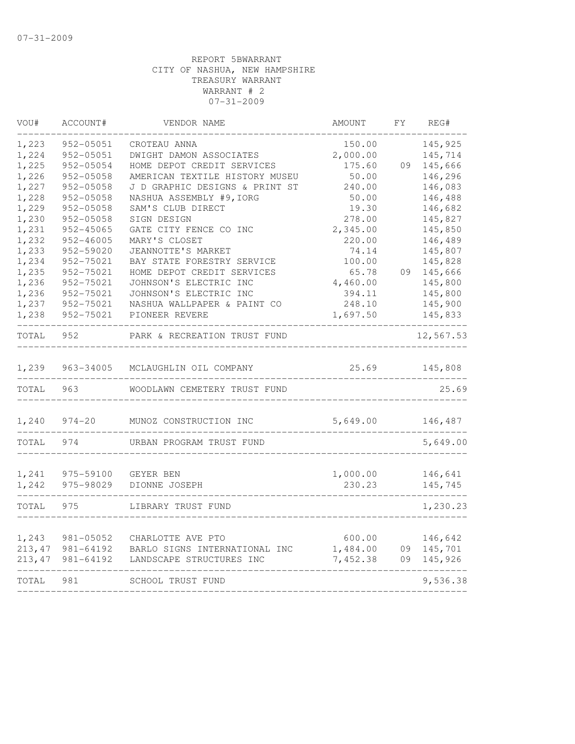07-31-2009

REPORT 5BWARRANT
CITY OF NASHUA, NEW HAMPSHIRE
TREASURY WARRANT
WARRANT # 2
07-31-2009

| VOU# | ACCOUNT# | VENDOR NAME | AMOUNT | FY | REG# |
|---|---|---|---|---|---|
| 1,223 | 952-05051 | CROTEAU ANNA | 150.00 | | 145,925 |
| 1,224 | 952-05051 | DWIGHT DAMON ASSOCIATES | 2,000.00 | | 145,714 |
| 1,225 | 952-05054 | HOME DEPOT CREDIT SERVICES | 175.60 | 09 | 145,666 |
| 1,226 | 952-05058 | AMERICAN TEXTILE HISTORY MUSEU | 50.00 | | 146,296 |
| 1,227 | 952-05058 | J D GRAPHIC DESIGNS & PRINT ST | 240.00 | | 146,083 |
| 1,228 | 952-05058 | NASHUA ASSEMBLY #9,IORG | 50.00 | | 146,488 |
| 1,229 | 952-05058 | SAM'S CLUB DIRECT | 19.30 | | 146,682 |
| 1,230 | 952-05058 | SIGN DESIGN | 278.00 | | 145,827 |
| 1,231 | 952-45065 | GATE CITY FENCE CO INC | 2,345.00 | | 145,850 |
| 1,232 | 952-46005 | MARY'S CLOSET | 220.00 | | 146,489 |
| 1,233 | 952-59020 | JEANNOTTE'S MARKET | 74.14 | | 145,807 |
| 1,234 | 952-75021 | BAY STATE FORESTRY SERVICE | 100.00 | | 145,828 |
| 1,235 | 952-75021 | HOME DEPOT CREDIT SERVICES | 65.78 | 09 | 145,666 |
| 1,236 | 952-75021 | JOHNSON'S ELECTRIC INC | 4,460.00 | | 145,800 |
| 1,236 | 952-75021 | JOHNSON'S ELECTRIC INC | 394.11 | | 145,800 |
| 1,237 | 952-75021 | NASHUA WALLPAPER & PAINT CO | 248.10 | | 145,900 |
| 1,238 | 952-75021 | PIONEER REVERE | 1,697.50 | | 145,833 |
| TOTAL | 952 | PARK & RECREATION TRUST FUND | | | 12,567.53 |
| 1,239 | 963-34005 | MCLAUGHLIN OIL COMPANY | 25.69 | | 145,808 |
| TOTAL | 963 | WOODLAWN CEMETERY TRUST FUND | | | 25.69 |
| 1,240 | 974-20 | MUNOZ CONSTRUCTION INC | 5,649.00 | | 146,487 |
| TOTAL | 974 | URBAN PROGRAM TRUST FUND | | | 5,649.00 |
| 1,241 | 975-59100 | GEYER BEN | 1,000.00 | | 146,641 |
| 1,242 | 975-98029 | DIONNE JOSEPH | 230.23 | | 145,745 |
| TOTAL | 975 | LIBRARY TRUST FUND | | | 1,230.23 |
| 1,243 | 981-05052 | CHARLOTTE AVE PTO | 600.00 | | 146,642 |
| 213,47 | 981-64192 | BARLO SIGNS INTERNATIONAL INC | 1,484.00 | 09 | 145,701 |
| 213,47 | 981-64192 | LANDSCAPE STRUCTURES INC | 7,452.38 | 09 | 145,926 |
| TOTAL | 981 | SCHOOL TRUST FUND | | | 9,536.38 |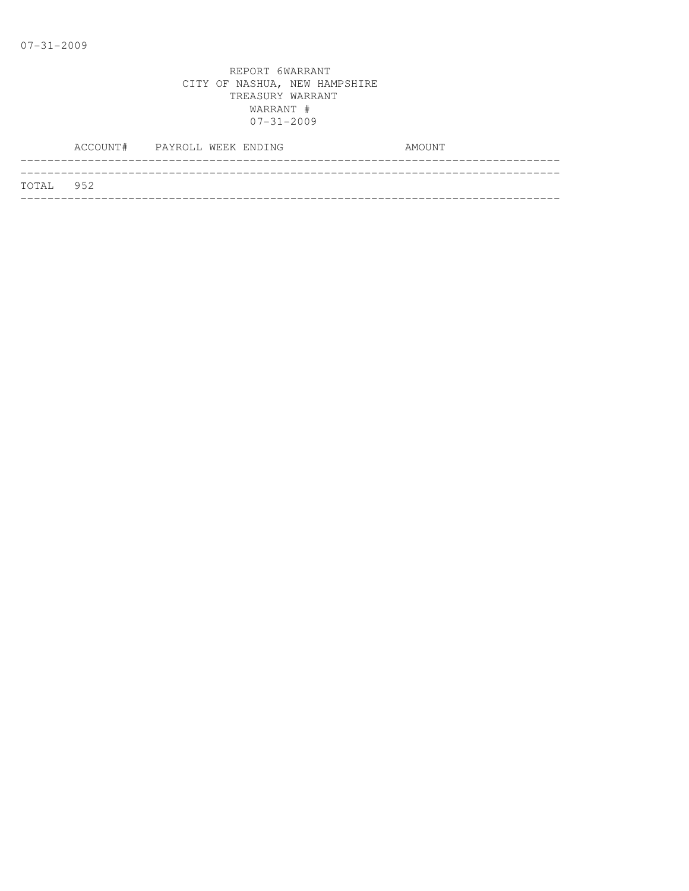REPORT 6WARRANT
CITY OF NASHUA, NEW HAMPSHIRE
TREASURY WARRANT
WARRANT #
07-31-2009

| | ACCOUNT# | PAYROLL WEEK ENDING | AMOUNT |
|---|---|---|---|
| TOTAL | 952 | | |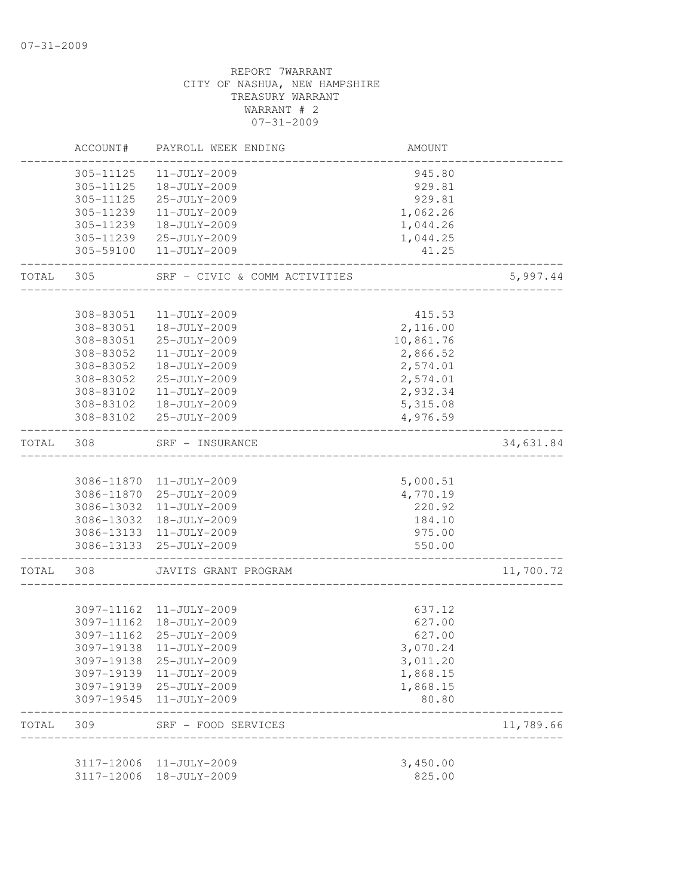07-31-2009

REPORT 7WARRANT
CITY OF NASHUA, NEW HAMPSHIRE
TREASURY WARRANT
WARRANT # 2
07-31-2009

| | ACCOUNT# | PAYROLL WEEK ENDING | AMOUNT | |
|---|---|---|---|---|
| | 305-11125 | 11-JULY-2009 | 945.80 | |
| | 305-11125 | 18-JULY-2009 | 929.81 | |
| | 305-11125 | 25-JULY-2009 | 929.81 | |
| | 305-11239 | 11-JULY-2009 | 1,062.26 | |
| | 305-11239 | 18-JULY-2009 | 1,044.26 | |
| | 305-11239 | 25-JULY-2009 | 1,044.25 | |
| | 305-59100 | 11-JULY-2009 | 41.25 | |
| TOTAL | 305 | SRF - CIVIC & COMM ACTIVITIES | | 5,997.44 |
| | 308-83051 | 11-JULY-2009 | 415.53 | |
| | 308-83051 | 18-JULY-2009 | 2,116.00 | |
| | 308-83051 | 25-JULY-2009 | 10,861.76 | |
| | 308-83052 | 11-JULY-2009 | 2,866.52 | |
| | 308-83052 | 18-JULY-2009 | 2,574.01 | |
| | 308-83052 | 25-JULY-2009 | 2,574.01 | |
| | 308-83102 | 11-JULY-2009 | 2,932.34 | |
| | 308-83102 | 18-JULY-2009 | 5,315.08 | |
| | 308-83102 | 25-JULY-2009 | 4,976.59 | |
| TOTAL | 308 | SRF - INSURANCE | | 34,631.84 |
| | 3086-11870 | 11-JULY-2009 | 5,000.51 | |
| | 3086-11870 | 25-JULY-2009 | 4,770.19 | |
| | 3086-13032 | 11-JULY-2009 | 220.92 | |
| | 3086-13032 | 18-JULY-2009 | 184.10 | |
| | 3086-13133 | 11-JULY-2009 | 975.00 | |
| | 3086-13133 | 25-JULY-2009 | 550.00 | |
| TOTAL | 308 | JAVITS GRANT PROGRAM | | 11,700.72 |
| | 3097-11162 | 11-JULY-2009 | 637.12 | |
| | 3097-11162 | 18-JULY-2009 | 627.00 | |
| | 3097-11162 | 25-JULY-2009 | 627.00 | |
| | 3097-19138 | 11-JULY-2009 | 3,070.24 | |
| | 3097-19138 | 25-JULY-2009 | 3,011.20 | |
| | 3097-19139 | 11-JULY-2009 | 1,868.15 | |
| | 3097-19139 | 25-JULY-2009 | 1,868.15 | |
| | 3097-19545 | 11-JULY-2009 | 80.80 | |
| TOTAL | 309 | SRF - FOOD SERVICES | | 11,789.66 |
| | 3117-12006 | 11-JULY-2009 | 3,450.00 | |
| | 3117-12006 | 18-JULY-2009 | 825.00 | |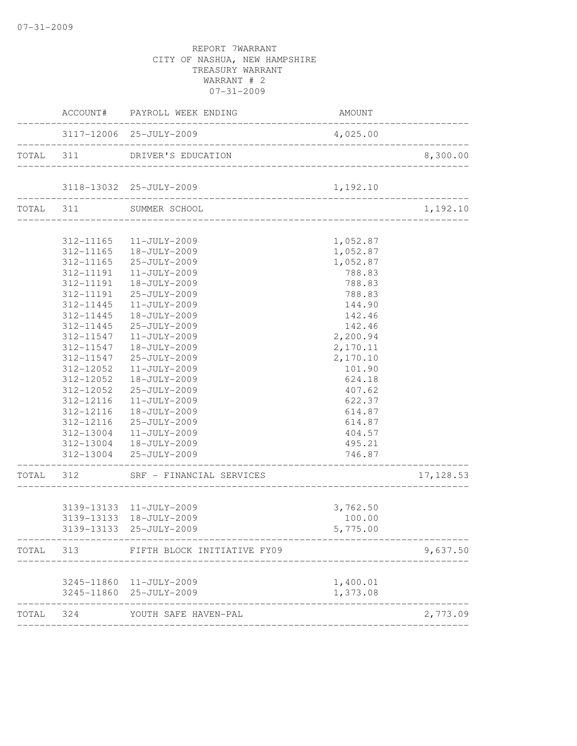REPORT 7WARRANT
CITY OF NASHUA, NEW HAMPSHIRE
TREASURY WARRANT
WARRANT # 2
07-31-2009

| | ACCOUNT# | PAYROLL WEEK ENDING | AMOUNT | |
|---|---|---|---|---|
| | 3117-12006 | 25-JULY-2009 | 4,025.00 | |
| TOTAL | 311 | DRIVER'S EDUCATION | | 8,300.00 |
| | 3118-13032 | 25-JULY-2009 | 1,192.10 | |
| TOTAL | 311 | SUMMER SCHOOL | | 1,192.10 |
| | 312-11165 | 11-JULY-2009 | 1,052.87 | |
| | 312-11165 | 18-JULY-2009 | 1,052.87 | |
| | 312-11165 | 25-JULY-2009 | 1,052.87 | |
| | 312-11191 | 11-JULY-2009 | 788.83 | |
| | 312-11191 | 18-JULY-2009 | 788.83 | |
| | 312-11191 | 25-JULY-2009 | 788.83 | |
| | 312-11445 | 11-JULY-2009 | 144.90 | |
| | 312-11445 | 18-JULY-2009 | 142.46 | |
| | 312-11445 | 25-JULY-2009 | 142.46 | |
| | 312-11547 | 11-JULY-2009 | 2,200.94 | |
| | 312-11547 | 18-JULY-2009 | 2,170.11 | |
| | 312-11547 | 25-JULY-2009 | 2,170.10 | |
| | 312-12052 | 11-JULY-2009 | 101.90 | |
| | 312-12052 | 18-JULY-2009 | 624.18 | |
| | 312-12052 | 25-JULY-2009 | 407.62 | |
| | 312-12116 | 11-JULY-2009 | 622.37 | |
| | 312-12116 | 18-JULY-2009 | 614.87 | |
| | 312-12116 | 25-JULY-2009 | 614.87 | |
| | 312-13004 | 11-JULY-2009 | 404.57 | |
| | 312-13004 | 18-JULY-2009 | 495.21 | |
| | 312-13004 | 25-JULY-2009 | 746.87 | |
| TOTAL | 312 | SRF - FINANCIAL SERVICES | | 17,128.53 |
| | 3139-13133 | 11-JULY-2009 | 3,762.50 | |
| | 3139-13133 | 18-JULY-2009 | 100.00 | |
| | 3139-13133 | 25-JULY-2009 | 5,775.00 | |
| TOTAL | 313 | FIFTH BLOCK INITIATIVE FY09 | | 9,637.50 |
| | 3245-11860 | 11-JULY-2009 | 1,400.01 | |
| | 3245-11860 | 25-JULY-2009 | 1,373.08 | |
| TOTAL | 324 | YOUTH SAFE HAVEN-PAL | | 2,773.09 |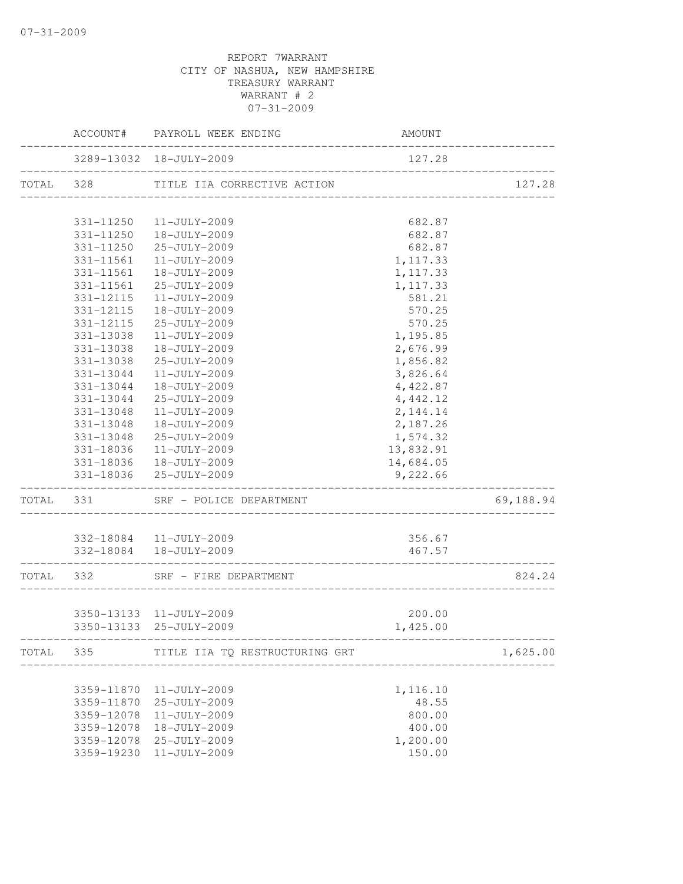07-31-2009

REPORT 7WARRANT
CITY OF NASHUA, NEW HAMPSHIRE
TREASURY WARRANT
WARRANT # 2
07-31-2009

| | ACCOUNT# | PAYROLL WEEK ENDING | AMOUNT | |
|---|---|---|---|---|
| | 3289-13032 | 18-JULY-2009 | 127.28 | |
| TOTAL | 328 | TITLE IIA CORRECTIVE ACTION | | 127.28 |
| | 331-11250 | 11-JULY-2009 | 682.87 | |
| | 331-11250 | 18-JULY-2009 | 682.87 | |
| | 331-11250 | 25-JULY-2009 | 682.87 | |
| | 331-11561 | 11-JULY-2009 | 1,117.33 | |
| | 331-11561 | 18-JULY-2009 | 1,117.33 | |
| | 331-11561 | 25-JULY-2009 | 1,117.33 | |
| | 331-12115 | 11-JULY-2009 | 581.21 | |
| | 331-12115 | 18-JULY-2009 | 570.25 | |
| | 331-12115 | 25-JULY-2009 | 570.25 | |
| | 331-13038 | 11-JULY-2009 | 1,195.85 | |
| | 331-13038 | 18-JULY-2009 | 2,676.99 | |
| | 331-13038 | 25-JULY-2009 | 1,856.82 | |
| | 331-13044 | 11-JULY-2009 | 3,826.64 | |
| | 331-13044 | 18-JULY-2009 | 4,422.87 | |
| | 331-13044 | 25-JULY-2009 | 4,442.12 | |
| | 331-13048 | 11-JULY-2009 | 2,144.14 | |
| | 331-13048 | 18-JULY-2009 | 2,187.26 | |
| | 331-13048 | 25-JULY-2009 | 1,574.32 | |
| | 331-18036 | 11-JULY-2009 | 13,832.91 | |
| | 331-18036 | 18-JULY-2009 | 14,684.05 | |
| | 331-18036 | 25-JULY-2009 | 9,222.66 | |
| TOTAL | 331 | SRF - POLICE DEPARTMENT | | 69,188.94 |
| | 332-18084 | 11-JULY-2009 | 356.67 | |
| | 332-18084 | 18-JULY-2009 | 467.57 | |
| TOTAL | 332 | SRF - FIRE DEPARTMENT | | 824.24 |
| | 3350-13133 | 11-JULY-2009 | 200.00 | |
| | 3350-13133 | 25-JULY-2009 | 1,425.00 | |
| TOTAL | 335 | TITLE IIA TQ RESTRUCTURING GRT | | 1,625.00 |
| | 3359-11870 | 11-JULY-2009 | 1,116.10 | |
| | 3359-11870 | 25-JULY-2009 | 48.55 | |
| | 3359-12078 | 11-JULY-2009 | 800.00 | |
| | 3359-12078 | 18-JULY-2009 | 400.00 | |
| | 3359-12078 | 25-JULY-2009 | 1,200.00 | |
| | 3359-19230 | 11-JULY-2009 | 150.00 | |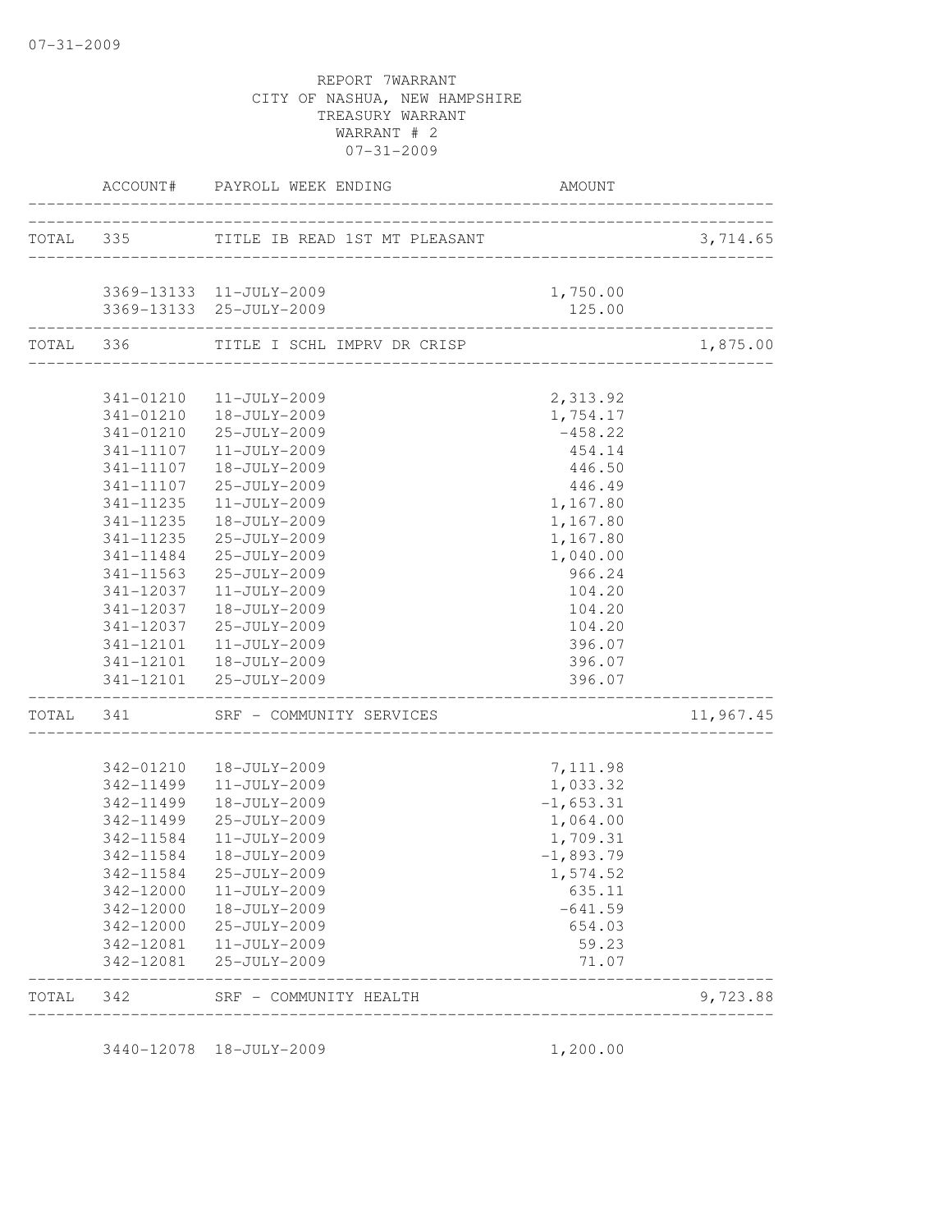07-31-2009

REPORT 7WARRANT
CITY OF NASHUA, NEW HAMPSHIRE
TREASURY WARRANT
WARRANT # 2
07-31-2009

| | ACCOUNT# | PAYROLL WEEK ENDING | AMOUNT | |
|---|---|---|---|---|
| TOTAL | 335 | TITLE IB READ 1ST MT PLEASANT | | 3,714.65 |
| | 3369-13133 | 11-JULY-2009 | 1,750.00 | |
| | 3369-13133 | 25-JULY-2009 | 125.00 | |
| TOTAL | 336 | TITLE I SCHL IMPRV DR CRISP | | 1,875.00 |
| | 341-01210 | 11-JULY-2009 | 2,313.92 | |
| | 341-01210 | 18-JULY-2009 | 1,754.17 | |
| | 341-01210 | 25-JULY-2009 | -458.22 | |
| | 341-11107 | 11-JULY-2009 | 454.14 | |
| | 341-11107 | 18-JULY-2009 | 446.50 | |
| | 341-11107 | 25-JULY-2009 | 446.49 | |
| | 341-11235 | 11-JULY-2009 | 1,167.80 | |
| | 341-11235 | 18-JULY-2009 | 1,167.80 | |
| | 341-11235 | 25-JULY-2009 | 1,167.80 | |
| | 341-11484 | 25-JULY-2009 | 1,040.00 | |
| | 341-11563 | 25-JULY-2009 | 966.24 | |
| | 341-12037 | 11-JULY-2009 | 104.20 | |
| | 341-12037 | 18-JULY-2009 | 104.20 | |
| | 341-12037 | 25-JULY-2009 | 104.20 | |
| | 341-12101 | 11-JULY-2009 | 396.07 | |
| | 341-12101 | 18-JULY-2009 | 396.07 | |
| | 341-12101 | 25-JULY-2009 | 396.07 | |
| TOTAL | 341 | SRF - COMMUNITY SERVICES | | 11,967.45 |
| | 342-01210 | 18-JULY-2009 | 7,111.98 | |
| | 342-11499 | 11-JULY-2009 | 1,033.32 | |
| | 342-11499 | 18-JULY-2009 | -1,653.31 | |
| | 342-11499 | 25-JULY-2009 | 1,064.00 | |
| | 342-11584 | 11-JULY-2009 | 1,709.31 | |
| | 342-11584 | 18-JULY-2009 | -1,893.79 | |
| | 342-11584 | 25-JULY-2009 | 1,574.52 | |
| | 342-12000 | 11-JULY-2009 | 635.11 | |
| | 342-12000 | 18-JULY-2009 | -641.59 | |
| | 342-12000 | 25-JULY-2009 | 654.03 | |
| | 342-12081 | 11-JULY-2009 | 59.23 | |
| | 342-12081 | 25-JULY-2009 | 71.07 | |
| TOTAL | 342 | SRF - COMMUNITY HEALTH | | 9,723.88 |
| | 3440-12078 | 18-JULY-2009 | 1,200.00 | |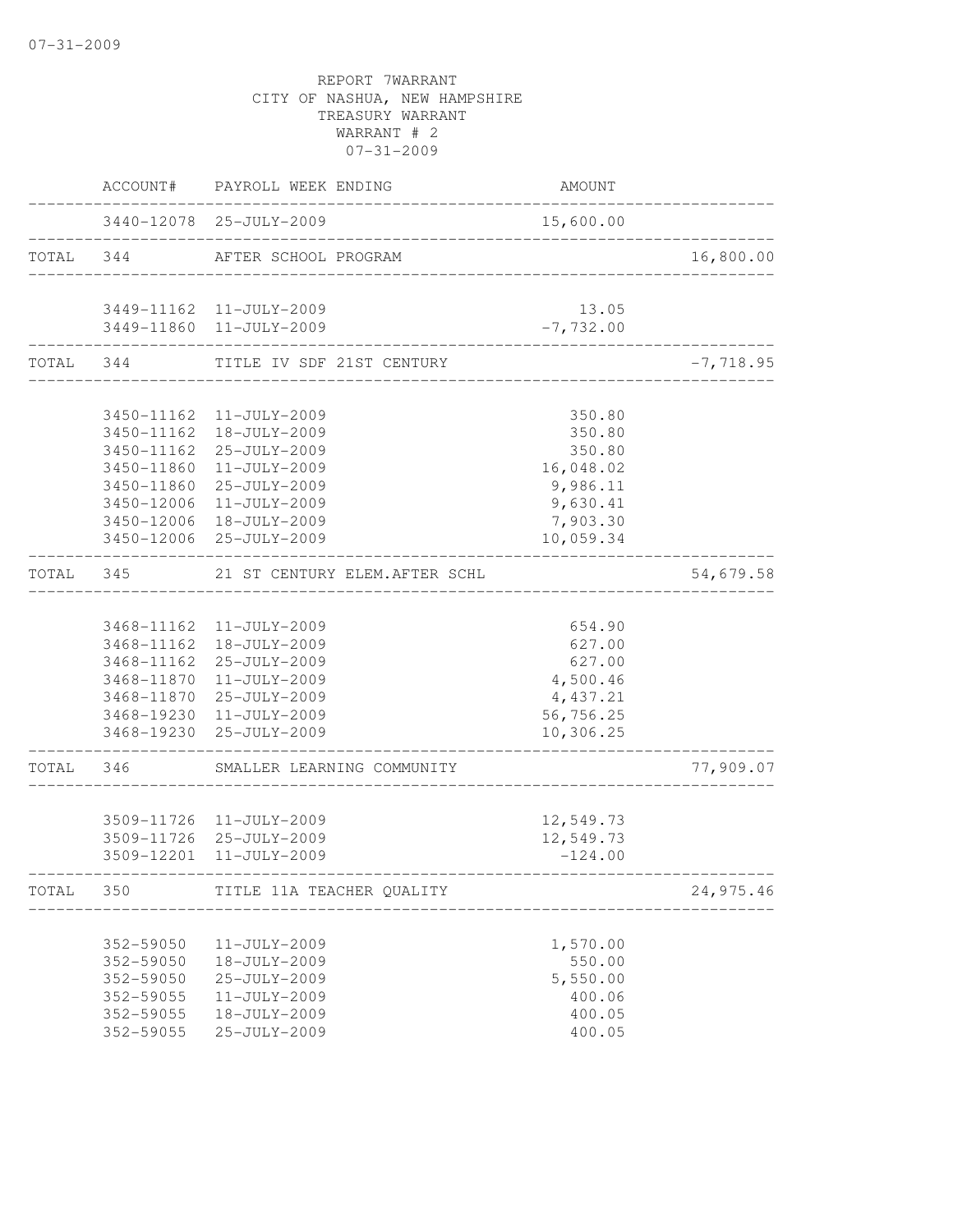REPORT 7WARRANT
CITY OF NASHUA, NEW HAMPSHIRE
TREASURY WARRANT
WARRANT # 2
07-31-2009

| | ACCOUNT# | PAYROLL WEEK ENDING | AMOUNT | |
|---|---|---|---|---|
| | 3440-12078 | 25-JULY-2009 | 15,600.00 | |
| TOTAL | 344 | AFTER SCHOOL PROGRAM | | 16,800.00 |
| | 3449-11162 | 11-JULY-2009 | 13.05 | |
| | 3449-11860 | 11-JULY-2009 | -7,732.00 | |
| TOTAL | 344 | TITLE IV SDF 21ST CENTURY | | -7,718.95 |
| | 3450-11162 | 11-JULY-2009 | 350.80 | |
| | 3450-11162 | 18-JULY-2009 | 350.80 | |
| | 3450-11162 | 25-JULY-2009 | 350.80 | |
| | 3450-11860 | 11-JULY-2009 | 16,048.02 | |
| | 3450-11860 | 25-JULY-2009 | 9,986.11 | |
| | 3450-12006 | 11-JULY-2009 | 9,630.41 | |
| | 3450-12006 | 18-JULY-2009 | 7,903.30 | |
| | 3450-12006 | 25-JULY-2009 | 10,059.34 | |
| TOTAL | 345 | 21 ST CENTURY ELEM.AFTER SCHL | | 54,679.58 |
| | 3468-11162 | 11-JULY-2009 | 654.90 | |
| | 3468-11162 | 18-JULY-2009 | 627.00 | |
| | 3468-11162 | 25-JULY-2009 | 627.00 | |
| | 3468-11870 | 11-JULY-2009 | 4,500.46 | |
| | 3468-11870 | 25-JULY-2009 | 4,437.21 | |
| | 3468-19230 | 11-JULY-2009 | 56,756.25 | |
| | 3468-19230 | 25-JULY-2009 | 10,306.25 | |
| TOTAL | 346 | SMALLER LEARNING COMMUNITY | | 77,909.07 |
| | 3509-11726 | 11-JULY-2009 | 12,549.73 | |
| | 3509-11726 | 25-JULY-2009 | 12,549.73 | |
| | 3509-12201 | 11-JULY-2009 | -124.00 | |
| TOTAL | 350 | TITLE 11A TEACHER QUALITY | | 24,975.46 |
| | 352-59050 | 11-JULY-2009 | 1,570.00 | |
| | 352-59050 | 18-JULY-2009 | 550.00 | |
| | 352-59050 | 25-JULY-2009 | 5,550.00 | |
| | 352-59055 | 11-JULY-2009 | 400.06 | |
| | 352-59055 | 18-JULY-2009 | 400.05 | |
| | 352-59055 | 25-JULY-2009 | 400.05 | |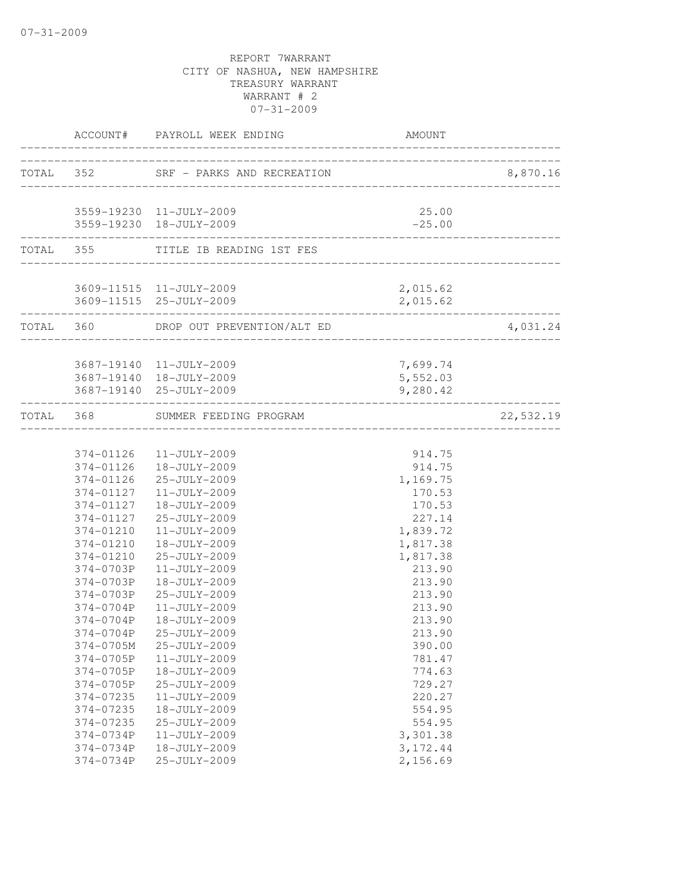07-31-2009

REPORT 7WARRANT
CITY OF NASHUA, NEW HAMPSHIRE
TREASURY WARRANT
WARRANT # 2
07-31-2009

| | ACCOUNT# | PAYROLL WEEK ENDING | AMOUNT | |
|---|---|---|---|---|
| TOTAL | 352 | SRF - PARKS AND RECREATION | | 8,870.16 |
| | 3559-19230 | 11-JULY-2009 | 25.00 | |
| | 3559-19230 | 18-JULY-2009 | -25.00 | |
| TOTAL | 355 | TITLE IB READING 1ST FES | | |
| | 3609-11515 | 11-JULY-2009 | 2,015.62 | |
| | 3609-11515 | 25-JULY-2009 | 2,015.62 | |
| TOTAL | 360 | DROP OUT PREVENTION/ALT ED | | 4,031.24 |
| | 3687-19140 | 11-JULY-2009 | 7,699.74 | |
| | 3687-19140 | 18-JULY-2009 | 5,552.03 | |
| | 3687-19140 | 25-JULY-2009 | 9,280.42 | |
| TOTAL | 368 | SUMMER FEEDING PROGRAM | | 22,532.19 |
| | 374-01126 | 11-JULY-2009 | 914.75 | |
| | 374-01126 | 18-JULY-2009 | 914.75 | |
| | 374-01126 | 25-JULY-2009 | 1,169.75 | |
| | 374-01127 | 11-JULY-2009 | 170.53 | |
| | 374-01127 | 18-JULY-2009 | 170.53 | |
| | 374-01127 | 25-JULY-2009 | 227.14 | |
| | 374-01210 | 11-JULY-2009 | 1,839.72 | |
| | 374-01210 | 18-JULY-2009 | 1,817.38 | |
| | 374-01210 | 25-JULY-2009 | 1,817.38 | |
| | 374-0703P | 11-JULY-2009 | 213.90 | |
| | 374-0703P | 18-JULY-2009 | 213.90 | |
| | 374-0703P | 25-JULY-2009 | 213.90 | |
| | 374-0704P | 11-JULY-2009 | 213.90 | |
| | 374-0704P | 18-JULY-2009 | 213.90 | |
| | 374-0704P | 25-JULY-2009 | 213.90 | |
| | 374-0705M | 25-JULY-2009 | 390.00 | |
| | 374-0705P | 11-JULY-2009 | 781.47 | |
| | 374-0705P | 18-JULY-2009 | 774.63 | |
| | 374-0705P | 25-JULY-2009 | 729.27 | |
| | 374-07235 | 11-JULY-2009 | 220.27 | |
| | 374-07235 | 18-JULY-2009 | 554.95 | |
| | 374-07235 | 25-JULY-2009 | 554.95 | |
| | 374-0734P | 11-JULY-2009 | 3,301.38 | |
| | 374-0734P | 18-JULY-2009 | 3,172.44 | |
| | 374-0734P | 25-JULY-2009 | 2,156.69 | |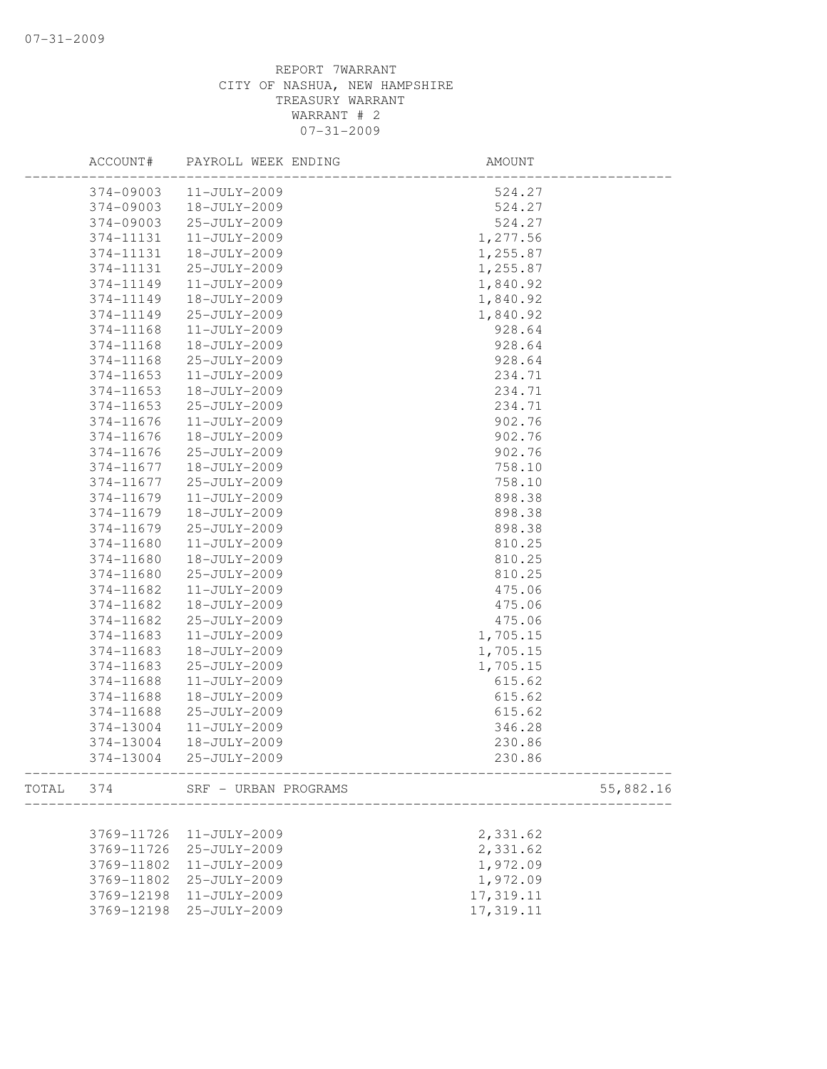REPORT 7WARRANT
CITY OF NASHUA, NEW HAMPSHIRE
TREASURY WARRANT
WARRANT # 2
07-31-2009

| | ACCOUNT# | PAYROLL WEEK ENDING | AMOUNT | |
|---|---|---|---|---|
| | 374-09003 | 11-JULY-2009 | 524.27 | |
| | 374-09003 | 18-JULY-2009 | 524.27 | |
| | 374-09003 | 25-JULY-2009 | 524.27 | |
| | 374-11131 | 11-JULY-2009 | 1,277.56 | |
| | 374-11131 | 18-JULY-2009 | 1,255.87 | |
| | 374-11131 | 25-JULY-2009 | 1,255.87 | |
| | 374-11149 | 11-JULY-2009 | 1,840.92 | |
| | 374-11149 | 18-JULY-2009 | 1,840.92 | |
| | 374-11149 | 25-JULY-2009 | 1,840.92 | |
| | 374-11168 | 11-JULY-2009 | 928.64 | |
| | 374-11168 | 18-JULY-2009 | 928.64 | |
| | 374-11168 | 25-JULY-2009 | 928.64 | |
| | 374-11653 | 11-JULY-2009 | 234.71 | |
| | 374-11653 | 18-JULY-2009 | 234.71 | |
| | 374-11653 | 25-JULY-2009 | 234.71 | |
| | 374-11676 | 11-JULY-2009 | 902.76 | |
| | 374-11676 | 18-JULY-2009 | 902.76 | |
| | 374-11676 | 25-JULY-2009 | 902.76 | |
| | 374-11677 | 18-JULY-2009 | 758.10 | |
| | 374-11677 | 25-JULY-2009 | 758.10 | |
| | 374-11679 | 11-JULY-2009 | 898.38 | |
| | 374-11679 | 18-JULY-2009 | 898.38 | |
| | 374-11679 | 25-JULY-2009 | 898.38 | |
| | 374-11680 | 11-JULY-2009 | 810.25 | |
| | 374-11680 | 18-JULY-2009 | 810.25 | |
| | 374-11680 | 25-JULY-2009 | 810.25 | |
| | 374-11682 | 11-JULY-2009 | 475.06 | |
| | 374-11682 | 18-JULY-2009 | 475.06 | |
| | 374-11682 | 25-JULY-2009 | 475.06 | |
| | 374-11683 | 11-JULY-2009 | 1,705.15 | |
| | 374-11683 | 18-JULY-2009 | 1,705.15 | |
| | 374-11683 | 25-JULY-2009 | 1,705.15 | |
| | 374-11688 | 11-JULY-2009 | 615.62 | |
| | 374-11688 | 18-JULY-2009 | 615.62 | |
| | 374-11688 | 25-JULY-2009 | 615.62 | |
| | 374-13004 | 11-JULY-2009 | 346.28 | |
| | 374-13004 | 18-JULY-2009 | 230.86 | |
| | 374-13004 | 25-JULY-2009 | 230.86 | |
| TOTAL | 374 | SRF - URBAN PROGRAMS | | 55,882.16 |
| | 3769-11726 | 11-JULY-2009 | 2,331.62 | |
| | 3769-11726 | 25-JULY-2009 | 2,331.62 | |
| | 3769-11802 | 11-JULY-2009 | 1,972.09 | |
| | 3769-11802 | 25-JULY-2009 | 1,972.09 | |
| | 3769-12198 | 11-JULY-2009 | 17,319.11 | |
| | 3769-12198 | 25-JULY-2009 | 17,319.11 | |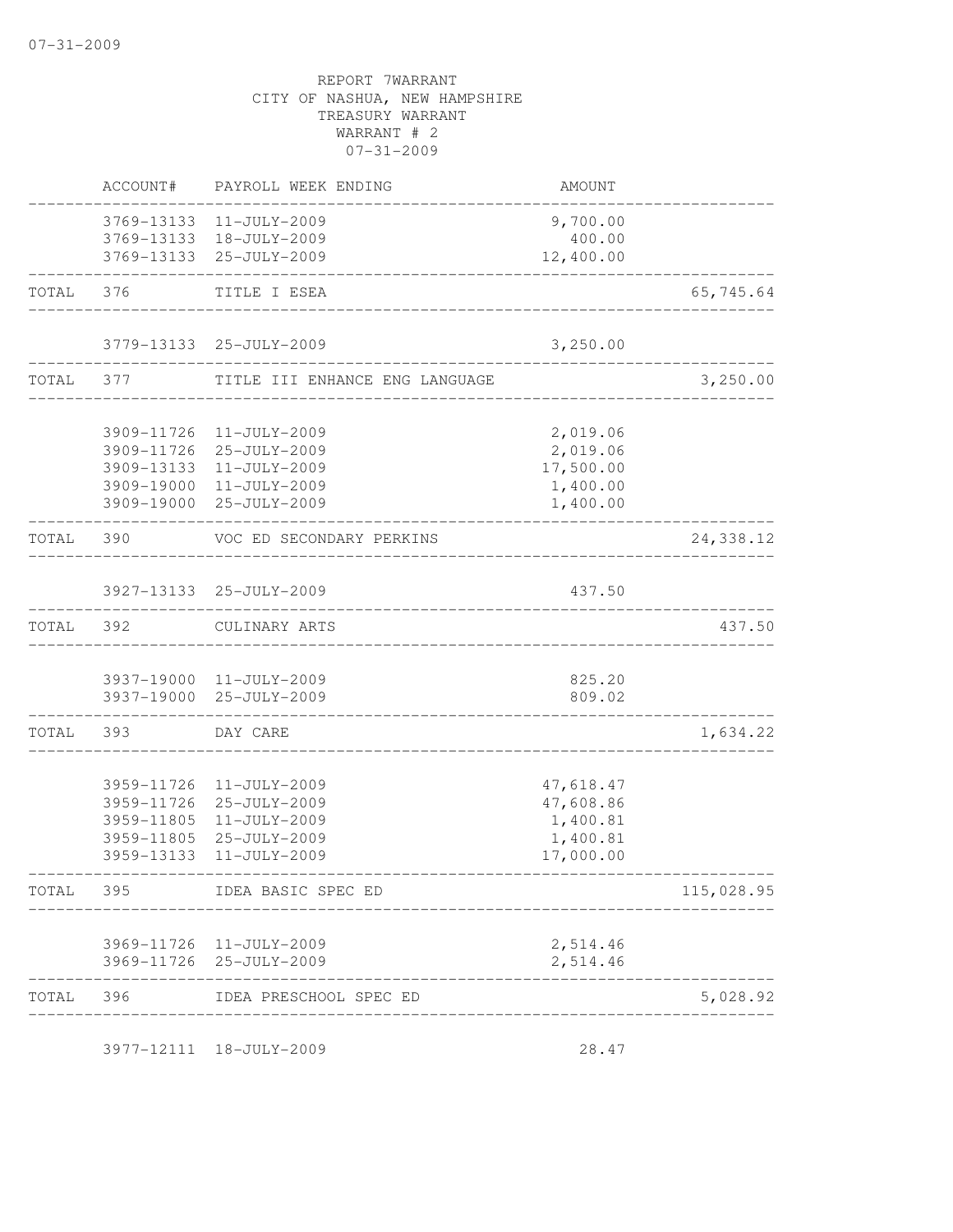REPORT 7WARRANT
CITY OF NASHUA, NEW HAMPSHIRE
TREASURY WARRANT
WARRANT # 2
07-31-2009

| | ACCOUNT# | PAYROLL WEEK ENDING | AMOUNT | |
|---|---|---|---|---|
| | 3769-13133 | 11-JULY-2009 | 9,700.00 | |
| | 3769-13133 | 18-JULY-2009 | 400.00 | |
| | 3769-13133 | 25-JULY-2009 | 12,400.00 | |
| TOTAL | 376 | TITLE I ESEA | | 65,745.64 |
| | 3779-13133 | 25-JULY-2009 | 3,250.00 | |
| TOTAL | 377 | TITLE III ENHANCE ENG LANGUAGE | | 3,250.00 |
| | 3909-11726 | 11-JULY-2009 | 2,019.06 | |
| | 3909-11726 | 25-JULY-2009 | 2,019.06 | |
| | 3909-13133 | 11-JULY-2009 | 17,500.00 | |
| | 3909-19000 | 11-JULY-2009 | 1,400.00 | |
| | 3909-19000 | 25-JULY-2009 | 1,400.00 | |
| TOTAL | 390 | VOC ED SECONDARY PERKINS | | 24,338.12 |
| | 3927-13133 | 25-JULY-2009 | 437.50 | |
| TOTAL | 392 | CULINARY ARTS | | 437.50 |
| | 3937-19000 | 11-JULY-2009 | 825.20 | |
| | 3937-19000 | 25-JULY-2009 | 809.02 | |
| TOTAL | 393 | DAY CARE | | 1,634.22 |
| | 3959-11726 | 11-JULY-2009 | 47,618.47 | |
| | 3959-11726 | 25-JULY-2009 | 47,608.86 | |
| | 3959-11805 | 11-JULY-2009 | 1,400.81 | |
| | 3959-11805 | 25-JULY-2009 | 1,400.81 | |
| | 3959-13133 | 11-JULY-2009 | 17,000.00 | |
| TOTAL | 395 | IDEA BASIC SPEC ED | | 115,028.95 |
| | 3969-11726 | 11-JULY-2009 | 2,514.46 | |
| | 3969-11726 | 25-JULY-2009 | 2,514.46 | |
| TOTAL | 396 | IDEA PRESCHOOL SPEC ED | | 5,028.92 |
| | 3977-12111 | 18-JULY-2009 | 28.47 | |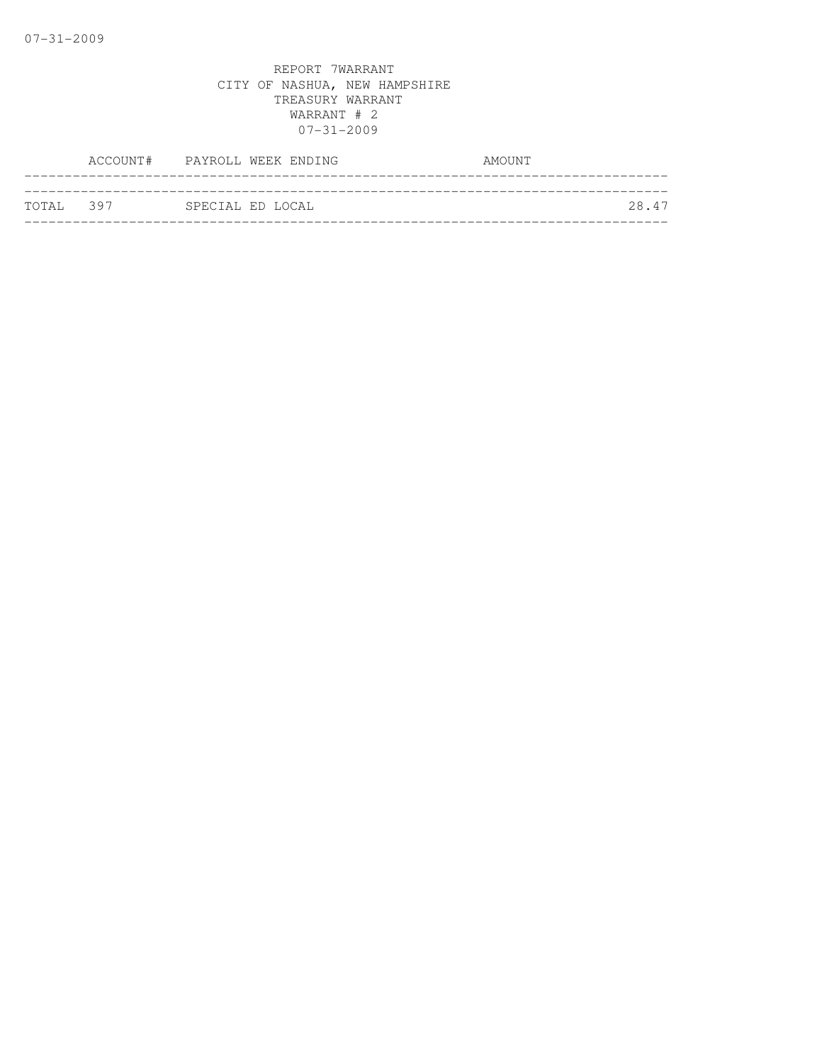REPORT 7WARRANT
CITY OF NASHUA, NEW HAMPSHIRE
TREASURY WARRANT
WARRANT # 2
07-31-2009

| | ACCOUNT# | PAYROLL WEEK ENDING | AMOUNT |
|---|---|---|---|
| TOTAL | 397 | SPECIAL ED LOCAL | 28.47 |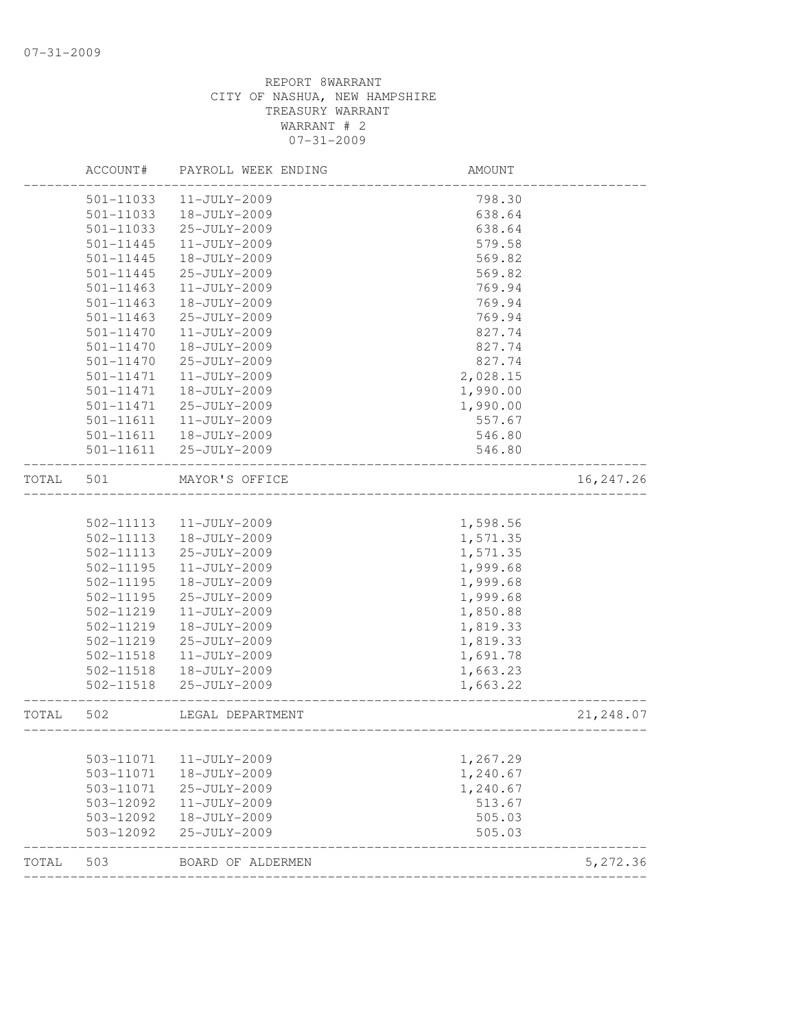07-31-2009

REPORT 8WARRANT
CITY OF NASHUA, NEW HAMPSHIRE
TREASURY WARRANT
WARRANT # 2
07-31-2009

| | ACCOUNT# | PAYROLL WEEK ENDING | AMOUNT | |
|---|---|---|---|---|
| | 501-11033 | 11-JULY-2009 | 798.30 | |
| | 501-11033 | 18-JULY-2009 | 638.64 | |
| | 501-11033 | 25-JULY-2009 | 638.64 | |
| | 501-11445 | 11-JULY-2009 | 579.58 | |
| | 501-11445 | 18-JULY-2009 | 569.82 | |
| | 501-11445 | 25-JULY-2009 | 569.82 | |
| | 501-11463 | 11-JULY-2009 | 769.94 | |
| | 501-11463 | 18-JULY-2009 | 769.94 | |
| | 501-11463 | 25-JULY-2009 | 769.94 | |
| | 501-11470 | 11-JULY-2009 | 827.74 | |
| | 501-11470 | 18-JULY-2009 | 827.74 | |
| | 501-11470 | 25-JULY-2009 | 827.74 | |
| | 501-11471 | 11-JULY-2009 | 2,028.15 | |
| | 501-11471 | 18-JULY-2009 | 1,990.00 | |
| | 501-11471 | 25-JULY-2009 | 1,990.00 | |
| | 501-11611 | 11-JULY-2009 | 557.67 | |
| | 501-11611 | 18-JULY-2009 | 546.80 | |
| | 501-11611 | 25-JULY-2009 | 546.80 | |
| TOTAL | 501 | MAYOR'S OFFICE | | 16,247.26 |
| | 502-11113 | 11-JULY-2009 | 1,598.56 | |
| | 502-11113 | 18-JULY-2009 | 1,571.35 | |
| | 502-11113 | 25-JULY-2009 | 1,571.35 | |
| | 502-11195 | 11-JULY-2009 | 1,999.68 | |
| | 502-11195 | 18-JULY-2009 | 1,999.68 | |
| | 502-11195 | 25-JULY-2009 | 1,999.68 | |
| | 502-11219 | 11-JULY-2009 | 1,850.88 | |
| | 502-11219 | 18-JULY-2009 | 1,819.33 | |
| | 502-11219 | 25-JULY-2009 | 1,819.33 | |
| | 502-11518 | 11-JULY-2009 | 1,691.78 | |
| | 502-11518 | 18-JULY-2009 | 1,663.23 | |
| | 502-11518 | 25-JULY-2009 | 1,663.22 | |
| TOTAL | 502 | LEGAL DEPARTMENT | | 21,248.07 |
| | 503-11071 | 11-JULY-2009 | 1,267.29 | |
| | 503-11071 | 18-JULY-2009 | 1,240.67 | |
| | 503-11071 | 25-JULY-2009 | 1,240.67 | |
| | 503-12092 | 11-JULY-2009 | 513.67 | |
| | 503-12092 | 18-JULY-2009 | 505.03 | |
| | 503-12092 | 25-JULY-2009 | 505.03 | |
| TOTAL | 503 | BOARD OF ALDERMEN | | 5,272.36 |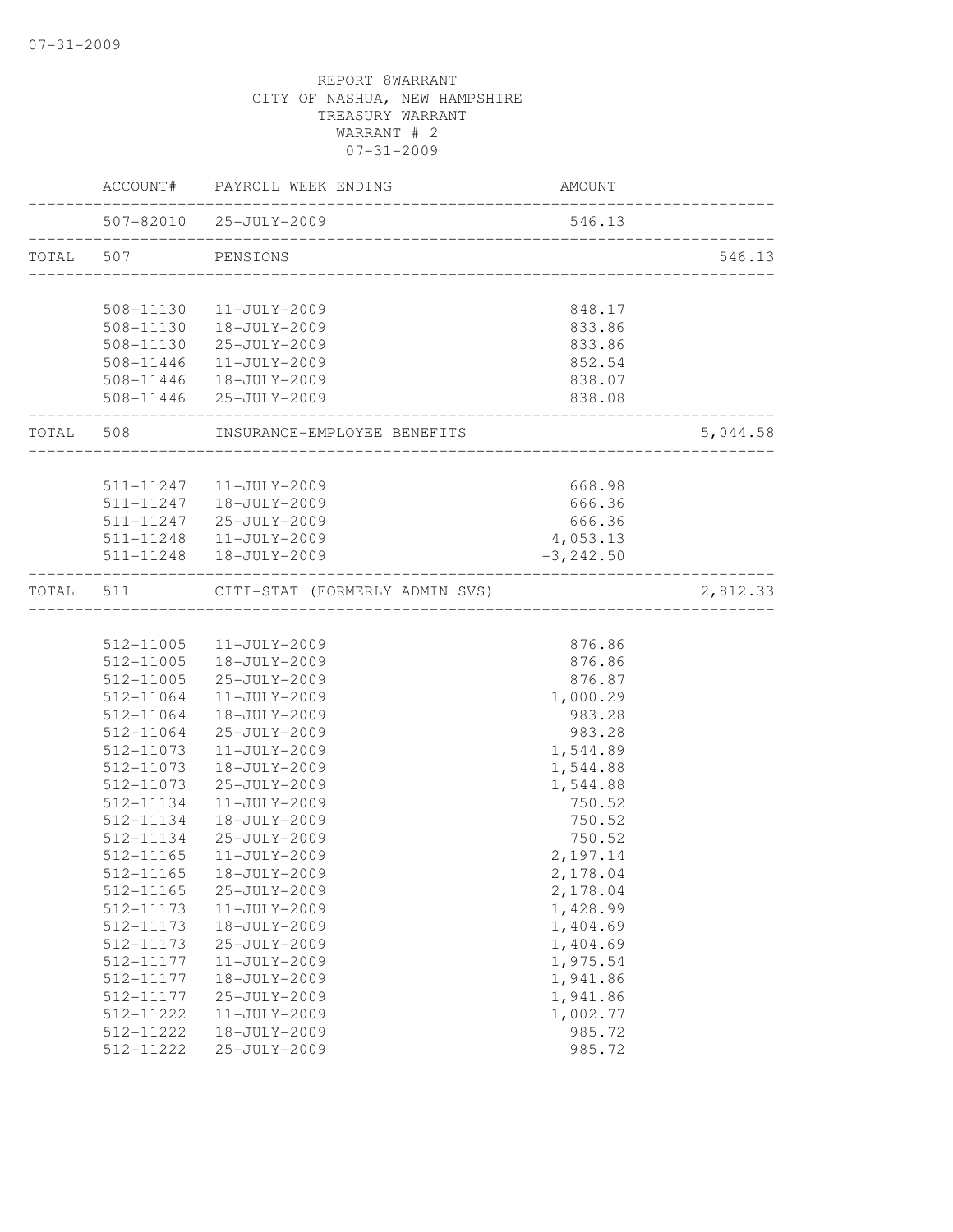07-31-2009

REPORT 8WARRANT
CITY OF NASHUA, NEW HAMPSHIRE
TREASURY WARRANT
WARRANT # 2
07-31-2009

| | ACCOUNT# | PAYROLL WEEK ENDING | AMOUNT | |
|---|---|---|---|---|
| | 507-82010 | 25-JULY-2009 | 546.13 | |
| TOTAL | 507 | PENSIONS | | 546.13 |
| | 508-11130 | 11-JULY-2009 | 848.17 | |
| | 508-11130 | 18-JULY-2009 | 833.86 | |
| | 508-11130 | 25-JULY-2009 | 833.86 | |
| | 508-11446 | 11-JULY-2009 | 852.54 | |
| | 508-11446 | 18-JULY-2009 | 838.07 | |
| | 508-11446 | 25-JULY-2009 | 838.08 | |
| TOTAL | 508 | INSURANCE-EMPLOYEE BENEFITS | | 5,044.58 |
| | 511-11247 | 11-JULY-2009 | 668.98 | |
| | 511-11247 | 18-JULY-2009 | 666.36 | |
| | 511-11247 | 25-JULY-2009 | 666.36 | |
| | 511-11248 | 11-JULY-2009 | 4,053.13 | |
| | 511-11248 | 18-JULY-2009 | -3,242.50 | |
| TOTAL | 511 | CITI-STAT (FORMERLY ADMIN SVS) | | 2,812.33 |
| | 512-11005 | 11-JULY-2009 | 876.86 | |
| | 512-11005 | 18-JULY-2009 | 876.86 | |
| | 512-11005 | 25-JULY-2009 | 876.87 | |
| | 512-11064 | 11-JULY-2009 | 1,000.29 | |
| | 512-11064 | 18-JULY-2009 | 983.28 | |
| | 512-11064 | 25-JULY-2009 | 983.28 | |
| | 512-11073 | 11-JULY-2009 | 1,544.89 | |
| | 512-11073 | 18-JULY-2009 | 1,544.88 | |
| | 512-11073 | 25-JULY-2009 | 1,544.88 | |
| | 512-11134 | 11-JULY-2009 | 750.52 | |
| | 512-11134 | 18-JULY-2009 | 750.52 | |
| | 512-11134 | 25-JULY-2009 | 750.52 | |
| | 512-11165 | 11-JULY-2009 | 2,197.14 | |
| | 512-11165 | 18-JULY-2009 | 2,178.04 | |
| | 512-11165 | 25-JULY-2009 | 2,178.04 | |
| | 512-11173 | 11-JULY-2009 | 1,428.99 | |
| | 512-11173 | 18-JULY-2009 | 1,404.69 | |
| | 512-11173 | 25-JULY-2009 | 1,404.69 | |
| | 512-11177 | 11-JULY-2009 | 1,975.54 | |
| | 512-11177 | 18-JULY-2009 | 1,941.86 | |
| | 512-11177 | 25-JULY-2009 | 1,941.86 | |
| | 512-11222 | 11-JULY-2009 | 1,002.77 | |
| | 512-11222 | 18-JULY-2009 | 985.72 | |
| | 512-11222 | 25-JULY-2009 | 985.72 | |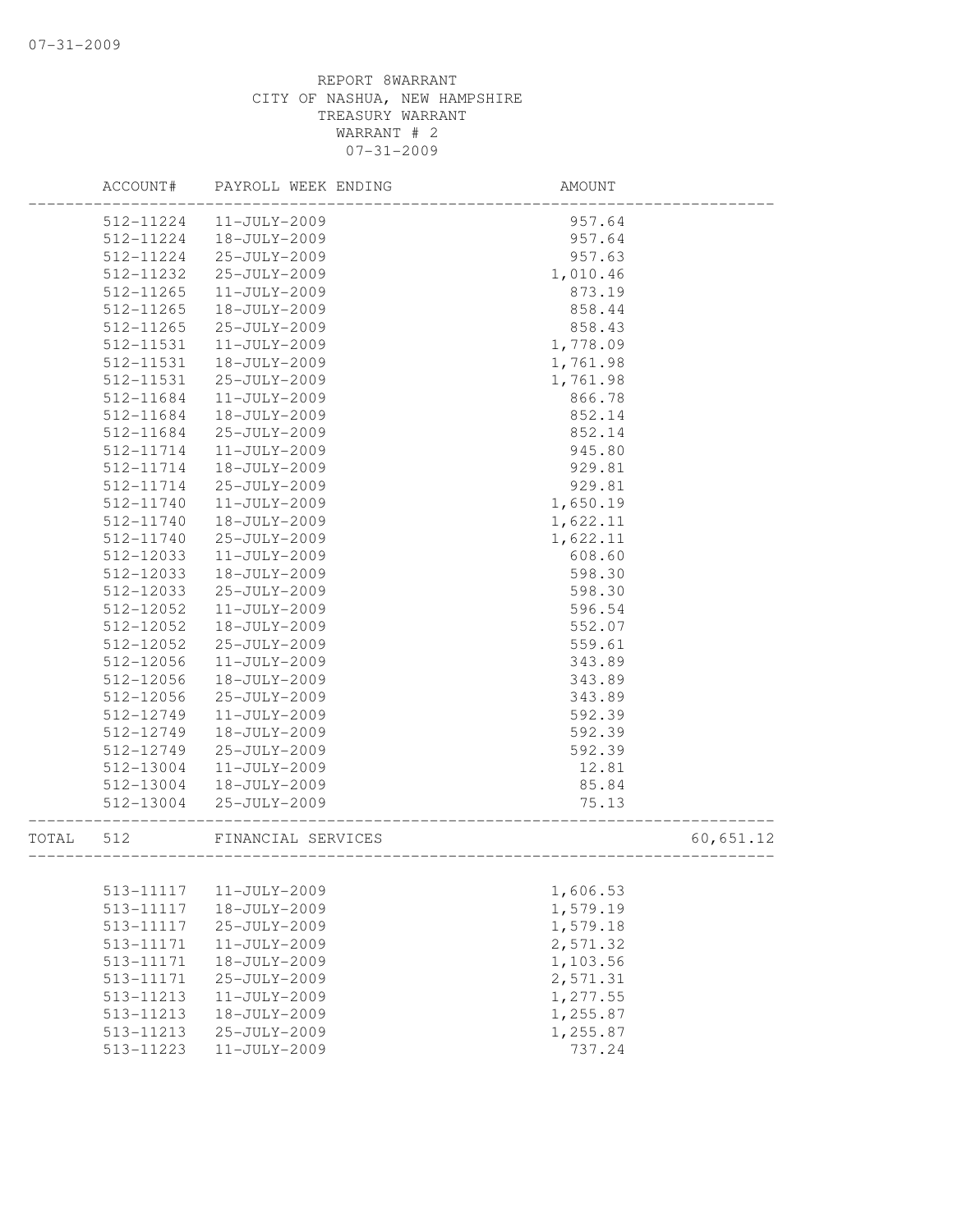07-31-2009

REPORT 8WARRANT
CITY OF NASHUA, NEW HAMPSHIRE
TREASURY WARRANT
WARRANT # 2
07-31-2009

| | ACCOUNT# | PAYROLL WEEK ENDING | AMOUNT | |
|---|---|---|---|---|
| | 512-11224 | 11-JULY-2009 | 957.64 | |
| | 512-11224 | 18-JULY-2009 | 957.64 | |
| | 512-11224 | 25-JULY-2009 | 957.63 | |
| | 512-11232 | 25-JULY-2009 | 1,010.46 | |
| | 512-11265 | 11-JULY-2009 | 873.19 | |
| | 512-11265 | 18-JULY-2009 | 858.44 | |
| | 512-11265 | 25-JULY-2009 | 858.43 | |
| | 512-11531 | 11-JULY-2009 | 1,778.09 | |
| | 512-11531 | 18-JULY-2009 | 1,761.98 | |
| | 512-11531 | 25-JULY-2009 | 1,761.98 | |
| | 512-11684 | 11-JULY-2009 | 866.78 | |
| | 512-11684 | 18-JULY-2009 | 852.14 | |
| | 512-11684 | 25-JULY-2009 | 852.14 | |
| | 512-11714 | 11-JULY-2009 | 945.80 | |
| | 512-11714 | 18-JULY-2009 | 929.81 | |
| | 512-11714 | 25-JULY-2009 | 929.81 | |
| | 512-11740 | 11-JULY-2009 | 1,650.19 | |
| | 512-11740 | 18-JULY-2009 | 1,622.11 | |
| | 512-11740 | 25-JULY-2009 | 1,622.11 | |
| | 512-12033 | 11-JULY-2009 | 608.60 | |
| | 512-12033 | 18-JULY-2009 | 598.30 | |
| | 512-12033 | 25-JULY-2009 | 598.30 | |
| | 512-12052 | 11-JULY-2009 | 596.54 | |
| | 512-12052 | 18-JULY-2009 | 552.07 | |
| | 512-12052 | 25-JULY-2009 | 559.61 | |
| | 512-12056 | 11-JULY-2009 | 343.89 | |
| | 512-12056 | 18-JULY-2009 | 343.89 | |
| | 512-12056 | 25-JULY-2009 | 343.89 | |
| | 512-12749 | 11-JULY-2009 | 592.39 | |
| | 512-12749 | 18-JULY-2009 | 592.39 | |
| | 512-12749 | 25-JULY-2009 | 592.39 | |
| | 512-13004 | 11-JULY-2009 | 12.81 | |
| | 512-13004 | 18-JULY-2009 | 85.84 | |
| | 512-13004 | 25-JULY-2009 | 75.13 | |
| TOTAL | 512 | FINANCIAL SERVICES | | 60,651.12 |
| | 513-11117 | 11-JULY-2009 | 1,606.53 | |
| | 513-11117 | 18-JULY-2009 | 1,579.19 | |
| | 513-11117 | 25-JULY-2009 | 1,579.18 | |
| | 513-11171 | 11-JULY-2009 | 2,571.32 | |
| | 513-11171 | 18-JULY-2009 | 1,103.56 | |
| | 513-11171 | 25-JULY-2009 | 2,571.31 | |
| | 513-11213 | 11-JULY-2009 | 1,277.55 | |
| | 513-11213 | 18-JULY-2009 | 1,255.87 | |
| | 513-11213 | 25-JULY-2009 | 1,255.87 | |
| | 513-11223 | 11-JULY-2009 | 737.24 | |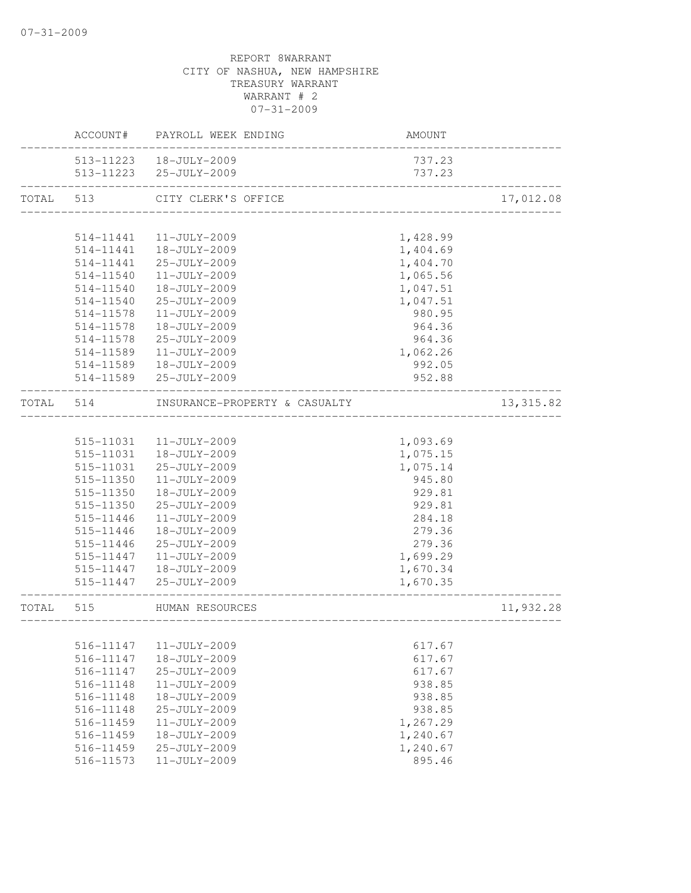REPORT 8WARRANT
CITY OF NASHUA, NEW HAMPSHIRE
TREASURY WARRANT
WARRANT # 2
07-31-2009

| | ACCOUNT# | PAYROLL WEEK ENDING | AMOUNT | |
|---|---|---|---|---|
| | 513-11223 | 18-JULY-2009 | 737.23 | |
| | 513-11223 | 25-JULY-2009 | 737.23 | |
| TOTAL | 513 | CITY CLERK'S OFFICE | | 17,012.08 |
| | 514-11441 | 11-JULY-2009 | 1,428.99 | |
| | 514-11441 | 18-JULY-2009 | 1,404.69 | |
| | 514-11441 | 25-JULY-2009 | 1,404.70 | |
| | 514-11540 | 11-JULY-2009 | 1,065.56 | |
| | 514-11540 | 18-JULY-2009 | 1,047.51 | |
| | 514-11540 | 25-JULY-2009 | 1,047.51 | |
| | 514-11578 | 11-JULY-2009 | 980.95 | |
| | 514-11578 | 18-JULY-2009 | 964.36 | |
| | 514-11578 | 25-JULY-2009 | 964.36 | |
| | 514-11589 | 11-JULY-2009 | 1,062.26 | |
| | 514-11589 | 18-JULY-2009 | 992.05 | |
| | 514-11589 | 25-JULY-2009 | 952.88 | |
| TOTAL | 514 | INSURANCE-PROPERTY & CASUALTY | | 13,315.82 |
| | 515-11031 | 11-JULY-2009 | 1,093.69 | |
| | 515-11031 | 18-JULY-2009 | 1,075.15 | |
| | 515-11031 | 25-JULY-2009 | 1,075.14 | |
| | 515-11350 | 11-JULY-2009 | 945.80 | |
| | 515-11350 | 18-JULY-2009 | 929.81 | |
| | 515-11350 | 25-JULY-2009 | 929.81 | |
| | 515-11446 | 11-JULY-2009 | 284.18 | |
| | 515-11446 | 18-JULY-2009 | 279.36 | |
| | 515-11446 | 25-JULY-2009 | 279.36 | |
| | 515-11447 | 11-JULY-2009 | 1,699.29 | |
| | 515-11447 | 18-JULY-2009 | 1,670.34 | |
| | 515-11447 | 25-JULY-2009 | 1,670.35 | |
| TOTAL | 515 | HUMAN RESOURCES | | 11,932.28 |
| | 516-11147 | 11-JULY-2009 | 617.67 | |
| | 516-11147 | 18-JULY-2009 | 617.67 | |
| | 516-11147 | 25-JULY-2009 | 617.67 | |
| | 516-11148 | 11-JULY-2009 | 938.85 | |
| | 516-11148 | 18-JULY-2009 | 938.85 | |
| | 516-11148 | 25-JULY-2009 | 938.85 | |
| | 516-11459 | 11-JULY-2009 | 1,267.29 | |
| | 516-11459 | 18-JULY-2009 | 1,240.67 | |
| | 516-11459 | 25-JULY-2009 | 1,240.67 | |
| | 516-11573 | 11-JULY-2009 | 895.46 | |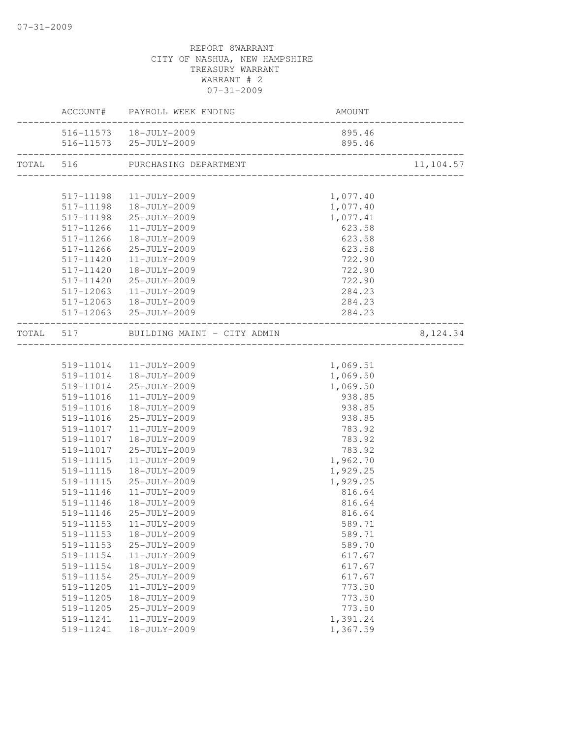REPORT 8WARRANT
CITY OF NASHUA, NEW HAMPSHIRE
TREASURY WARRANT
WARRANT # 2
07-31-2009

| | ACCOUNT# | PAYROLL WEEK ENDING | AMOUNT | |
|---|---|---|---|---|
| | 516-11573 | 18-JULY-2009 | 895.46 | |
| | 516-11573 | 25-JULY-2009 | 895.46 | |
| TOTAL | 516 | PURCHASING DEPARTMENT | | 11,104.57 |
| | 517-11198 | 11-JULY-2009 | 1,077.40 | |
| | 517-11198 | 18-JULY-2009 | 1,077.40 | |
| | 517-11198 | 25-JULY-2009 | 1,077.41 | |
| | 517-11266 | 11-JULY-2009 | 623.58 | |
| | 517-11266 | 18-JULY-2009 | 623.58 | |
| | 517-11266 | 25-JULY-2009 | 623.58 | |
| | 517-11420 | 11-JULY-2009 | 722.90 | |
| | 517-11420 | 18-JULY-2009 | 722.90 | |
| | 517-11420 | 25-JULY-2009 | 722.90 | |
| | 517-12063 | 11-JULY-2009 | 284.23 | |
| | 517-12063 | 18-JULY-2009 | 284.23 | |
| | 517-12063 | 25-JULY-2009 | 284.23 | |
| TOTAL | 517 | BUILDING MAINT - CITY ADMIN | | 8,124.34 |
| | 519-11014 | 11-JULY-2009 | 1,069.51 | |
| | 519-11014 | 18-JULY-2009 | 1,069.50 | |
| | 519-11014 | 25-JULY-2009 | 1,069.50 | |
| | 519-11016 | 11-JULY-2009 | 938.85 | |
| | 519-11016 | 18-JULY-2009 | 938.85 | |
| | 519-11016 | 25-JULY-2009 | 938.85 | |
| | 519-11017 | 11-JULY-2009 | 783.92 | |
| | 519-11017 | 18-JULY-2009 | 783.92 | |
| | 519-11017 | 25-JULY-2009 | 783.92 | |
| | 519-11115 | 11-JULY-2009 | 1,962.70 | |
| | 519-11115 | 18-JULY-2009 | 1,929.25 | |
| | 519-11115 | 25-JULY-2009 | 1,929.25 | |
| | 519-11146 | 11-JULY-2009 | 816.64 | |
| | 519-11146 | 18-JULY-2009 | 816.64 | |
| | 519-11146 | 25-JULY-2009 | 816.64 | |
| | 519-11153 | 11-JULY-2009 | 589.71 | |
| | 519-11153 | 18-JULY-2009 | 589.71 | |
| | 519-11153 | 25-JULY-2009 | 589.70 | |
| | 519-11154 | 11-JULY-2009 | 617.67 | |
| | 519-11154 | 18-JULY-2009 | 617.67 | |
| | 519-11154 | 25-JULY-2009 | 617.67 | |
| | 519-11205 | 11-JULY-2009 | 773.50 | |
| | 519-11205 | 18-JULY-2009 | 773.50 | |
| | 519-11205 | 25-JULY-2009 | 773.50 | |
| | 519-11241 | 11-JULY-2009 | 1,391.24 | |
| | 519-11241 | 18-JULY-2009 | 1,367.59 | |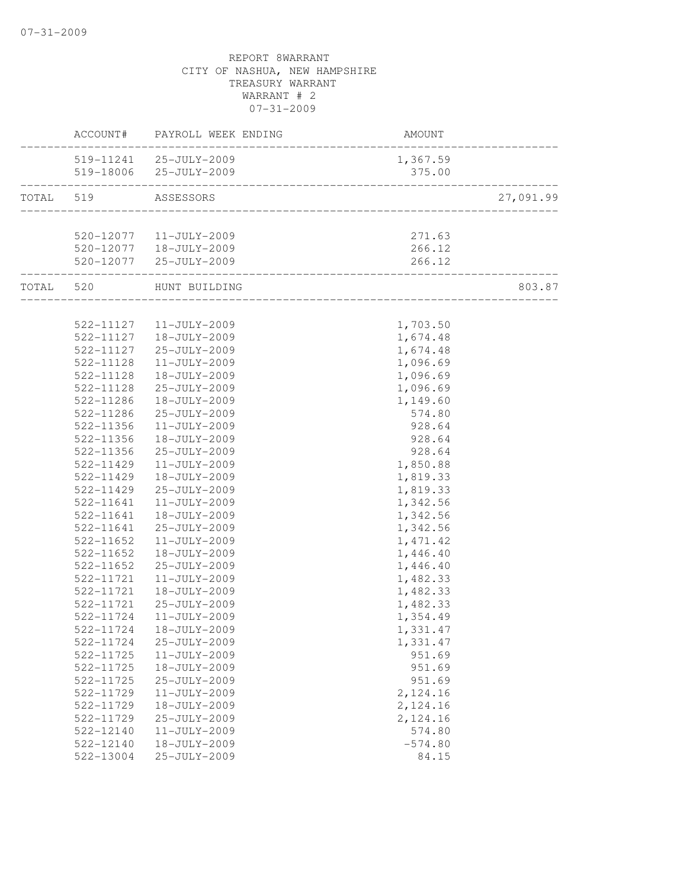07-31-2009

REPORT 8WARRANT
CITY OF NASHUA, NEW HAMPSHIRE
TREASURY WARRANT
WARRANT # 2
07-31-2009

| | ACCOUNT# | PAYROLL WEEK ENDING | AMOUNT | |
|---|---|---|---|---|
| | 519-11241 | 25-JULY-2009 | 1,367.59 | |
| | 519-18006 | 25-JULY-2009 | 375.00 | |
| TOTAL | 519 | ASSESSORS | | 27,091.99 |
| | 520-12077 | 11-JULY-2009 | 271.63 | |
| | 520-12077 | 18-JULY-2009 | 266.12 | |
| | 520-12077 | 25-JULY-2009 | 266.12 | |
| TOTAL | 520 | HUNT BUILDING | | 803.87 |
| | 522-11127 | 11-JULY-2009 | 1,703.50 | |
| | 522-11127 | 18-JULY-2009 | 1,674.48 | |
| | 522-11127 | 25-JULY-2009 | 1,674.48 | |
| | 522-11128 | 11-JULY-2009 | 1,096.69 | |
| | 522-11128 | 18-JULY-2009 | 1,096.69 | |
| | 522-11128 | 25-JULY-2009 | 1,096.69 | |
| | 522-11286 | 18-JULY-2009 | 1,149.60 | |
| | 522-11286 | 25-JULY-2009 | 574.80 | |
| | 522-11356 | 11-JULY-2009 | 928.64 | |
| | 522-11356 | 18-JULY-2009 | 928.64 | |
| | 522-11356 | 25-JULY-2009 | 928.64 | |
| | 522-11429 | 11-JULY-2009 | 1,850.88 | |
| | 522-11429 | 18-JULY-2009 | 1,819.33 | |
| | 522-11429 | 25-JULY-2009 | 1,819.33 | |
| | 522-11641 | 11-JULY-2009 | 1,342.56 | |
| | 522-11641 | 18-JULY-2009 | 1,342.56 | |
| | 522-11641 | 25-JULY-2009 | 1,342.56 | |
| | 522-11652 | 11-JULY-2009 | 1,471.42 | |
| | 522-11652 | 18-JULY-2009 | 1,446.40 | |
| | 522-11652 | 25-JULY-2009 | 1,446.40 | |
| | 522-11721 | 11-JULY-2009 | 1,482.33 | |
| | 522-11721 | 18-JULY-2009 | 1,482.33 | |
| | 522-11721 | 25-JULY-2009 | 1,482.33 | |
| | 522-11724 | 11-JULY-2009 | 1,354.49 | |
| | 522-11724 | 18-JULY-2009 | 1,331.47 | |
| | 522-11724 | 25-JULY-2009 | 1,331.47 | |
| | 522-11725 | 11-JULY-2009 | 951.69 | |
| | 522-11725 | 18-JULY-2009 | 951.69 | |
| | 522-11725 | 25-JULY-2009 | 951.69 | |
| | 522-11729 | 11-JULY-2009 | 2,124.16 | |
| | 522-11729 | 18-JULY-2009 | 2,124.16 | |
| | 522-11729 | 25-JULY-2009 | 2,124.16 | |
| | 522-12140 | 11-JULY-2009 | 574.80 | |
| | 522-12140 | 18-JULY-2009 | -574.80 | |
| | 522-13004 | 25-JULY-2009 | 84.15 | |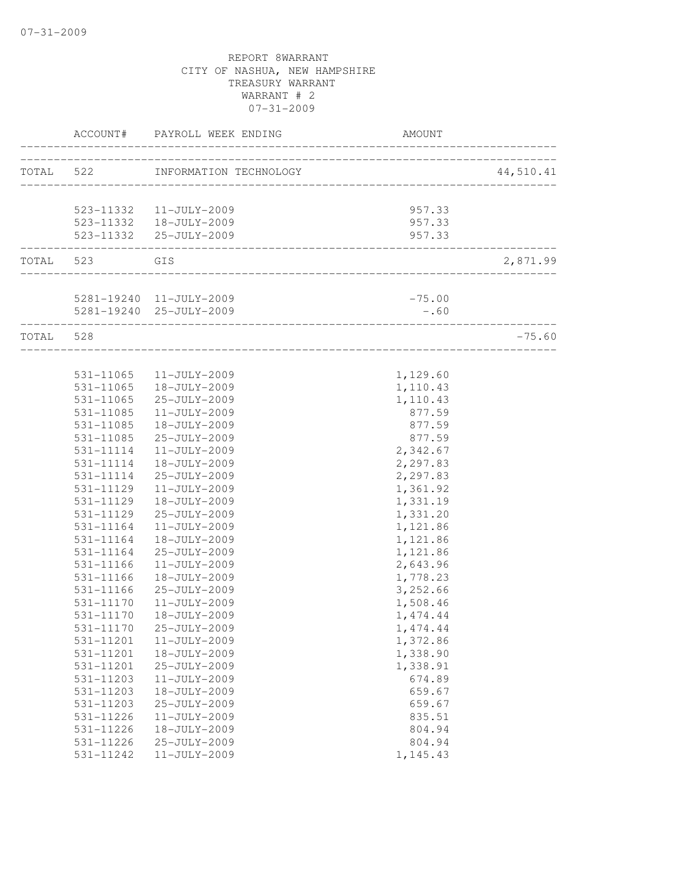REPORT 8WARRANT
CITY OF NASHUA, NEW HAMPSHIRE
TREASURY WARRANT
WARRANT # 2
07-31-2009

| | ACCOUNT# | PAYROLL WEEK ENDING | AMOUNT | |
|---|---|---|---|---|
| TOTAL | 522 | INFORMATION TECHNOLOGY | | 44,510.41 |
| | 523-11332 | 11-JULY-2009 | 957.33 | |
| | 523-11332 | 18-JULY-2009 | 957.33 | |
| | 523-11332 | 25-JULY-2009 | 957.33 | |
| TOTAL | 523 | GIS | | 2,871.99 |
| | 5281-19240 | 11-JULY-2009 | -75.00 | |
| | 5281-19240 | 25-JULY-2009 | -.60 | |
| TOTAL | 528 | | | -75.60 |
| | 531-11065 | 11-JULY-2009 | 1,129.60 | |
| | 531-11065 | 18-JULY-2009 | 1,110.43 | |
| | 531-11065 | 25-JULY-2009 | 1,110.43 | |
| | 531-11085 | 11-JULY-2009 | 877.59 | |
| | 531-11085 | 18-JULY-2009 | 877.59 | |
| | 531-11085 | 25-JULY-2009 | 877.59 | |
| | 531-11114 | 11-JULY-2009 | 2,342.67 | |
| | 531-11114 | 18-JULY-2009 | 2,297.83 | |
| | 531-11114 | 25-JULY-2009 | 2,297.83 | |
| | 531-11129 | 11-JULY-2009 | 1,361.92 | |
| | 531-11129 | 18-JULY-2009 | 1,331.19 | |
| | 531-11129 | 25-JULY-2009 | 1,331.20 | |
| | 531-11164 | 11-JULY-2009 | 1,121.86 | |
| | 531-11164 | 18-JULY-2009 | 1,121.86 | |
| | 531-11164 | 25-JULY-2009 | 1,121.86 | |
| | 531-11166 | 11-JULY-2009 | 2,643.96 | |
| | 531-11166 | 18-JULY-2009 | 1,778.23 | |
| | 531-11166 | 25-JULY-2009 | 3,252.66 | |
| | 531-11170 | 11-JULY-2009 | 1,508.46 | |
| | 531-11170 | 18-JULY-2009 | 1,474.44 | |
| | 531-11170 | 25-JULY-2009 | 1,474.44 | |
| | 531-11201 | 11-JULY-2009 | 1,372.86 | |
| | 531-11201 | 18-JULY-2009 | 1,338.90 | |
| | 531-11201 | 25-JULY-2009 | 1,338.91 | |
| | 531-11203 | 11-JULY-2009 | 674.89 | |
| | 531-11203 | 18-JULY-2009 | 659.67 | |
| | 531-11203 | 25-JULY-2009 | 659.67 | |
| | 531-11226 | 11-JULY-2009 | 835.51 | |
| | 531-11226 | 18-JULY-2009 | 804.94 | |
| | 531-11226 | 25-JULY-2009 | 804.94 | |
| | 531-11242 | 11-JULY-2009 | 1,145.43 | |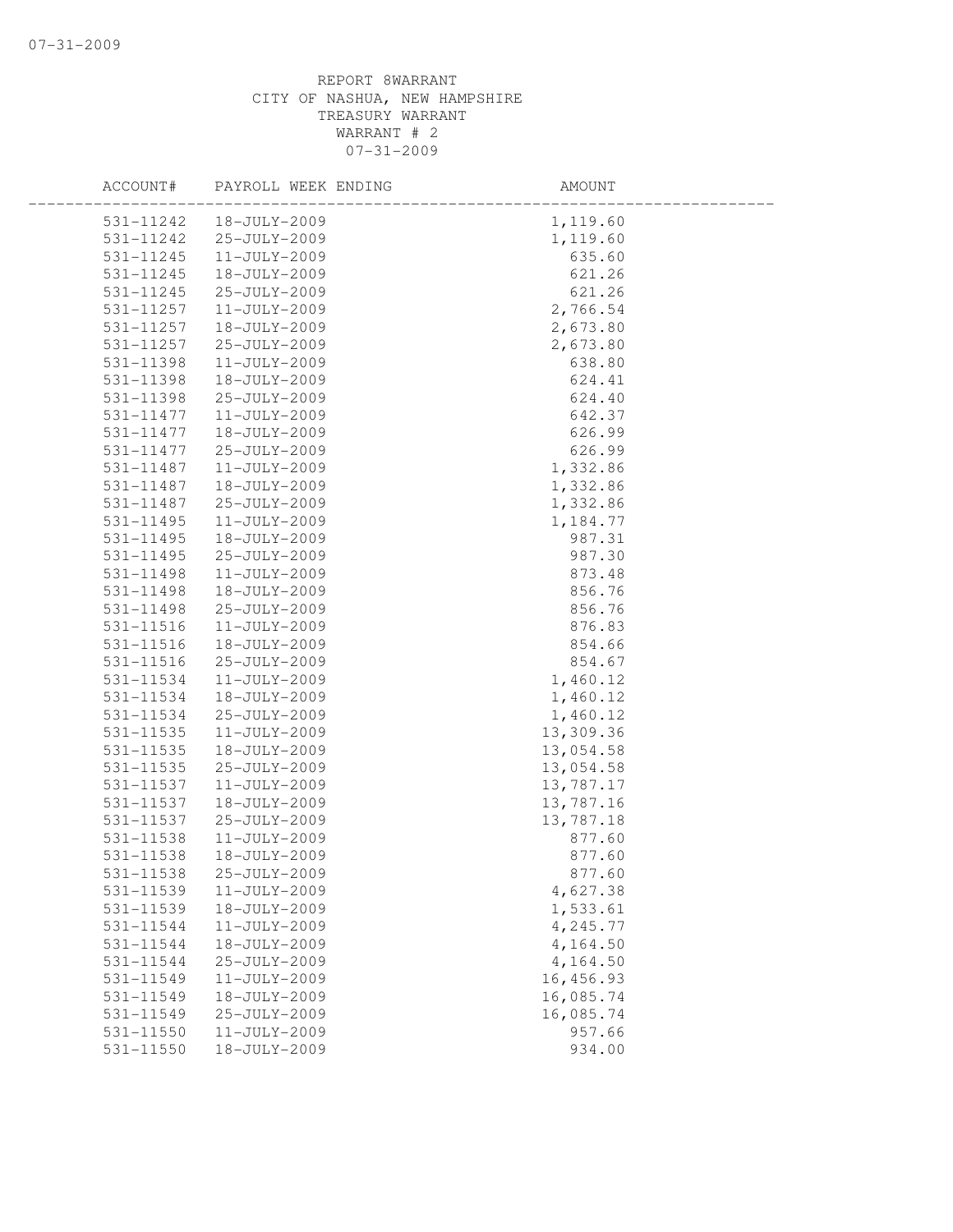REPORT 8WARRANT
CITY OF NASHUA, NEW HAMPSHIRE
TREASURY WARRANT
WARRANT # 2
07-31-2009

| ACCOUNT# | PAYROLL WEEK ENDING | AMOUNT |
|---|---|---|
| 531-11242 | 18-JULY-2009 | 1,119.60 |
| 531-11242 | 25-JULY-2009 | 1,119.60 |
| 531-11245 | 11-JULY-2009 | 635.60 |
| 531-11245 | 18-JULY-2009 | 621.26 |
| 531-11245 | 25-JULY-2009 | 621.26 |
| 531-11257 | 11-JULY-2009 | 2,766.54 |
| 531-11257 | 18-JULY-2009 | 2,673.80 |
| 531-11257 | 25-JULY-2009 | 2,673.80 |
| 531-11398 | 11-JULY-2009 | 638.80 |
| 531-11398 | 18-JULY-2009 | 624.41 |
| 531-11398 | 25-JULY-2009 | 624.40 |
| 531-11477 | 11-JULY-2009 | 642.37 |
| 531-11477 | 18-JULY-2009 | 626.99 |
| 531-11477 | 25-JULY-2009 | 626.99 |
| 531-11487 | 11-JULY-2009 | 1,332.86 |
| 531-11487 | 18-JULY-2009 | 1,332.86 |
| 531-11487 | 25-JULY-2009 | 1,332.86 |
| 531-11495 | 11-JULY-2009 | 1,184.77 |
| 531-11495 | 18-JULY-2009 | 987.31 |
| 531-11495 | 25-JULY-2009 | 987.30 |
| 531-11498 | 11-JULY-2009 | 873.48 |
| 531-11498 | 18-JULY-2009 | 856.76 |
| 531-11498 | 25-JULY-2009 | 856.76 |
| 531-11516 | 11-JULY-2009 | 876.83 |
| 531-11516 | 18-JULY-2009 | 854.66 |
| 531-11516 | 25-JULY-2009 | 854.67 |
| 531-11534 | 11-JULY-2009 | 1,460.12 |
| 531-11534 | 18-JULY-2009 | 1,460.12 |
| 531-11534 | 25-JULY-2009 | 1,460.12 |
| 531-11535 | 11-JULY-2009 | 13,309.36 |
| 531-11535 | 18-JULY-2009 | 13,054.58 |
| 531-11535 | 25-JULY-2009 | 13,054.58 |
| 531-11537 | 11-JULY-2009 | 13,787.17 |
| 531-11537 | 18-JULY-2009 | 13,787.16 |
| 531-11537 | 25-JULY-2009 | 13,787.18 |
| 531-11538 | 11-JULY-2009 | 877.60 |
| 531-11538 | 18-JULY-2009 | 877.60 |
| 531-11538 | 25-JULY-2009 | 877.60 |
| 531-11539 | 11-JULY-2009 | 4,627.38 |
| 531-11539 | 18-JULY-2009 | 1,533.61 |
| 531-11544 | 11-JULY-2009 | 4,245.77 |
| 531-11544 | 18-JULY-2009 | 4,164.50 |
| 531-11544 | 25-JULY-2009 | 4,164.50 |
| 531-11549 | 11-JULY-2009 | 16,456.93 |
| 531-11549 | 18-JULY-2009 | 16,085.74 |
| 531-11549 | 25-JULY-2009 | 16,085.74 |
| 531-11550 | 11-JULY-2009 | 957.66 |
| 531-11550 | 18-JULY-2009 | 934.00 |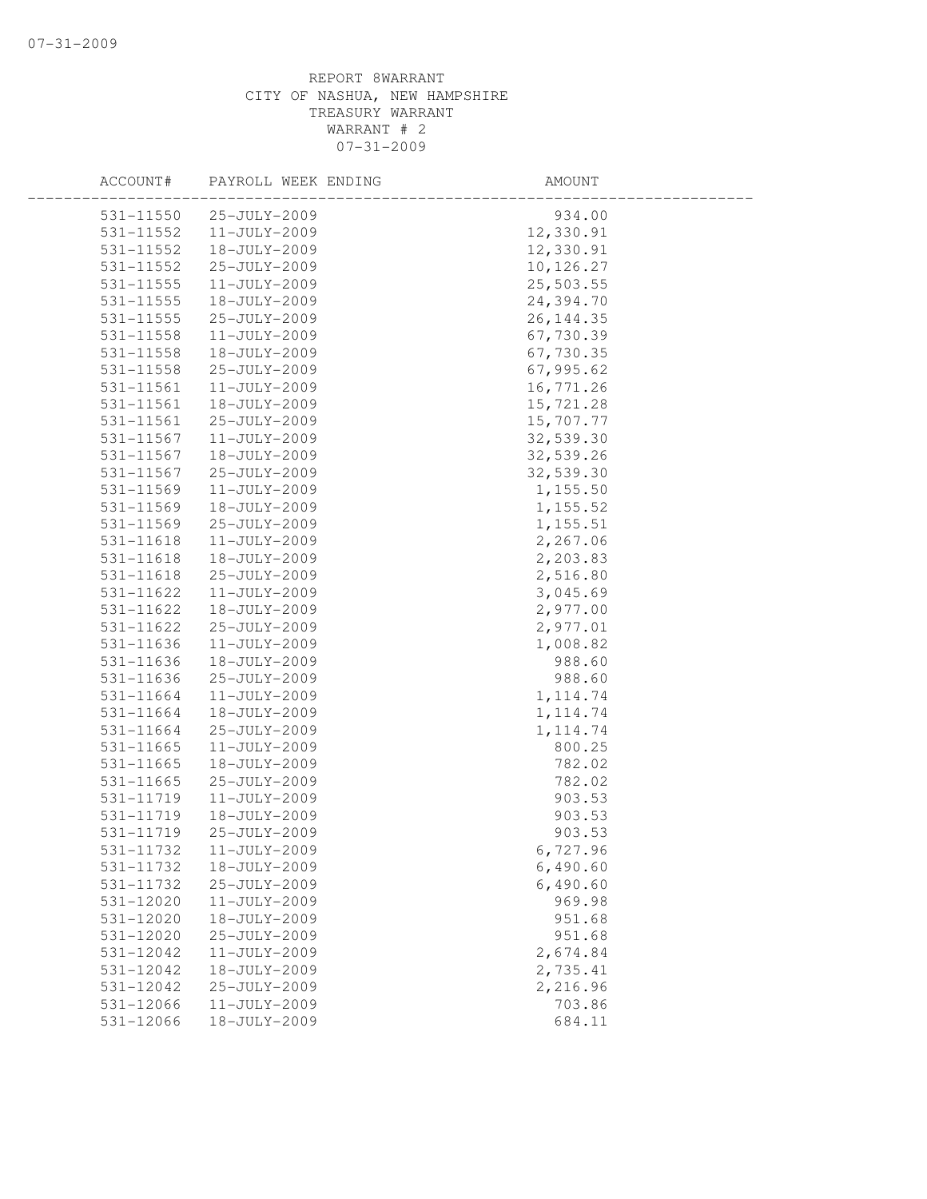REPORT 8WARRANT
CITY OF NASHUA, NEW HAMPSHIRE
TREASURY WARRANT
WARRANT # 2
07-31-2009

| ACCOUNT# | PAYROLL WEEK ENDING | AMOUNT |
|---|---|---|
| 531-11550 | 25-JULY-2009 | 934.00 |
| 531-11552 | 11-JULY-2009 | 12,330.91 |
| 531-11552 | 18-JULY-2009 | 12,330.91 |
| 531-11552 | 25-JULY-2009 | 10,126.27 |
| 531-11555 | 11-JULY-2009 | 25,503.55 |
| 531-11555 | 18-JULY-2009 | 24,394.70 |
| 531-11555 | 25-JULY-2009 | 26,144.35 |
| 531-11558 | 11-JULY-2009 | 67,730.39 |
| 531-11558 | 18-JULY-2009 | 67,730.35 |
| 531-11558 | 25-JULY-2009 | 67,995.62 |
| 531-11561 | 11-JULY-2009 | 16,771.26 |
| 531-11561 | 18-JULY-2009 | 15,721.28 |
| 531-11561 | 25-JULY-2009 | 15,707.77 |
| 531-11567 | 11-JULY-2009 | 32,539.30 |
| 531-11567 | 18-JULY-2009 | 32,539.26 |
| 531-11567 | 25-JULY-2009 | 32,539.30 |
| 531-11569 | 11-JULY-2009 | 1,155.50 |
| 531-11569 | 18-JULY-2009 | 1,155.52 |
| 531-11569 | 25-JULY-2009 | 1,155.51 |
| 531-11618 | 11-JULY-2009 | 2,267.06 |
| 531-11618 | 18-JULY-2009 | 2,203.83 |
| 531-11618 | 25-JULY-2009 | 2,516.80 |
| 531-11622 | 11-JULY-2009 | 3,045.69 |
| 531-11622 | 18-JULY-2009 | 2,977.00 |
| 531-11622 | 25-JULY-2009 | 2,977.01 |
| 531-11636 | 11-JULY-2009 | 1,008.82 |
| 531-11636 | 18-JULY-2009 | 988.60 |
| 531-11636 | 25-JULY-2009 | 988.60 |
| 531-11664 | 11-JULY-2009 | 1,114.74 |
| 531-11664 | 18-JULY-2009 | 1,114.74 |
| 531-11664 | 25-JULY-2009 | 1,114.74 |
| 531-11665 | 11-JULY-2009 | 800.25 |
| 531-11665 | 18-JULY-2009 | 782.02 |
| 531-11665 | 25-JULY-2009 | 782.02 |
| 531-11719 | 11-JULY-2009 | 903.53 |
| 531-11719 | 18-JULY-2009 | 903.53 |
| 531-11719 | 25-JULY-2009 | 903.53 |
| 531-11732 | 11-JULY-2009 | 6,727.96 |
| 531-11732 | 18-JULY-2009 | 6,490.60 |
| 531-11732 | 25-JULY-2009 | 6,490.60 |
| 531-12020 | 11-JULY-2009 | 969.98 |
| 531-12020 | 18-JULY-2009 | 951.68 |
| 531-12020 | 25-JULY-2009 | 951.68 |
| 531-12042 | 11-JULY-2009 | 2,674.84 |
| 531-12042 | 18-JULY-2009 | 2,735.41 |
| 531-12042 | 25-JULY-2009 | 2,216.96 |
| 531-12066 | 11-JULY-2009 | 703.86 |
| 531-12066 | 18-JULY-2009 | 684.11 |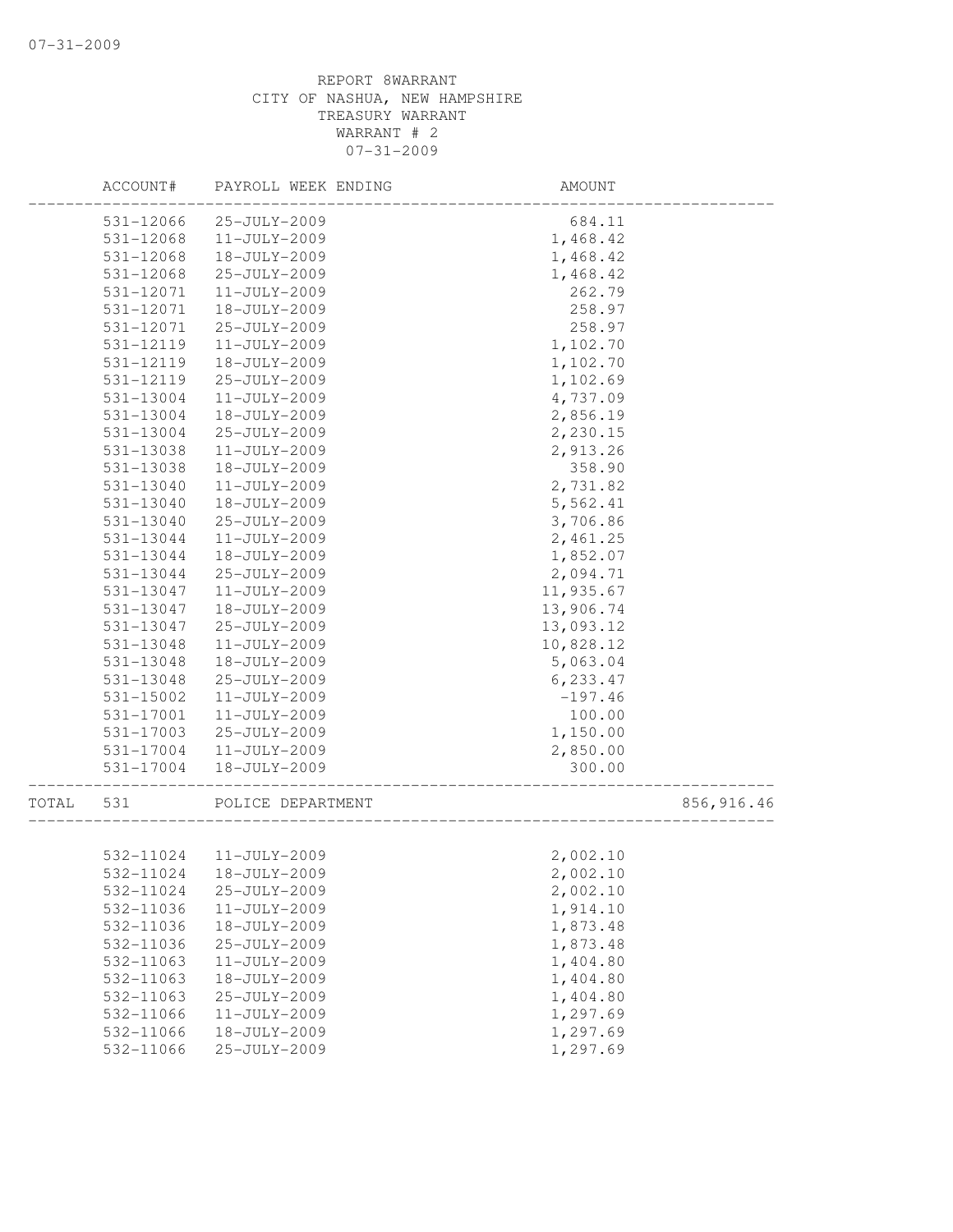REPORT 8WARRANT
CITY OF NASHUA, NEW HAMPSHIRE
TREASURY WARRANT
WARRANT # 2
07-31-2009

| | ACCOUNT# | PAYROLL WEEK ENDING | AMOUNT | |
|---|---|---|---|---|
| | 531-12066 | 25-JULY-2009 | 684.11 | |
| | 531-12068 | 11-JULY-2009 | 1,468.42 | |
| | 531-12068 | 18-JULY-2009 | 1,468.42 | |
| | 531-12068 | 25-JULY-2009 | 1,468.42 | |
| | 531-12071 | 11-JULY-2009 | 262.79 | |
| | 531-12071 | 18-JULY-2009 | 258.97 | |
| | 531-12071 | 25-JULY-2009 | 258.97 | |
| | 531-12119 | 11-JULY-2009 | 1,102.70 | |
| | 531-12119 | 18-JULY-2009 | 1,102.70 | |
| | 531-12119 | 25-JULY-2009 | 1,102.69 | |
| | 531-13004 | 11-JULY-2009 | 4,737.09 | |
| | 531-13004 | 18-JULY-2009 | 2,856.19 | |
| | 531-13004 | 25-JULY-2009 | 2,230.15 | |
| | 531-13038 | 11-JULY-2009 | 2,913.26 | |
| | 531-13038 | 18-JULY-2009 | 358.90 | |
| | 531-13040 | 11-JULY-2009 | 2,731.82 | |
| | 531-13040 | 18-JULY-2009 | 5,562.41 | |
| | 531-13040 | 25-JULY-2009 | 3,706.86 | |
| | 531-13044 | 11-JULY-2009 | 2,461.25 | |
| | 531-13044 | 18-JULY-2009 | 1,852.07 | |
| | 531-13044 | 25-JULY-2009 | 2,094.71 | |
| | 531-13047 | 11-JULY-2009 | 11,935.67 | |
| | 531-13047 | 18-JULY-2009 | 13,906.74 | |
| | 531-13047 | 25-JULY-2009 | 13,093.12 | |
| | 531-13048 | 11-JULY-2009 | 10,828.12 | |
| | 531-13048 | 18-JULY-2009 | 5,063.04 | |
| | 531-13048 | 25-JULY-2009 | 6,233.47 | |
| | 531-15002 | 11-JULY-2009 | -197.46 | |
| | 531-17001 | 11-JULY-2009 | 100.00 | |
| | 531-17003 | 25-JULY-2009 | 1,150.00 | |
| | 531-17004 | 11-JULY-2009 | 2,850.00 | |
| | 531-17004 | 18-JULY-2009 | 300.00 | |
| TOTAL | 531 | POLICE DEPARTMENT | | 856,916.46 |
| | 532-11024 | 11-JULY-2009 | 2,002.10 | |
| | 532-11024 | 18-JULY-2009 | 2,002.10 | |
| | 532-11024 | 25-JULY-2009 | 2,002.10 | |
| | 532-11036 | 11-JULY-2009 | 1,914.10 | |
| | 532-11036 | 18-JULY-2009 | 1,873.48 | |
| | 532-11036 | 25-JULY-2009 | 1,873.48 | |
| | 532-11063 | 11-JULY-2009 | 1,404.80 | |
| | 532-11063 | 18-JULY-2009 | 1,404.80 | |
| | 532-11063 | 25-JULY-2009 | 1,404.80 | |
| | 532-11066 | 11-JULY-2009 | 1,297.69 | |
| | 532-11066 | 18-JULY-2009 | 1,297.69 | |
| | 532-11066 | 25-JULY-2009 | 1,297.69 | |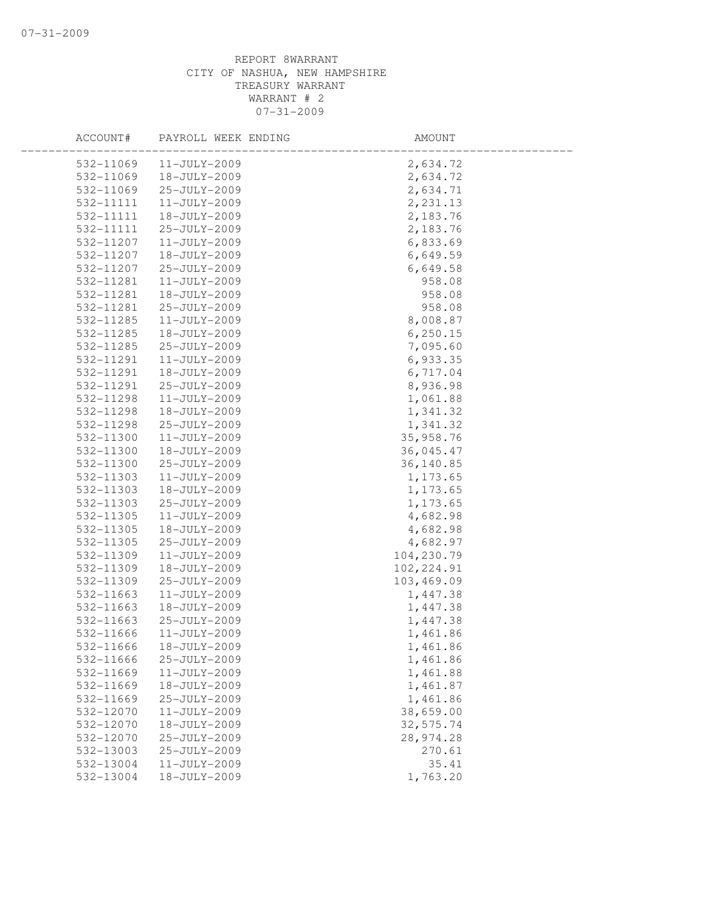REPORT 8WARRANT
CITY OF NASHUA, NEW HAMPSHIRE
TREASURY WARRANT
WARRANT # 2
07-31-2009

| ACCOUNT# | PAYROLL WEEK ENDING | AMOUNT |
|---|---|---|
| 532-11069 | 11-JULY-2009 | 2,634.72 |
| 532-11069 | 18-JULY-2009 | 2,634.72 |
| 532-11069 | 25-JULY-2009 | 2,634.71 |
| 532-11111 | 11-JULY-2009 | 2,231.13 |
| 532-11111 | 18-JULY-2009 | 2,183.76 |
| 532-11111 | 25-JULY-2009 | 2,183.76 |
| 532-11207 | 11-JULY-2009 | 6,833.69 |
| 532-11207 | 18-JULY-2009 | 6,649.59 |
| 532-11207 | 25-JULY-2009 | 6,649.58 |
| 532-11281 | 11-JULY-2009 | 958.08 |
| 532-11281 | 18-JULY-2009 | 958.08 |
| 532-11281 | 25-JULY-2009 | 958.08 |
| 532-11285 | 11-JULY-2009 | 8,008.87 |
| 532-11285 | 18-JULY-2009 | 6,250.15 |
| 532-11285 | 25-JULY-2009 | 7,095.60 |
| 532-11291 | 11-JULY-2009 | 6,933.35 |
| 532-11291 | 18-JULY-2009 | 6,717.04 |
| 532-11291 | 25-JULY-2009 | 8,936.98 |
| 532-11298 | 11-JULY-2009 | 1,061.88 |
| 532-11298 | 18-JULY-2009 | 1,341.32 |
| 532-11298 | 25-JULY-2009 | 1,341.32 |
| 532-11300 | 11-JULY-2009 | 35,958.76 |
| 532-11300 | 18-JULY-2009 | 36,045.47 |
| 532-11300 | 25-JULY-2009 | 36,140.85 |
| 532-11303 | 11-JULY-2009 | 1,173.65 |
| 532-11303 | 18-JULY-2009 | 1,173.65 |
| 532-11303 | 25-JULY-2009 | 1,173.65 |
| 532-11305 | 11-JULY-2009 | 4,682.98 |
| 532-11305 | 18-JULY-2009 | 4,682.98 |
| 532-11305 | 25-JULY-2009 | 4,682.97 |
| 532-11309 | 11-JULY-2009 | 104,230.79 |
| 532-11309 | 18-JULY-2009 | 102,224.91 |
| 532-11309 | 25-JULY-2009 | 103,469.09 |
| 532-11663 | 11-JULY-2009 | 1,447.38 |
| 532-11663 | 18-JULY-2009 | 1,447.38 |
| 532-11663 | 25-JULY-2009 | 1,447.38 |
| 532-11666 | 11-JULY-2009 | 1,461.86 |
| 532-11666 | 18-JULY-2009 | 1,461.86 |
| 532-11666 | 25-JULY-2009 | 1,461.86 |
| 532-11669 | 11-JULY-2009 | 1,461.88 |
| 532-11669 | 18-JULY-2009 | 1,461.87 |
| 532-11669 | 25-JULY-2009 | 1,461.86 |
| 532-12070 | 11-JULY-2009 | 38,659.00 |
| 532-12070 | 18-JULY-2009 | 32,575.74 |
| 532-12070 | 25-JULY-2009 | 28,974.28 |
| 532-13003 | 25-JULY-2009 | 270.61 |
| 532-13004 | 11-JULY-2009 | 35.41 |
| 532-13004 | 18-JULY-2009 | 1,763.20 |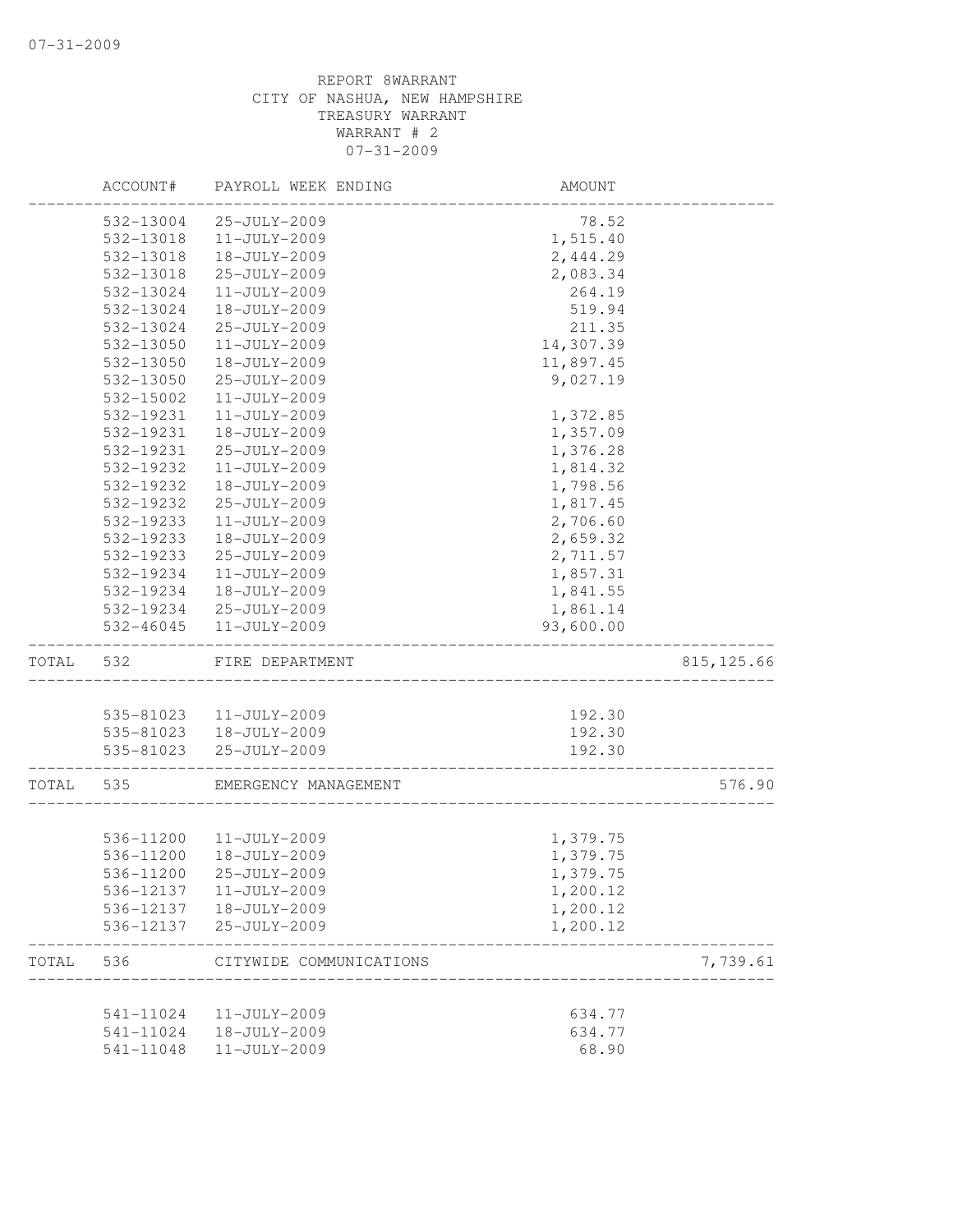REPORT 8WARRANT
CITY OF NASHUA, NEW HAMPSHIRE
TREASURY WARRANT
WARRANT # 2
07-31-2009

| | ACCOUNT# | PAYROLL WEEK ENDING | AMOUNT | |
|---|---|---|---|---|
| | 532-13004 | 25-JULY-2009 | 78.52 | |
| | 532-13018 | 11-JULY-2009 | 1,515.40 | |
| | 532-13018 | 18-JULY-2009 | 2,444.29 | |
| | 532-13018 | 25-JULY-2009 | 2,083.34 | |
| | 532-13024 | 11-JULY-2009 | 264.19 | |
| | 532-13024 | 18-JULY-2009 | 519.94 | |
| | 532-13024 | 25-JULY-2009 | 211.35 | |
| | 532-13050 | 11-JULY-2009 | 14,307.39 | |
| | 532-13050 | 18-JULY-2009 | 11,897.45 | |
| | 532-13050 | 25-JULY-2009 | 9,027.19 | |
| | 532-15002 | 11-JULY-2009 | | |
| | 532-19231 | 11-JULY-2009 | 1,372.85 | |
| | 532-19231 | 18-JULY-2009 | 1,357.09 | |
| | 532-19231 | 25-JULY-2009 | 1,376.28 | |
| | 532-19232 | 11-JULY-2009 | 1,814.32 | |
| | 532-19232 | 18-JULY-2009 | 1,798.56 | |
| | 532-19232 | 25-JULY-2009 | 1,817.45 | |
| | 532-19233 | 11-JULY-2009 | 2,706.60 | |
| | 532-19233 | 18-JULY-2009 | 2,659.32 | |
| | 532-19233 | 25-JULY-2009 | 2,711.57 | |
| | 532-19234 | 11-JULY-2009 | 1,857.31 | |
| | 532-19234 | 18-JULY-2009 | 1,841.55 | |
| | 532-19234 | 25-JULY-2009 | 1,861.14 | |
| | 532-46045 | 11-JULY-2009 | 93,600.00 | |
| TOTAL | 532 | FIRE DEPARTMENT | | 815,125.66 |
| | 535-81023 | 11-JULY-2009 | 192.30 | |
| | 535-81023 | 18-JULY-2009 | 192.30 | |
| | 535-81023 | 25-JULY-2009 | 192.30 | |
| TOTAL | 535 | EMERGENCY MANAGEMENT | | 576.90 |
| | 536-11200 | 11-JULY-2009 | 1,379.75 | |
| | 536-11200 | 18-JULY-2009 | 1,379.75 | |
| | 536-11200 | 25-JULY-2009 | 1,379.75 | |
| | 536-12137 | 11-JULY-2009 | 1,200.12 | |
| | 536-12137 | 18-JULY-2009 | 1,200.12 | |
| | 536-12137 | 25-JULY-2009 | 1,200.12 | |
| TOTAL | 536 | CITYWIDE COMMUNICATIONS | | 7,739.61 |
| | 541-11024 | 11-JULY-2009 | 634.77 | |
| | 541-11024 | 18-JULY-2009 | 634.77 | |
| | 541-11048 | 11-JULY-2009 | 68.90 | |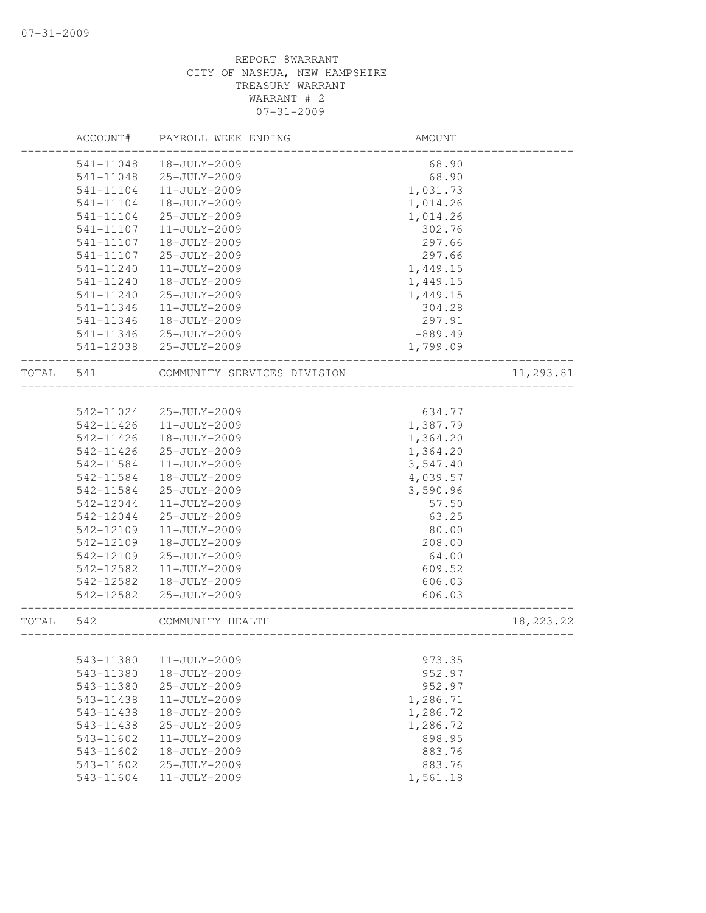REPORT 8WARRANT
CITY OF NASHUA, NEW HAMPSHIRE
TREASURY WARRANT
WARRANT # 2
07-31-2009

| | ACCOUNT# | PAYROLL WEEK ENDING | AMOUNT | |
|---|---|---|---|---|
| | 541-11048 | 18-JULY-2009 | 68.90 | |
| | 541-11048 | 25-JULY-2009 | 68.90 | |
| | 541-11104 | 11-JULY-2009 | 1,031.73 | |
| | 541-11104 | 18-JULY-2009 | 1,014.26 | |
| | 541-11104 | 25-JULY-2009 | 1,014.26 | |
| | 541-11107 | 11-JULY-2009 | 302.76 | |
| | 541-11107 | 18-JULY-2009 | 297.66 | |
| | 541-11107 | 25-JULY-2009 | 297.66 | |
| | 541-11240 | 11-JULY-2009 | 1,449.15 | |
| | 541-11240 | 18-JULY-2009 | 1,449.15 | |
| | 541-11240 | 25-JULY-2009 | 1,449.15 | |
| | 541-11346 | 11-JULY-2009 | 304.28 | |
| | 541-11346 | 18-JULY-2009 | 297.91 | |
| | 541-11346 | 25-JULY-2009 | -889.49 | |
| | 541-12038 | 25-JULY-2009 | 1,799.09 | |
| TOTAL | 541 | COMMUNITY SERVICES DIVISION | | 11,293.81 |
| | 542-11024 | 25-JULY-2009 | 634.77 | |
| | 542-11426 | 11-JULY-2009 | 1,387.79 | |
| | 542-11426 | 18-JULY-2009 | 1,364.20 | |
| | 542-11426 | 25-JULY-2009 | 1,364.20 | |
| | 542-11584 | 11-JULY-2009 | 3,547.40 | |
| | 542-11584 | 18-JULY-2009 | 4,039.57 | |
| | 542-11584 | 25-JULY-2009 | 3,590.96 | |
| | 542-12044 | 11-JULY-2009 | 57.50 | |
| | 542-12044 | 25-JULY-2009 | 63.25 | |
| | 542-12109 | 11-JULY-2009 | 80.00 | |
| | 542-12109 | 18-JULY-2009 | 208.00 | |
| | 542-12109 | 25-JULY-2009 | 64.00 | |
| | 542-12582 | 11-JULY-2009 | 609.52 | |
| | 542-12582 | 18-JULY-2009 | 606.03 | |
| | 542-12582 | 25-JULY-2009 | 606.03 | |
| TOTAL | 542 | COMMUNITY HEALTH | | 18,223.22 |
| | 543-11380 | 11-JULY-2009 | 973.35 | |
| | 543-11380 | 18-JULY-2009 | 952.97 | |
| | 543-11380 | 25-JULY-2009 | 952.97 | |
| | 543-11438 | 11-JULY-2009 | 1,286.71 | |
| | 543-11438 | 18-JULY-2009 | 1,286.72 | |
| | 543-11438 | 25-JULY-2009 | 1,286.72 | |
| | 543-11602 | 11-JULY-2009 | 898.95 | |
| | 543-11602 | 18-JULY-2009 | 883.76 | |
| | 543-11602 | 25-JULY-2009 | 883.76 | |
| | 543-11604 | 11-JULY-2009 | 1,561.18 | |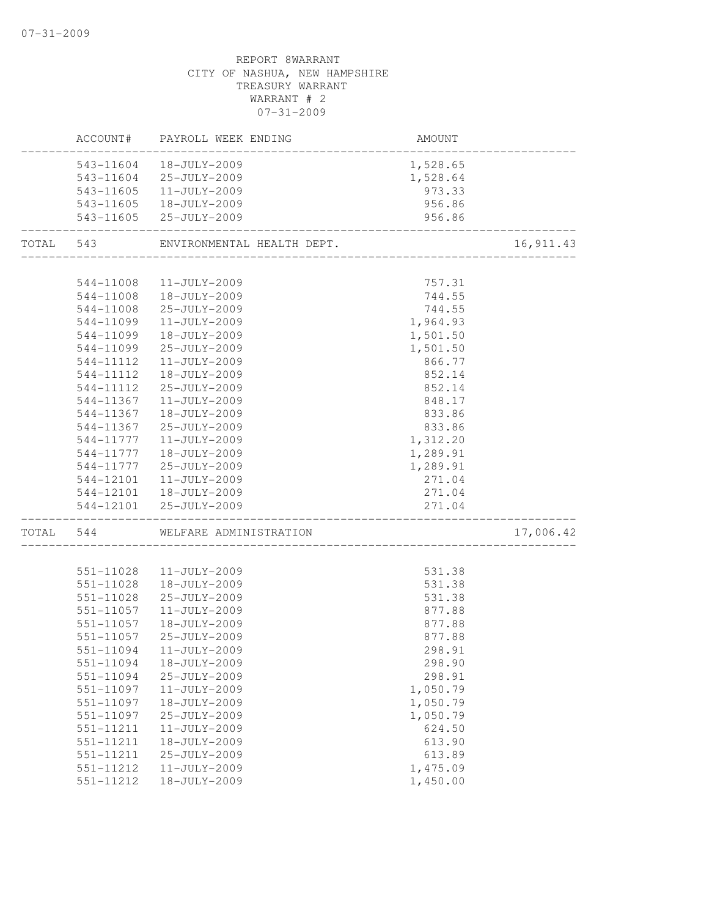REPORT 8WARRANT
CITY OF NASHUA, NEW HAMPSHIRE
TREASURY WARRANT
WARRANT # 2
07-31-2009

| | ACCOUNT# | PAYROLL WEEK ENDING | AMOUNT | |
|---|---|---|---|---|
| | 543-11604 | 18-JULY-2009 | 1,528.65 | |
| | 543-11604 | 25-JULY-2009 | 1,528.64 | |
| | 543-11605 | 11-JULY-2009 | 973.33 | |
| | 543-11605 | 18-JULY-2009 | 956.86 | |
| | 543-11605 | 25-JULY-2009 | 956.86 | |
| TOTAL | 543 | ENVIRONMENTAL HEALTH DEPT. | | 16,911.43 |
| | 544-11008 | 11-JULY-2009 | 757.31 | |
| | 544-11008 | 18-JULY-2009 | 744.55 | |
| | 544-11008 | 25-JULY-2009 | 744.55 | |
| | 544-11099 | 11-JULY-2009 | 1,964.93 | |
| | 544-11099 | 18-JULY-2009 | 1,501.50 | |
| | 544-11099 | 25-JULY-2009 | 1,501.50 | |
| | 544-11112 | 11-JULY-2009 | 866.77 | |
| | 544-11112 | 18-JULY-2009 | 852.14 | |
| | 544-11112 | 25-JULY-2009 | 852.14 | |
| | 544-11367 | 11-JULY-2009 | 848.17 | |
| | 544-11367 | 18-JULY-2009 | 833.86 | |
| | 544-11367 | 25-JULY-2009 | 833.86 | |
| | 544-11777 | 11-JULY-2009 | 1,312.20 | |
| | 544-11777 | 18-JULY-2009 | 1,289.91 | |
| | 544-11777 | 25-JULY-2009 | 1,289.91 | |
| | 544-12101 | 11-JULY-2009 | 271.04 | |
| | 544-12101 | 18-JULY-2009 | 271.04 | |
| | 544-12101 | 25-JULY-2009 | 271.04 | |
| TOTAL | 544 | WELFARE ADMINISTRATION | | 17,006.42 |
| | 551-11028 | 11-JULY-2009 | 531.38 | |
| | 551-11028 | 18-JULY-2009 | 531.38 | |
| | 551-11028 | 25-JULY-2009 | 531.38 | |
| | 551-11057 | 11-JULY-2009 | 877.88 | |
| | 551-11057 | 18-JULY-2009 | 877.88 | |
| | 551-11057 | 25-JULY-2009 | 877.88 | |
| | 551-11094 | 11-JULY-2009 | 298.91 | |
| | 551-11094 | 18-JULY-2009 | 298.90 | |
| | 551-11094 | 25-JULY-2009 | 298.91 | |
| | 551-11097 | 11-JULY-2009 | 1,050.79 | |
| | 551-11097 | 18-JULY-2009 | 1,050.79 | |
| | 551-11097 | 25-JULY-2009 | 1,050.79 | |
| | 551-11211 | 11-JULY-2009 | 624.50 | |
| | 551-11211 | 18-JULY-2009 | 613.90 | |
| | 551-11211 | 25-JULY-2009 | 613.89 | |
| | 551-11212 | 11-JULY-2009 | 1,475.09 | |
| | 551-11212 | 18-JULY-2009 | 1,450.00 | |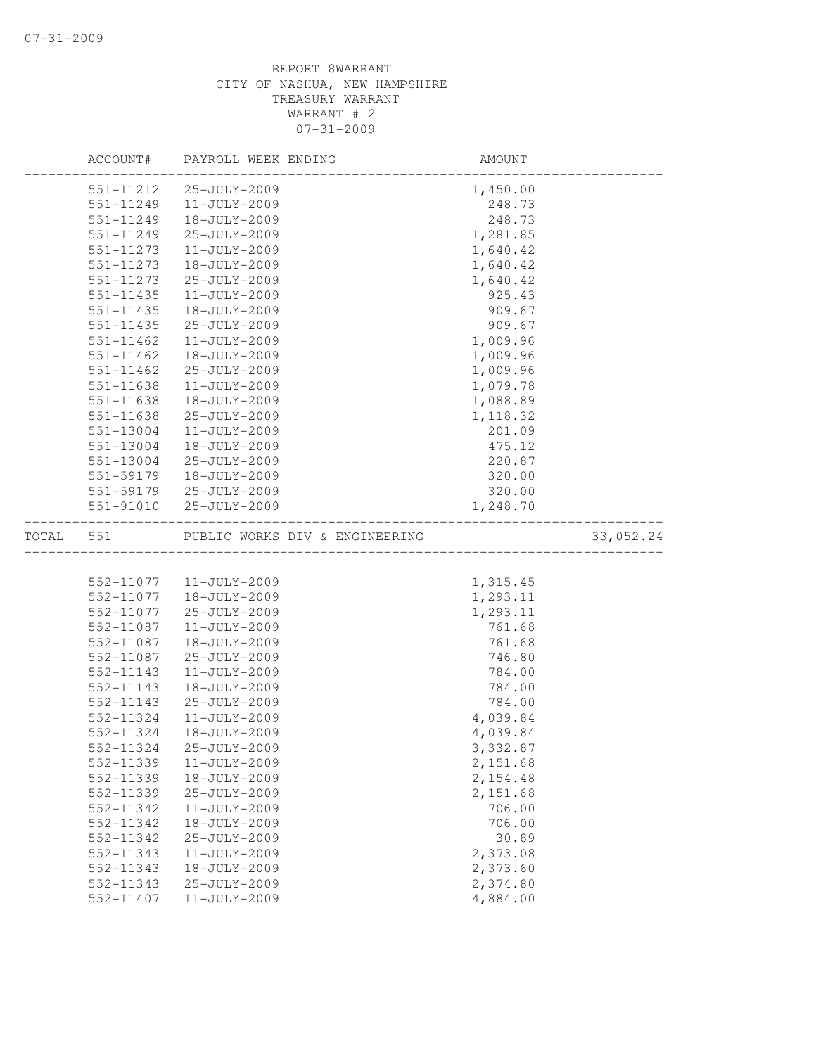REPORT 8WARRANT
CITY OF NASHUA, NEW HAMPSHIRE
TREASURY WARRANT
WARRANT # 2
07-31-2009

| ACCOUNT# | PAYROLL WEEK ENDING | AMOUNT | |
|---|---|---|---|
| 551-11212 | 25-JULY-2009 | 1,450.00 | |
| 551-11249 | 11-JULY-2009 | 248.73 | |
| 551-11249 | 18-JULY-2009 | 248.73 | |
| 551-11249 | 25-JULY-2009 | 1,281.85 | |
| 551-11273 | 11-JULY-2009 | 1,640.42 | |
| 551-11273 | 18-JULY-2009 | 1,640.42 | |
| 551-11273 | 25-JULY-2009 | 1,640.42 | |
| 551-11435 | 11-JULY-2009 | 925.43 | |
| 551-11435 | 18-JULY-2009 | 909.67 | |
| 551-11435 | 25-JULY-2009 | 909.67 | |
| 551-11462 | 11-JULY-2009 | 1,009.96 | |
| 551-11462 | 18-JULY-2009 | 1,009.96 | |
| 551-11462 | 25-JULY-2009 | 1,009.96 | |
| 551-11638 | 11-JULY-2009 | 1,079.78 | |
| 551-11638 | 18-JULY-2009 | 1,088.89 | |
| 551-11638 | 25-JULY-2009 | 1,118.32 | |
| 551-13004 | 11-JULY-2009 | 201.09 | |
| 551-13004 | 18-JULY-2009 | 475.12 | |
| 551-13004 | 25-JULY-2009 | 220.87 | |
| 551-59179 | 18-JULY-2009 | 320.00 | |
| 551-59179 | 25-JULY-2009 | 320.00 | |
| 551-91010 | 25-JULY-2009 | 1,248.70 | |
| TOTAL 551 | PUBLIC WORKS DIV & ENGINEERING | | 33,052.24 |
| 552-11077 | 11-JULY-2009 | 1,315.45 | |
| 552-11077 | 18-JULY-2009 | 1,293.11 | |
| 552-11077 | 25-JULY-2009 | 1,293.11 | |
| 552-11087 | 11-JULY-2009 | 761.68 | |
| 552-11087 | 18-JULY-2009 | 761.68 | |
| 552-11087 | 25-JULY-2009 | 746.80 | |
| 552-11143 | 11-JULY-2009 | 784.00 | |
| 552-11143 | 18-JULY-2009 | 784.00 | |
| 552-11143 | 25-JULY-2009 | 784.00 | |
| 552-11324 | 11-JULY-2009 | 4,039.84 | |
| 552-11324 | 18-JULY-2009 | 4,039.84 | |
| 552-11324 | 25-JULY-2009 | 3,332.87 | |
| 552-11339 | 11-JULY-2009 | 2,151.68 | |
| 552-11339 | 18-JULY-2009 | 2,154.48 | |
| 552-11339 | 25-JULY-2009 | 2,151.68 | |
| 552-11342 | 11-JULY-2009 | 706.00 | |
| 552-11342 | 18-JULY-2009 | 706.00 | |
| 552-11342 | 25-JULY-2009 | 30.89 | |
| 552-11343 | 11-JULY-2009 | 2,373.08 | |
| 552-11343 | 18-JULY-2009 | 2,373.60 | |
| 552-11343 | 25-JULY-2009 | 2,374.80 | |
| 552-11407 | 11-JULY-2009 | 4,884.00 | |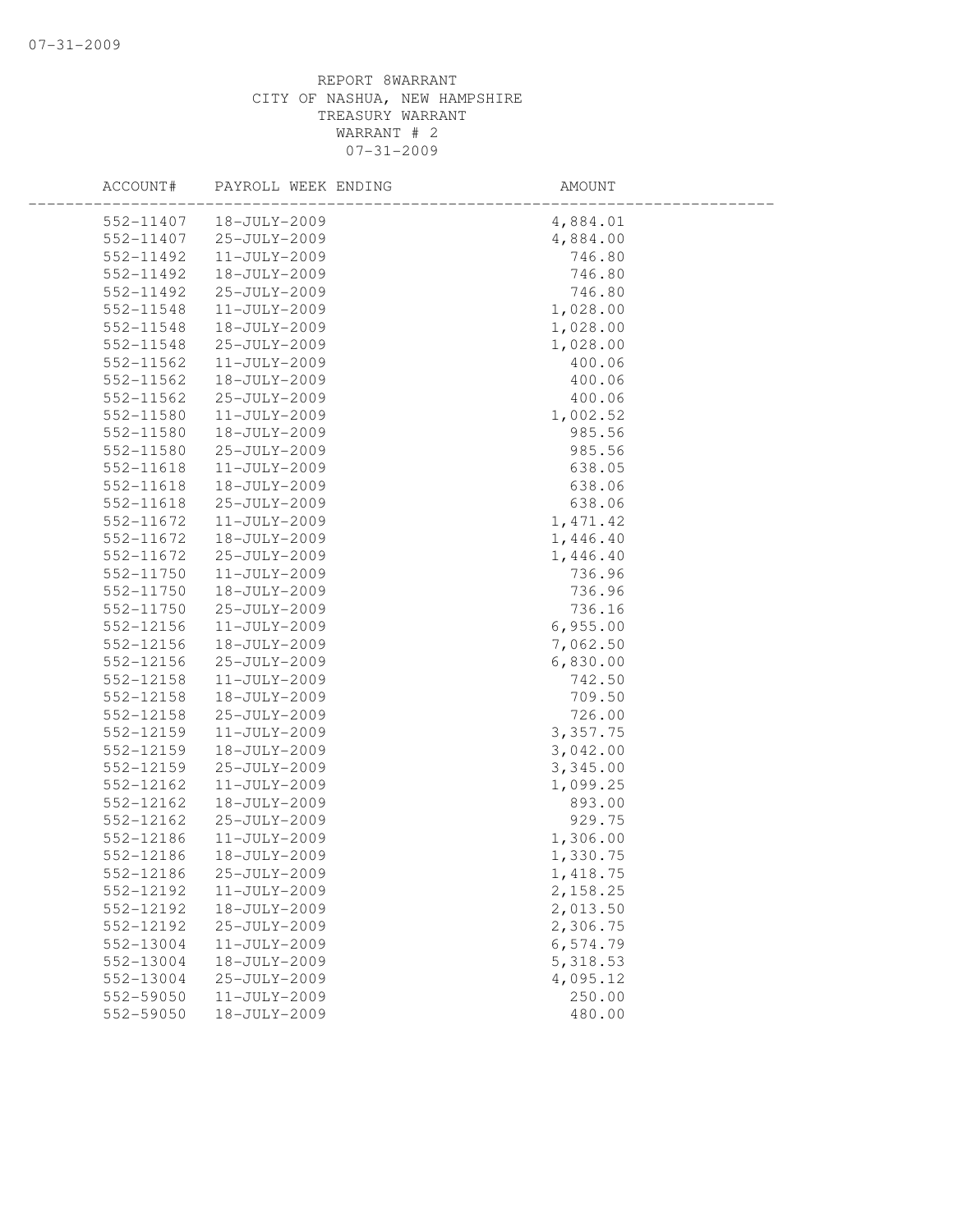REPORT 8WARRANT
CITY OF NASHUA, NEW HAMPSHIRE
TREASURY WARRANT
WARRANT # 2
07-31-2009

| ACCOUNT# | PAYROLL WEEK ENDING | AMOUNT |
|---|---|---|
| 552-11407 | 18-JULY-2009 | 4,884.01 |
| 552-11407 | 25-JULY-2009 | 4,884.00 |
| 552-11492 | 11-JULY-2009 | 746.80 |
| 552-11492 | 18-JULY-2009 | 746.80 |
| 552-11492 | 25-JULY-2009 | 746.80 |
| 552-11548 | 11-JULY-2009 | 1,028.00 |
| 552-11548 | 18-JULY-2009 | 1,028.00 |
| 552-11548 | 25-JULY-2009 | 1,028.00 |
| 552-11562 | 11-JULY-2009 | 400.06 |
| 552-11562 | 18-JULY-2009 | 400.06 |
| 552-11562 | 25-JULY-2009 | 400.06 |
| 552-11580 | 11-JULY-2009 | 1,002.52 |
| 552-11580 | 18-JULY-2009 | 985.56 |
| 552-11580 | 25-JULY-2009 | 985.56 |
| 552-11618 | 11-JULY-2009 | 638.05 |
| 552-11618 | 18-JULY-2009 | 638.06 |
| 552-11618 | 25-JULY-2009 | 638.06 |
| 552-11672 | 11-JULY-2009 | 1,471.42 |
| 552-11672 | 18-JULY-2009 | 1,446.40 |
| 552-11672 | 25-JULY-2009 | 1,446.40 |
| 552-11750 | 11-JULY-2009 | 736.96 |
| 552-11750 | 18-JULY-2009 | 736.96 |
| 552-11750 | 25-JULY-2009 | 736.16 |
| 552-12156 | 11-JULY-2009 | 6,955.00 |
| 552-12156 | 18-JULY-2009 | 7,062.50 |
| 552-12156 | 25-JULY-2009 | 6,830.00 |
| 552-12158 | 11-JULY-2009 | 742.50 |
| 552-12158 | 18-JULY-2009 | 709.50 |
| 552-12158 | 25-JULY-2009 | 726.00 |
| 552-12159 | 11-JULY-2009 | 3,357.75 |
| 552-12159 | 18-JULY-2009 | 3,042.00 |
| 552-12159 | 25-JULY-2009 | 3,345.00 |
| 552-12162 | 11-JULY-2009 | 1,099.25 |
| 552-12162 | 18-JULY-2009 | 893.00 |
| 552-12162 | 25-JULY-2009 | 929.75 |
| 552-12186 | 11-JULY-2009 | 1,306.00 |
| 552-12186 | 18-JULY-2009 | 1,330.75 |
| 552-12186 | 25-JULY-2009 | 1,418.75 |
| 552-12192 | 11-JULY-2009 | 2,158.25 |
| 552-12192 | 18-JULY-2009 | 2,013.50 |
| 552-12192 | 25-JULY-2009 | 2,306.75 |
| 552-13004 | 11-JULY-2009 | 6,574.79 |
| 552-13004 | 18-JULY-2009 | 5,318.53 |
| 552-13004 | 25-JULY-2009 | 4,095.12 |
| 552-59050 | 11-JULY-2009 | 250.00 |
| 552-59050 | 18-JULY-2009 | 480.00 |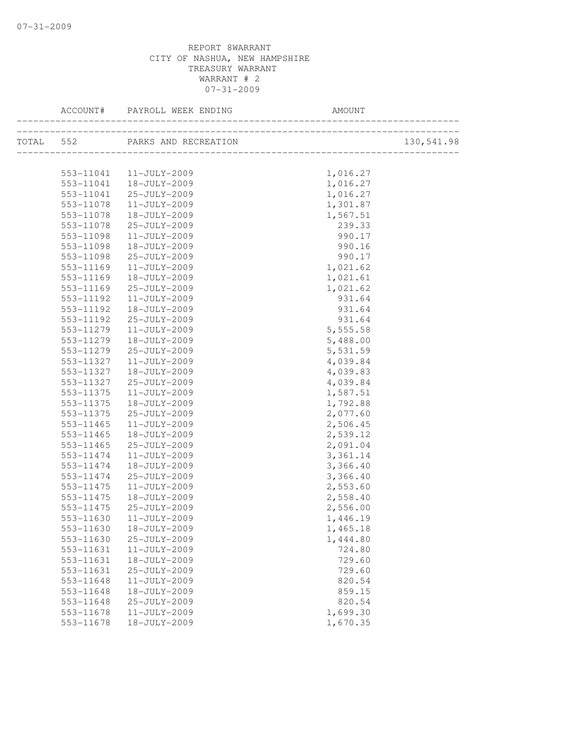REPORT 8WARRANT
CITY OF NASHUA, NEW HAMPSHIRE
TREASURY WARRANT
WARRANT # 2
07-31-2009

| ACCOUNT# | PAYROLL WEEK ENDING | AMOUNT | |
|---|---|---|---|
| TOTAL 552 | PARKS AND RECREATION | | 130,541.98 |
| 553-11041 | 11-JULY-2009 | 1,016.27 | |
| 553-11041 | 18-JULY-2009 | 1,016.27 | |
| 553-11041 | 25-JULY-2009 | 1,016.27 | |
| 553-11078 | 11-JULY-2009 | 1,301.87 | |
| 553-11078 | 18-JULY-2009 | 1,567.51 | |
| 553-11078 | 25-JULY-2009 | 239.33 | |
| 553-11098 | 11-JULY-2009 | 990.17 | |
| 553-11098 | 18-JULY-2009 | 990.16 | |
| 553-11098 | 25-JULY-2009 | 990.17 | |
| 553-11169 | 11-JULY-2009 | 1,021.62 | |
| 553-11169 | 18-JULY-2009 | 1,021.61 | |
| 553-11169 | 25-JULY-2009 | 1,021.62 | |
| 553-11192 | 11-JULY-2009 | 931.64 | |
| 553-11192 | 18-JULY-2009 | 931.64 | |
| 553-11192 | 25-JULY-2009 | 931.64 | |
| 553-11279 | 11-JULY-2009 | 5,555.58 | |
| 553-11279 | 18-JULY-2009 | 5,488.00 | |
| 553-11279 | 25-JULY-2009 | 5,531.59 | |
| 553-11327 | 11-JULY-2009 | 4,039.84 | |
| 553-11327 | 18-JULY-2009 | 4,039.83 | |
| 553-11327 | 25-JULY-2009 | 4,039.84 | |
| 553-11375 | 11-JULY-2009 | 1,587.51 | |
| 553-11375 | 18-JULY-2009 | 1,792.88 | |
| 553-11375 | 25-JULY-2009 | 2,077.60 | |
| 553-11465 | 11-JULY-2009 | 2,506.45 | |
| 553-11465 | 18-JULY-2009 | 2,539.12 | |
| 553-11465 | 25-JULY-2009 | 2,091.04 | |
| 553-11474 | 11-JULY-2009 | 3,361.14 | |
| 553-11474 | 18-JULY-2009 | 3,366.40 | |
| 553-11474 | 25-JULY-2009 | 3,366.40 | |
| 553-11475 | 11-JULY-2009 | 2,553.60 | |
| 553-11475 | 18-JULY-2009 | 2,558.40 | |
| 553-11475 | 25-JULY-2009 | 2,556.00 | |
| 553-11630 | 11-JULY-2009 | 1,446.19 | |
| 553-11630 | 18-JULY-2009 | 1,465.18 | |
| 553-11630 | 25-JULY-2009 | 1,444.80 | |
| 553-11631 | 11-JULY-2009 | 724.80 | |
| 553-11631 | 18-JULY-2009 | 729.60 | |
| 553-11631 | 25-JULY-2009 | 729.60 | |
| 553-11648 | 11-JULY-2009 | 820.54 | |
| 553-11648 | 18-JULY-2009 | 859.15 | |
| 553-11648 | 25-JULY-2009 | 820.54 | |
| 553-11678 | 11-JULY-2009 | 1,699.30 | |
| 553-11678 | 18-JULY-2009 | 1,670.35 | |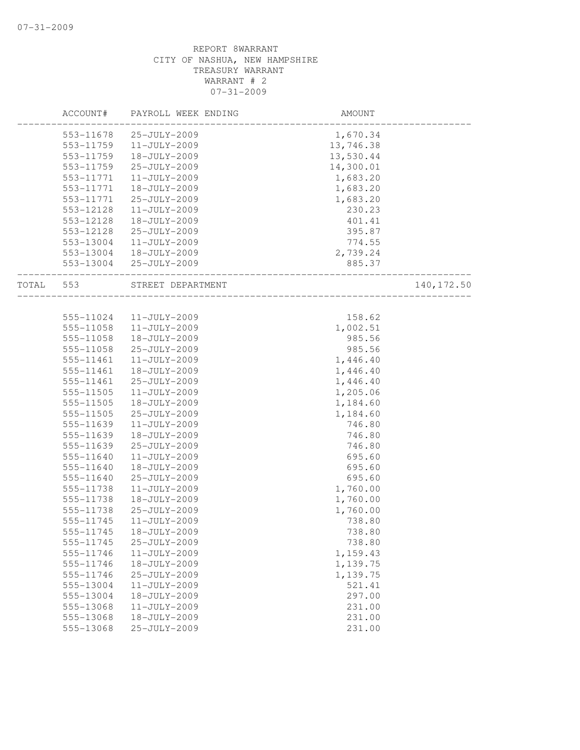REPORT 8WARRANT
CITY OF NASHUA, NEW HAMPSHIRE
TREASURY WARRANT
WARRANT # 2
07-31-2009

| ACCOUNT# | PAYROLL WEEK ENDING | AMOUNT | |
|---|---|---|---|
| 553-11678 | 25-JULY-2009 | 1,670.34 | |
| 553-11759 | 11-JULY-2009 | 13,746.38 | |
| 553-11759 | 18-JULY-2009 | 13,530.44 | |
| 553-11759 | 25-JULY-2009 | 14,300.01 | |
| 553-11771 | 11-JULY-2009 | 1,683.20 | |
| 553-11771 | 18-JULY-2009 | 1,683.20 | |
| 553-11771 | 25-JULY-2009 | 1,683.20 | |
| 553-12128 | 11-JULY-2009 | 230.23 | |
| 553-12128 | 18-JULY-2009 | 401.41 | |
| 553-12128 | 25-JULY-2009 | 395.87 | |
| 553-13004 | 11-JULY-2009 | 774.55 | |
| 553-13004 | 18-JULY-2009 | 2,739.24 | |
| 553-13004 | 25-JULY-2009 | 885.37 | |
| TOTAL 553 | STREET DEPARTMENT | | 140,172.50 |
| 555-11024 | 11-JULY-2009 | 158.62 | |
| 555-11058 | 11-JULY-2009 | 1,002.51 | |
| 555-11058 | 18-JULY-2009 | 985.56 | |
| 555-11058 | 25-JULY-2009 | 985.56 | |
| 555-11461 | 11-JULY-2009 | 1,446.40 | |
| 555-11461 | 18-JULY-2009 | 1,446.40 | |
| 555-11461 | 25-JULY-2009 | 1,446.40 | |
| 555-11505 | 11-JULY-2009 | 1,205.06 | |
| 555-11505 | 18-JULY-2009 | 1,184.60 | |
| 555-11505 | 25-JULY-2009 | 1,184.60 | |
| 555-11639 | 11-JULY-2009 | 746.80 | |
| 555-11639 | 18-JULY-2009 | 746.80 | |
| 555-11639 | 25-JULY-2009 | 746.80 | |
| 555-11640 | 11-JULY-2009 | 695.60 | |
| 555-11640 | 18-JULY-2009 | 695.60 | |
| 555-11640 | 25-JULY-2009 | 695.60 | |
| 555-11738 | 11-JULY-2009 | 1,760.00 | |
| 555-11738 | 18-JULY-2009 | 1,760.00 | |
| 555-11738 | 25-JULY-2009 | 1,760.00 | |
| 555-11745 | 11-JULY-2009 | 738.80 | |
| 555-11745 | 18-JULY-2009 | 738.80 | |
| 555-11745 | 25-JULY-2009 | 738.80 | |
| 555-11746 | 11-JULY-2009 | 1,159.43 | |
| 555-11746 | 18-JULY-2009 | 1,139.75 | |
| 555-11746 | 25-JULY-2009 | 1,139.75 | |
| 555-13004 | 11-JULY-2009 | 521.41 | |
| 555-13004 | 18-JULY-2009 | 297.00 | |
| 555-13068 | 11-JULY-2009 | 231.00 | |
| 555-13068 | 18-JULY-2009 | 231.00 | |
| 555-13068 | 25-JULY-2009 | 231.00 | |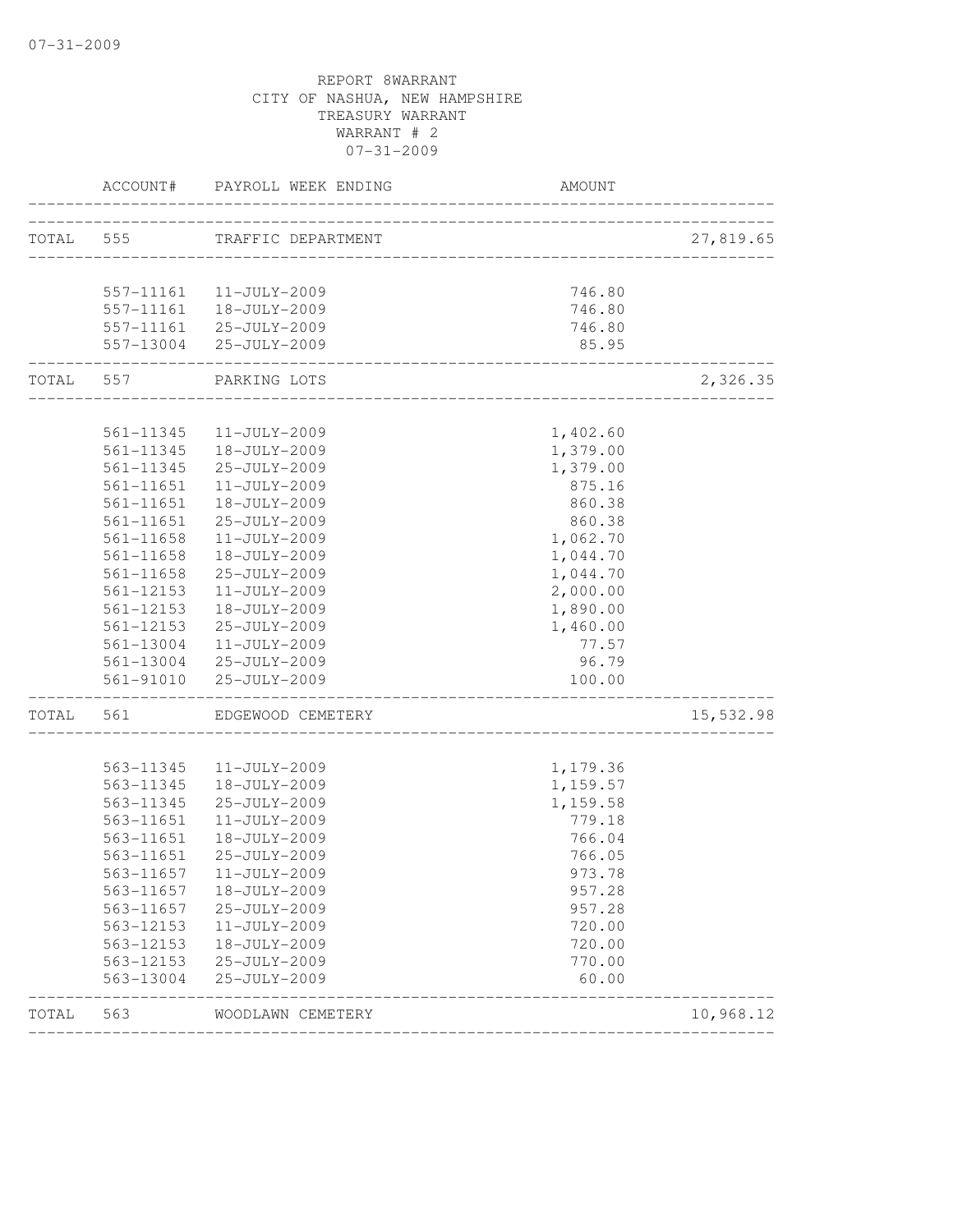REPORT 8WARRANT
CITY OF NASHUA, NEW HAMPSHIRE
TREASURY WARRANT
WARRANT # 2
07-31-2009

| | ACCOUNT# | PAYROLL WEEK ENDING | AMOUNT | |
|---|---|---|---|---|
| TOTAL | 555 | TRAFFIC DEPARTMENT | | 27,819.65 |
| | 557-11161 | 11-JULY-2009 | 746.80 | |
| | 557-11161 | 18-JULY-2009 | 746.80 | |
| | 557-11161 | 25-JULY-2009 | 746.80 | |
| | 557-13004 | 25-JULY-2009 | 85.95 | |
| TOTAL | 557 | PARKING LOTS | | 2,326.35 |
| | 561-11345 | 11-JULY-2009 | 1,402.60 | |
| | 561-11345 | 18-JULY-2009 | 1,379.00 | |
| | 561-11345 | 25-JULY-2009 | 1,379.00 | |
| | 561-11651 | 11-JULY-2009 | 875.16 | |
| | 561-11651 | 18-JULY-2009 | 860.38 | |
| | 561-11651 | 25-JULY-2009 | 860.38 | |
| | 561-11658 | 11-JULY-2009 | 1,062.70 | |
| | 561-11658 | 18-JULY-2009 | 1,044.70 | |
| | 561-11658 | 25-JULY-2009 | 1,044.70 | |
| | 561-12153 | 11-JULY-2009 | 2,000.00 | |
| | 561-12153 | 18-JULY-2009 | 1,890.00 | |
| | 561-12153 | 25-JULY-2009 | 1,460.00 | |
| | 561-13004 | 11-JULY-2009 | 77.57 | |
| | 561-13004 | 25-JULY-2009 | 96.79 | |
| | 561-91010 | 25-JULY-2009 | 100.00 | |
| TOTAL | 561 | EDGEWOOD CEMETERY | | 15,532.98 |
| | 563-11345 | 11-JULY-2009 | 1,179.36 | |
| | 563-11345 | 18-JULY-2009 | 1,159.57 | |
| | 563-11345 | 25-JULY-2009 | 1,159.58 | |
| | 563-11651 | 11-JULY-2009 | 779.18 | |
| | 563-11651 | 18-JULY-2009 | 766.04 | |
| | 563-11651 | 25-JULY-2009 | 766.05 | |
| | 563-11657 | 11-JULY-2009 | 973.78 | |
| | 563-11657 | 18-JULY-2009 | 957.28 | |
| | 563-11657 | 25-JULY-2009 | 957.28 | |
| | 563-12153 | 11-JULY-2009 | 720.00 | |
| | 563-12153 | 18-JULY-2009 | 720.00 | |
| | 563-12153 | 25-JULY-2009 | 770.00 | |
| | 563-13004 | 25-JULY-2009 | 60.00 | |
| TOTAL | 563 | WOODLAWN CEMETERY | | 10,968.12 |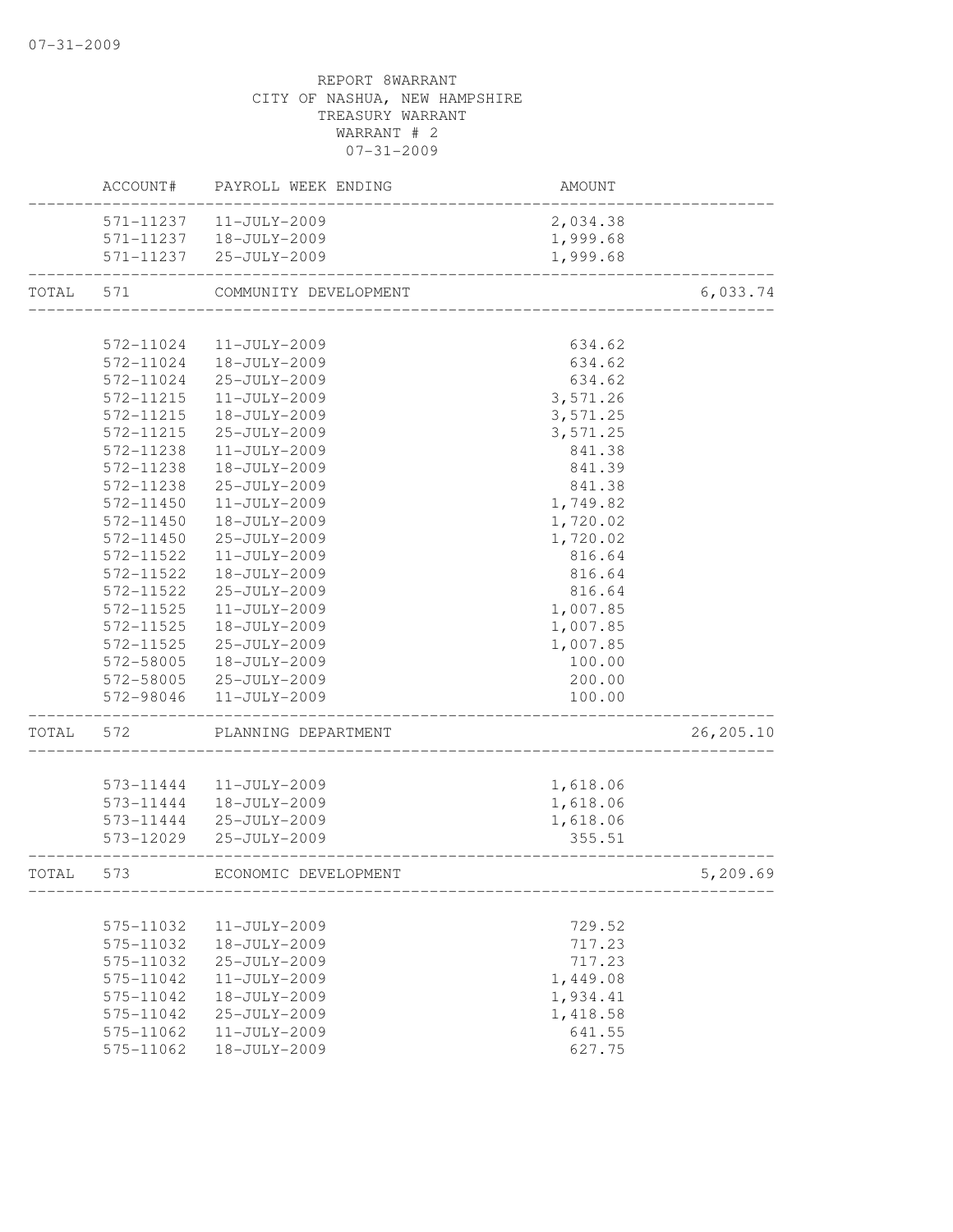REPORT 8WARRANT
CITY OF NASHUA, NEW HAMPSHIRE
TREASURY WARRANT
WARRANT # 2
07-31-2009

| | ACCOUNT# | PAYROLL WEEK ENDING | AMOUNT | |
|---|---|---|---|---|
| | 571-11237 | 11-JULY-2009 | 2,034.38 | |
| | 571-11237 | 18-JULY-2009 | 1,999.68 | |
| | 571-11237 | 25-JULY-2009 | 1,999.68 | |
| TOTAL | 571 | COMMUNITY DEVELOPMENT | | 6,033.74 |
| | 572-11024 | 11-JULY-2009 | 634.62 | |
| | 572-11024 | 18-JULY-2009 | 634.62 | |
| | 572-11024 | 25-JULY-2009 | 634.62 | |
| | 572-11215 | 11-JULY-2009 | 3,571.26 | |
| | 572-11215 | 18-JULY-2009 | 3,571.25 | |
| | 572-11215 | 25-JULY-2009 | 3,571.25 | |
| | 572-11238 | 11-JULY-2009 | 841.38 | |
| | 572-11238 | 18-JULY-2009 | 841.39 | |
| | 572-11238 | 25-JULY-2009 | 841.38 | |
| | 572-11450 | 11-JULY-2009 | 1,749.82 | |
| | 572-11450 | 18-JULY-2009 | 1,720.02 | |
| | 572-11450 | 25-JULY-2009 | 1,720.02 | |
| | 572-11522 | 11-JULY-2009 | 816.64 | |
| | 572-11522 | 18-JULY-2009 | 816.64 | |
| | 572-11522 | 25-JULY-2009 | 816.64 | |
| | 572-11525 | 11-JULY-2009 | 1,007.85 | |
| | 572-11525 | 18-JULY-2009 | 1,007.85 | |
| | 572-11525 | 25-JULY-2009 | 1,007.85 | |
| | 572-58005 | 18-JULY-2009 | 100.00 | |
| | 572-58005 | 25-JULY-2009 | 200.00 | |
| | 572-98046 | 11-JULY-2009 | 100.00 | |
| TOTAL | 572 | PLANNING DEPARTMENT | | 26,205.10 |
| | 573-11444 | 11-JULY-2009 | 1,618.06 | |
| | 573-11444 | 18-JULY-2009 | 1,618.06 | |
| | 573-11444 | 25-JULY-2009 | 1,618.06 | |
| | 573-12029 | 25-JULY-2009 | 355.51 | |
| TOTAL | 573 | ECONOMIC DEVELOPMENT | | 5,209.69 |
| | 575-11032 | 11-JULY-2009 | 729.52 | |
| | 575-11032 | 18-JULY-2009 | 717.23 | |
| | 575-11032 | 25-JULY-2009 | 717.23 | |
| | 575-11042 | 11-JULY-2009 | 1,449.08 | |
| | 575-11042 | 18-JULY-2009 | 1,934.41 | |
| | 575-11042 | 25-JULY-2009 | 1,418.58 | |
| | 575-11062 | 11-JULY-2009 | 641.55 | |
| | 575-11062 | 18-JULY-2009 | 627.75 | |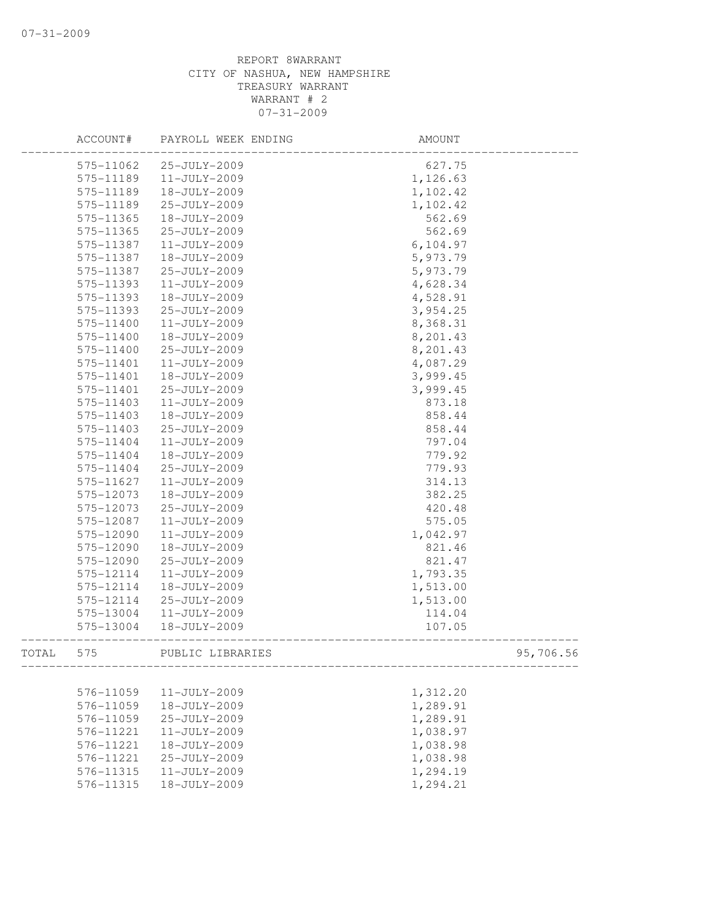REPORT 8WARRANT
CITY OF NASHUA, NEW HAMPSHIRE
TREASURY WARRANT
WARRANT # 2
07-31-2009

| | ACCOUNT# | PAYROLL WEEK ENDING | AMOUNT | |
|---|---|---|---|---|
| | 575-11062 | 25-JULY-2009 | 627.75 | |
| | 575-11189 | 11-JULY-2009 | 1,126.63 | |
| | 575-11189 | 18-JULY-2009 | 1,102.42 | |
| | 575-11189 | 25-JULY-2009 | 1,102.42 | |
| | 575-11365 | 18-JULY-2009 | 562.69 | |
| | 575-11365 | 25-JULY-2009 | 562.69 | |
| | 575-11387 | 11-JULY-2009 | 6,104.97 | |
| | 575-11387 | 18-JULY-2009 | 5,973.79 | |
| | 575-11387 | 25-JULY-2009 | 5,973.79 | |
| | 575-11393 | 11-JULY-2009 | 4,628.34 | |
| | 575-11393 | 18-JULY-2009 | 4,528.91 | |
| | 575-11393 | 25-JULY-2009 | 3,954.25 | |
| | 575-11400 | 11-JULY-2009 | 8,368.31 | |
| | 575-11400 | 18-JULY-2009 | 8,201.43 | |
| | 575-11400 | 25-JULY-2009 | 8,201.43 | |
| | 575-11401 | 11-JULY-2009 | 4,087.29 | |
| | 575-11401 | 18-JULY-2009 | 3,999.45 | |
| | 575-11401 | 25-JULY-2009 | 3,999.45 | |
| | 575-11403 | 11-JULY-2009 | 873.18 | |
| | 575-11403 | 18-JULY-2009 | 858.44 | |
| | 575-11403 | 25-JULY-2009 | 858.44 | |
| | 575-11404 | 11-JULY-2009 | 797.04 | |
| | 575-11404 | 18-JULY-2009 | 779.92 | |
| | 575-11404 | 25-JULY-2009 | 779.93 | |
| | 575-11627 | 11-JULY-2009 | 314.13 | |
| | 575-12073 | 18-JULY-2009 | 382.25 | |
| | 575-12073 | 25-JULY-2009 | 420.48 | |
| | 575-12087 | 11-JULY-2009 | 575.05 | |
| | 575-12090 | 11-JULY-2009 | 1,042.97 | |
| | 575-12090 | 18-JULY-2009 | 821.46 | |
| | 575-12090 | 25-JULY-2009 | 821.47 | |
| | 575-12114 | 11-JULY-2009 | 1,793.35 | |
| | 575-12114 | 18-JULY-2009 | 1,513.00 | |
| | 575-12114 | 25-JULY-2009 | 1,513.00 | |
| | 575-13004 | 11-JULY-2009 | 114.04 | |
| | 575-13004 | 18-JULY-2009 | 107.05 | |
| TOTAL | 575 | PUBLIC LIBRARIES | | 95,706.56 |
| | 576-11059 | 11-JULY-2009 | 1,312.20 | |
| | 576-11059 | 18-JULY-2009 | 1,289.91 | |
| | 576-11059 | 25-JULY-2009 | 1,289.91 | |
| | 576-11221 | 11-JULY-2009 | 1,038.97 | |
| | 576-11221 | 18-JULY-2009 | 1,038.98 | |
| | 576-11221 | 25-JULY-2009 | 1,038.98 | |
| | 576-11315 | 11-JULY-2009 | 1,294.19 | |
| | 576-11315 | 18-JULY-2009 | 1,294.21 | |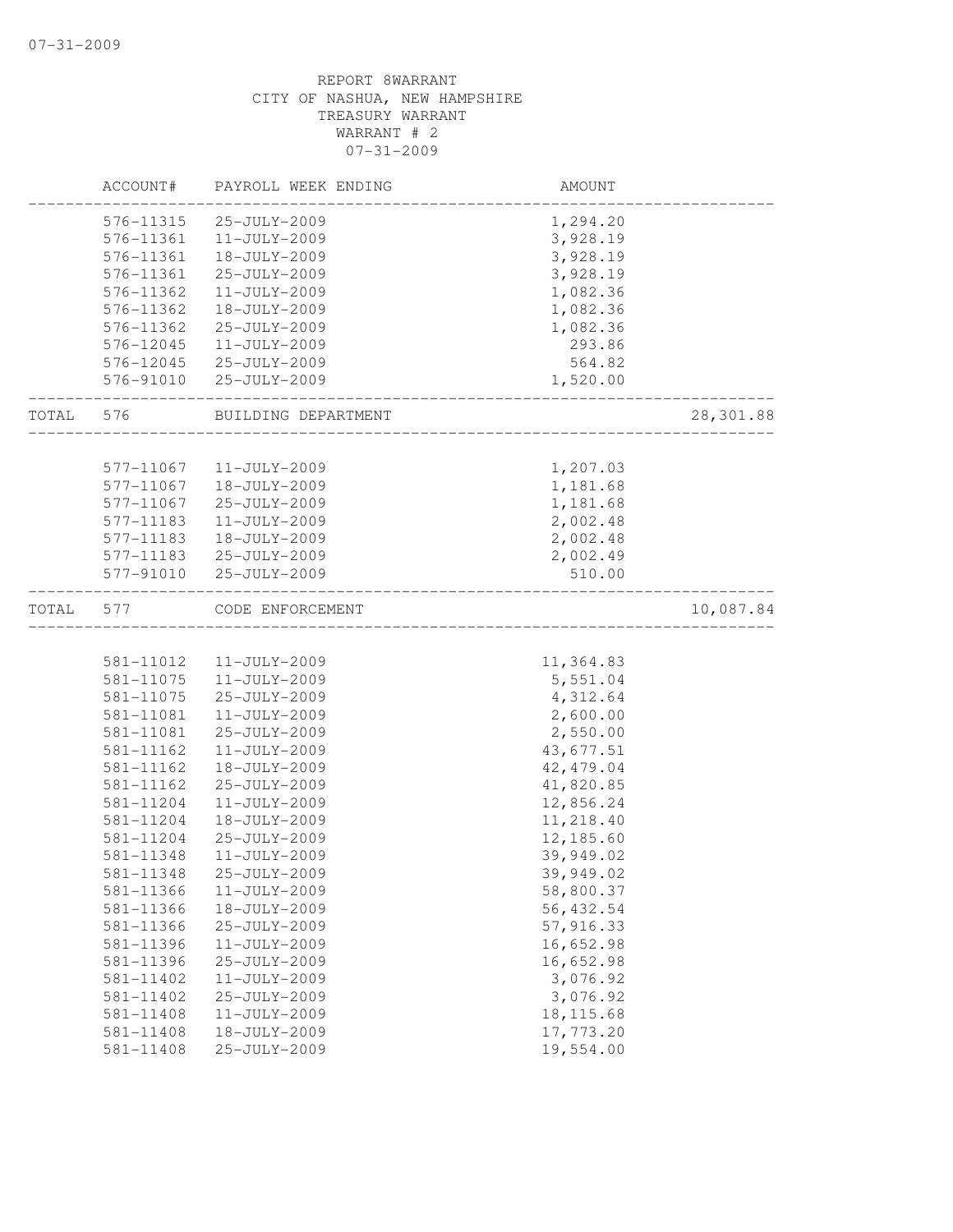REPORT 8WARRANT
CITY OF NASHUA, NEW HAMPSHIRE
TREASURY WARRANT
WARRANT # 2
07-31-2009

| | ACCOUNT# | PAYROLL WEEK ENDING | AMOUNT | |
|---|---|---|---|---|
| | 576-11315 | 25-JULY-2009 | 1,294.20 | |
| | 576-11361 | 11-JULY-2009 | 3,928.19 | |
| | 576-11361 | 18-JULY-2009 | 3,928.19 | |
| | 576-11361 | 25-JULY-2009 | 3,928.19 | |
| | 576-11362 | 11-JULY-2009 | 1,082.36 | |
| | 576-11362 | 18-JULY-2009 | 1,082.36 | |
| | 576-11362 | 25-JULY-2009 | 1,082.36 | |
| | 576-12045 | 11-JULY-2009 | 293.86 | |
| | 576-12045 | 25-JULY-2009 | 564.82 | |
| | 576-91010 | 25-JULY-2009 | 1,520.00 | |
| TOTAL | 576 | BUILDING DEPARTMENT | | 28,301.88 |
| | 577-11067 | 11-JULY-2009 | 1,207.03 | |
| | 577-11067 | 18-JULY-2009 | 1,181.68 | |
| | 577-11067 | 25-JULY-2009 | 1,181.68 | |
| | 577-11183 | 11-JULY-2009 | 2,002.48 | |
| | 577-11183 | 18-JULY-2009 | 2,002.48 | |
| | 577-11183 | 25-JULY-2009 | 2,002.49 | |
| | 577-91010 | 25-JULY-2009 | 510.00 | |
| TOTAL | 577 | CODE ENFORCEMENT | | 10,087.84 |
| | 581-11012 | 11-JULY-2009 | 11,364.83 | |
| | 581-11075 | 11-JULY-2009 | 5,551.04 | |
| | 581-11075 | 25-JULY-2009 | 4,312.64 | |
| | 581-11081 | 11-JULY-2009 | 2,600.00 | |
| | 581-11081 | 25-JULY-2009 | 2,550.00 | |
| | 581-11162 | 11-JULY-2009 | 43,677.51 | |
| | 581-11162 | 18-JULY-2009 | 42,479.04 | |
| | 581-11162 | 25-JULY-2009 | 41,820.85 | |
| | 581-11204 | 11-JULY-2009 | 12,856.24 | |
| | 581-11204 | 18-JULY-2009 | 11,218.40 | |
| | 581-11204 | 25-JULY-2009 | 12,185.60 | |
| | 581-11348 | 11-JULY-2009 | 39,949.02 | |
| | 581-11348 | 25-JULY-2009 | 39,949.02 | |
| | 581-11366 | 11-JULY-2009 | 58,800.37 | |
| | 581-11366 | 18-JULY-2009 | 56,432.54 | |
| | 581-11366 | 25-JULY-2009 | 57,916.33 | |
| | 581-11396 | 11-JULY-2009 | 16,652.98 | |
| | 581-11396 | 25-JULY-2009 | 16,652.98 | |
| | 581-11402 | 11-JULY-2009 | 3,076.92 | |
| | 581-11402 | 25-JULY-2009 | 3,076.92 | |
| | 581-11408 | 11-JULY-2009 | 18,115.68 | |
| | 581-11408 | 18-JULY-2009 | 17,773.20 | |
| | 581-11408 | 25-JULY-2009 | 19,554.00 | |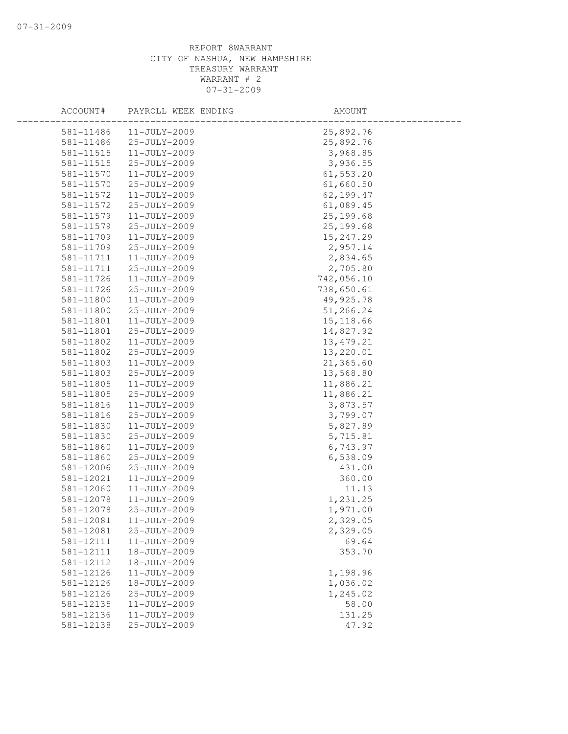REPORT 8WARRANT
CITY OF NASHUA, NEW HAMPSHIRE
TREASURY WARRANT
WARRANT # 2
07-31-2009

| ACCOUNT# | PAYROLL WEEK ENDING | AMOUNT |
|---|---|---|
| 581-11486 | 11-JULY-2009 | 25,892.76 |
| 581-11486 | 25-JULY-2009 | 25,892.76 |
| 581-11515 | 11-JULY-2009 | 3,968.85 |
| 581-11515 | 25-JULY-2009 | 3,936.55 |
| 581-11570 | 11-JULY-2009 | 61,553.20 |
| 581-11570 | 25-JULY-2009 | 61,660.50 |
| 581-11572 | 11-JULY-2009 | 62,199.47 |
| 581-11572 | 25-JULY-2009 | 61,089.45 |
| 581-11579 | 11-JULY-2009 | 25,199.68 |
| 581-11579 | 25-JULY-2009 | 25,199.68 |
| 581-11709 | 11-JULY-2009 | 15,247.29 |
| 581-11709 | 25-JULY-2009 | 2,957.14 |
| 581-11711 | 11-JULY-2009 | 2,834.65 |
| 581-11711 | 25-JULY-2009 | 2,705.80 |
| 581-11726 | 11-JULY-2009 | 742,056.10 |
| 581-11726 | 25-JULY-2009 | 738,650.61 |
| 581-11800 | 11-JULY-2009 | 49,925.78 |
| 581-11800 | 25-JULY-2009 | 51,266.24 |
| 581-11801 | 11-JULY-2009 | 15,118.66 |
| 581-11801 | 25-JULY-2009 | 14,827.92 |
| 581-11802 | 11-JULY-2009 | 13,479.21 |
| 581-11802 | 25-JULY-2009 | 13,220.01 |
| 581-11803 | 11-JULY-2009 | 21,365.60 |
| 581-11803 | 25-JULY-2009 | 13,568.80 |
| 581-11805 | 11-JULY-2009 | 11,886.21 |
| 581-11805 | 25-JULY-2009 | 11,886.21 |
| 581-11816 | 11-JULY-2009 | 3,873.57 |
| 581-11816 | 25-JULY-2009 | 3,799.07 |
| 581-11830 | 11-JULY-2009 | 5,827.89 |
| 581-11830 | 25-JULY-2009 | 5,715.81 |
| 581-11860 | 11-JULY-2009 | 6,743.97 |
| 581-11860 | 25-JULY-2009 | 6,538.09 |
| 581-12006 | 25-JULY-2009 | 431.00 |
| 581-12021 | 11-JULY-2009 | 360.00 |
| 581-12060 | 11-JULY-2009 | 11.13 |
| 581-12078 | 11-JULY-2009 | 1,231.25 |
| 581-12078 | 25-JULY-2009 | 1,971.00 |
| 581-12081 | 11-JULY-2009 | 2,329.05 |
| 581-12081 | 25-JULY-2009 | 2,329.05 |
| 581-12111 | 11-JULY-2009 | 69.64 |
| 581-12111 | 18-JULY-2009 | 353.70 |
| 581-12112 | 18-JULY-2009 | |
| 581-12126 | 11-JULY-2009 | 1,198.96 |
| 581-12126 | 18-JULY-2009 | 1,036.02 |
| 581-12126 | 25-JULY-2009 | 1,245.02 |
| 581-12135 | 11-JULY-2009 | 58.00 |
| 581-12136 | 11-JULY-2009 | 131.25 |
| 581-12138 | 25-JULY-2009 | 47.92 |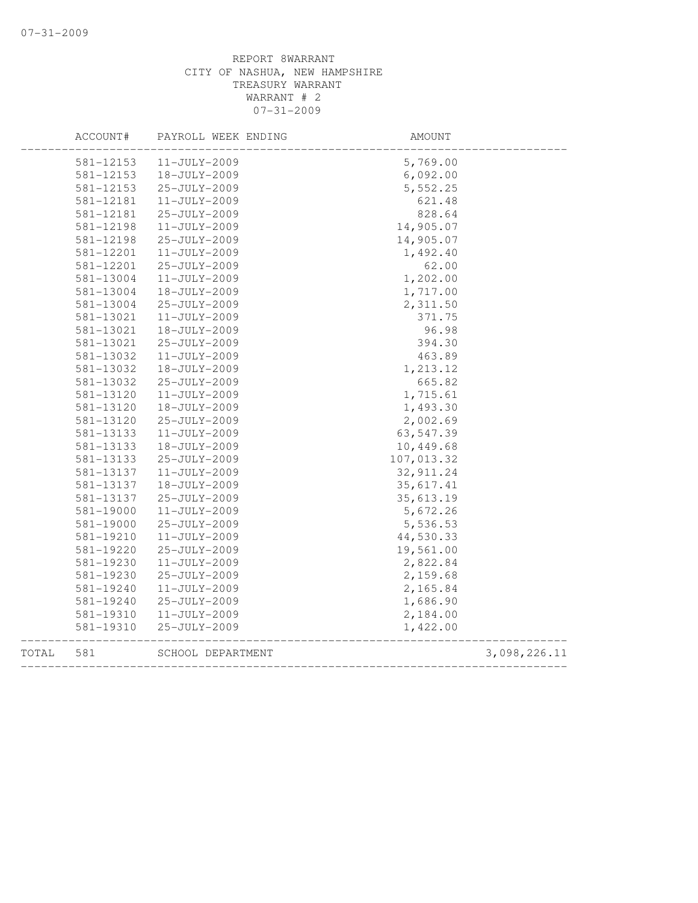REPORT 8WARRANT
CITY OF NASHUA, NEW HAMPSHIRE
TREASURY WARRANT
WARRANT # 2
07-31-2009

| ACCOUNT# | PAYROLL WEEK ENDING | AMOUNT | |
|---|---|---|---|
| 581-12153 | 11-JULY-2009 | 5,769.00 | |
| 581-12153 | 18-JULY-2009 | 6,092.00 | |
| 581-12153 | 25-JULY-2009 | 5,552.25 | |
| 581-12181 | 11-JULY-2009 | 621.48 | |
| 581-12181 | 25-JULY-2009 | 828.64 | |
| 581-12198 | 11-JULY-2009 | 14,905.07 | |
| 581-12198 | 25-JULY-2009 | 14,905.07 | |
| 581-12201 | 11-JULY-2009 | 1,492.40 | |
| 581-12201 | 25-JULY-2009 | 62.00 | |
| 581-13004 | 11-JULY-2009 | 1,202.00 | |
| 581-13004 | 18-JULY-2009 | 1,717.00 | |
| 581-13004 | 25-JULY-2009 | 2,311.50 | |
| 581-13021 | 11-JULY-2009 | 371.75 | |
| 581-13021 | 18-JULY-2009 | 96.98 | |
| 581-13021 | 25-JULY-2009 | 394.30 | |
| 581-13032 | 11-JULY-2009 | 463.89 | |
| 581-13032 | 18-JULY-2009 | 1,213.12 | |
| 581-13032 | 25-JULY-2009 | 665.82 | |
| 581-13120 | 11-JULY-2009 | 1,715.61 | |
| 581-13120 | 18-JULY-2009 | 1,493.30 | |
| 581-13120 | 25-JULY-2009 | 2,002.69 | |
| 581-13133 | 11-JULY-2009 | 63,547.39 | |
| 581-13133 | 18-JULY-2009 | 10,449.68 | |
| 581-13133 | 25-JULY-2009 | 107,013.32 | |
| 581-13137 | 11-JULY-2009 | 32,911.24 | |
| 581-13137 | 18-JULY-2009 | 35,617.41 | |
| 581-13137 | 25-JULY-2009 | 35,613.19 | |
| 581-19000 | 11-JULY-2009 | 5,672.26 | |
| 581-19000 | 25-JULY-2009 | 5,536.53 | |
| 581-19210 | 11-JULY-2009 | 44,530.33 | |
| 581-19220 | 25-JULY-2009 | 19,561.00 | |
| 581-19230 | 11-JULY-2009 | 2,822.84 | |
| 581-19230 | 25-JULY-2009 | 2,159.68 | |
| 581-19240 | 11-JULY-2009 | 2,165.84 | |
| 581-19240 | 25-JULY-2009 | 1,686.90 | |
| 581-19310 | 11-JULY-2009 | 2,184.00 | |
| 581-19310 | 25-JULY-2009 | 1,422.00 | |
| TOTAL 581 | SCHOOL DEPARTMENT | | 3,098,226.11 |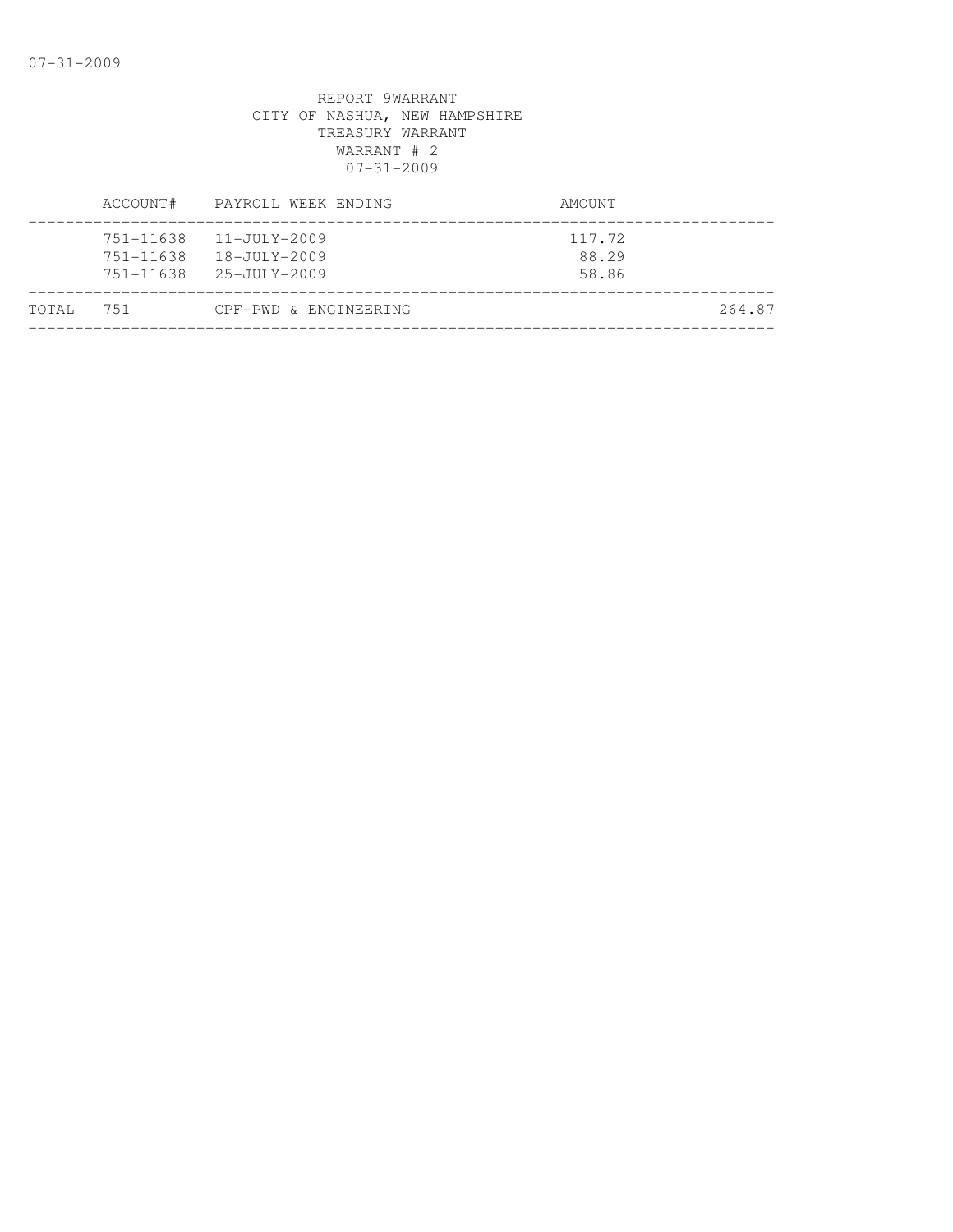REPORT 9WARRANT
CITY OF NASHUA, NEW HAMPSHIRE
TREASURY WARRANT
WARRANT # 2
07-31-2009

| | ACCOUNT# | PAYROLL WEEK ENDING | AMOUNT | |
|---|---|---|---|---|
| | 751-11638 | 11-JULY-2009 | 117.72 | |
| | 751-11638 | 18-JULY-2009 | 88.29 | |
| | 751-11638 | 25-JULY-2009 | 58.86 | |
| TOTAL | 751 | CPF-PWD & ENGINEERING | | 264.87 |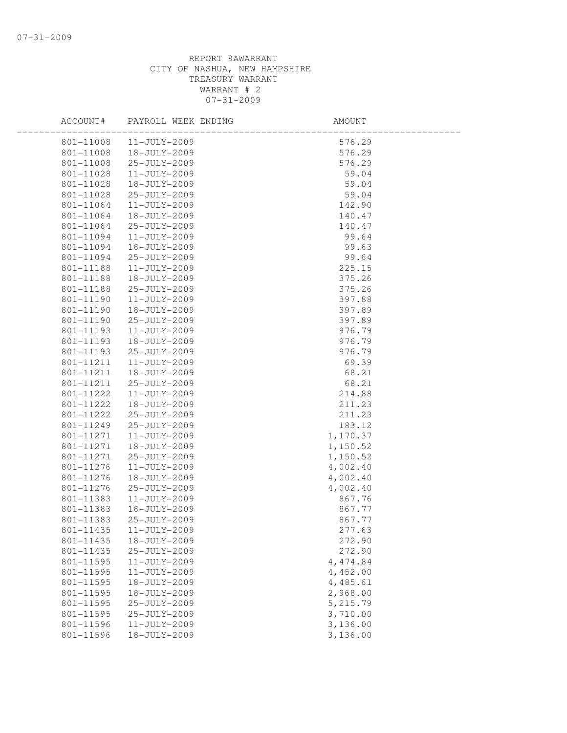07-31-2009

REPORT 9AWARRANT
CITY OF NASHUA, NEW HAMPSHIRE
TREASURY WARRANT
WARRANT # 2
07-31-2009

| ACCOUNT# | PAYROLL WEEK ENDING | AMOUNT |
|---|---|---|
| 801-11008 | 11-JULY-2009 | 576.29 |
| 801-11008 | 18-JULY-2009 | 576.29 |
| 801-11008 | 25-JULY-2009 | 576.29 |
| 801-11028 | 11-JULY-2009 | 59.04 |
| 801-11028 | 18-JULY-2009 | 59.04 |
| 801-11028 | 25-JULY-2009 | 59.04 |
| 801-11064 | 11-JULY-2009 | 142.90 |
| 801-11064 | 18-JULY-2009 | 140.47 |
| 801-11064 | 25-JULY-2009 | 140.47 |
| 801-11094 | 11-JULY-2009 | 99.64 |
| 801-11094 | 18-JULY-2009 | 99.63 |
| 801-11094 | 25-JULY-2009 | 99.64 |
| 801-11188 | 11-JULY-2009 | 225.15 |
| 801-11188 | 18-JULY-2009 | 375.26 |
| 801-11188 | 25-JULY-2009 | 375.26 |
| 801-11190 | 11-JULY-2009 | 397.88 |
| 801-11190 | 18-JULY-2009 | 397.89 |
| 801-11190 | 25-JULY-2009 | 397.89 |
| 801-11193 | 11-JULY-2009 | 976.79 |
| 801-11193 | 18-JULY-2009 | 976.79 |
| 801-11193 | 25-JULY-2009 | 976.79 |
| 801-11211 | 11-JULY-2009 | 69.39 |
| 801-11211 | 18-JULY-2009 | 68.21 |
| 801-11211 | 25-JULY-2009 | 68.21 |
| 801-11222 | 11-JULY-2009 | 214.88 |
| 801-11222 | 18-JULY-2009 | 211.23 |
| 801-11222 | 25-JULY-2009 | 211.23 |
| 801-11249 | 25-JULY-2009 | 183.12 |
| 801-11271 | 11-JULY-2009 | 1,170.37 |
| 801-11271 | 18-JULY-2009 | 1,150.52 |
| 801-11271 | 25-JULY-2009 | 1,150.52 |
| 801-11276 | 11-JULY-2009 | 4,002.40 |
| 801-11276 | 18-JULY-2009 | 4,002.40 |
| 801-11276 | 25-JULY-2009 | 4,002.40 |
| 801-11383 | 11-JULY-2009 | 867.76 |
| 801-11383 | 18-JULY-2009 | 867.77 |
| 801-11383 | 25-JULY-2009 | 867.77 |
| 801-11435 | 11-JULY-2009 | 277.63 |
| 801-11435 | 18-JULY-2009 | 272.90 |
| 801-11435 | 25-JULY-2009 | 272.90 |
| 801-11595 | 11-JULY-2009 | 4,474.84 |
| 801-11595 | 11-JULY-2009 | 4,452.00 |
| 801-11595 | 18-JULY-2009 | 4,485.61 |
| 801-11595 | 18-JULY-2009 | 2,968.00 |
| 801-11595 | 25-JULY-2009 | 5,215.79 |
| 801-11595 | 25-JULY-2009 | 3,710.00 |
| 801-11596 | 11-JULY-2009 | 3,136.00 |
| 801-11596 | 18-JULY-2009 | 3,136.00 |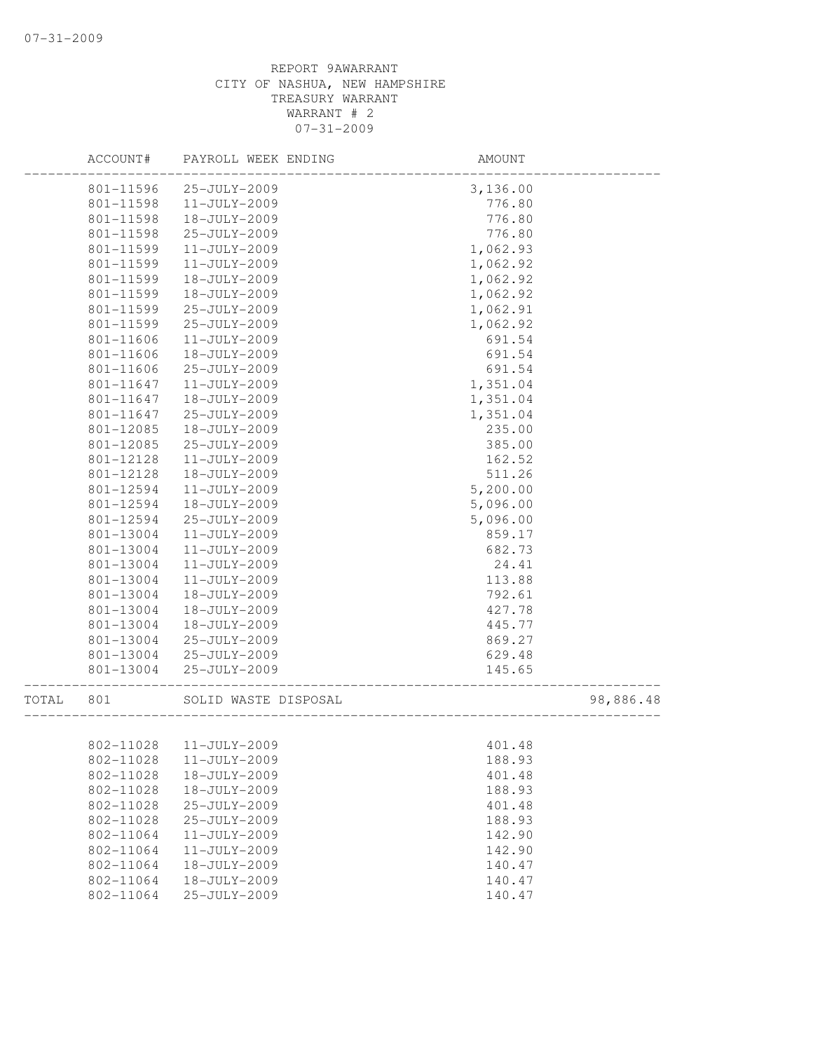REPORT 9AWARRANT
CITY OF NASHUA, NEW HAMPSHIRE
TREASURY WARRANT
WARRANT # 2
07-31-2009

| | ACCOUNT# | PAYROLL WEEK ENDING | AMOUNT | |
|---|---|---|---|---|
| | 801-11596 | 25-JULY-2009 | 3,136.00 | |
| | 801-11598 | 11-JULY-2009 | 776.80 | |
| | 801-11598 | 18-JULY-2009 | 776.80 | |
| | 801-11598 | 25-JULY-2009 | 776.80 | |
| | 801-11599 | 11-JULY-2009 | 1,062.93 | |
| | 801-11599 | 11-JULY-2009 | 1,062.92 | |
| | 801-11599 | 18-JULY-2009 | 1,062.92 | |
| | 801-11599 | 18-JULY-2009 | 1,062.92 | |
| | 801-11599 | 25-JULY-2009 | 1,062.91 | |
| | 801-11599 | 25-JULY-2009 | 1,062.92 | |
| | 801-11606 | 11-JULY-2009 | 691.54 | |
| | 801-11606 | 18-JULY-2009 | 691.54 | |
| | 801-11606 | 25-JULY-2009 | 691.54 | |
| | 801-11647 | 11-JULY-2009 | 1,351.04 | |
| | 801-11647 | 18-JULY-2009 | 1,351.04 | |
| | 801-11647 | 25-JULY-2009 | 1,351.04 | |
| | 801-12085 | 18-JULY-2009 | 235.00 | |
| | 801-12085 | 25-JULY-2009 | 385.00 | |
| | 801-12128 | 11-JULY-2009 | 162.52 | |
| | 801-12128 | 18-JULY-2009 | 511.26 | |
| | 801-12594 | 11-JULY-2009 | 5,200.00 | |
| | 801-12594 | 18-JULY-2009 | 5,096.00 | |
| | 801-12594 | 25-JULY-2009 | 5,096.00 | |
| | 801-13004 | 11-JULY-2009 | 859.17 | |
| | 801-13004 | 11-JULY-2009 | 682.73 | |
| | 801-13004 | 11-JULY-2009 | 24.41 | |
| | 801-13004 | 11-JULY-2009 | 113.88 | |
| | 801-13004 | 18-JULY-2009 | 792.61 | |
| | 801-13004 | 18-JULY-2009 | 427.78 | |
| | 801-13004 | 18-JULY-2009 | 445.77 | |
| | 801-13004 | 25-JULY-2009 | 869.27 | |
| | 801-13004 | 25-JULY-2009 | 629.48 | |
| | 801-13004 | 25-JULY-2009 | 145.65 | |
| TOTAL | 801 | SOLID WASTE DISPOSAL | | 98,886.48 |
| | 802-11028 | 11-JULY-2009 | 401.48 | |
| | 802-11028 | 11-JULY-2009 | 188.93 | |
| | 802-11028 | 18-JULY-2009 | 401.48 | |
| | 802-11028 | 18-JULY-2009 | 188.93 | |
| | 802-11028 | 25-JULY-2009 | 401.48 | |
| | 802-11028 | 25-JULY-2009 | 188.93 | |
| | 802-11064 | 11-JULY-2009 | 142.90 | |
| | 802-11064 | 11-JULY-2009 | 142.90 | |
| | 802-11064 | 18-JULY-2009 | 140.47 | |
| | 802-11064 | 18-JULY-2009 | 140.47 | |
| | 802-11064 | 25-JULY-2009 | 140.47 | |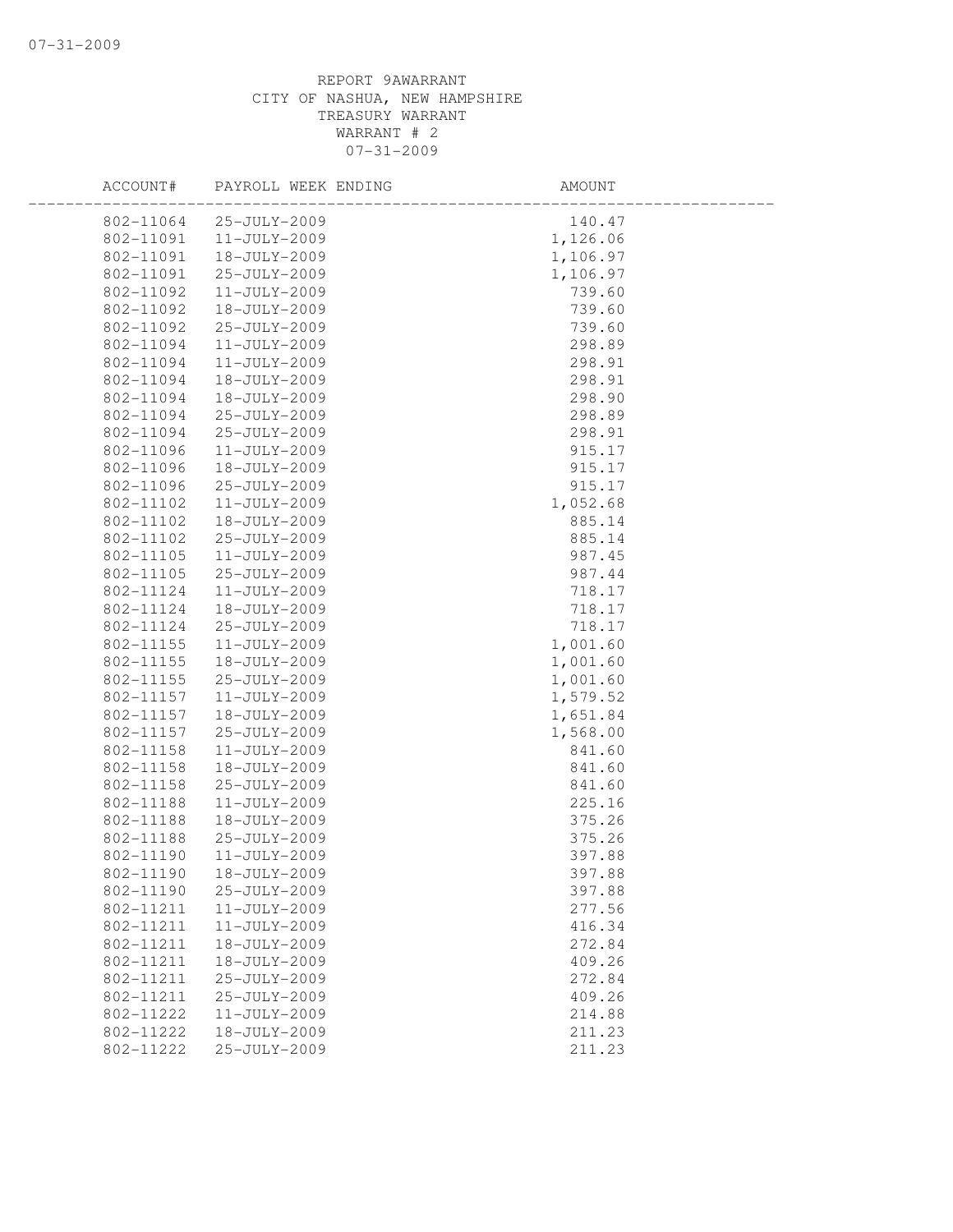REPORT 9AWARRANT
CITY OF NASHUA, NEW HAMPSHIRE
TREASURY WARRANT
WARRANT # 2
07-31-2009

| ACCOUNT# | PAYROLL WEEK ENDING | AMOUNT |
|---|---|---|
| 802-11064 | 25-JULY-2009 | 140.47 |
| 802-11091 | 11-JULY-2009 | 1,126.06 |
| 802-11091 | 18-JULY-2009 | 1,106.97 |
| 802-11091 | 25-JULY-2009 | 1,106.97 |
| 802-11092 | 11-JULY-2009 | 739.60 |
| 802-11092 | 18-JULY-2009 | 739.60 |
| 802-11092 | 25-JULY-2009 | 739.60 |
| 802-11094 | 11-JULY-2009 | 298.89 |
| 802-11094 | 11-JULY-2009 | 298.91 |
| 802-11094 | 18-JULY-2009 | 298.91 |
| 802-11094 | 18-JULY-2009 | 298.90 |
| 802-11094 | 25-JULY-2009 | 298.89 |
| 802-11094 | 25-JULY-2009 | 298.91 |
| 802-11096 | 11-JULY-2009 | 915.17 |
| 802-11096 | 18-JULY-2009 | 915.17 |
| 802-11096 | 25-JULY-2009 | 915.17 |
| 802-11102 | 11-JULY-2009 | 1,052.68 |
| 802-11102 | 18-JULY-2009 | 885.14 |
| 802-11102 | 25-JULY-2009 | 885.14 |
| 802-11105 | 11-JULY-2009 | 987.45 |
| 802-11105 | 25-JULY-2009 | 987.44 |
| 802-11124 | 11-JULY-2009 | 718.17 |
| 802-11124 | 18-JULY-2009 | 718.17 |
| 802-11124 | 25-JULY-2009 | 718.17 |
| 802-11155 | 11-JULY-2009 | 1,001.60 |
| 802-11155 | 18-JULY-2009 | 1,001.60 |
| 802-11155 | 25-JULY-2009 | 1,001.60 |
| 802-11157 | 11-JULY-2009 | 1,579.52 |
| 802-11157 | 18-JULY-2009 | 1,651.84 |
| 802-11157 | 25-JULY-2009 | 1,568.00 |
| 802-11158 | 11-JULY-2009 | 841.60 |
| 802-11158 | 18-JULY-2009 | 841.60 |
| 802-11158 | 25-JULY-2009 | 841.60 |
| 802-11188 | 11-JULY-2009 | 225.16 |
| 802-11188 | 18-JULY-2009 | 375.26 |
| 802-11188 | 25-JULY-2009 | 375.26 |
| 802-11190 | 11-JULY-2009 | 397.88 |
| 802-11190 | 18-JULY-2009 | 397.88 |
| 802-11190 | 25-JULY-2009 | 397.88 |
| 802-11211 | 11-JULY-2009 | 277.56 |
| 802-11211 | 11-JULY-2009 | 416.34 |
| 802-11211 | 18-JULY-2009 | 272.84 |
| 802-11211 | 18-JULY-2009 | 409.26 |
| 802-11211 | 25-JULY-2009 | 272.84 |
| 802-11211 | 25-JULY-2009 | 409.26 |
| 802-11222 | 11-JULY-2009 | 214.88 |
| 802-11222 | 18-JULY-2009 | 211.23 |
| 802-11222 | 25-JULY-2009 | 211.23 |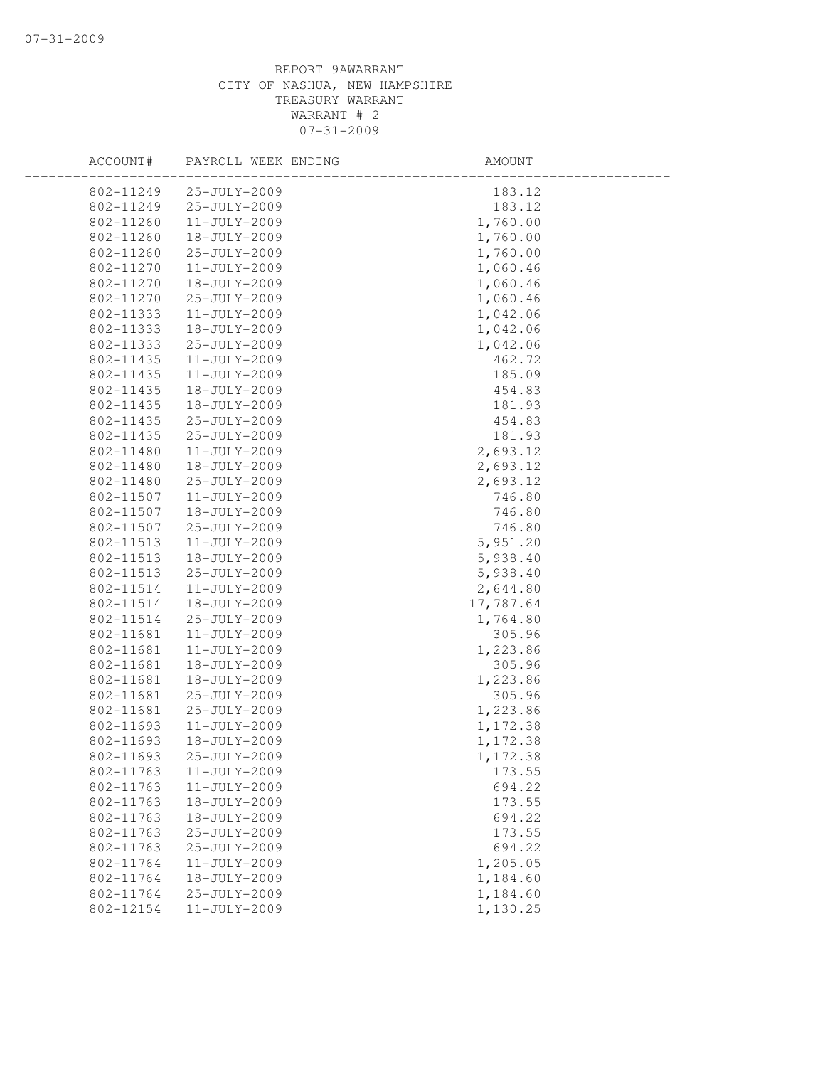REPORT 9AWARRANT
CITY OF NASHUA, NEW HAMPSHIRE
TREASURY WARRANT
WARRANT # 2
07-31-2009

| ACCOUNT# | PAYROLL WEEK ENDING | AMOUNT |
|---|---|---|
| 802-11249 | 25-JULY-2009 | 183.12 |
| 802-11249 | 25-JULY-2009 | 183.12 |
| 802-11260 | 11-JULY-2009 | 1,760.00 |
| 802-11260 | 18-JULY-2009 | 1,760.00 |
| 802-11260 | 25-JULY-2009 | 1,760.00 |
| 802-11270 | 11-JULY-2009 | 1,060.46 |
| 802-11270 | 18-JULY-2009 | 1,060.46 |
| 802-11270 | 25-JULY-2009 | 1,060.46 |
| 802-11333 | 11-JULY-2009 | 1,042.06 |
| 802-11333 | 18-JULY-2009 | 1,042.06 |
| 802-11333 | 25-JULY-2009 | 1,042.06 |
| 802-11435 | 11-JULY-2009 | 462.72 |
| 802-11435 | 11-JULY-2009 | 185.09 |
| 802-11435 | 18-JULY-2009 | 454.83 |
| 802-11435 | 18-JULY-2009 | 181.93 |
| 802-11435 | 25-JULY-2009 | 454.83 |
| 802-11435 | 25-JULY-2009 | 181.93 |
| 802-11480 | 11-JULY-2009 | 2,693.12 |
| 802-11480 | 18-JULY-2009 | 2,693.12 |
| 802-11480 | 25-JULY-2009 | 2,693.12 |
| 802-11507 | 11-JULY-2009 | 746.80 |
| 802-11507 | 18-JULY-2009 | 746.80 |
| 802-11507 | 25-JULY-2009 | 746.80 |
| 802-11513 | 11-JULY-2009 | 5,951.20 |
| 802-11513 | 18-JULY-2009 | 5,938.40 |
| 802-11513 | 25-JULY-2009 | 5,938.40 |
| 802-11514 | 11-JULY-2009 | 2,644.80 |
| 802-11514 | 18-JULY-2009 | 17,787.64 |
| 802-11514 | 25-JULY-2009 | 1,764.80 |
| 802-11681 | 11-JULY-2009 | 305.96 |
| 802-11681 | 11-JULY-2009 | 1,223.86 |
| 802-11681 | 18-JULY-2009 | 305.96 |
| 802-11681 | 18-JULY-2009 | 1,223.86 |
| 802-11681 | 25-JULY-2009 | 305.96 |
| 802-11681 | 25-JULY-2009 | 1,223.86 |
| 802-11693 | 11-JULY-2009 | 1,172.38 |
| 802-11693 | 18-JULY-2009 | 1,172.38 |
| 802-11693 | 25-JULY-2009 | 1,172.38 |
| 802-11763 | 11-JULY-2009 | 173.55 |
| 802-11763 | 11-JULY-2009 | 694.22 |
| 802-11763 | 18-JULY-2009 | 173.55 |
| 802-11763 | 18-JULY-2009 | 694.22 |
| 802-11763 | 25-JULY-2009 | 173.55 |
| 802-11763 | 25-JULY-2009 | 694.22 |
| 802-11764 | 11-JULY-2009 | 1,205.05 |
| 802-11764 | 18-JULY-2009 | 1,184.60 |
| 802-11764 | 25-JULY-2009 | 1,184.60 |
| 802-12154 | 11-JULY-2009 | 1,130.25 |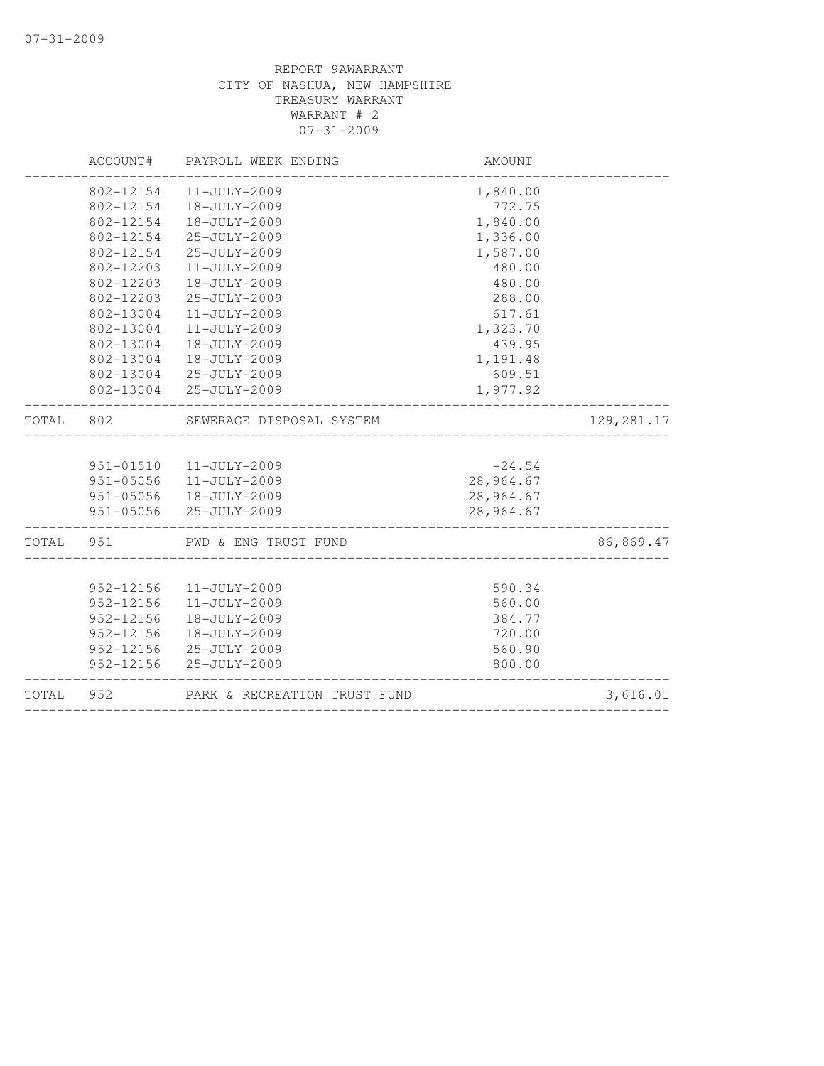REPORT 9AWARRANT
CITY OF NASHUA, NEW HAMPSHIRE
TREASURY WARRANT
WARRANT # 2
07-31-2009

| | ACCOUNT# | PAYROLL WEEK ENDING | AMOUNT | |
|---|---|---|---|---|
| | 802-12154 | 11-JULY-2009 | 1,840.00 | |
| | 802-12154 | 18-JULY-2009 | 772.75 | |
| | 802-12154 | 18-JULY-2009 | 1,840.00 | |
| | 802-12154 | 25-JULY-2009 | 1,336.00 | |
| | 802-12154 | 25-JULY-2009 | 1,587.00 | |
| | 802-12203 | 11-JULY-2009 | 480.00 | |
| | 802-12203 | 18-JULY-2009 | 480.00 | |
| | 802-12203 | 25-JULY-2009 | 288.00 | |
| | 802-13004 | 11-JULY-2009 | 617.61 | |
| | 802-13004 | 11-JULY-2009 | 1,323.70 | |
| | 802-13004 | 18-JULY-2009 | 439.95 | |
| | 802-13004 | 18-JULY-2009 | 1,191.48 | |
| | 802-13004 | 25-JULY-2009 | 609.51 | |
| | 802-13004 | 25-JULY-2009 | 1,977.92 | |
| TOTAL | 802 | SEWERAGE DISPOSAL SYSTEM | | 129,281.17 |
| | 951-01510 | 11-JULY-2009 | -24.54 | |
| | 951-05056 | 11-JULY-2009 | 28,964.67 | |
| | 951-05056 | 18-JULY-2009 | 28,964.67 | |
| | 951-05056 | 25-JULY-2009 | 28,964.67 | |
| TOTAL | 951 | PWD & ENG TRUST FUND | | 86,869.47 |
| | 952-12156 | 11-JULY-2009 | 590.34 | |
| | 952-12156 | 11-JULY-2009 | 560.00 | |
| | 952-12156 | 18-JULY-2009 | 384.77 | |
| | 952-12156 | 18-JULY-2009 | 720.00 | |
| | 952-12156 | 25-JULY-2009 | 560.90 | |
| | 952-12156 | 25-JULY-2009 | 800.00 | |
| TOTAL | 952 | PARK & RECREATION TRUST FUND | | 3,616.01 |